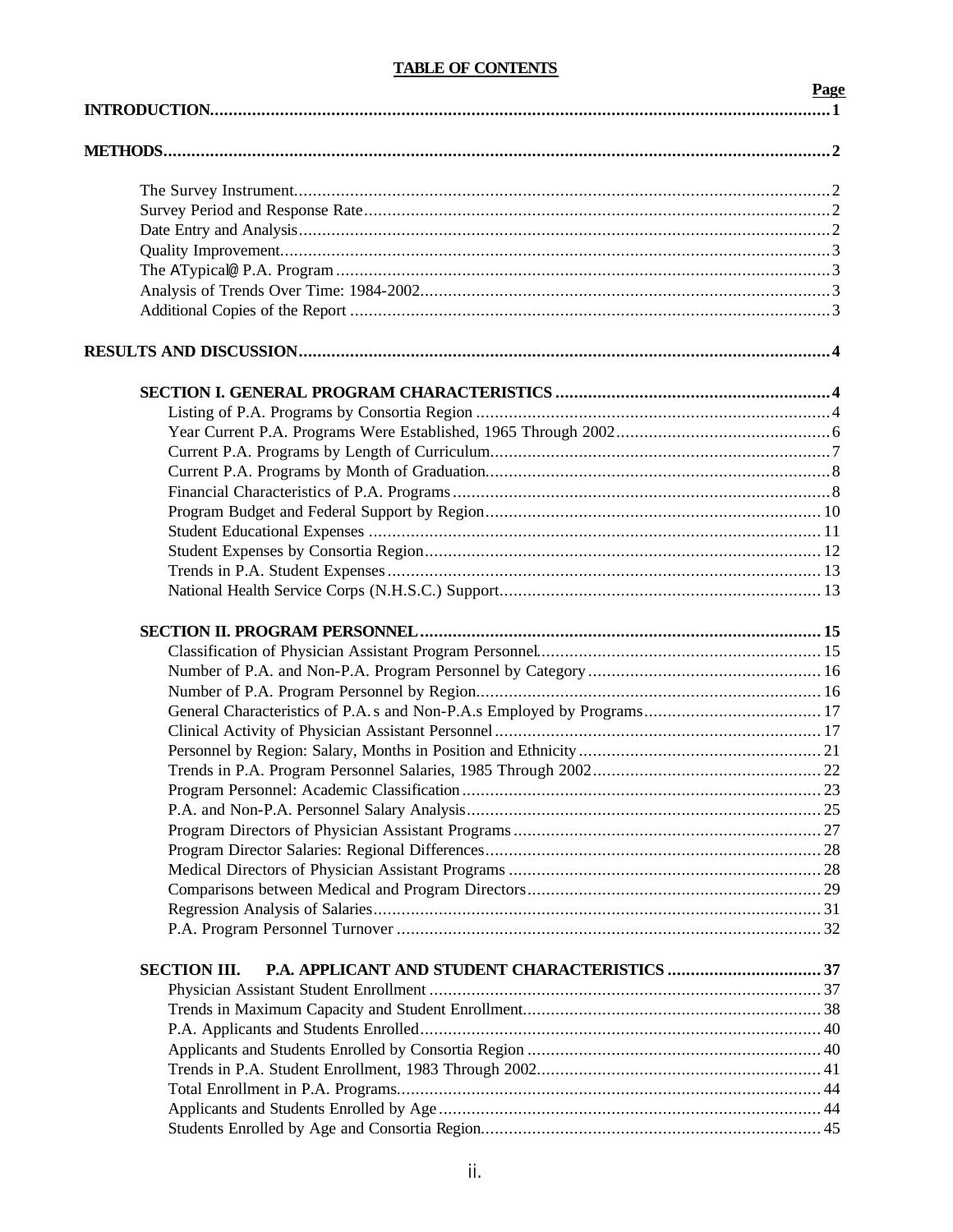# TABLE OF CONTENTS

| | Page |
|---|---|
| **INTRODUCTION** | **1** |
| **METHODS** | **2** |
| The Survey Instrument | 2 |
| Survey Period and Response Rate | 2 |
| Date Entry and Analysis | 2 |
| Quality Improvement | 3 |
| The ATypical@ P.A. Program | 3 |
| Analysis of Trends Over Time: 1984-2002 | 3 |
| Additional Copies of the Report | 3 |
| **RESULTS AND DISCUSSION** | **4** |
| **SECTION I. GENERAL PROGRAM CHARACTERISTICS** | **4** |
| Listing of P.A. Programs by Consortia Region | 4 |
| Year Current P.A. Programs Were Established, 1965 Through 2002 | 6 |
| Current P.A. Programs by Length of Curriculum | 7 |
| Current P.A. Programs by Month of Graduation | 8 |
| Financial Characteristics of P.A. Programs | 8 |
| Program Budget and Federal Support by Region | 10 |
| Student Educational Expenses | 11 |
| Student Expenses by Consortia Region | 12 |
| Trends in P.A. Student Expenses | 13 |
| National Health Service Corps (N.H.S.C.) Support | 13 |
| **SECTION II. PROGRAM PERSONNEL** | **15** |
| Classification of Physician Assistant Program Personnel | 15 |
| Number of P.A. and Non-P.A. Program Personnel by Category | 16 |
| Number of P.A. Program Personnel by Region | 16 |
| General Characteristics of P.A.s and Non-P.A.s Employed by Programs | 17 |
| Clinical Activity of Physician Assistant Personnel | 17 |
| Personnel by Region: Salary, Months in Position and Ethnicity | 21 |
| Trends in P.A. Program Personnel Salaries, 1985 Through 2002 | 22 |
| Program Personnel: Academic Classification | 23 |
| P.A. and Non-P.A. Personnel Salary Analysis | 25 |
| Program Directors of Physician Assistant Programs | 27 |
| Program Director Salaries: Regional Differences | 28 |
| Medical Directors of Physician Assistant Programs | 28 |
| Comparisons between Medical and Program Directors | 29 |
| Regression Analysis of Salaries | 31 |
| P.A. Program Personnel Turnover | 32 |
| **SECTION III. P.A. APPLICANT AND STUDENT CHARACTERISTICS** | **37** |
| Physician Assistant Student Enrollment | 37 |
| Trends in Maximum Capacity and Student Enrollment | 38 |
| P.A. Applicants and Students Enrolled | 40 |
| Applicants and Students Enrolled by Consortia Region | 40 |
| Trends in P.A. Student Enrollment, 1983 Through 2002 | 41 |
| Total Enrollment in P.A. Programs | 44 |
| Applicants and Students Enrolled by Age | 44 |
| Students Enrolled by Age and Consortia Region | 45 |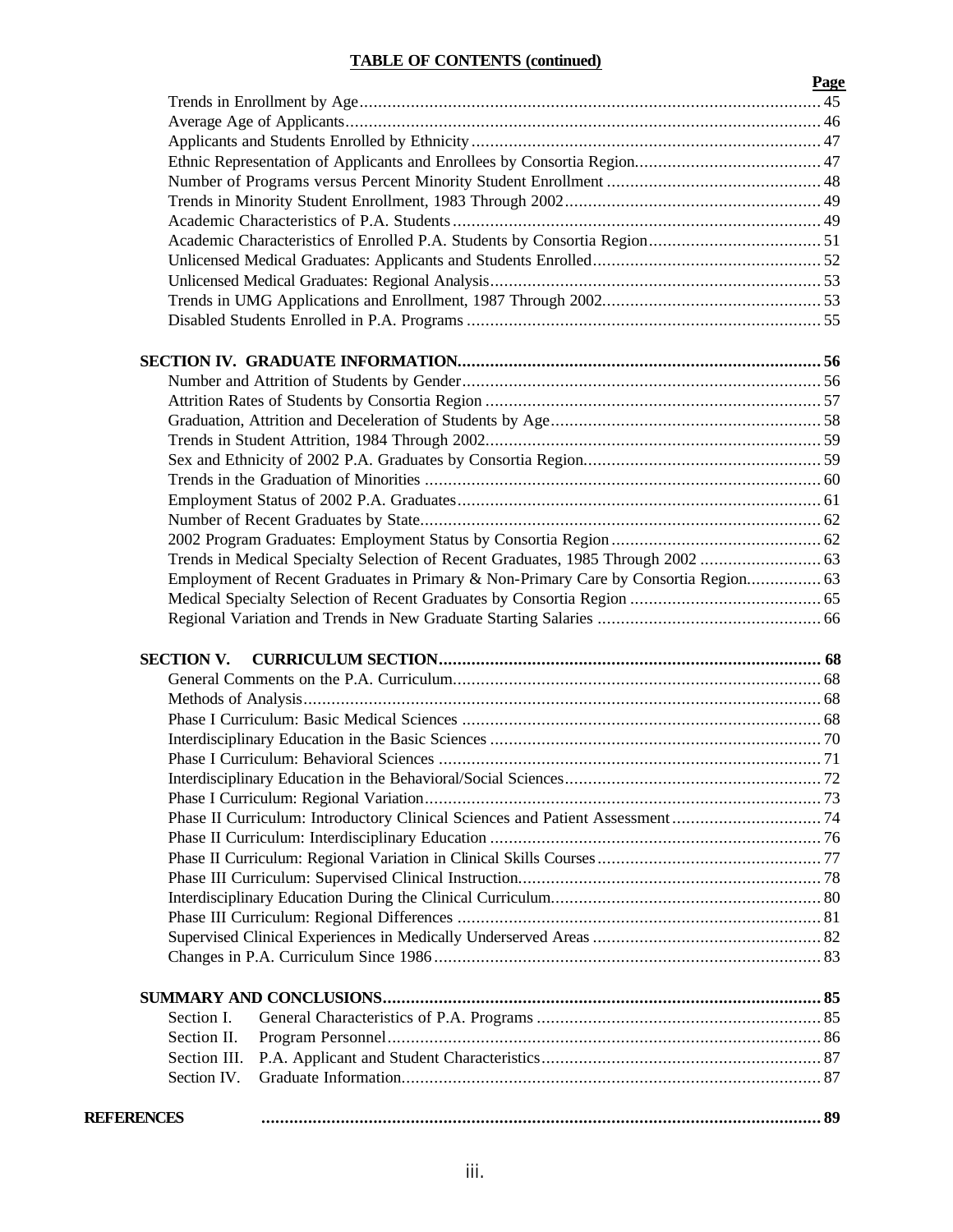**TABLE OF CONTENTS (continued)**

| | Page |
|---|---|
| Trends in Enrollment by Age | 45 |
| Average Age of Applicants | 46 |
| Applicants and Students Enrolled by Ethnicity | 47 |
| Ethnic Representation of Applicants and Enrollees by Consortia Region | 47 |
| Number of Programs versus Percent Minority Student Enrollment | 48 |
| Trends in Minority Student Enrollment, 1983 Through 2002 | 49 |
| Academic Characteristics of P.A. Students | 49 |
| Academic Characteristics of Enrolled P.A. Students by Consortia Region | 51 |
| Unlicensed Medical Graduates: Applicants and Students Enrolled | 52 |
| Unlicensed Medical Graduates: Regional Analysis | 53 |
| Trends in UMG Applications and Enrollment, 1987 Through 2002 | 53 |
| Disabled Students Enrolled in P.A. Programs | 55 |
| **SECTION IV. GRADUATE INFORMATION** | **56** |
| Number and Attrition of Students by Gender | 56 |
| Attrition Rates of Students by Consortia Region | 57 |
| Graduation, Attrition and Deceleration of Students by Age | 58 |
| Trends in Student Attrition, 1984 Through 2002 | 59 |
| Sex and Ethnicity of 2002 P.A. Graduates by Consortia Region | 59 |
| Trends in the Graduation of Minorities | 60 |
| Employment Status of 2002 P.A. Graduates | 61 |
| Number of Recent Graduates by State | 62 |
| 2002 Program Graduates: Employment Status by Consortia Region | 62 |
| Trends in Medical Specialty Selection of Recent Graduates, 1985 Through 2002 | 63 |
| Employment of Recent Graduates in Primary & Non-Primary Care by Consortia Region | 63 |
| Medical Specialty Selection of Recent Graduates by Consortia Region | 65 |
| Regional Variation and Trends in New Graduate Starting Salaries | 66 |
| **SECTION V. CURRICULUM SECTION** | **68** |
| General Comments on the P.A. Curriculum | 68 |
| Methods of Analysis | 68 |
| Phase I Curriculum: Basic Medical Sciences | 68 |
| Interdisciplinary Education in the Basic Sciences | 70 |
| Phase I Curriculum: Behavioral Sciences | 71 |
| Interdisciplinary Education in the Behavioral/Social Sciences | 72 |
| Phase I Curriculum: Regional Variation | 73 |
| Phase II Curriculum: Introductory Clinical Sciences and Patient Assessment | 74 |
| Phase II Curriculum: Interdisciplinary Education | 76 |
| Phase II Curriculum: Regional Variation in Clinical Skills Courses | 77 |
| Phase III Curriculum: Supervised Clinical Instruction | 78 |
| Interdisciplinary Education During the Clinical Curriculum | 80 |
| Phase III Curriculum: Regional Differences | 81 |
| Supervised Clinical Experiences in Medically Underserved Areas | 82 |
| Changes in P.A. Curriculum Since 1986 | 83 |
| **SUMMARY AND CONCLUSIONS** | **85** |
| Section I. General Characteristics of P.A. Programs | 85 |
| Section II. Program Personnel | 86 |
| Section III. P.A. Applicant and Student Characteristics | 87 |
| Section IV. Graduate Information | 87 |
| **REFERENCES** | **89** |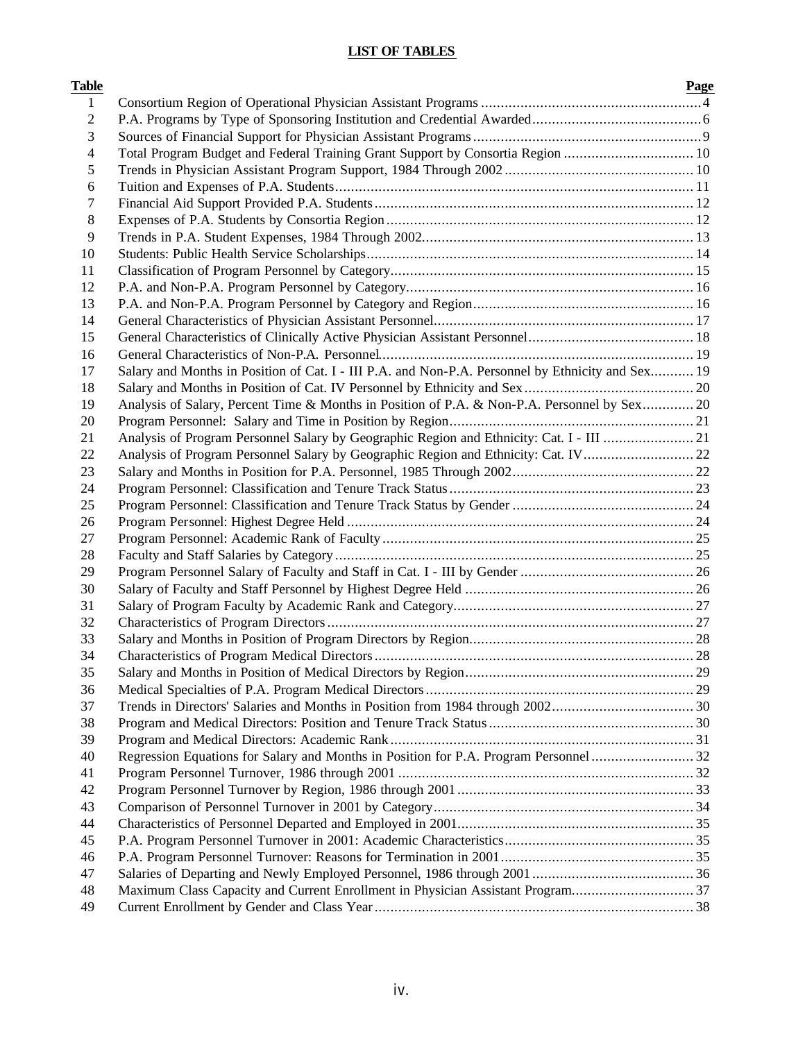# LIST OF TABLES

| Table | | Page |
|---|---|---|
| 1 | Consortium Region of Operational Physician Assistant Programs | 4 |
| 2 | P.A. Programs by Type of Sponsoring Institution and Credential Awarded | 6 |
| 3 | Sources of Financial Support for Physician Assistant Programs | 9 |
| 4 | Total Program Budget and Federal Training Grant Support by Consortia Region | 10 |
| 5 | Trends in Physician Assistant Program Support, 1984 Through 2002 | 10 |
| 6 | Tuition and Expenses of P.A. Students | 11 |
| 7 | Financial Aid Support Provided P.A. Students | 12 |
| 8 | Expenses of P.A. Students by Consortia Region | 12 |
| 9 | Trends in P.A. Student Expenses, 1984 Through 2002 | 13 |
| 10 | Students: Public Health Service Scholarships | 14 |
| 11 | Classification of Program Personnel by Category | 15 |
| 12 | P.A. and Non-P.A. Program Personnel by Category | 16 |
| 13 | P.A. and Non-P.A. Program Personnel by Category and Region | 16 |
| 14 | General Characteristics of Physician Assistant Personnel | 17 |
| 15 | General Characteristics of Clinically Active Physician Assistant Personnel | 18 |
| 16 | General Characteristics of Non-P.A. Personnel | 19 |
| 17 | Salary and Months in Position of Cat. I - III P.A. and Non-P.A. Personnel by Ethnicity and Sex | 19 |
| 18 | Salary and Months in Position of Cat. IV Personnel by Ethnicity and Sex | 20 |
| 19 | Analysis of Salary, Percent Time & Months in Position of P.A. & Non-P.A. Personnel by Sex | 20 |
| 20 | Program Personnel: Salary and Time in Position by Region | 21 |
| 21 | Analysis of Program Personnel Salary by Geographic Region and Ethnicity: Cat. I - III | 21 |
| 22 | Analysis of Program Personnel Salary by Geographic Region and Ethnicity: Cat. IV | 22 |
| 23 | Salary and Months in Position for P.A. Personnel, 1985 Through 2002 | 22 |
| 24 | Program Personnel: Classification and Tenure Track Status | 23 |
| 25 | Program Personnel: Classification and Tenure Track Status by Gender | 24 |
| 26 | Program Personnel: Highest Degree Held | 24 |
| 27 | Program Personnel: Academic Rank of Faculty | 25 |
| 28 | Faculty and Staff Salaries by Category | 25 |
| 29 | Program Personnel Salary of Faculty and Staff in Cat. I - III by Gender | 26 |
| 30 | Salary of Faculty and Staff Personnel by Highest Degree Held | 26 |
| 31 | Salary of Program Faculty by Academic Rank and Category | 27 |
| 32 | Characteristics of Program Directors | 27 |
| 33 | Salary and Months in Position of Program Directors by Region | 28 |
| 34 | Characteristics of Program Medical Directors | 28 |
| 35 | Salary and Months in Position of Medical Directors by Region | 29 |
| 36 | Medical Specialties of P.A. Program Medical Directors | 29 |
| 37 | Trends in Directors' Salaries and Months in Position from 1984 through 2002 | 30 |
| 38 | Program and Medical Directors: Position and Tenure Track Status | 30 |
| 39 | Program and Medical Directors: Academic Rank | 31 |
| 40 | Regression Equations for Salary and Months in Position for P.A. Program Personnel | 32 |
| 41 | Program Personnel Turnover, 1986 through 2001 | 32 |
| 42 | Program Personnel Turnover by Region, 1986 through 2001 | 33 |
| 43 | Comparison of Personnel Turnover in 2001 by Category | 34 |
| 44 | Characteristics of Personnel Departed and Employed in 2001 | 35 |
| 45 | P.A. Program Personnel Turnover in 2001: Academic Characteristics | 35 |
| 46 | P.A. Program Personnel Turnover: Reasons for Termination in 2001 | 35 |
| 47 | Salaries of Departing and Newly Employed Personnel, 1986 through 2001 | 36 |
| 48 | Maximum Class Capacity and Current Enrollment in Physician Assistant Program | 37 |
| 49 | Current Enrollment by Gender and Class Year | 38 |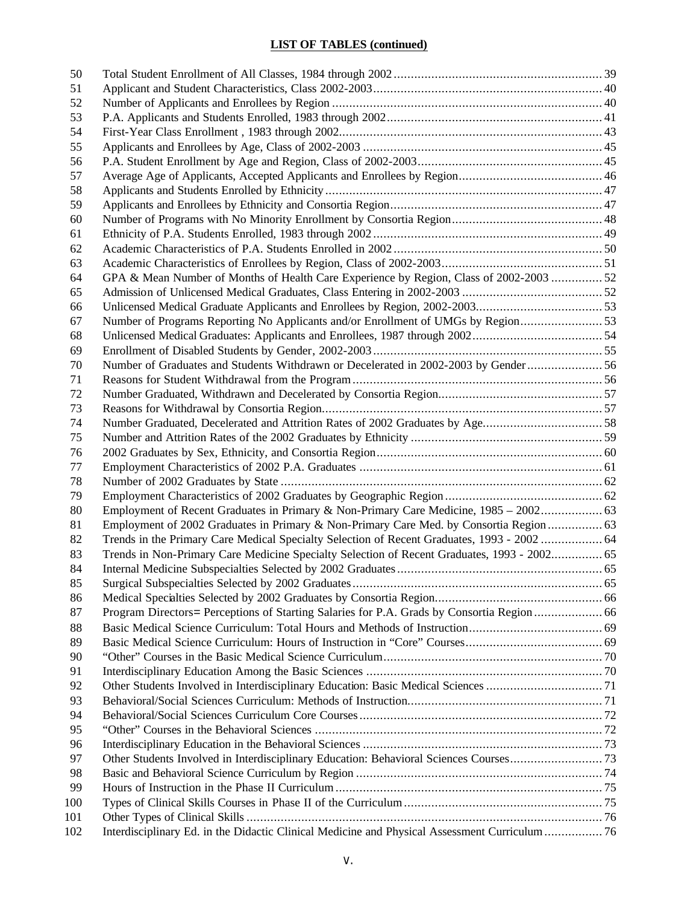## LIST OF TABLES (continued)

| | | |
|---|---|---|
| 50 | Total Student Enrollment of All Classes, 1984 through 2002 | 39 |
| 51 | Applicant and Student Characteristics, Class 2002-2003 | 40 |
| 52 | Number of Applicants and Enrollees by Region | 40 |
| 53 | P.A. Applicants and Students Enrolled, 1983 through 2002 | 41 |
| 54 | First-Year Class Enrollment , 1983 through 2002 | 43 |
| 55 | Applicants and Enrollees by Age, Class of 2002-2003 | 45 |
| 56 | P.A. Student Enrollment by Age and Region, Class of 2002-2003 | 45 |
| 57 | Average Age of Applicants, Accepted Applicants and Enrollees by Region | 46 |
| 58 | Applicants and Students Enrolled by Ethnicity | 47 |
| 59 | Applicants and Enrollees by Ethnicity and Consortia Region | 47 |
| 60 | Number of Programs with No Minority Enrollment by Consortia Region | 48 |
| 61 | Ethnicity of P.A. Students Enrolled, 1983 through 2002 | 49 |
| 62 | Academic Characteristics of P.A. Students Enrolled in 2002 | 50 |
| 63 | Academic Characteristics of Enrollees by Region, Class of 2002-2003 | 51 |
| 64 | GPA & Mean Number of Months of Health Care Experience by Region, Class of 2002-2003 | 52 |
| 65 | Admission of Unlicensed Medical Graduates, Class Entering in 2002-2003 | 52 |
| 66 | Unlicensed Medical Graduate Applicants and Enrollees by Region, 2002-2003 | 53 |
| 67 | Number of Programs Reporting No Applicants and/or Enrollment of UMGs by Region | 53 |
| 68 | Unlicensed Medical Graduates: Applicants and Enrollees, 1987 through 2002 | 54 |
| 69 | Enrollment of Disabled Students by Gender, 2002-2003 | 55 |
| 70 | Number of Graduates and Students Withdrawn or Decelerated in 2002-2003 by Gender | 56 |
| 71 | Reasons for Student Withdrawal from the Program | 56 |
| 72 | Number Graduated, Withdrawn and Decelerated by Consortia Region | 57 |
| 73 | Reasons for Withdrawal by Consortia Region | 57 |
| 74 | Number Graduated, Decelerated and Attrition Rates of 2002 Graduates by Age | 58 |
| 75 | Number and Attrition Rates of the 2002 Graduates by Ethnicity | 59 |
| 76 | 2002 Graduates by Sex, Ethnicity, and Consortia Region | 60 |
| 77 | Employment Characteristics of 2002 P.A. Graduates | 61 |
| 78 | Number of 2002 Graduates by State | 62 |
| 79 | Employment Characteristics of 2002 Graduates by Geographic Region | 62 |
| 80 | Employment of Recent Graduates in Primary & Non-Primary Care Medicine, 1985 – 2002 | 63 |
| 81 | Employment of 2002 Graduates in Primary & Non-Primary Care Med. by Consortia Region | 63 |
| 82 | Trends in the Primary Care Medical Specialty Selection of Recent Graduates, 1993 - 2002 | 64 |
| 83 | Trends in Non-Primary Care Medicine Specialty Selection of Recent Graduates, 1993 - 2002 | 65 |
| 84 | Internal Medicine Subspecialties Selected by 2002 Graduates | 65 |
| 85 | Surgical Subspecialties Selected by 2002 Graduates | 65 |
| 86 | Medical Specialties Selected by 2002 Graduates by Consortia Region | 66 |
| 87 | Program Directors= Perceptions of Starting Salaries for P.A. Grads by Consortia Region | 66 |
| 88 | Basic Medical Science Curriculum: Total Hours and Methods of Instruction | 69 |
| 89 | Basic Medical Science Curriculum: Hours of Instruction in "Core" Courses | 69 |
| 90 | "Other" Courses in the Basic Medical Science Curriculum | 70 |
| 91 | Interdisciplinary Education Among the Basic Sciences | 70 |
| 92 | Other Students Involved in Interdisciplinary Education: Basic Medical Sciences | 71 |
| 93 | Behavioral/Social Sciences Curriculum: Methods of Instruction | 71 |
| 94 | Behavioral/Social Sciences Curriculum Core Courses | 72 |
| 95 | "Other" Courses in the Behavioral Sciences | 72 |
| 96 | Interdisciplinary Education in the Behavioral Sciences | 73 |
| 97 | Other Students Involved in Interdisciplinary Education: Behavioral Sciences Courses | 73 |
| 98 | Basic and Behavioral Science Curriculum by Region | 74 |
| 99 | Hours of Instruction in the Phase II Curriculum | 75 |
| 100 | Types of Clinical Skills Courses in Phase II of the Curriculum | 75 |
| 101 | Other Types of Clinical Skills | 76 |
| 102 | Interdisciplinary Ed. in the Didactic Clinical Medicine and Physical Assessment Curriculum | 76 |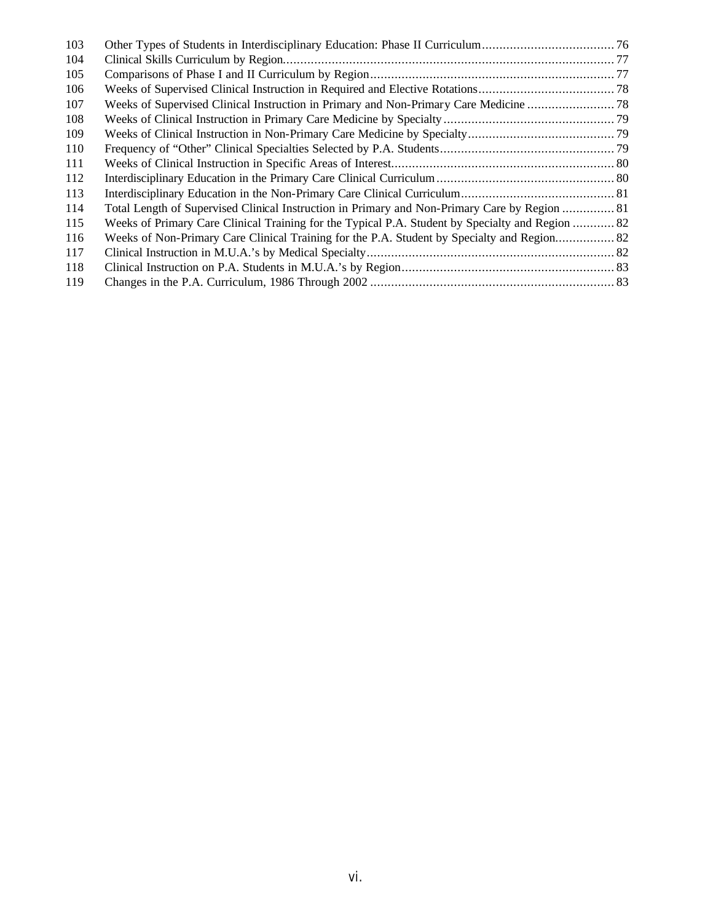| | | |
|---|---|---|
| 103 | Other Types of Students in Interdisciplinary Education: Phase II Curriculum | 76 |
| 104 | Clinical Skills Curriculum by Region | 77 |
| 105 | Comparisons of Phase I and II Curriculum by Region | 77 |
| 106 | Weeks of Supervised Clinical Instruction in Required and Elective Rotations | 78 |
| 107 | Weeks of Supervised Clinical Instruction in Primary and Non-Primary Care Medicine | 78 |
| 108 | Weeks of Clinical Instruction in Primary Care Medicine by Specialty | 79 |
| 109 | Weeks of Clinical Instruction in Non-Primary Care Medicine by Specialty | 79 |
| 110 | Frequency of "Other" Clinical Specialties Selected by P.A. Students | 79 |
| 111 | Weeks of Clinical Instruction in Specific Areas of Interest | 80 |
| 112 | Interdisciplinary Education in the Primary Care Clinical Curriculum | 80 |
| 113 | Interdisciplinary Education in the Non-Primary Care Clinical Curriculum | 81 |
| 114 | Total Length of Supervised Clinical Instruction in Primary and Non-Primary Care by Region | 81 |
| 115 | Weeks of Primary Care Clinical Training for the Typical P.A. Student by Specialty and Region | 82 |
| 116 | Weeks of Non-Primary Care Clinical Training for the P.A. Student by Specialty and Region | 82 |
| 117 | Clinical Instruction in M.U.A.'s by Medical Specialty | 82 |
| 118 | Clinical Instruction on P.A. Students in M.U.A.'s by Region | 83 |
| 119 | Changes in the P.A. Curriculum, 1986 Through 2002 | 83 |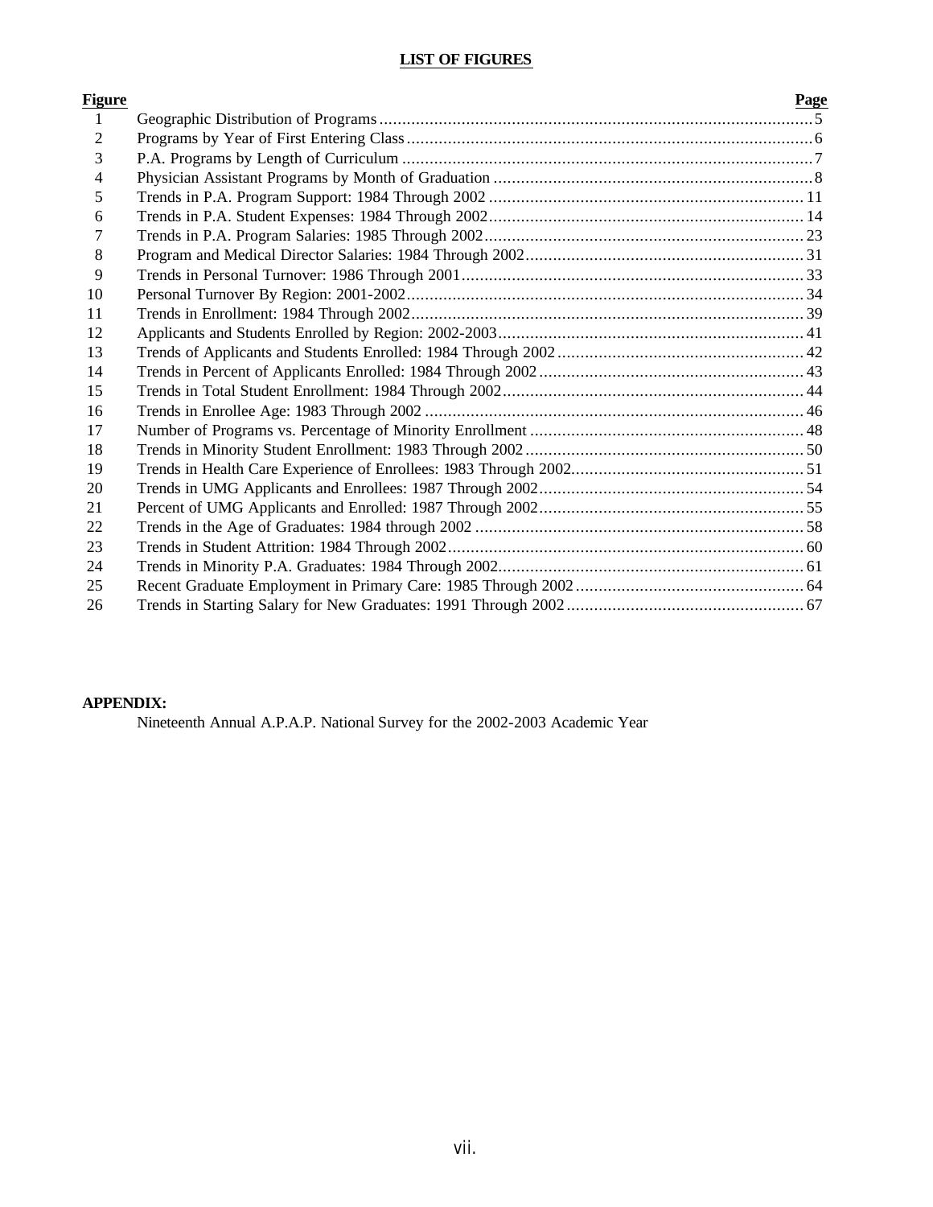# LIST OF FIGURES

| Figure | | Page |
|---|---|---|
| 1 | Geographic Distribution of Programs | 5 |
| 2 | Programs by Year of First Entering Class | 6 |
| 3 | P.A. Programs by Length of Curriculum | 7 |
| 4 | Physician Assistant Programs by Month of Graduation | 8 |
| 5 | Trends in P.A. Program Support: 1984 Through 2002 | 11 |
| 6 | Trends in P.A. Student Expenses: 1984 Through 2002 | 14 |
| 7 | Trends in P.A. Program Salaries: 1985 Through 2002 | 23 |
| 8 | Program and Medical Director Salaries: 1984 Through 2002 | 31 |
| 9 | Trends in Personal Turnover: 1986 Through 2001 | 33 |
| 10 | Personal Turnover By Region: 2001-2002 | 34 |
| 11 | Trends in Enrollment: 1984 Through 2002 | 39 |
| 12 | Applicants and Students Enrolled by Region: 2002-2003 | 41 |
| 13 | Trends of Applicants and Students Enrolled: 1984 Through 2002 | 42 |
| 14 | Trends in Percent of Applicants Enrolled: 1984 Through 2002 | 43 |
| 15 | Trends in Total Student Enrollment: 1984 Through 2002 | 44 |
| 16 | Trends in Enrollee Age: 1983 Through 2002 | 46 |
| 17 | Number of Programs vs. Percentage of Minority Enrollment | 48 |
| 18 | Trends in Minority Student Enrollment: 1983 Through 2002 | 50 |
| 19 | Trends in Health Care Experience of Enrollees: 1983 Through 2002 | 51 |
| 20 | Trends in UMG Applicants and Enrollees: 1987 Through 2002 | 54 |
| 21 | Percent of UMG Applicants and Enrolled: 1987 Through 2002 | 55 |
| 22 | Trends in the Age of Graduates: 1984 through 2002 | 58 |
| 23 | Trends in Student Attrition: 1984 Through 2002 | 60 |
| 24 | Trends in Minority P.A. Graduates: 1984 Through 2002 | 61 |
| 25 | Recent Graduate Employment in Primary Care: 1985 Through 2002 | 64 |
| 26 | Trends in Starting Salary for New Graduates: 1991 Through 2002 | 67 |

**APPENDIX:**

Nineteenth Annual A.P.A.P. National Survey for the 2002-2003 Academic Year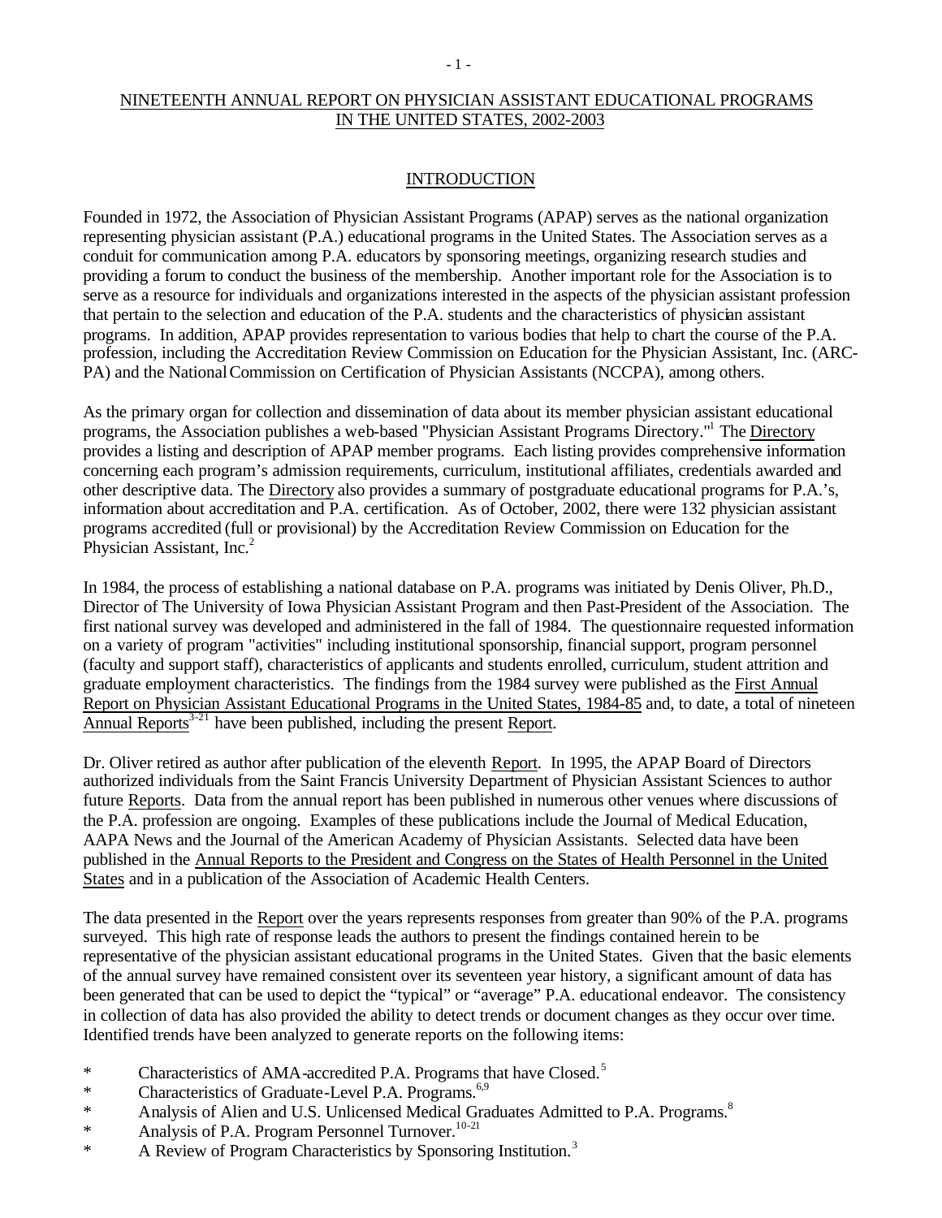# NINETEENTH ANNUAL REPORT ON PHYSICIAN ASSISTANT EDUCATIONAL PROGRAMS IN THE UNITED STATES, 2002-2003

## INTRODUCTION

Founded in 1972, the Association of Physician Assistant Programs (APAP) serves as the national organization representing physician assistant (P.A.) educational programs in the United States. The Association serves as a conduit for communication among P.A. educators by sponsoring meetings, organizing research studies and providing a forum to conduct the business of the membership. Another important role for the Association is to serve as a resource for individuals and organizations interested in the aspects of the physician assistant profession that pertain to the selection and education of the P.A. students and the characteristics of physician assistant programs. In addition, APAP provides representation to various bodies that help to chart the course of the P.A. profession, including the Accreditation Review Commission on Education for the Physician Assistant, Inc. (ARC-PA) and the National Commission on Certification of Physician Assistants (NCCPA), among others.

As the primary organ for collection and dissemination of data about its member physician assistant educational programs, the Association publishes a web-based "Physician Assistant Programs Directory."[1] The Directory provides a listing and description of APAP member programs. Each listing provides comprehensive information concerning each program's admission requirements, curriculum, institutional affiliates, credentials awarded and other descriptive data. The Directory also provides a summary of postgraduate educational programs for P.A.'s, information about accreditation and P.A. certification. As of October, 2002, there were 132 physician assistant programs accredited (full or provisional) by the Accreditation Review Commission on Education for the Physician Assistant, Inc.[2]

In 1984, the process of establishing a national database on P.A. programs was initiated by Denis Oliver, Ph.D., Director of The University of Iowa Physician Assistant Program and then Past-President of the Association. The first national survey was developed and administered in the fall of 1984. The questionnaire requested information on a variety of program "activities" including institutional sponsorship, financial support, program personnel (faculty and support staff), characteristics of applicants and students enrolled, curriculum, student attrition and graduate employment characteristics. The findings from the 1984 survey were published as the First Annual Report on Physician Assistant Educational Programs in the United States, 1984-85 and, to date, a total of nineteen Annual Reports[3-21] have been published, including the present Report.

Dr. Oliver retired as author after publication of the eleventh Report. In 1995, the APAP Board of Directors authorized individuals from the Saint Francis University Department of Physician Assistant Sciences to author future Reports. Data from the annual report has been published in numerous other venues where discussions of the P.A. profession are ongoing. Examples of these publications include the Journal of Medical Education, AAPA News and the Journal of the American Academy of Physician Assistants. Selected data have been published in the Annual Reports to the President and Congress on the States of Health Personnel in the United States and in a publication of the Association of Academic Health Centers.

The data presented in the Report over the years represents responses from greater than 90% of the P.A. programs surveyed. This high rate of response leads the authors to present the findings contained herein to be representative of the physician assistant educational programs in the United States. Given that the basic elements of the annual survey have remained consistent over its seventeen year history, a significant amount of data has been generated that can be used to depict the "typical" or "average" P.A. educational endeavor. The consistency in collection of data has also provided the ability to detect trends or document changes as they occur over time. Identified trends have been analyzed to generate reports on the following items:

* Characteristics of AMA-accredited P.A. Programs that have Closed.[5]
* Characteristics of Graduate-Level P.A. Programs.[6,9]
* Analysis of Alien and U.S. Unlicensed Medical Graduates Admitted to P.A. Programs.[8]
* Analysis of P.A. Program Personnel Turnover.[10-21]
* A Review of Program Characteristics by Sponsoring Institution.[3]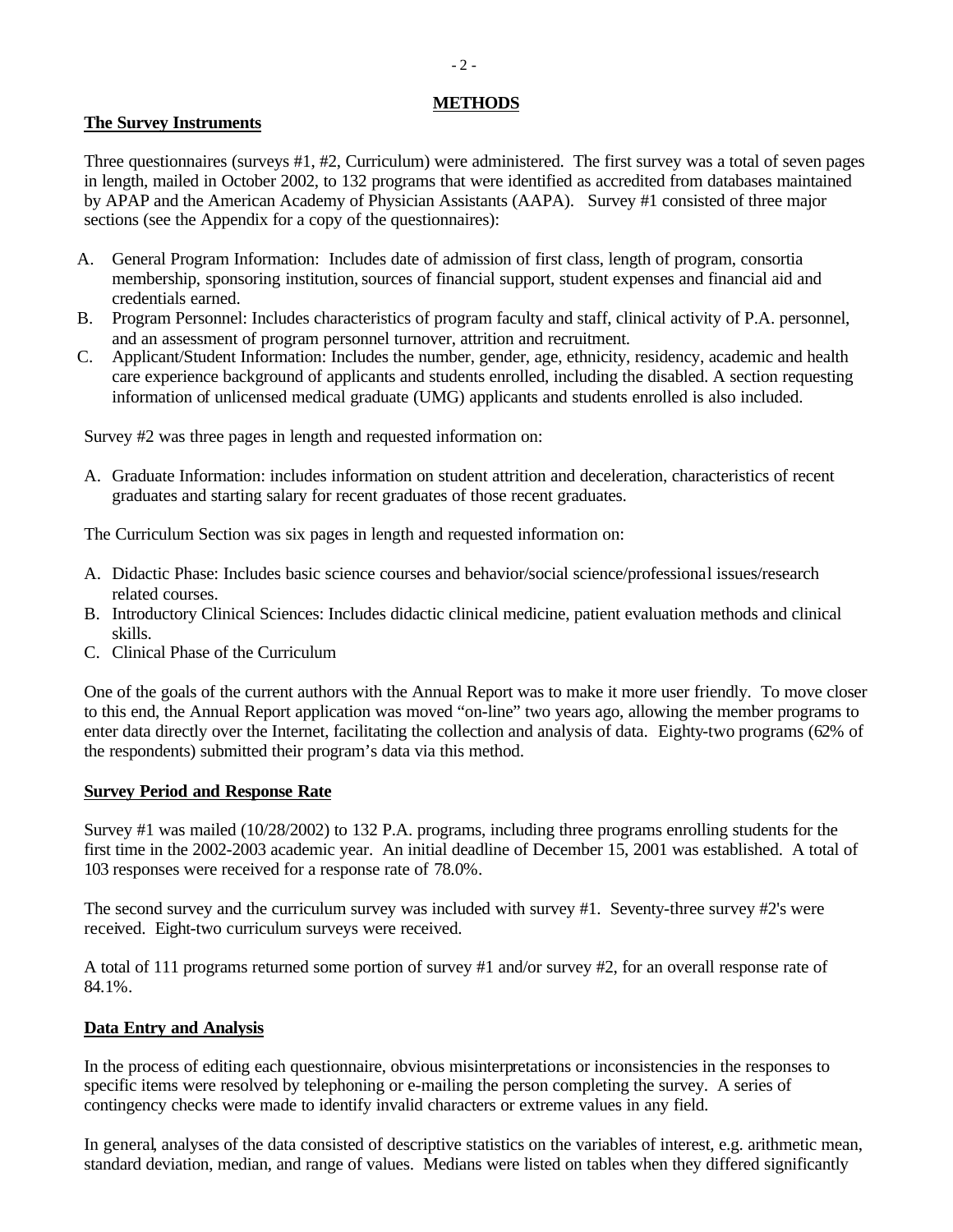## METHODS

### The Survey Instruments

Three questionnaires (surveys #1, #2, Curriculum) were administered. The first survey was a total of seven pages in length, mailed in October 2002, to 132 programs that were identified as accredited from databases maintained by APAP and the American Academy of Physician Assistants (AAPA). Survey #1 consisted of three major sections (see the Appendix for a copy of the questionnaires):

A. General Program Information: Includes date of admission of first class, length of program, consortia membership, sponsoring institution, sources of financial support, student expenses and financial aid and credentials earned.
B. Program Personnel: Includes characteristics of program faculty and staff, clinical activity of P.A. personnel, and an assessment of program personnel turnover, attrition and recruitment.
C. Applicant/Student Information: Includes the number, gender, age, ethnicity, residency, academic and health care experience background of applicants and students enrolled, including the disabled. A section requesting information of unlicensed medical graduate (UMG) applicants and students enrolled is also included.

Survey #2 was three pages in length and requested information on:

A. Graduate Information: includes information on student attrition and deceleration, characteristics of recent graduates and starting salary for recent graduates of those recent graduates.

The Curriculum Section was six pages in length and requested information on:

A. Didactic Phase: Includes basic science courses and behavior/social science/professional issues/research related courses.
B. Introductory Clinical Sciences: Includes didactic clinical medicine, patient evaluation methods and clinical skills.
C. Clinical Phase of the Curriculum

One of the goals of the current authors with the Annual Report was to make it more user friendly. To move closer to this end, the Annual Report application was moved "on-line" two years ago, allowing the member programs to enter data directly over the Internet, facilitating the collection and analysis of data. Eighty-two programs (62% of the respondents) submitted their program's data via this method.

### Survey Period and Response Rate

Survey #1 was mailed (10/28/2002) to 132 P.A. programs, including three programs enrolling students for the first time in the 2002-2003 academic year. An initial deadline of December 15, 2001 was established. A total of 103 responses were received for a response rate of 78.0%.

The second survey and the curriculum survey was included with survey #1. Seventy-three survey #2's were received. Eight-two curriculum surveys were received.

A total of 111 programs returned some portion of survey #1 and/or survey #2, for an overall response rate of 84.1%.

### Data Entry and Analysis

In the process of editing each questionnaire, obvious misinterpretations or inconsistencies in the responses to specific items were resolved by telephoning or e-mailing the person completing the survey. A series of contingency checks were made to identify invalid characters or extreme values in any field.

In general, analyses of the data consisted of descriptive statistics on the variables of interest, e.g. arithmetic mean, standard deviation, median, and range of values. Medians were listed on tables when they differed significantly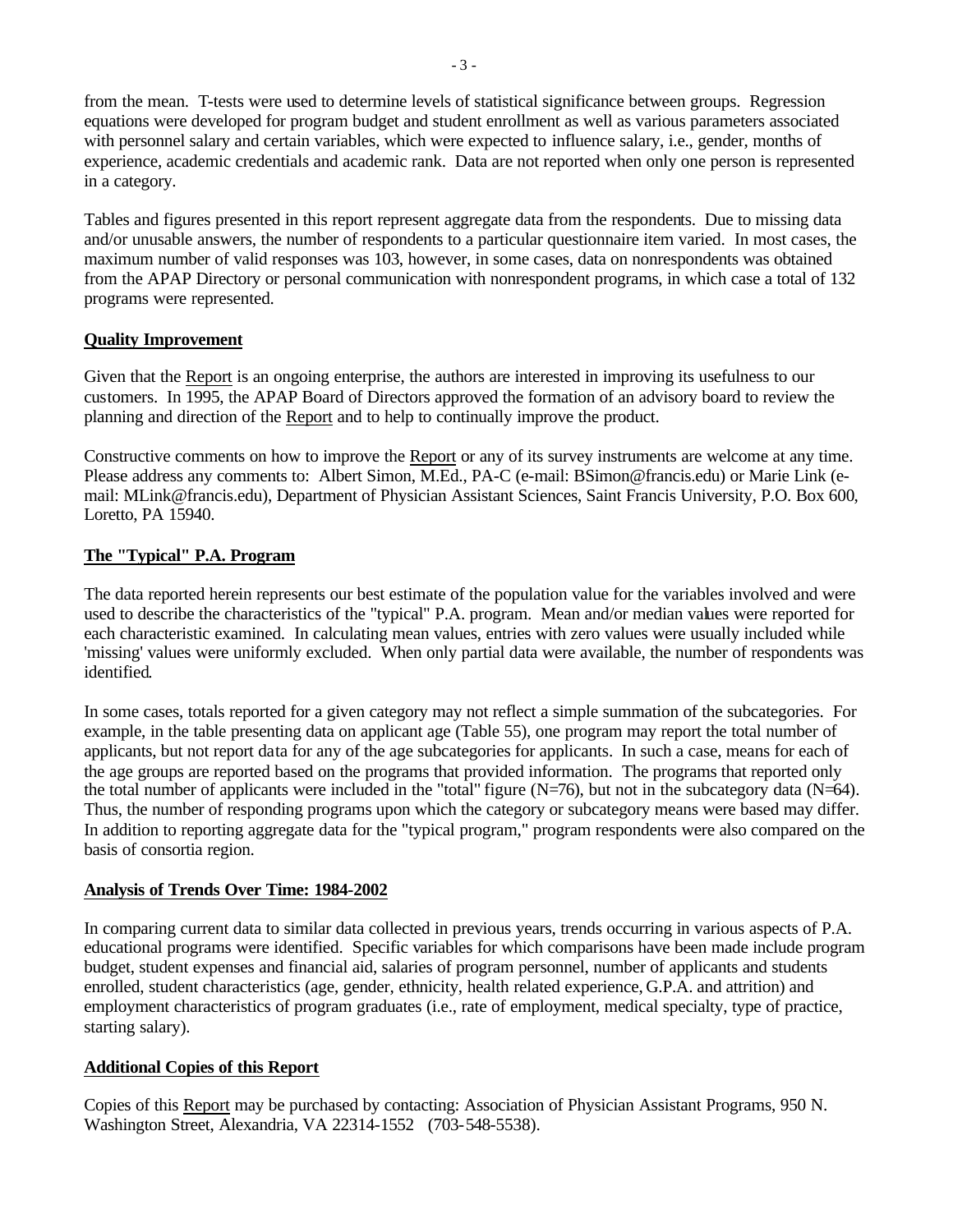from the mean. T-tests were used to determine levels of statistical significance between groups. Regression equations were developed for program budget and student enrollment as well as various parameters associated with personnel salary and certain variables, which were expected to influence salary, i.e., gender, months of experience, academic credentials and academic rank. Data are not reported when only one person is represented in a category.

Tables and figures presented in this report represent aggregate data from the respondents. Due to missing data and/or unusable answers, the number of respondents to a particular questionnaire item varied. In most cases, the maximum number of valid responses was 103, however, in some cases, data on nonrespondents was obtained from the APAP Directory or personal communication with nonrespondent programs, in which case a total of 132 programs were represented.

## Quality Improvement

Given that the Report is an ongoing enterprise, the authors are interested in improving its usefulness to our customers. In 1995, the APAP Board of Directors approved the formation of an advisory board to review the planning and direction of the Report and to help to continually improve the product.

Constructive comments on how to improve the Report or any of its survey instruments are welcome at any time. Please address any comments to: Albert Simon, M.Ed., PA-C (e-mail: BSimon@francis.edu) or Marie Link (e-mail: MLink@francis.edu), Department of Physician Assistant Sciences, Saint Francis University, P.O. Box 600, Loretto, PA 15940.

## The "Typical" P.A. Program

The data reported herein represents our best estimate of the population value for the variables involved and were used to describe the characteristics of the "typical" P.A. program. Mean and/or median values were reported for each characteristic examined. In calculating mean values, entries with zero values were usually included while 'missing' values were uniformly excluded. When only partial data were available, the number of respondents was identified.

In some cases, totals reported for a given category may not reflect a simple summation of the subcategories. For example, in the table presenting data on applicant age (Table 55), one program may report the total number of applicants, but not report data for any of the age subcategories for applicants. In such a case, means for each of the age groups are reported based on the programs that provided information. The programs that reported only the total number of applicants were included in the "total" figure (N=76), but not in the subcategory data (N=64). Thus, the number of responding programs upon which the category or subcategory means were based may differ. In addition to reporting aggregate data for the "typical program," program respondents were also compared on the basis of consortia region.

## Analysis of Trends Over Time: 1984-2002

In comparing current data to similar data collected in previous years, trends occurring in various aspects of P.A. educational programs were identified. Specific variables for which comparisons have been made include program budget, student expenses and financial aid, salaries of program personnel, number of applicants and students enrolled, student characteristics (age, gender, ethnicity, health related experience, G.P.A. and attrition) and employment characteristics of program graduates (i.e., rate of employment, medical specialty, type of practice, starting salary).

## Additional Copies of this Report

Copies of this Report may be purchased by contacting: Association of Physician Assistant Programs, 950 N. Washington Street, Alexandria, VA 22314-1552 (703-548-5538).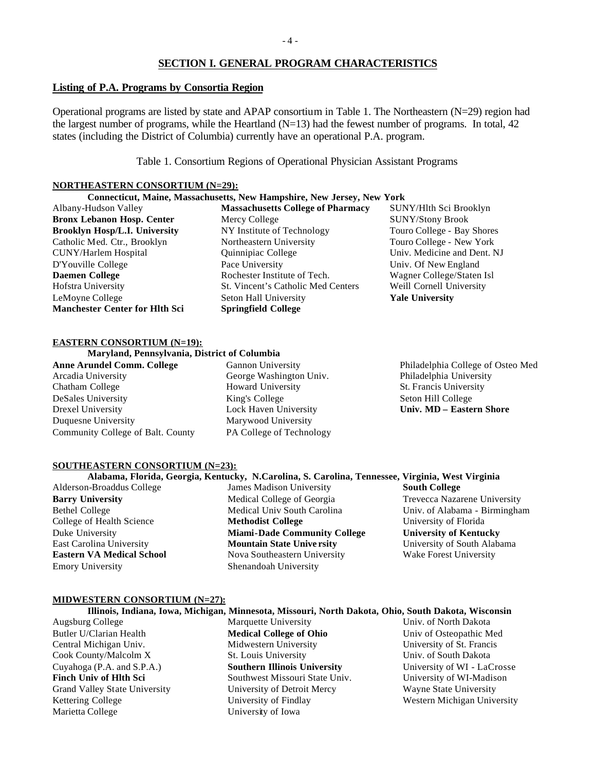## SECTION I. GENERAL PROGRAM CHARACTERISTICS

### Listing of P.A. Programs by Consortia Region

Operational programs are listed by state and APAP consortium in Table 1. The Northeastern (N=29) region had the largest number of programs, while the Heartland (N=13) had the fewest number of programs. In total, 42 states (including the District of Columbia) currently have an operational P.A. program.

Table 1. Consortium Regions of Operational Physician Assistant Programs

**NORTHEASTERN CONSORTIUM (N=29):**

**Connecticut, Maine, Massachusetts, New Hampshire, New Jersey, New York**

Albany-Hudson Valley
**Bronx Lebanon Hosp. Center**
**Brooklyn Hosp/L.I. University**
Catholic Med. Ctr., Brooklyn
CUNY/Harlem Hospital
D'Youville College
**Daemen College**
Hofstra University
LeMoyne College
**Manchester Center for Hlth Sci**
**Massachusetts College of Pharmacy**
Mercy College
NY Institute of Technology
Northeastern University
Quinnipiac College
Pace University
Rochester Institute of Tech.
St. Vincent's Catholic Med Centers
Seton Hall University
**Springfield College**
SUNY/Hlth Sci Brooklyn
SUNY/Stony Brook
Touro College - Bay Shores
Touro College - New York
Univ. Medicine and Dent. NJ
Univ. Of New England
Wagner College/Staten Isl
Weill Cornell University
**Yale University**

**EASTERN CONSORTIUM (N=19):**

**Maryland, Pennsylvania, District of Columbia**

**Anne Arundel Comm. College**
Arcadia University
Chatham College
DeSales University
Drexel University
Duquesne University
Community College of Balt. County
Gannon University
George Washington Univ.
Howard University
King's College
Lock Haven University
Marywood University
PA College of Technology
Philadelphia College of Osteo Med
Philadelphia University
St. Francis University
Seton Hill College
**Univ. MD – Eastern Shore**

**SOUTHEASTERN CONSORTIUM (N=23):**

**Alabama, Florida, Georgia, Kentucky, N.Carolina, S. Carolina, Tennessee, Virginia, West Virginia**

Alderson-Broaddus College
**Barry University**
Bethel College
College of Health Science
Duke University
East Carolina University
**Eastern VA Medical School**
Emory University
James Madison University
Medical College of Georgia
Medical Univ South Carolina
**Methodist College**
**Miami-Dade Community College**
**Mountain State University**
Nova Southeastern University
Shenandoah University
**South College**
Trevecca Nazarene University
Univ. of Alabama - Birmingham
University of Florida
**University of Kentucky**
University of South Alabama
Wake Forest University

**MIDWESTERN CONSORTIUM (N=27):**

**Illinois, Indiana, Iowa, Michigan, Minnesota, Missouri, North Dakota, Ohio, South Dakota, Wisconsin**

Augsburg College
Butler U/Clarian Health
Central Michigan Univ.
Cook County/Malcolm X
Cuyahoga (P.A. and S.P.A.)
**Finch Univ of Hlth Sci**
Grand Valley State University
Kettering College
Marietta College
Marquette University
**Medical College of Ohio**
Midwestern University
St. Louis University
**Southern Illinois University**
Southwest Missouri State Univ.
University of Detroit Mercy
University of Findlay
University of Iowa
Univ. of North Dakota
Univ of Osteopathic Med
University of St. Francis
Univ. of South Dakota
University of WI - LaCrosse
University of WI-Madison
Wayne State University
Western Michigan University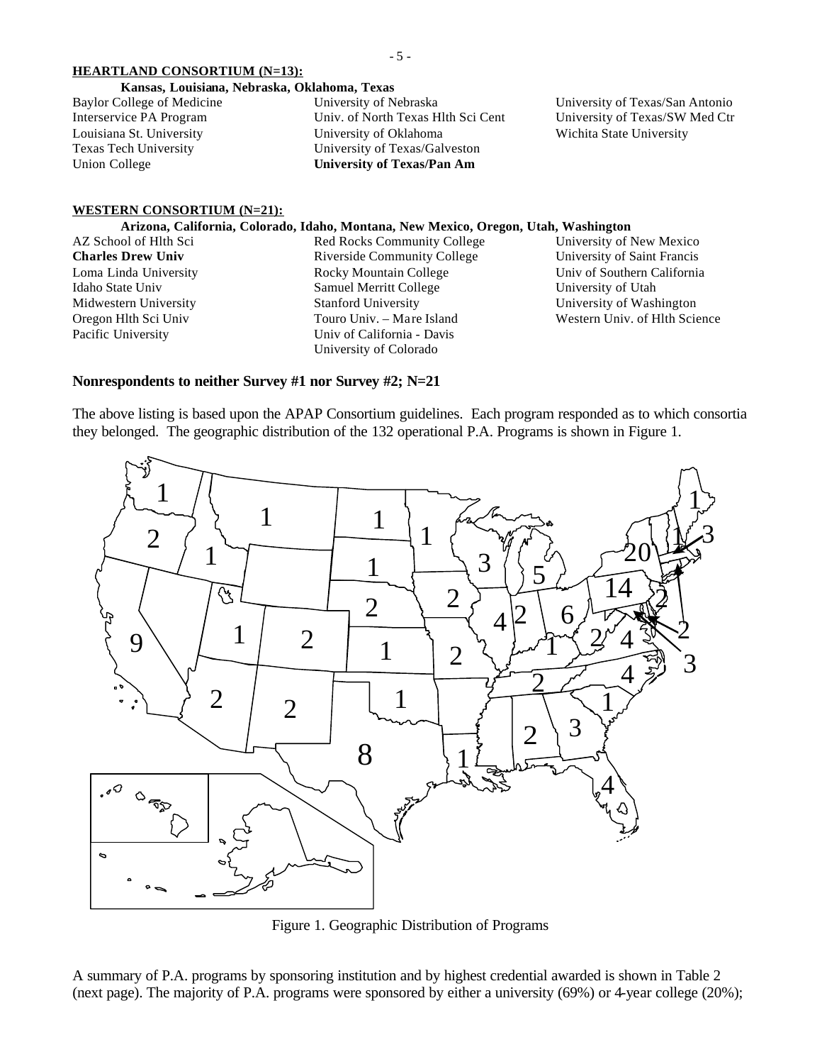**HEARTLAND CONSORTIUM (N=13):**

**Kansas, Louisiana, Nebraska, Oklahoma, Texas**

Baylor College of Medicine
Interservice PA Program
Louisiana St. University
Texas Tech University
Union College
University of Nebraska
Univ. of North Texas Hlth Sci Cent
University of Oklahoma
University of Texas/Galveston
**University of Texas/Pan Am**
University of Texas/San Antonio
University of Texas/SW Med Ctr
Wichita State University

**WESTERN CONSORTIUM (N=21):**

**Arizona, California, Colorado, Idaho, Montana, New Mexico, Oregon, Utah, Washington**

AZ School of Hlth Sci
**Charles Drew Univ**
Loma Linda University
Idaho State Univ
Midwestern University
Oregon Hlth Sci Univ
Pacific University
Red Rocks Community College
Riverside Community College
Rocky Mountain College
Samuel Merritt College
Stanford University
Touro Univ. – Mare Island
Univ of California - Davis
University of Colorado
University of New Mexico
University of Saint Francis
Univ of Southern California
University of Utah
University of Washington
Western Univ. of Hlth Science

**Nonrespondents to neither Survey #1 nor Survey #2; N=21**

The above listing is based upon the APAP Consortium guidelines. Each program responded as to which consortia they belonged. The geographic distribution of the 132 operational P.A. Programs is shown in Figure 1.

Figure 1. Geographic Distribution of Programs

A summary of P.A. programs by sponsoring institution and by highest credential awarded is shown in Table 2 (next page). The majority of P.A. programs were sponsored by either a university (69%) or 4-year college (20%);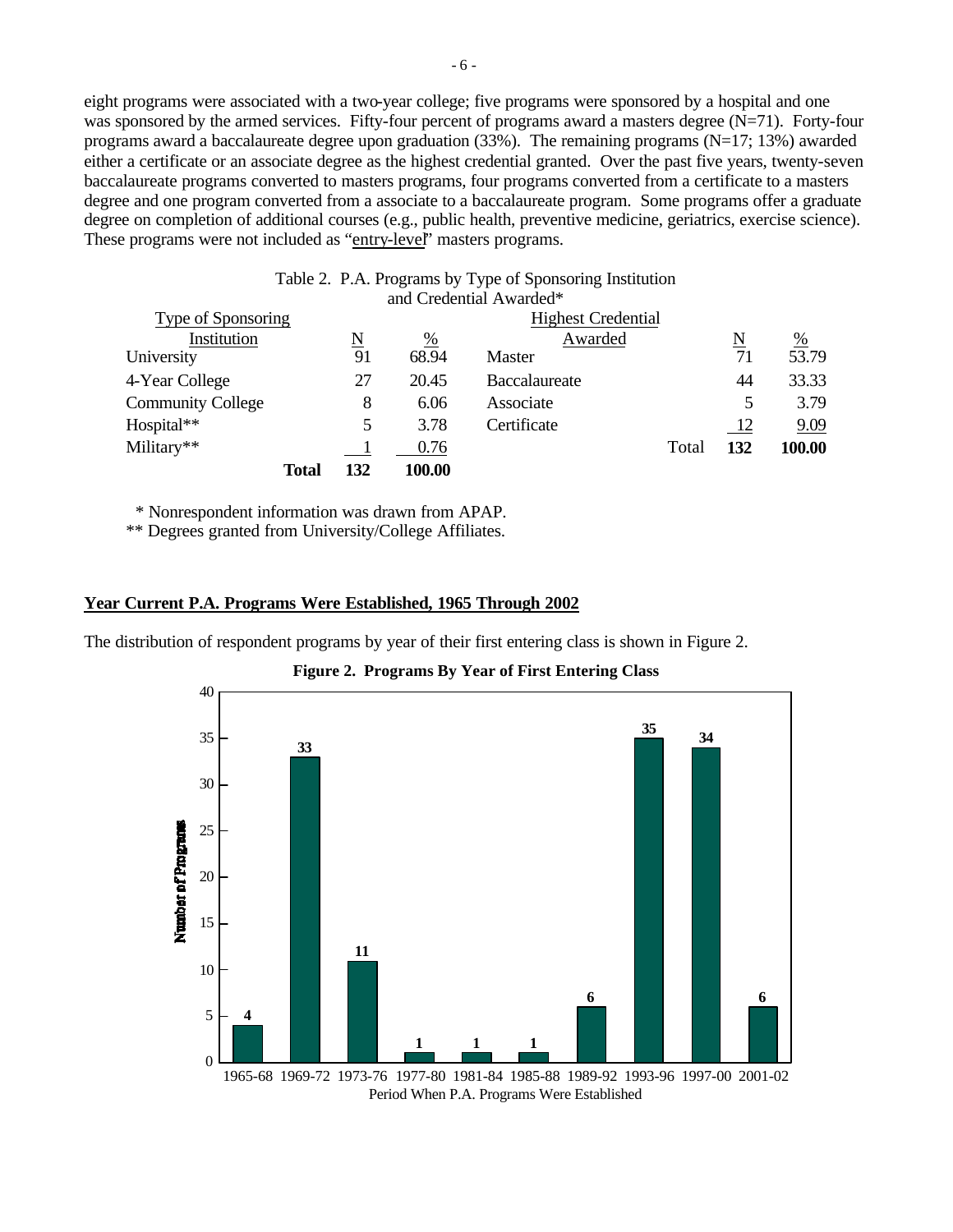eight programs were associated with a two-year college; five programs were sponsored by a hospital and one was sponsored by the armed services. Fifty-four percent of programs award a masters degree (N=71). Forty-four programs award a baccalaureate degree upon graduation (33%). The remaining programs (N=17; 13%) awarded either a certificate or an associate degree as the highest credential granted. Over the past five years, twenty-seven baccalaureate programs converted to masters programs, four programs converted from a certificate to a masters degree and one program converted from a associate to a baccalaureate program. Some programs offer a graduate degree on completion of additional courses (e.g., public health, preventive medicine, geriatrics, exercise science). These programs were not included as "entry-level" masters programs.

Table 2. P.A. Programs by Type of Sponsoring Institution and Credential Awarded*

| Type of Sponsoring Institution | N | % | Highest Credential Awarded | N | % |
|---|---|---|---|---|---|
| University | 91 | 68.94 | Master | 71 | 53.79 |
| 4-Year College | 27 | 20.45 | Baccalaureate | 44 | 33.33 |
| Community College | 8 | 6.06 | Associate | 5 | 3.79 |
| Hospital** | 5 | 3.78 | Certificate | 12 | 9.09 |
| Military** | 1 | 0.76 | **Total** | **132** | **100.00** |
| **Total** | **132** | **100.00** | | | |

\* Nonrespondent information was drawn from APAP.
** Degrees granted from University/College Affiliates.

## Year Current P.A. Programs Were Established, 1965 Through 2002

The distribution of respondent programs by year of their first entering class is shown in Figure 2.

**Figure 2. Programs By Year of First Entering Class**

| Period When P.A. Programs Were Established | Number of Programs |
|---|---|
| 1965-68 | 4 |
| 1969-72 | 33 |
| 1973-76 | 11 |
| 1977-80 | 1 |
| 1981-84 | 1 |
| 1985-88 | 1 |
| 1989-92 | 6 |
| 1993-96 | 35 |
| 1997-00 | 34 |
| 2001-02 | 6 |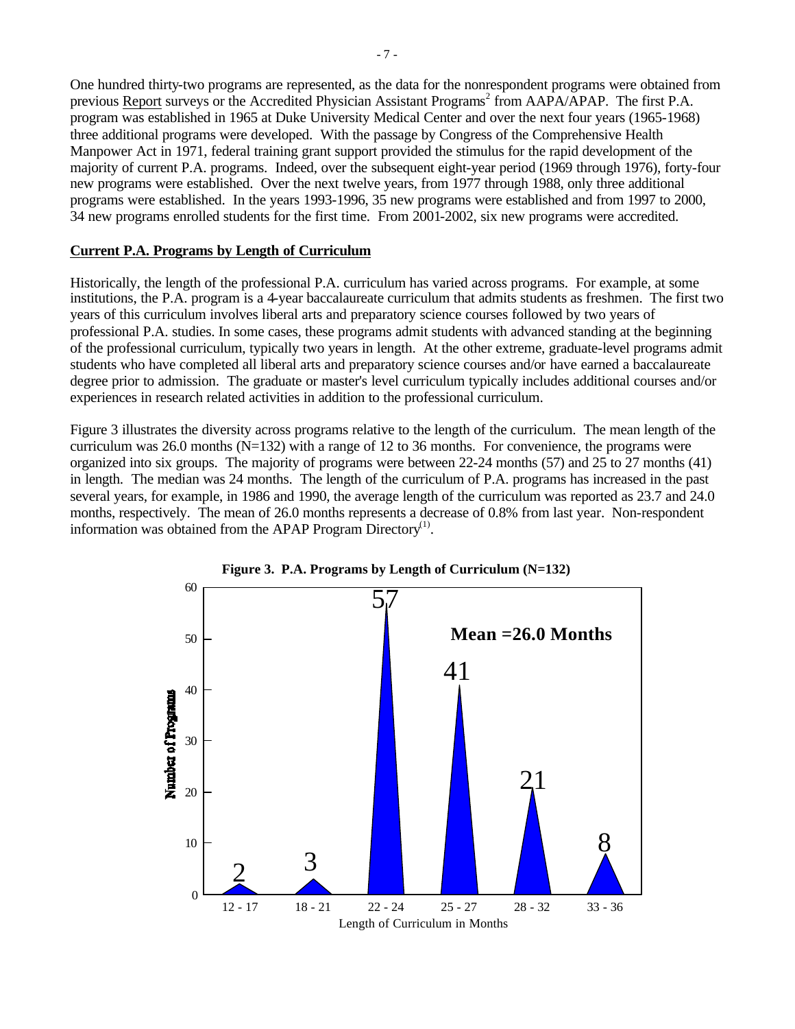One hundred thirty-two programs are represented, as the data for the nonrespondent programs were obtained from previous Report surveys or the Accredited Physician Assistant Programs[2] from AAPA/APAP. The first P.A. program was established in 1965 at Duke University Medical Center and over the next four years (1965-1968) three additional programs were developed. With the passage by Congress of the Comprehensive Health Manpower Act in 1971, federal training grant support provided the stimulus for the rapid development of the majority of current P.A. programs. Indeed, over the subsequent eight-year period (1969 through 1976), forty-four new programs were established. Over the next twelve years, from 1977 through 1988, only three additional programs were established. In the years 1993-1996, 35 new programs were established and from 1997 to 2000, 34 new programs enrolled students for the first time. From 2001-2002, six new programs were accredited.

**Current P.A. Programs by Length of Curriculum**

Historically, the length of the professional P.A. curriculum has varied across programs. For example, at some institutions, the P.A. program is a 4-year baccalaureate curriculum that admits students as freshmen. The first two years of this curriculum involves liberal arts and preparatory science courses followed by two years of professional P.A. studies. In some cases, these programs admit students with advanced standing at the beginning of the professional curriculum, typically two years in length. At the other extreme, graduate-level programs admit students who have completed all liberal arts and preparatory science courses and/or have earned a baccalaureate degree prior to admission. The graduate or master's level curriculum typically includes additional courses and/or experiences in research related activities in addition to the professional curriculum.

Figure 3 illustrates the diversity across programs relative to the length of the curriculum. The mean length of the curriculum was 26.0 months (N=132) with a range of 12 to 36 months. For convenience, the programs were organized into six groups. The majority of programs were between 22-24 months (57) and 25 to 27 months (41) in length. The median was 24 months. The length of the curriculum of P.A. programs has increased in the past several years, for example, in 1986 and 1990, the average length of the curriculum was reported as 23.7 and 24.0 months, respectively. The mean of 26.0 months represents a decrease of 0.8% from last year. Non-respondent information was obtained from the APAP Program Directory[(1)].

**Figure 3. P.A. Programs by Length of Curriculum (N=132)**

| Length of Curriculum in Months | Number of Programs |
|---|---|
| 12 - 17 | 2 |
| 18 - 21 | 3 |
| 22 - 24 | 57 |
| 25 - 27 | 41 |
| 28 - 32 | 21 |
| 33 - 36 | 8 |

Mean =26.0 Months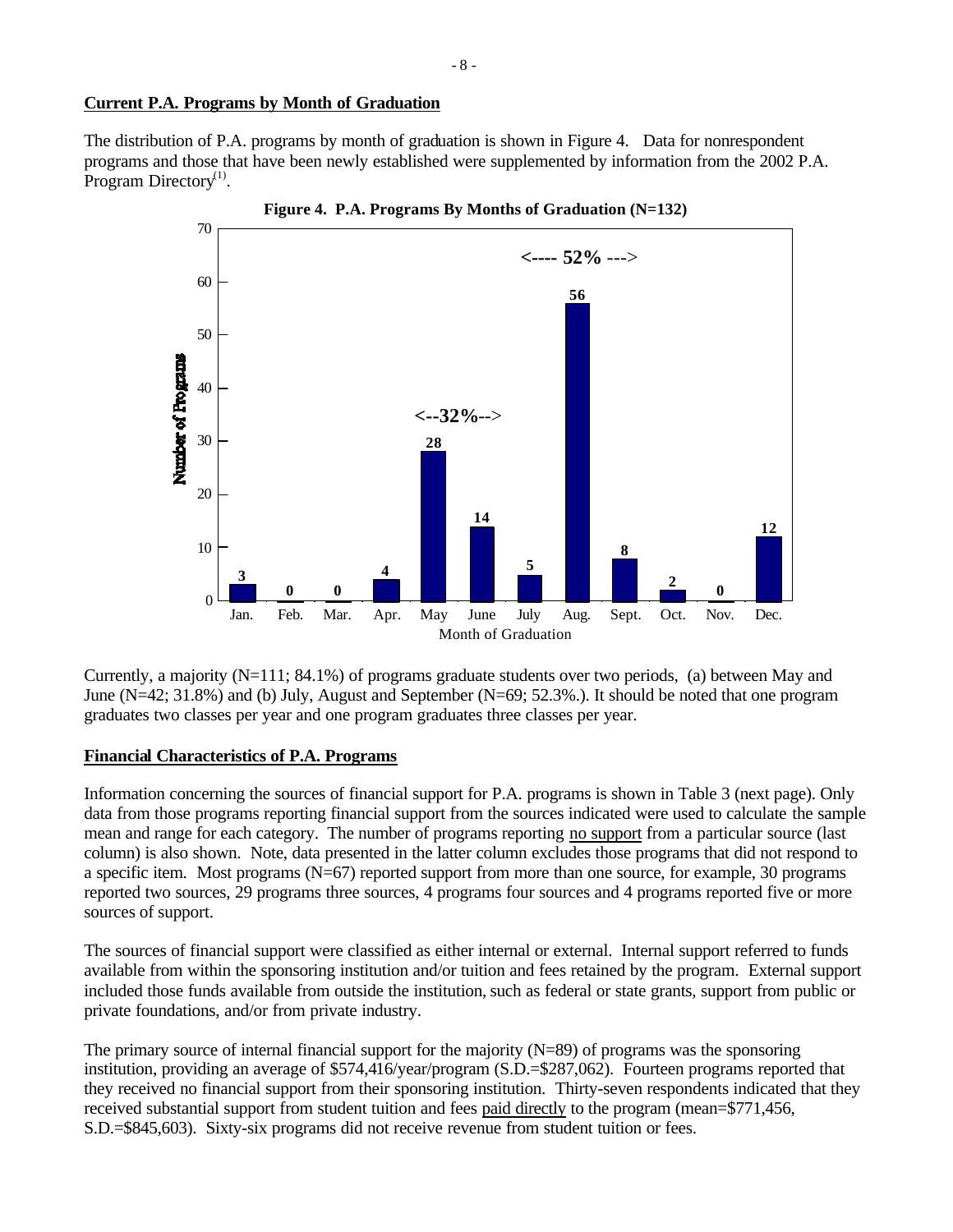## Current P.A. Programs by Month of Graduation

The distribution of P.A. programs by month of graduation is shown in Figure 4. Data for nonrespondent programs and those that have been newly established were supplemented by information from the 2002 P.A. Program Directory[1].

**Figure 4. P.A. Programs By Months of Graduation (N=132)**

| Month of Graduation | Number of Programs |
|---|---|
| Jan. | 3 |
| Feb. | 0 |
| Mar. | 0 |
| Apr. | 4 |
| May | 28 |
| June | 14 |
| July | 5 |
| Aug. | 56 |
| Sept. | 8 |
| Oct. | 2 |
| Nov. | 0 |
| Dec. | 12 |

<--32%--> (May–June) ; <---- 52% ---> (July–September)

Currently, a majority (N=111; 84.1%) of programs graduate students over two periods, (a) between May and June (N=42; 31.8%) and (b) July, August and September (N=69; 52.3%.). It should be noted that one program graduates two classes per year and one program graduates three classes per year.

## Financial Characteristics of P.A. Programs

Information concerning the sources of financial support for P.A. programs is shown in Table 3 (next page). Only data from those programs reporting financial support from the sources indicated were used to calculate the sample mean and range for each category. The number of programs reporting no support from a particular source (last column) is also shown. Note, data presented in the latter column excludes those programs that did not respond to a specific item. Most programs (N=67) reported support from more than one source, for example, 30 programs reported two sources, 29 programs three sources, 4 programs four sources and 4 programs reported five or more sources of support.

The sources of financial support were classified as either internal or external. Internal support referred to funds available from within the sponsoring institution and/or tuition and fees retained by the program. External support included those funds available from outside the institution, such as federal or state grants, support from public or private foundations, and/or from private industry.

The primary source of internal financial support for the majority (N=89) of programs was the sponsoring institution, providing an average of $574,416/year/program (S.D.=$287,062). Fourteen programs reported that they received no financial support from their sponsoring institution. Thirty-seven respondents indicated that they received substantial support from student tuition and fees paid directly to the program (mean=$771,456, S.D.=$845,603). Sixty-six programs did not receive revenue from student tuition or fees.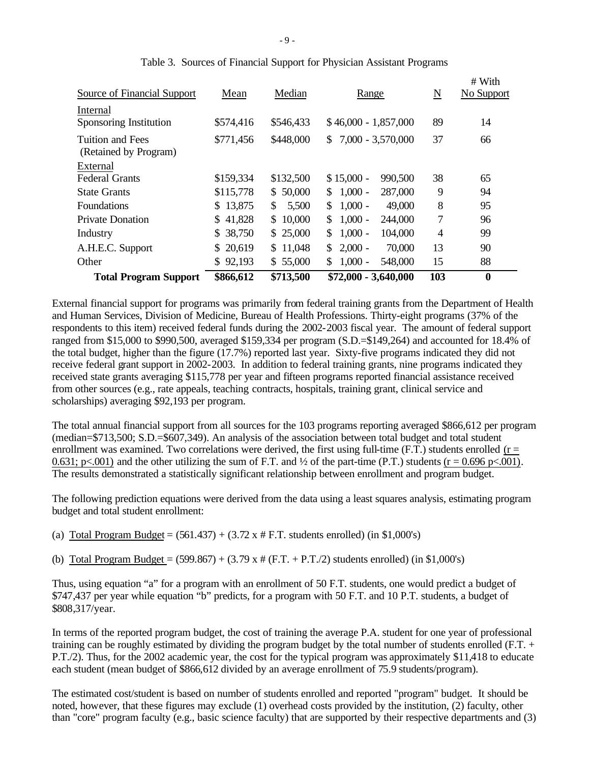Table 3. Sources of Financial Support for Physician Assistant Programs

| Source of Financial Support | Mean | Median | Range | N | # With No Support |
|---|---|---|---|---|---|
| Internal | | | | | |
| Sponsoring Institution | $574,416 | $546,433 | $ 46,000 - 1,857,000 | 89 | 14 |
| Tuition and Fees (Retained by Program) | $771,456 | $448,000 | $ 7,000 - 3,570,000 | 37 | 66 |
| External | | | | | |
| Federal Grants | $159,334 | $132,500 | $ 15,000 - 990,500 | 38 | 65 |
| State Grants | $115,778 | $ 50,000 | $ 1,000 - 287,000 | 9 | 94 |
| Foundations | $ 13,875 | $ 5,500 | $ 1,000 - 49,000 | 8 | 95 |
| Private Donation | $ 41,828 | $ 10,000 | $ 1,000 - 244,000 | 7 | 96 |
| Industry | $ 38,750 | $ 25,000 | $ 1,000 - 104,000 | 4 | 99 |
| A.H.E.C. Support | $ 20,619 | $ 11,048 | $ 2,000 - 70,000 | 13 | 90 |
| Other | $ 92,193 | $ 55,000 | $ 1,000 - 548,000 | 15 | 88 |
| **Total Program Support** | **$866,612** | **$713,500** | **$72,000 - 3,640,000** | **103** | **0** |

External financial support for programs was primarily from federal training grants from the Department of Health and Human Services, Division of Medicine, Bureau of Health Professions. Thirty-eight programs (37% of the respondents to this item) received federal funds during the 2002-2003 fiscal year. The amount of federal support ranged from $15,000 to $990,500, averaged $159,334 per program (S.D.=$149,264) and accounted for 18.4% of the total budget, higher than the figure (17.7%) reported last year. Sixty-five programs indicated they did not receive federal grant support in 2002-2003. In addition to federal training grants, nine programs indicated they received state grants averaging $115,778 per year and fifteen programs reported financial assistance received from other sources (e.g., rate appeals, teaching contracts, hospitals, training grant, clinical service and scholarships) averaging $92,193 per program.

The total annual financial support from all sources for the 103 programs reporting averaged $866,612 per program (median=$713,500; S.D.=$607,349). An analysis of the association between total budget and total student enrollment was examined. Two correlations were derived, the first using full-time (F.T.) students enrolled ($r = 0.631$; $p<.001$) and the other utilizing the sum of F.T. and ½ of the part-time (P.T.) students ($r = 0.696$ $p<.001$). The results demonstrated a statistically significant relationship between enrollment and program budget.

The following prediction equations were derived from the data using a least squares analysis, estimating program budget and total student enrollment:

(a) Total Program Budget = (561.437) + (3.72 x # F.T. students enrolled) (in $1,000's)

(b) Total Program Budget = (599.867) + (3.79 x # (F.T. + P.T./2) students enrolled) (in $1,000's)

Thus, using equation "a" for a program with an enrollment of 50 F.T. students, one would predict a budget of $747,437 per year while equation "b" predicts, for a program with 50 F.T. and 10 P.T. students, a budget of $808,317/year.

In terms of the reported program budget, the cost of training the average P.A. student for one year of professional training can be roughly estimated by dividing the program budget by the total number of students enrolled (F.T. + P.T./2). Thus, for the 2002 academic year, the cost for the typical program was approximately $11,418 to educate each student (mean budget of $866,612 divided by an average enrollment of 75.9 students/program).

The estimated cost/student is based on number of students enrolled and reported "program" budget. It should be noted, however, that these figures may exclude (1) overhead costs provided by the institution, (2) faculty, other than "core" program faculty (e.g., basic science faculty) that are supported by their respective departments and (3)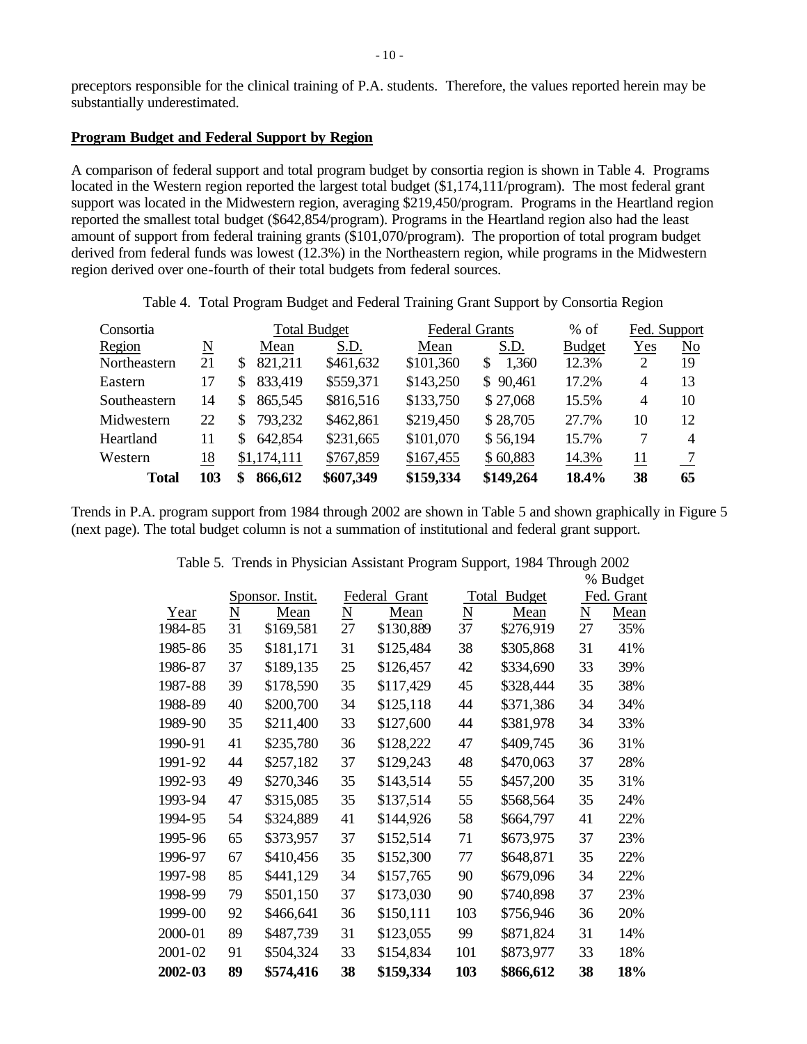preceptors responsible for the clinical training of P.A. students. Therefore, the values reported herein may be substantially underestimated.

**Program Budget and Federal Support by Region**

A comparison of federal support and total program budget by consortia region is shown in Table 4. Programs located in the Western region reported the largest total budget ($1,174,111/program). The most federal grant support was located in the Midwestern region, averaging $219,450/program. Programs in the Heartland region reported the smallest total budget ($642,854/program). Programs in the Heartland region also had the least amount of support from federal training grants ($101,070/program). The proportion of total program budget derived from federal funds was lowest (12.3%) in the Northeastern region, while programs in the Midwestern region derived over one-fourth of their total budgets from federal sources.

Table 4. Total Program Budget and Federal Training Grant Support by Consortia Region

| Consortia |  | Total Budget |  | Federal Grants |  | % of | Fed. Support |  |
|---|---|---|---|---|---|---|---|---|
| Region | N | Mean | S.D. | Mean | S.D. | Budget | Yes | No |
| Northeastern | 21 | $ 821,211 | $461,632 | $101,360 | $ 1,360 | 12.3% | 2 | 19 |
| Eastern | 17 | $ 833,419 | $559,371 | $143,250 | $ 90,461 | 17.2% | 4 | 13 |
| Southeastern | 14 | $ 865,545 | $816,516 | $133,750 | $ 27,068 | 15.5% | 4 | 10 |
| Midwestern | 22 | $ 793,232 | $462,861 | $219,450 | $ 28,705 | 27.7% | 10 | 12 |
| Heartland | 11 | $ 642,854 | $231,665 | $101,070 | $ 56,194 | 15.7% | 7 | 4 |
| Western | 18 | $1,174,111 | $767,859 | $167,455 | $ 60,883 | 14.3% | 11 | 7 |
| **Total** | **103** | **$ 866,612** | **$607,349** | **$159,334** | **$149,264** | **18.4%** | **38** | **65** |

Trends in P.A. program support from 1984 through 2002 are shown in Table 5 and shown graphically in Figure 5 (next page). The total budget column is not a summation of institutional and federal grant support.

Table 5. Trends in Physician Assistant Program Support, 1984 Through 2002

|  | Sponsor. Instit. |  | Federal Grant |  | Total Budget |  | % Budget Fed. Grant |  |
|---|---|---|---|---|---|---|---|---|
| Year | N | Mean | N | Mean | N | Mean | N | Mean |
| 1984-85 | 31 | $169,581 | 27 | $130,889 | 37 | $276,919 | 27 | 35% |
| 1985-86 | 35 | $181,171 | 31 | $125,484 | 38 | $305,868 | 31 | 41% |
| 1986-87 | 37 | $189,135 | 25 | $126,457 | 42 | $334,690 | 33 | 39% |
| 1987-88 | 39 | $178,590 | 35 | $117,429 | 45 | $328,444 | 35 | 38% |
| 1988-89 | 40 | $200,700 | 34 | $125,118 | 44 | $371,386 | 34 | 34% |
| 1989-90 | 35 | $211,400 | 33 | $127,600 | 44 | $381,978 | 34 | 33% |
| 1990-91 | 41 | $235,780 | 36 | $128,222 | 47 | $409,745 | 36 | 31% |
| 1991-92 | 44 | $257,182 | 37 | $129,243 | 48 | $470,063 | 37 | 28% |
| 1992-93 | 49 | $270,346 | 35 | $143,514 | 55 | $457,200 | 35 | 31% |
| 1993-94 | 47 | $315,085 | 35 | $137,514 | 55 | $568,564 | 35 | 24% |
| 1994-95 | 54 | $324,889 | 41 | $144,926 | 58 | $664,797 | 41 | 22% |
| 1995-96 | 65 | $373,957 | 37 | $152,514 | 71 | $673,975 | 37 | 23% |
| 1996-97 | 67 | $410,456 | 35 | $152,300 | 77 | $648,871 | 35 | 22% |
| 1997-98 | 85 | $441,129 | 34 | $157,765 | 90 | $679,096 | 34 | 22% |
| 1998-99 | 79 | $501,150 | 37 | $173,030 | 90 | $740,898 | 37 | 23% |
| 1999-00 | 92 | $466,641 | 36 | $150,111 | 103 | $756,946 | 36 | 20% |
| 2000-01 | 89 | $487,739 | 31 | $123,055 | 99 | $871,824 | 31 | 14% |
| 2001-02 | 91 | $504,324 | 33 | $154,834 | 101 | $873,977 | 33 | 18% |
| **2002-03** | **89** | **$574,416** | **38** | **$159,334** | **103** | **$866,612** | **38** | **18%** |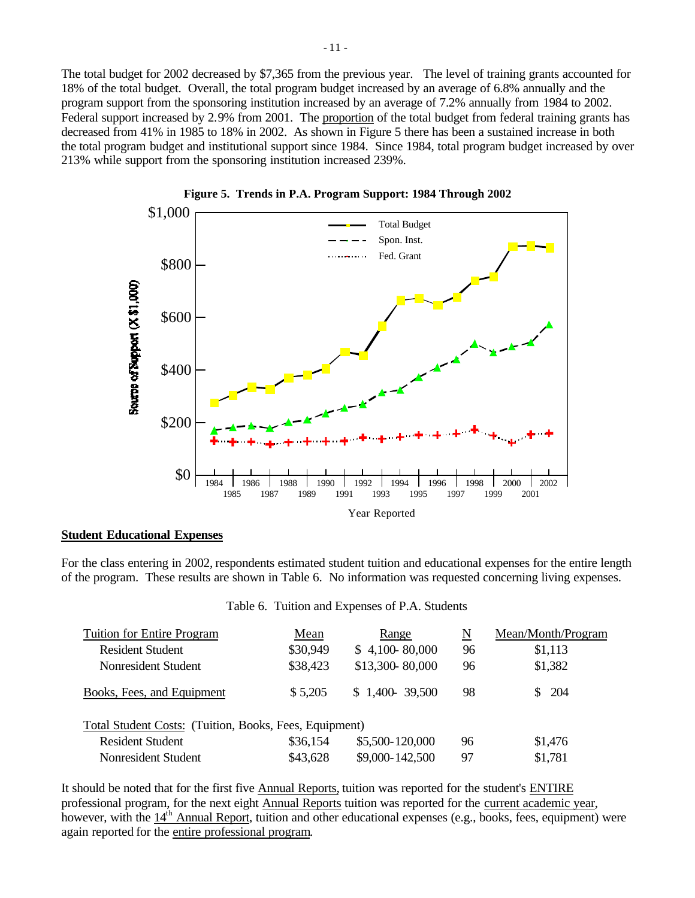The total budget for 2002 decreased by $7,365 from the previous year. The level of training grants accounted for 18% of the total budget. Overall, the total program budget increased by an average of 6.8% annually and the program support from the sponsoring institution increased by an average of 7.2% annually from 1984 to 2002. Federal support increased by 2.9% from 2001. The proportion of the total budget from federal training grants has decreased from 41% in 1985 to 18% in 2002. As shown in Figure 5 there has been a sustained increase in both the total program budget and institutional support since 1984. Since 1984, total program budget increased by over 213% while support from the sponsoring institution increased 239%.

**Figure 5. Trends in P.A. Program Support: 1984 Through 2002**

## Student Educational Expenses

For the class entering in 2002, respondents estimated student tuition and educational expenses for the entire length of the program. These results are shown in Table 6. No information was requested concerning living expenses.

Table 6. Tuition and Expenses of P.A. Students

| Tuition for Entire Program | Mean | Range | N | Mean/Month/Program |
|---|---|---|---|---|
| Resident Student | $30,949 | $ 4,100- 80,000 | 96 | $1,113 |
| Nonresident Student | $38,423 | $13,300- 80,000 | 96 | $1,382 |
| Books, Fees, and Equipment | $ 5,205 | $ 1,400- 39,500 | 98 | $ 204 |
| Total Student Costs: (Tuition, Books, Fees, Equipment) | | | | |
| Resident Student | $36,154 | $5,500-120,000 | 96 | $1,476 |
| Nonresident Student | $43,628 | $9,000-142,500 | 97 | $1,781 |

It should be noted that for the first five Annual Reports, tuition was reported for the student's ENTIRE professional program, for the next eight Annual Reports tuition was reported for the current academic year, however, with the 14th Annual Report, tuition and other educational expenses (e.g., books, fees, equipment) were again reported for the entire professional program.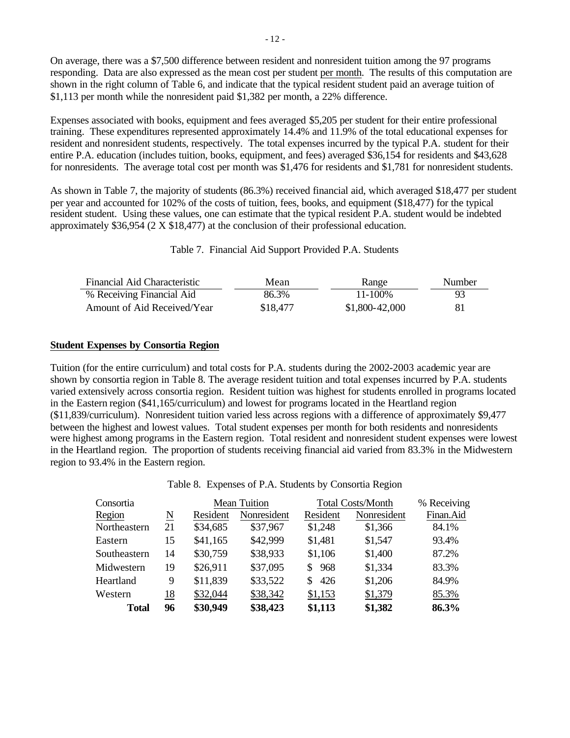On average, there was a $7,500 difference between resident and nonresident tuition among the 97 programs responding. Data are also expressed as the mean cost per student per month. The results of this computation are shown in the right column of Table 6, and indicate that the typical resident student paid an average tuition of $1,113 per month while the nonresident paid $1,382 per month, a 22% difference.

Expenses associated with books, equipment and fees averaged $5,205 per student for their entire professional training. These expenditures represented approximately 14.4% and 11.9% of the total educational expenses for resident and nonresident students, respectively. The total expenses incurred by the typical P.A. student for their entire P.A. education (includes tuition, books, equipment, and fees) averaged $36,154 for residents and $43,628 for nonresidents. The average total cost per month was $1,476 for residents and $1,781 for nonresident students.

As shown in Table 7, the majority of students (86.3%) received financial aid, which averaged $18,477 per student per year and accounted for 102% of the costs of tuition, fees, books, and equipment ($18,477) for the typical resident student. Using these values, one can estimate that the typical resident P.A. student would be indebted approximately $36,954 (2 X $18,477) at the conclusion of their professional education.

Table 7. Financial Aid Support Provided P.A. Students

| Financial Aid Characteristic | Mean | Range | Number |
|---|---|---|---|
| % Receiving Financial Aid | 86.3% | 11-100% | 93 |
| Amount of Aid Received/Year | $18,477 | $1,800-42,000 | 81 |

**Student Expenses by Consortia Region**

Tuition (for the entire curriculum) and total costs for P.A. students during the 2002-2003 academic year are shown by consortia region in Table 8. The average resident tuition and total expenses incurred by P.A. students varied extensively across consortia region. Resident tuition was highest for students enrolled in programs located in the Eastern region ($41,165/curriculum) and lowest for programs located in the Heartland region ($11,839/curriculum). Nonresident tuition varied less across regions with a difference of approximately $9,477 between the highest and lowest values. Total student expenses per month for both residents and nonresidents were highest among programs in the Eastern region. Total resident and nonresident student expenses were lowest in the Heartland region. The proportion of students receiving financial aid varied from 83.3% in the Midwestern region to 93.4% in the Eastern region.

Table 8. Expenses of P.A. Students by Consortia Region

| Consortia | | Mean Tuition | | Total Costs/Month | | % Receiving |
|---|---|---|---|---|---|---|
| Region | N | Resident | Nonresident | Resident | Nonresident | Finan.Aid |
| Northeastern | 21 | $34,685 | $37,967 | $1,248 | $1,366 | 84.1% |
| Eastern | 15 | $41,165 | $42,999 | $1,481 | $1,547 | 93.4% |
| Southeastern | 14 | $30,759 | $38,933 | $1,106 | $1,400 | 87.2% |
| Midwestern | 19 | $26,911 | $37,095 | $ 968 | $1,334 | 83.3% |
| Heartland | 9 | $11,839 | $33,522 | $ 426 | $1,206 | 84.9% |
| Western | 18 | $32,044 | $38,342 | $1,153 | $1,379 | 85.3% |
| **Total** | **96** | **$30,949** | **$38,423** | **$1,113** | **$1,382** | **86.3%** |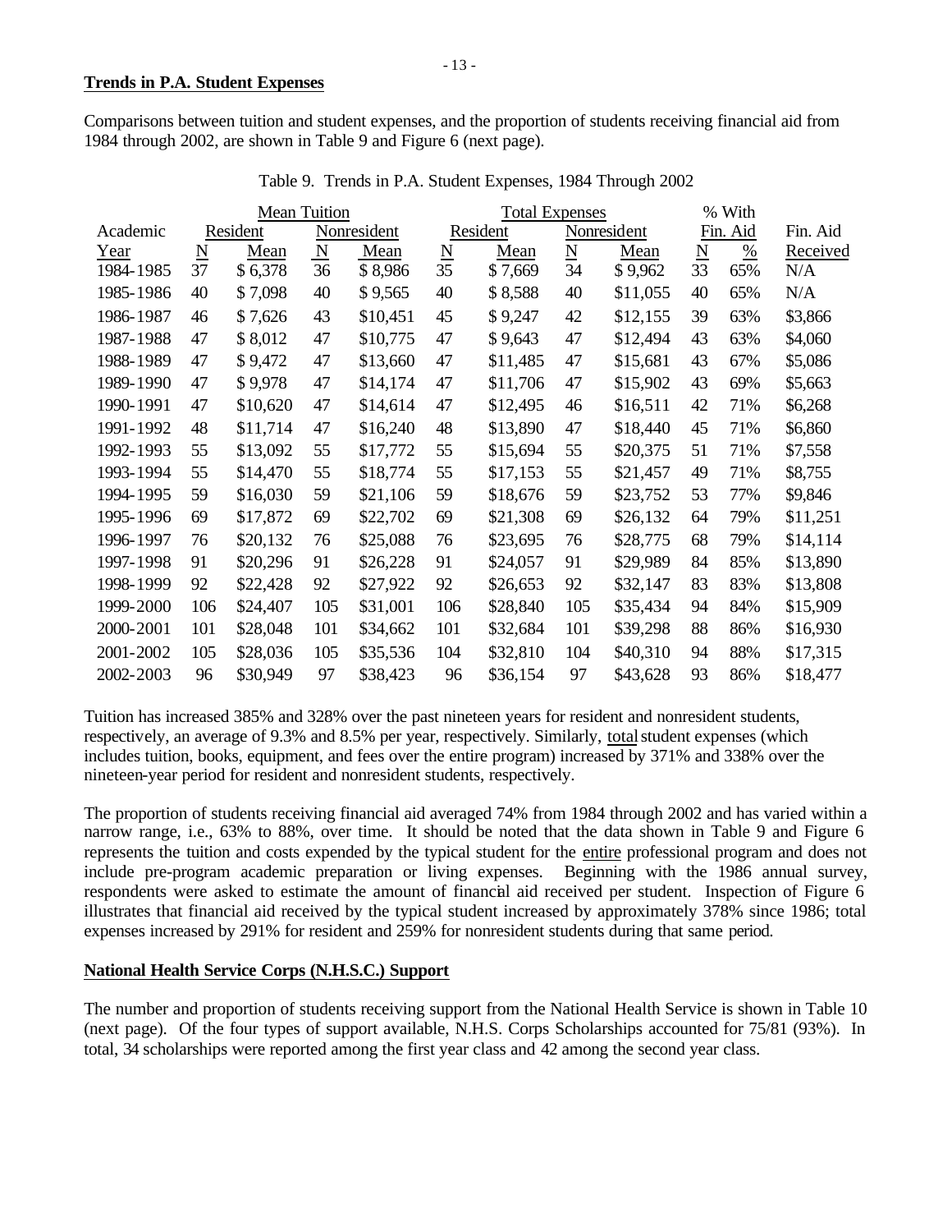## Trends in P.A. Student Expenses

Comparisons between tuition and student expenses, and the proportion of students receiving financial aid from 1984 through 2002, are shown in Table 9 and Figure 6 (next page).

Table 9. Trends in P.A. Student Expenses, 1984 Through 2002

| | Mean Tuition | | | | Total Expenses | | | | % With | | |
|---|---|---|---|---|---|---|---|---|---|---|---|
| Academic | Resident | | Nonresident | | Resident | | Nonresident | | Fin. Aid | | Fin. Aid |
| Year | N | Mean | N | Mean | N | Mean | N | Mean | N | % | Received |
| 1984-1985 | 37 | $ 6,378 | 36 | $ 8,986 | 35 | $ 7,669 | 34 | $ 9,962 | 33 | 65% | N/A |
| 1985-1986 | 40 | $ 7,098 | 40 | $ 9,565 | 40 | $ 8,588 | 40 | $11,055 | 40 | 65% | N/A |
| 1986-1987 | 46 | $ 7,626 | 43 | $10,451 | 45 | $ 9,247 | 42 | $12,155 | 39 | 63% | $3,866 |
| 1987-1988 | 47 | $ 8,012 | 47 | $10,775 | 47 | $ 9,643 | 47 | $12,494 | 43 | 63% | $4,060 |
| 1988-1989 | 47 | $ 9,472 | 47 | $13,660 | 47 | $11,485 | 47 | $15,681 | 43 | 67% | $5,086 |
| 1989-1990 | 47 | $ 9,978 | 47 | $14,174 | 47 | $11,706 | 47 | $15,902 | 43 | 69% | $5,663 |
| 1990-1991 | 47 | $10,620 | 47 | $14,614 | 47 | $12,495 | 46 | $16,511 | 42 | 71% | $6,268 |
| 1991-1992 | 48 | $11,714 | 47 | $16,240 | 48 | $13,890 | 47 | $18,440 | 45 | 71% | $6,860 |
| 1992-1993 | 55 | $13,092 | 55 | $17,772 | 55 | $15,694 | 55 | $20,375 | 51 | 71% | $7,558 |
| 1993-1994 | 55 | $14,470 | 55 | $18,774 | 55 | $17,153 | 55 | $21,457 | 49 | 71% | $8,755 |
| 1994-1995 | 59 | $16,030 | 59 | $21,106 | 59 | $18,676 | 59 | $23,752 | 53 | 77% | $9,846 |
| 1995-1996 | 69 | $17,872 | 69 | $22,702 | 69 | $21,308 | 69 | $26,132 | 64 | 79% | $11,251 |
| 1996-1997 | 76 | $20,132 | 76 | $25,088 | 76 | $23,695 | 76 | $28,775 | 68 | 79% | $14,114 |
| 1997-1998 | 91 | $20,296 | 91 | $26,228 | 91 | $24,057 | 91 | $29,989 | 84 | 85% | $13,890 |
| 1998-1999 | 92 | $22,428 | 92 | $27,922 | 92 | $26,653 | 92 | $32,147 | 83 | 83% | $13,808 |
| 1999-2000 | 106 | $24,407 | 105 | $31,001 | 106 | $28,840 | 105 | $35,434 | 94 | 84% | $15,909 |
| 2000-2001 | 101 | $28,048 | 101 | $34,662 | 101 | $32,684 | 101 | $39,298 | 88 | 86% | $16,930 |
| 2001-2002 | 105 | $28,036 | 105 | $35,536 | 104 | $32,810 | 104 | $40,310 | 94 | 88% | $17,315 |
| 2002-2003 | 96 | $30,949 | 97 | $38,423 | 96 | $36,154 | 97 | $43,628 | 93 | 86% | $18,477 |

Tuition has increased 385% and 328% over the past nineteen years for resident and nonresident students, respectively, an average of 9.3% and 8.5% per year, respectively. Similarly, total student expenses (which includes tuition, books, equipment, and fees over the entire program) increased by 371% and 338% over the nineteen-year period for resident and nonresident students, respectively.

The proportion of students receiving financial aid averaged 74% from 1984 through 2002 and has varied within a narrow range, i.e., 63% to 88%, over time. It should be noted that the data shown in Table 9 and Figure 6 represents the tuition and costs expended by the typical student for the entire professional program and does not include pre-program academic preparation or living expenses. Beginning with the 1986 annual survey, respondents were asked to estimate the amount of financial aid received per student. Inspection of Figure 6 illustrates that financial aid received by the typical student increased by approximately 378% since 1986; total expenses increased by 291% for resident and 259% for nonresident students during that same period.

## National Health Service Corps (N.H.S.C.) Support

The number and proportion of students receiving support from the National Health Service is shown in Table 10 (next page). Of the four types of support available, N.H.S. Corps Scholarships accounted for 75/81 (93%). In total, 34 scholarships were reported among the first year class and 42 among the second year class.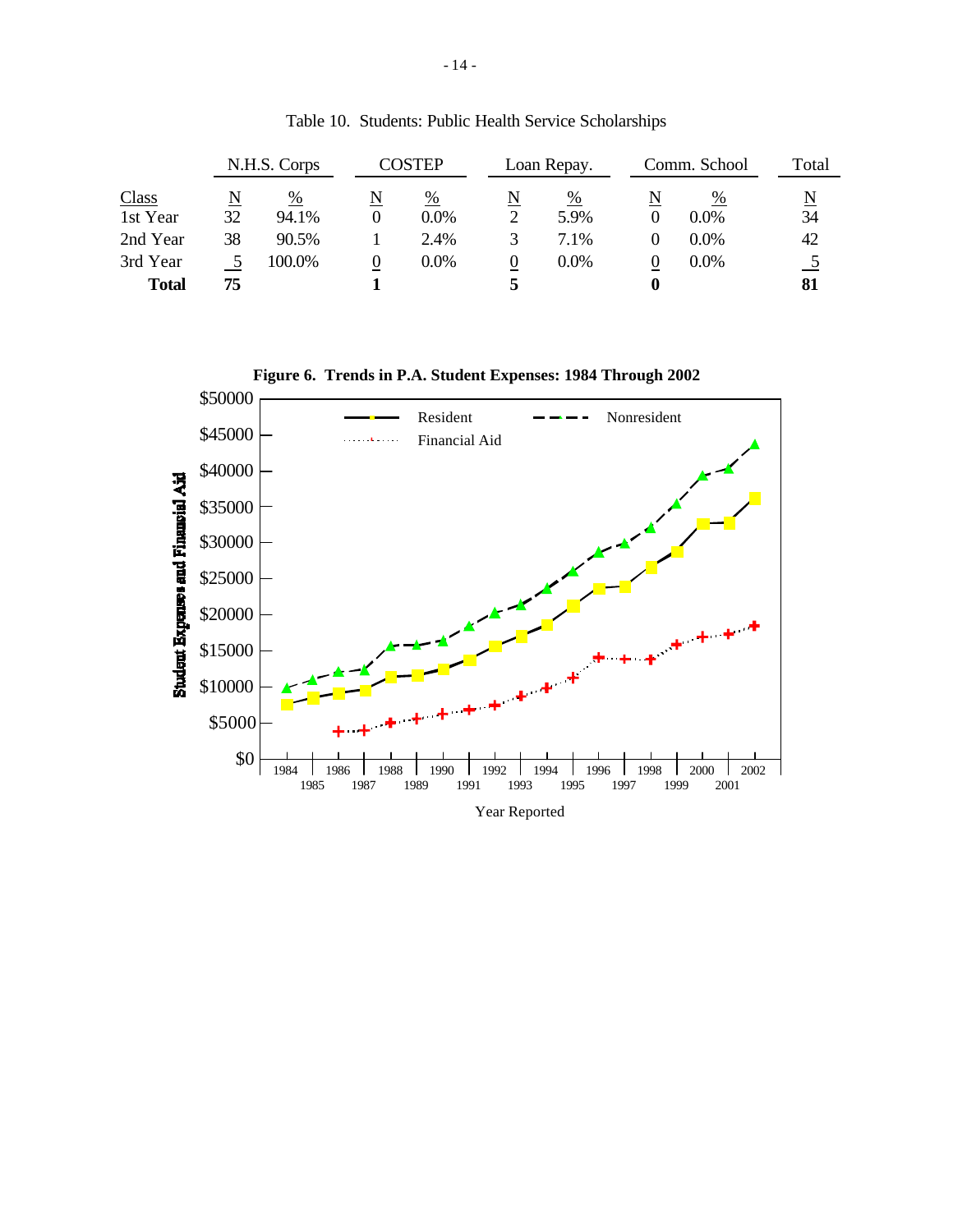Table 10. Students: Public Health Service Scholarships

| | N.H.S. Corps | | COSTEP | | Loan Repay. | | Comm. School | | Total |
|---|---|---|---|---|---|---|---|---|---|
| Class | N | % | N | % | N | % | N | % | N |
| 1st Year | 32 | 94.1% | 0 | 0.0% | 2 | 5.9% | 0 | 0.0% | 34 |
| 2nd Year | 38 | 90.5% | 1 | 2.4% | 3 | 7.1% | 0 | 0.0% | 42 |
| 3rd Year | 5 | 100.0% | 0 | 0.0% | 0 | 0.0% | 0 | 0.0% | 5 |
| **Total** | **75** | | **1** | | **5** | | **0** | | **81** |

**Figure 6. Trends in P.A. Student Expenses: 1984 Through 2002**

Student Expenses and Financial Aid

$50000, $45000, $40000, $35000, $30000, $25000, $20000, $15000, $10000, $5000, $0

Resident — Nonresident — Financial Aid

1984, 1985, 1986, 1987, 1988, 1989, 1990, 1991, 1992, 1993, 1994, 1995, 1996, 1997, 1998, 1999, 2000, 2001, 2002

Year Reported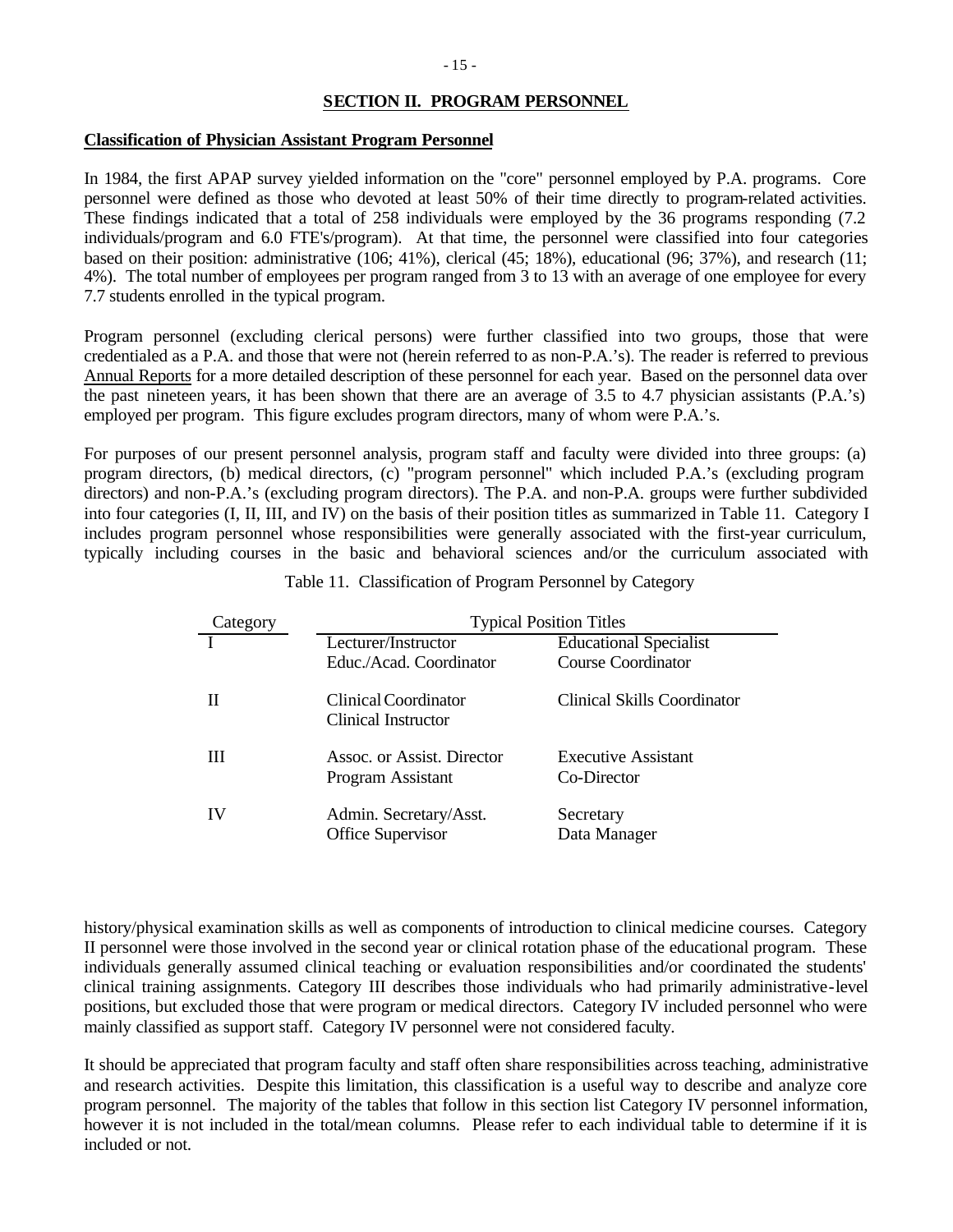## SECTION II. PROGRAM PERSONNEL

### Classification of Physician Assistant Program Personnel

In 1984, the first APAP survey yielded information on the "core" personnel employed by P.A. programs. Core personnel were defined as those who devoted at least 50% of their time directly to program-related activities. These findings indicated that a total of 258 individuals were employed by the 36 programs responding (7.2 individuals/program and 6.0 FTE's/program). At that time, the personnel were classified into four categories based on their position: administrative (106; 41%), clerical (45; 18%), educational (96; 37%), and research (11; 4%). The total number of employees per program ranged from 3 to 13 with an average of one employee for every 7.7 students enrolled in the typical program.

Program personnel (excluding clerical persons) were further classified into two groups, those that were credentialed as a P.A. and those that were not (herein referred to as non-P.A.'s). The reader is referred to previous Annual Reports for a more detailed description of these personnel for each year. Based on the personnel data over the past nineteen years, it has been shown that there are an average of 3.5 to 4.7 physician assistants (P.A.'s) employed per program. This figure excludes program directors, many of whom were P.A.'s.

For purposes of our present personnel analysis, program staff and faculty were divided into three groups: (a) program directors, (b) medical directors, (c) "program personnel" which included P.A.'s (excluding program directors) and non-P.A.'s (excluding program directors). The P.A. and non-P.A. groups were further subdivided into four categories (I, II, III, and IV) on the basis of their position titles as summarized in Table 11. Category I includes program personnel whose responsibilities were generally associated with the first-year curriculum, typically including courses in the basic and behavioral sciences and/or the curriculum associated with history/physical examination skills as well as components of introduction to clinical medicine courses. Category II personnel were those involved in the second year or clinical rotation phase of the educational program. These individuals generally assumed clinical teaching or evaluation responsibilities and/or coordinated the students' clinical training assignments. Category III describes those individuals who had primarily administrative-level positions, but excluded those that were program or medical directors. Category IV included personnel who were mainly classified as support staff. Category IV personnel were not considered faculty.

Table 11. Classification of Program Personnel by Category

| Category | Typical Position Titles | |
|---|---|---|
| I | Lecturer/Instructor | Educational Specialist |
| | Educ./Acad. Coordinator | Course Coordinator |
| II | Clinical Coordinator | Clinical Skills Coordinator |
| | Clinical Instructor | |
| III | Assoc. or Assist. Director | Executive Assistant |
| | Program Assistant | Co-Director |
| IV | Admin. Secretary/Asst. | Secretary |
| | Office Supervisor | Data Manager |

It should be appreciated that program faculty and staff often share responsibilities across teaching, administrative and research activities. Despite this limitation, this classification is a useful way to describe and analyze core program personnel. The majority of the tables that follow in this section list Category IV personnel information, however it is not included in the total/mean columns. Please refer to each individual table to determine if it is included or not.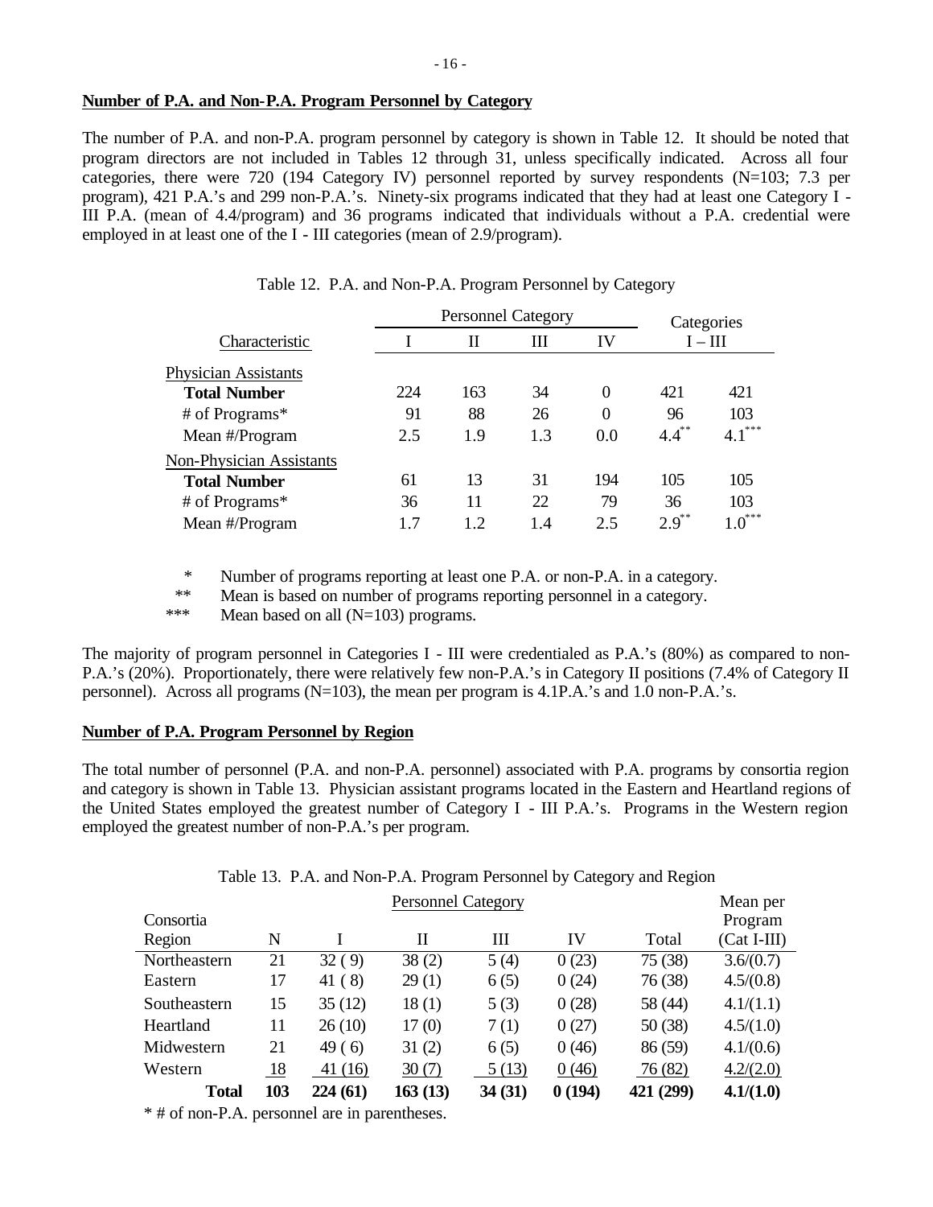**Number of P.A. and Non-P.A. Program Personnel by Category**

The number of P.A. and non-P.A. program personnel by category is shown in Table 12. It should be noted that program directors are not included in Tables 12 through 31, unless specifically indicated. Across all four categories, there were 720 (194 Category IV) personnel reported by survey respondents (N=103; 7.3 per program), 421 P.A.'s and 299 non-P.A.'s. Ninety-six programs indicated that they had at least one Category I - III P.A. (mean of 4.4/program) and 36 programs indicated that individuals without a P.A. credential were employed in at least one of the I - III categories (mean of 2.9/program).

Table 12. P.A. and Non-P.A. Program Personnel by Category

| Characteristic | Personnel Category | | | | Categories I – III | |
|---|---|---|---|---|---|---|
| | I | II | III | IV | | |
| **Physician Assistants** | | | | | | |
| **Total Number** | 224 | 163 | 34 | 0 | 421 | 421 |
| # of Programs* | 91 | 88 | 26 | 0 | 96 | 103 |
| Mean #/Program | 2.5 | 1.9 | 1.3 | 0.0 | 4.4** | 4.1*** |
| **Non-Physician Assistants** | | | | | | |
| **Total Number** | 61 | 13 | 31 | 194 | 105 | 105 |
| # of Programs* | 36 | 11 | 22 | 79 | 36 | 103 |
| Mean #/Program | 1.7 | 1.2 | 1.4 | 2.5 | 2.9** | 1.0*** |

\* Number of programs reporting at least one P.A. or non-P.A. in a category.
** Mean is based on number of programs reporting personnel in a category.
*** Mean based on all (N=103) programs.

The majority of program personnel in Categories I - III were credentialed as P.A.'s (80%) as compared to non-P.A.'s (20%). Proportionately, there were relatively few non-P.A.'s in Category II positions (7.4% of Category II personnel). Across all programs (N=103), the mean per program is 4.1P.A.'s and 1.0 non-P.A.'s.

**Number of P.A. Program Personnel by Region**

The total number of personnel (P.A. and non-P.A. personnel) associated with P.A. programs by consortia region and category is shown in Table 13. Physician assistant programs located in the Eastern and Heartland regions of the United States employed the greatest number of Category I - III P.A.'s. Programs in the Western region employed the greatest number of non-P.A.'s per program.

Table 13. P.A. and Non-P.A. Program Personnel by Category and Region

| Consortia Region | N | Personnel Category I | II | III | IV | Total | Mean per Program (Cat I-III) |
|---|---|---|---|---|---|---|---|
| Northeastern | 21 | 32 (9) | 38 (2) | 5 (4) | 0 (23) | 75 (38) | 3.6/(0.7) |
| Eastern | 17 | 41 (8) | 29 (1) | 6 (5) | 0 (24) | 76 (38) | 4.5/(0.8) |
| Southeastern | 15 | 35 (12) | 18 (1) | 5 (3) | 0 (28) | 58 (44) | 4.1/(1.1) |
| Heartland | 11 | 26 (10) | 17 (0) | 7 (1) | 0 (27) | 50 (38) | 4.5/(1.0) |
| Midwestern | 21 | 49 (6) | 31 (2) | 6 (5) | 0 (46) | 86 (59) | 4.1/(0.6) |
| Western | 18 | 41 (16) | 30 (7) | 5 (13) | 0 (46) | 76 (82) | 4.2/(2.0) |
| **Total** | **103** | **224 (61)** | **163 (13)** | **34 (31)** | **0 (194)** | **421 (299)** | **4.1/(1.0)** |

\* # of non-P.A. personnel are in parentheses.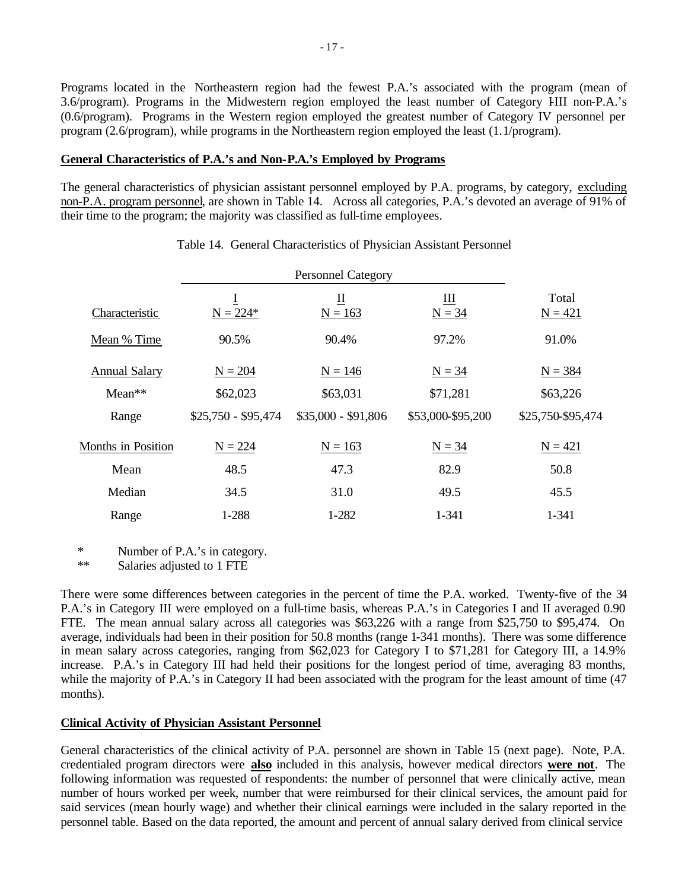Programs located in the Northeastern region had the fewest P.A.'s associated with the program (mean of 3.6/program). Programs in the Midwestern region employed the least number of Category I-III non-P.A.'s (0.6/program). Programs in the Western region employed the greatest number of Category IV personnel per program (2.6/program), while programs in the Northeastern region employed the least (1.1/program).

**General Characteristics of P.A.'s and Non-P.A.'s Employed by Programs**

The general characteristics of physician assistant personnel employed by P.A. programs, by category, excluding non-P.A. program personnel, are shown in Table 14. Across all categories, P.A.'s devoted an average of 91% of their time to the program; the majority was classified as full-time employees.

Table 14. General Characteristics of Physician Assistant Personnel

| | Personnel Category | | | |
|---|---|---|---|---|
| Characteristic | I<br>N = 224* | II<br>N = 163 | III<br>N = 34 | Total<br>N = 421 |
| Mean % Time | 90.5% | 90.4% | 97.2% | 91.0% |
| Annual Salary | N = 204 | N = 146 | N = 34 | N = 384 |
| Mean** | $62,023 | $63,031 | $71,281 | $63,226 |
| Range | $25,750 - $95,474 | $35,000 - $91,806 | $53,000-$95,200 | $25,750-$95,474 |
| Months in Position | N = 224 | N = 163 | N = 34 | N = 421 |
| Mean | 48.5 | 47.3 | 82.9 | 50.8 |
| Median | 34.5 | 31.0 | 49.5 | 45.5 |
| Range | 1-288 | 1-282 | 1-341 | 1-341 |

\* Number of P.A.'s in category.
** Salaries adjusted to 1 FTE

There were some differences between categories in the percent of time the P.A. worked. Twenty-five of the 34 P.A.'s in Category III were employed on a full-time basis, whereas P.A.'s in Categories I and II averaged 0.90 FTE. The mean annual salary across all categories was $63,226 with a range from $25,750 to $95,474. On average, individuals had been in their position for 50.8 months (range 1-341 months). There was some difference in mean salary across categories, ranging from $62,023 for Category I to $71,281 for Category III, a 14.9% increase. P.A.'s in Category III had held their positions for the longest period of time, averaging 83 months, while the majority of P.A.'s in Category II had been associated with the program for the least amount of time (47 months).

**Clinical Activity of Physician Assistant Personnel**

General characteristics of the clinical activity of P.A. personnel are shown in Table 15 (next page). Note, P.A. credentialed program directors were **also** included in this analysis, however medical directors **were not**. The following information was requested of respondents: the number of personnel that were clinically active, mean number of hours worked per week, number that were reimbursed for their clinical services, the amount paid for said services (mean hourly wage) and whether their clinical earnings were included in the salary reported in the personnel table. Based on the data reported, the amount and percent of annual salary derived from clinical service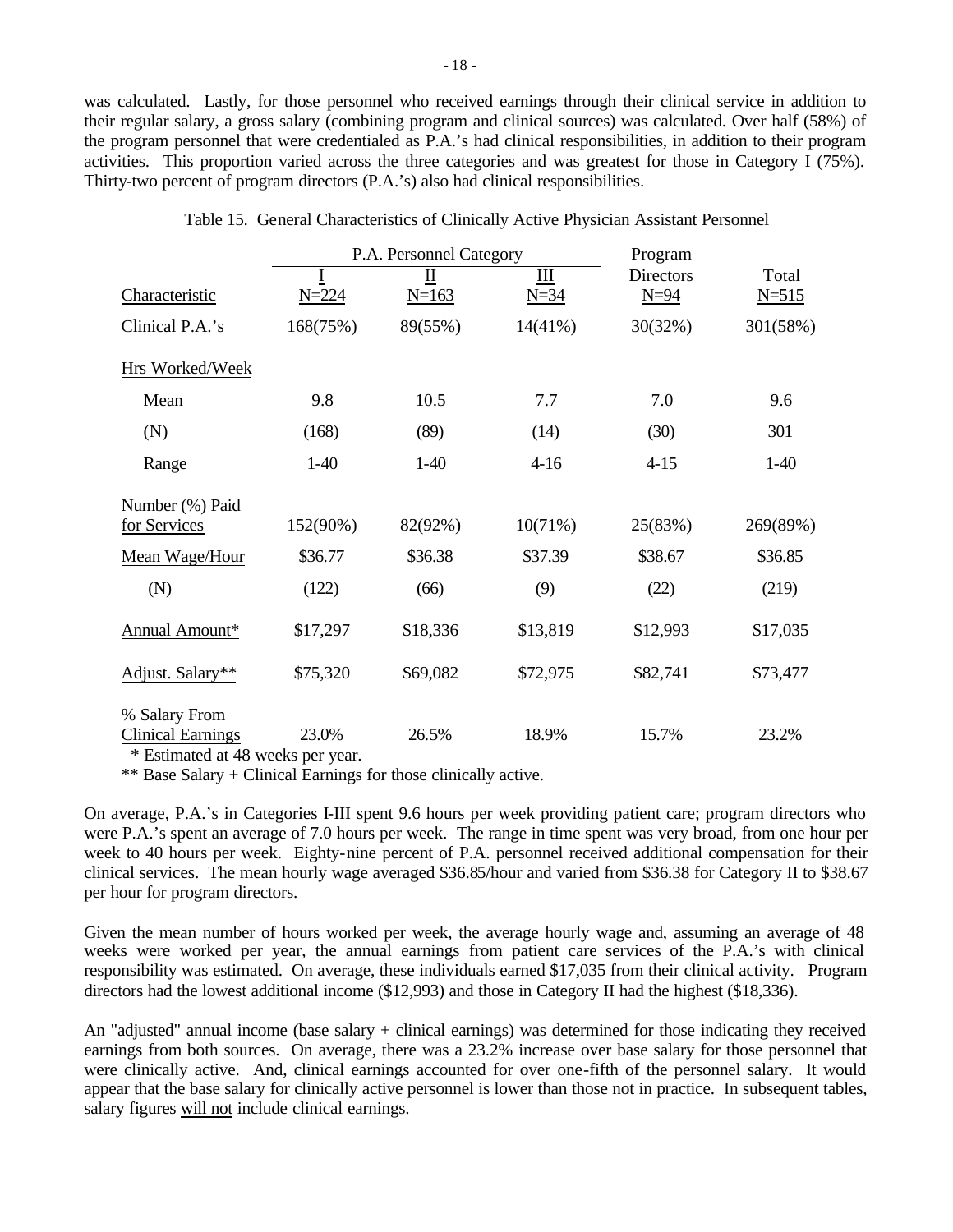was calculated. Lastly, for those personnel who received earnings through their clinical service in addition to their regular salary, a gross salary (combining program and clinical sources) was calculated. Over half (58%) of the program personnel that were credentialed as P.A.'s had clinical responsibilities, in addition to their program activities. This proportion varied across the three categories and was greatest for those in Category I (75%). Thirty-two percent of program directors (P.A.'s) also had clinical responsibilities.

Table 15. General Characteristics of Clinically Active Physician Assistant Personnel

| | P.A. Personnel Category | | | Program | |
|---|---|---|---|---|---|
| Characteristic | I<br>N=224 | II<br>N=163 | III<br>N=34 | Directors<br>N=94 | Total<br>N=515 |
| Clinical P.A.'s | 168(75%) | 89(55%) | 14(41%) | 30(32%) | 301(58%) |
| Hrs Worked/Week | | | | | |
| Mean | 9.8 | 10.5 | 7.7 | 7.0 | 9.6 |
| (N) | (168) | (89) | (14) | (30) | 301 |
| Range | 1-40 | 1-40 | 4-16 | 4-15 | 1-40 |
| Number (%) Paid for Services | 152(90%) | 82(92%) | 10(71%) | 25(83%) | 269(89%) |
| Mean Wage/Hour | $36.77 | $36.38 | $37.39 | $38.67 | $36.85 |
| (N) | (122) | (66) | (9) | (22) | (219) |
| Annual Amount* | $17,297 | $18,336 | $13,819 | $12,993 | $17,035 |
| Adjust. Salary** | $75,320 | $69,082 | $72,975 | $82,741 | $73,477 |
| % Salary From Clinical Earnings | 23.0% | 26.5% | 18.9% | 15.7% | 23.2% |

\* Estimated at 48 weeks per year.

** Base Salary + Clinical Earnings for those clinically active.

On average, P.A.'s in Categories I-III spent 9.6 hours per week providing patient care; program directors who were P.A.'s spent an average of 7.0 hours per week. The range in time spent was very broad, from one hour per week to 40 hours per week. Eighty-nine percent of P.A. personnel received additional compensation for their clinical services. The mean hourly wage averaged $36.85/hour and varied from $36.38 for Category II to $38.67 per hour for program directors.

Given the mean number of hours worked per week, the average hourly wage and, assuming an average of 48 weeks were worked per year, the annual earnings from patient care services of the P.A.'s with clinical responsibility was estimated. On average, these individuals earned $17,035 from their clinical activity. Program directors had the lowest additional income ($12,993) and those in Category II had the highest ($18,336).

An "adjusted" annual income (base salary + clinical earnings) was determined for those indicating they received earnings from both sources. On average, there was a 23.2% increase over base salary for those personnel that were clinically active. And, clinical earnings accounted for over one-fifth of the personnel salary. It would appear that the base salary for clinically active personnel is lower than those not in practice. In subsequent tables, salary figures <u>will not</u> include clinical earnings.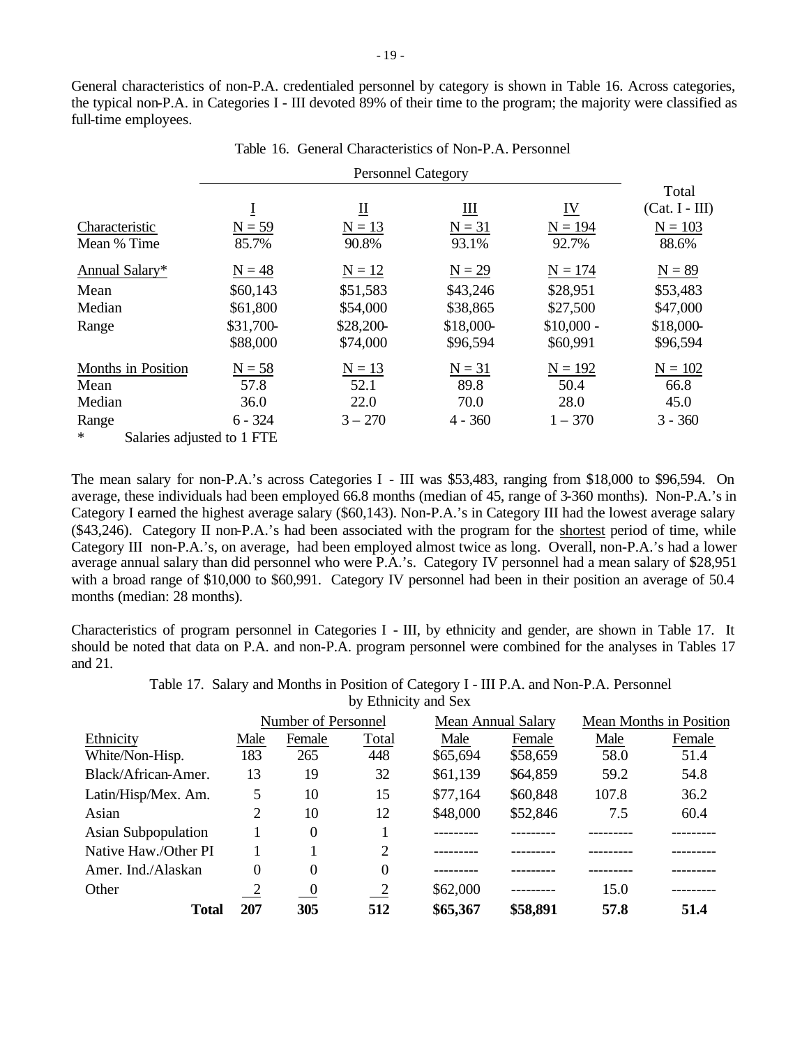General characteristics of non-P.A. credentialed personnel by category is shown in Table 16. Across categories, the typical non-P.A. in Categories I - III devoted 89% of their time to the program; the majority were classified as full-time employees.

Table 16. General Characteristics of Non-P.A. Personnel

| | Personnel Category | | | | |
|---|---|---|---|---|---|
| Characteristic | I<br>N = 59 | II<br>N = 13 | III<br>N = 31 | IV<br>N = 194 | Total (Cat. I - III)<br>N = 103 |
| Mean % Time | 85.7% | 90.8% | 93.1% | 92.7% | 88.6% |
| Annual Salary* | N = 48 | N = 12 | N = 29 | N = 174 | N = 89 |
| Mean | $60,143 | $51,583 | $43,246 | $28,951 | $53,483 |
| Median | $61,800 | $54,000 | $38,865 | $27,500 | $47,000 |
| Range | $31,700-$88,000 | $28,200-$74,000 | $18,000-$96,594 | $10,000 - $60,991 | $18,000-$96,594 |
| Months in Position | N = 58 | N = 13 | N = 31 | N = 192 | N = 102 |
| Mean | 57.8 | 52.1 | 89.8 | 50.4 | 66.8 |
| Median | 36.0 | 22.0 | 70.0 | 28.0 | 45.0 |
| Range | 6 - 324 | 3 – 270 | 4 - 360 | 1 – 370 | 3 - 360 |

\* Salaries adjusted to 1 FTE

The mean salary for non-P.A.'s across Categories I - III was $53,483, ranging from $18,000 to $96,594. On average, these individuals had been employed 66.8 months (median of 45, range of 3-360 months). Non-P.A.'s in Category I earned the highest average salary ($60,143). Non-P.A.'s in Category III had the lowest average salary ($43,246). Category II non-P.A.'s had been associated with the program for the shortest period of time, while Category III non-P.A.'s, on average, had been employed almost twice as long. Overall, non-P.A.'s had a lower average annual salary than did personnel who were P.A.'s. Category IV personnel had a mean salary of $28,951 with a broad range of $10,000 to $60,991. Category IV personnel had been in their position an average of 50.4 months (median: 28 months).

Characteristics of program personnel in Categories I - III, by ethnicity and gender, are shown in Table 17. It should be noted that data on P.A. and non-P.A. program personnel were combined for the analyses in Tables 17 and 21.

Table 17. Salary and Months in Position of Category I - III P.A. and Non-P.A. Personnel by Ethnicity and Sex

| | Number of Personnel | | | Mean Annual Salary | | Mean Months in Position | |
|---|---|---|---|---|---|---|---|
| Ethnicity | Male | Female | Total | Male | Female | Male | Female |
| White/Non-Hisp. | 183 | 265 | 448 | $65,694 | $58,659 | 58.0 | 51.4 |
| Black/African-Amer. | 13 | 19 | 32 | $61,139 | $64,859 | 59.2 | 54.8 |
| Latin/Hisp/Mex. Am. | 5 | 10 | 15 | $77,164 | $60,848 | 107.8 | 36.2 |
| Asian | 2 | 10 | 12 | $48,000 | $52,846 | 7.5 | 60.4 |
| Asian Subpopulation | 1 | 0 | 1 | --------- | --------- | --------- | --------- |
| Native Haw./Other PI | 1 | 1 | 2 | --------- | --------- | --------- | --------- |
| Amer. Ind./Alaskan | 0 | 0 | 0 | --------- | --------- | --------- | --------- |
| Other | 2 | 0 | 2 | $62,000 | --------- | 15.0 | --------- |
| **Total** | **207** | **305** | **512** | **$65,367** | **$58,891** | **57.8** | **51.4** |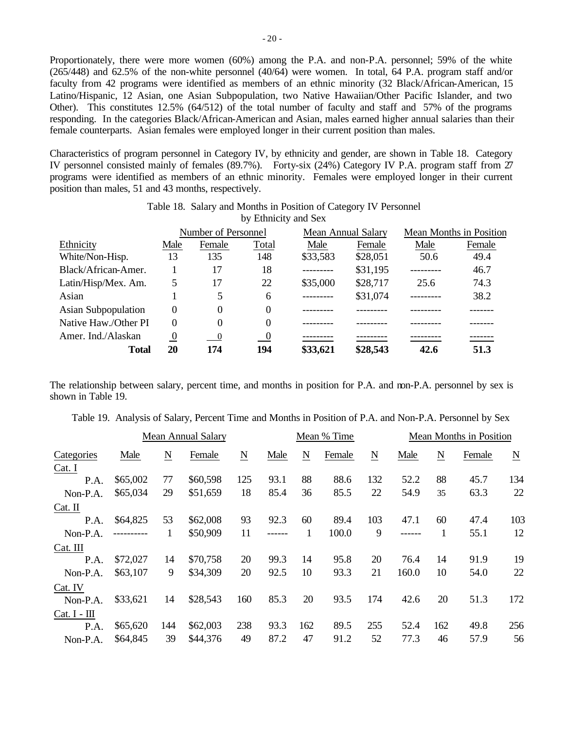Proportionately, there were more women (60%) among the P.A. and non-P.A. personnel; 59% of the white (265/448) and 62.5% of the non-white personnel (40/64) were women. In total, 64 P.A. program staff and/or faculty from 42 programs were identified as members of an ethnic minority (32 Black/African-American, 15 Latino/Hispanic, 12 Asian, one Asian Subpopulation, two Native Hawaiian/Other Pacific Islander, and two Other). This constitutes 12.5% (64/512) of the total number of faculty and staff and 57% of the programs responding. In the categories Black/African-American and Asian, males earned higher annual salaries than their female counterparts. Asian females were employed longer in their current position than males.

Characteristics of program personnel in Category IV, by ethnicity and gender, are shown in Table 18. Category IV personnel consisted mainly of females (89.7%). Forty-six (24%) Category IV P.A. program staff from 27 programs were identified as members of an ethnic minority. Females were employed longer in their current position than males, 51 and 43 months, respectively.

Table 18. Salary and Months in Position of Category IV Personnel by Ethnicity and Sex

| | Number of Personnel | | | Mean Annual Salary | | Mean Months in Position | |
|---|---|---|---|---|---|---|---|
| Ethnicity | Male | Female | Total | Male | Female | Male | Female |
| White/Non-Hisp. | 13 | 135 | 148 | $33,583 | $28,051 | 50.6 | 49.4 |
| Black/African-Amer. | 1 | 17 | 18 | --------- | $31,195 | --------- | 46.7 |
| Latin/Hisp/Mex. Am. | 5 | 17 | 22 | $35,000 | $28,717 | 25.6 | 74.3 |
| Asian | 1 | 5 | 6 | --------- | $31,074 | --------- | 38.2 |
| Asian Subpopulation | 0 | 0 | 0 | --------- | --------- | --------- | ------- |
| Native Haw./Other PI | 0 | 0 | 0 | --------- | --------- | --------- | ------- |
| Amer. Ind./Alaskan | 0 | 0 | 0 | --------- | --------- | --------- | ------- |
| **Total** | **20** | **174** | **194** | **$33,621** | **$28,543** | **42.6** | **51.3** |

The relationship between salary, percent time, and months in position for P.A. and non-P.A. personnel by sex is shown in Table 19.

Table 19. Analysis of Salary, Percent Time and Months in Position of P.A. and Non-P.A. Personnel by Sex

| | Mean Annual Salary | | | | Mean % Time | | | | Mean Months in Position | | | |
|---|---|---|---|---|---|---|---|---|---|---|---|---|
| Categories | Male | N | Female | N | Male | N | Female | N | Male | N | Female | N |
| Cat. I | | | | | | | | | | | | |
| P.A. | $65,002 | 77 | $60,598 | 125 | 93.1 | 88 | 88.6 | 132 | 52.2 | 88 | 45.7 | 134 |
| Non-P.A. | $65,034 | 29 | $51,659 | 18 | 85.4 | 36 | 85.5 | 22 | 54.9 | 35 | 63.3 | 22 |
| Cat. II | | | | | | | | | | | | |
| P.A. | $64,825 | 53 | $62,008 | 93 | 92.3 | 60 | 89.4 | 103 | 47.1 | 60 | 47.4 | 103 |
| Non-P.A. | ---------- | 1 | $50,909 | 11 | ------ | 1 | 100.0 | 9 | ------ | 1 | 55.1 | 12 |
| Cat. III | | | | | | | | | | | | |
| P.A. | $72,027 | 14 | $70,758 | 20 | 99.3 | 14 | 95.8 | 20 | 76.4 | 14 | 91.9 | 19 |
| Non-P.A. | $63,107 | 9 | $34,309 | 20 | 92.5 | 10 | 93.3 | 21 | 160.0 | 10 | 54.0 | 22 |
| Cat. IV | | | | | | | | | | | | |
| Non-P.A. | $33,621 | 14 | $28,543 | 160 | 85.3 | 20 | 93.5 | 174 | 42.6 | 20 | 51.3 | 172 |
| Cat. I - III | | | | | | | | | | | | |
| P.A. | $65,620 | 144 | $62,003 | 238 | 93.3 | 162 | 89.5 | 255 | 52.4 | 162 | 49.8 | 256 |
| Non-P.A. | $64,845 | 39 | $44,376 | 49 | 87.2 | 47 | 91.2 | 52 | 77.3 | 46 | 57.9 | 56 |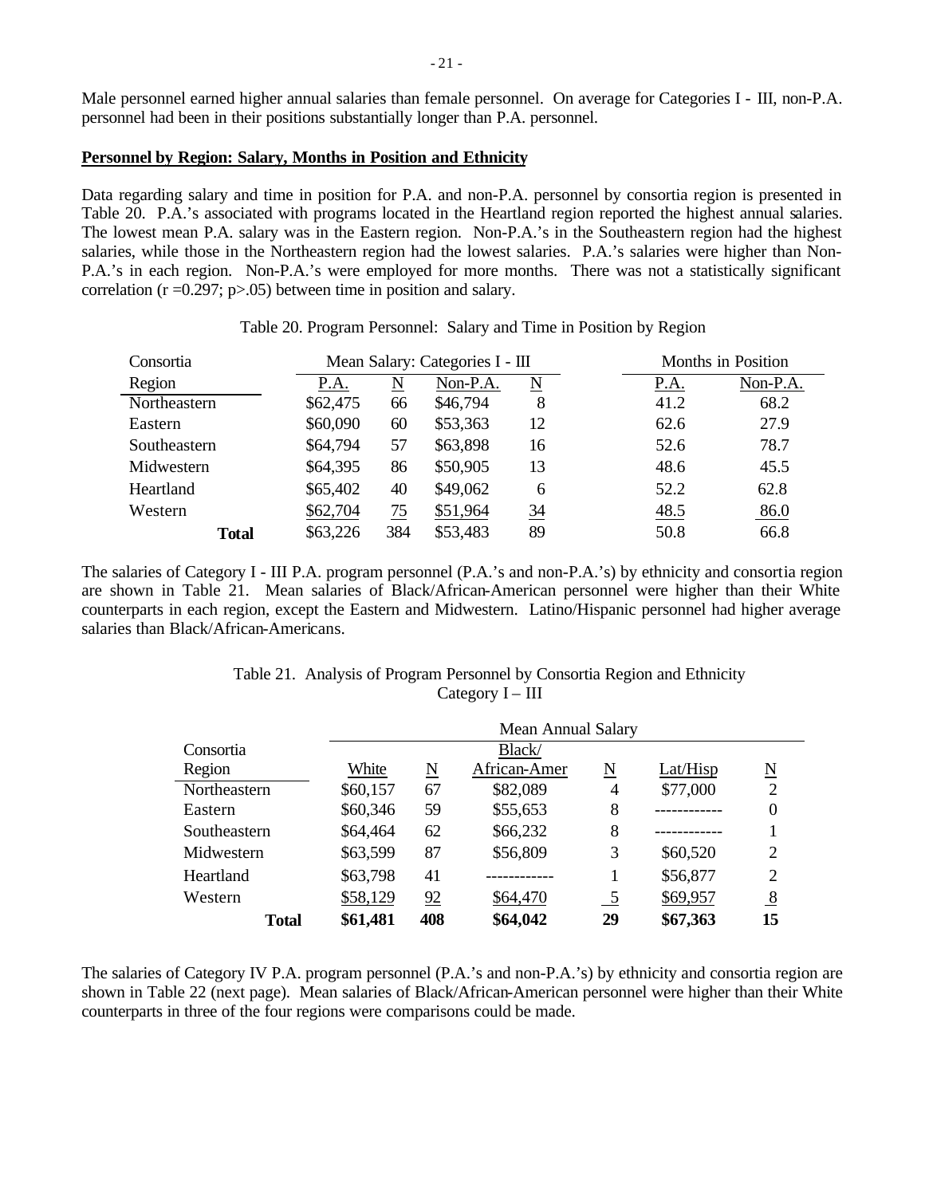Male personnel earned higher annual salaries than female personnel. On average for Categories I - III, non-P.A. personnel had been in their positions substantially longer than P.A. personnel.

**Personnel by Region: Salary, Months in Position and Ethnicity**

Data regarding salary and time in position for P.A. and non-P.A. personnel by consortia region is presented in Table 20. P.A.'s associated with programs located in the Heartland region reported the highest annual salaries. The lowest mean P.A. salary was in the Eastern region. Non-P.A.'s in the Southeastern region had the highest salaries, while those in the Northeastern region had the lowest salaries. P.A.'s salaries were higher than Non-P.A.'s in each region. Non-P.A.'s were employed for more months. There was not a statistically significant correlation ($r = 0.297$; $p > .05$) between time in position and salary.

Table 20. Program Personnel: Salary and Time in Position by Region

| Consortia | Mean Salary: Categories I - III | | | | Months in Position | |
|---|---|---|---|---|---|---|
| Region | P.A. | N | Non-P.A. | N | P.A. | Non-P.A. |
| Northeastern | $62,475 | 66 | $46,794 | 8 | 41.2 | 68.2 |
| Eastern | $60,090 | 60 | $53,363 | 12 | 62.6 | 27.9 |
| Southeastern | $64,794 | 57 | $63,898 | 16 | 52.6 | 78.7 |
| Midwestern | $64,395 | 86 | $50,905 | 13 | 48.6 | 45.5 |
| Heartland | $65,402 | 40 | $49,062 | 6 | 52.2 | 62.8 |
| Western | $62,704 | 75 | $51,964 | 34 | 48.5 | 86.0 |
| **Total** | $63,226 | 384 | $53,483 | 89 | 50.8 | 66.8 |

The salaries of Category I - III P.A. program personnel (P.A.'s and non-P.A.'s) by ethnicity and consortia region are shown in Table 21. Mean salaries of Black/African-American personnel were higher than their White counterparts in each region, except the Eastern and Midwestern. Latino/Hispanic personnel had higher average salaries than Black/African-Americans.

Table 21. Analysis of Program Personnel by Consortia Region and Ethnicity
Category I – III

| Consortia | Mean Annual Salary | | | | | |
|---|---|---|---|---|---|---|
| Region | White | N | Black/ African-Amer | N | Lat/Hisp | N |
| Northeastern | $60,157 | 67 | $82,089 | 4 | $77,000 | 2 |
| Eastern | $60,346 | 59 | $55,653 | 8 | ------------ | 0 |
| Southeastern | $64,464 | 62 | $66,232 | 8 | ------------ | 1 |
| Midwestern | $63,599 | 87 | $56,809 | 3 | $60,520 | 2 |
| Heartland | $63,798 | 41 | ------------ | 1 | $56,877 | 2 |
| Western | $58,129 | 92 | $64,470 | 5 | $69,957 | 8 |
| **Total** | **$61,481** | **408** | **$64,042** | **29** | **$67,363** | **15** |

The salaries of Category IV P.A. program personnel (P.A.'s and non-P.A.'s) by ethnicity and consortia region are shown in Table 22 (next page). Mean salaries of Black/African-American personnel were higher than their White counterparts in three of the four regions were comparisons could be made.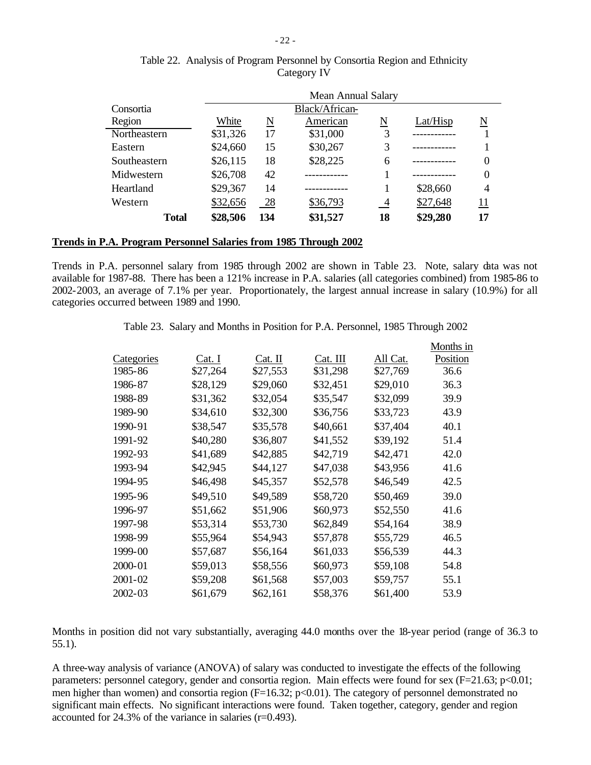Table 22. Analysis of Program Personnel by Consortia Region and Ethnicity
Category IV

| Consortia Region | Mean Annual Salary | | | | | |
|---|---|---|---|---|---|---|
| | White | N | Black/African-American | N | Lat/Hisp | N |
| Northeastern | $31,326 | 17 | $31,000 | 3 | ------------ | 1 |
| Eastern | $24,660 | 15 | $30,267 | 3 | ------------ | 1 |
| Southeastern | $26,115 | 18 | $28,225 | 6 | ------------ | 0 |
| Midwestern | $26,708 | 42 | ------------ | 1 | ------------ | 0 |
| Heartland | $29,367 | 14 | ------------ | 1 | $28,660 | 4 |
| Western | $32,656 | 28 | $36,793 | 4 | $27,648 | 11 |
| **Total** | **$28,506** | **134** | **$31,527** | **18** | **$29,280** | **17** |

**Trends in P.A. Program Personnel Salaries from 1985 Through 2002**

Trends in P.A. personnel salary from 1985 through 2002 are shown in Table 23. Note, salary data was not available for 1987-88. There has been a 121% increase in P.A. salaries (all categories combined) from 1985-86 to 2002-2003, an average of 7.1% per year. Proportionately, the largest annual increase in salary (10.9%) for all categories occurred between 1989 and 1990.

Table 23. Salary and Months in Position for P.A. Personnel, 1985 Through 2002

| Categories | Cat. I | Cat. II | Cat. III | All Cat. | Months in Position |
|---|---|---|---|---|---|
| 1985-86 | $27,264 | $27,553 | $31,298 | $27,769 | 36.6 |
| 1986-87 | $28,129 | $29,060 | $32,451 | $29,010 | 36.3 |
| 1988-89 | $31,362 | $32,054 | $35,547 | $32,099 | 39.9 |
| 1989-90 | $34,610 | $32,300 | $36,756 | $33,723 | 43.9 |
| 1990-91 | $38,547 | $35,578 | $40,661 | $37,404 | 40.1 |
| 1991-92 | $40,280 | $36,807 | $41,552 | $39,192 | 51.4 |
| 1992-93 | $41,689 | $42,885 | $42,719 | $42,471 | 42.0 |
| 1993-94 | $42,945 | $44,127 | $47,038 | $43,956 | 41.6 |
| 1994-95 | $46,498 | $45,357 | $52,578 | $46,549 | 42.5 |
| 1995-96 | $49,510 | $49,589 | $58,720 | $50,469 | 39.0 |
| 1996-97 | $51,662 | $51,906 | $60,973 | $52,550 | 41.6 |
| 1997-98 | $53,314 | $53,730 | $62,849 | $54,164 | 38.9 |
| 1998-99 | $55,964 | $54,943 | $57,878 | $55,729 | 46.5 |
| 1999-00 | $57,687 | $56,164 | $61,033 | $56,539 | 44.3 |
| 2000-01 | $59,013 | $58,556 | $60,973 | $59,108 | 54.8 |
| 2001-02 | $59,208 | $61,568 | $57,003 | $59,757 | 55.1 |
| 2002-03 | $61,679 | $62,161 | $58,376 | $61,400 | 53.9 |

Months in position did not vary substantially, averaging 44.0 months over the 18-year period (range of 36.3 to 55.1).

A three-way analysis of variance (ANOVA) of salary was conducted to investigate the effects of the following parameters: personnel category, gender and consortia region. Main effects were found for sex ($F=21.63$; $p<0.01$; men higher than women) and consortia region ($F=16.32$; $p<0.01$). The category of personnel demonstrated no significant main effects. No significant interactions were found. Taken together, category, gender and region accounted for 24.3% of the variance in salaries ($r=0.493$).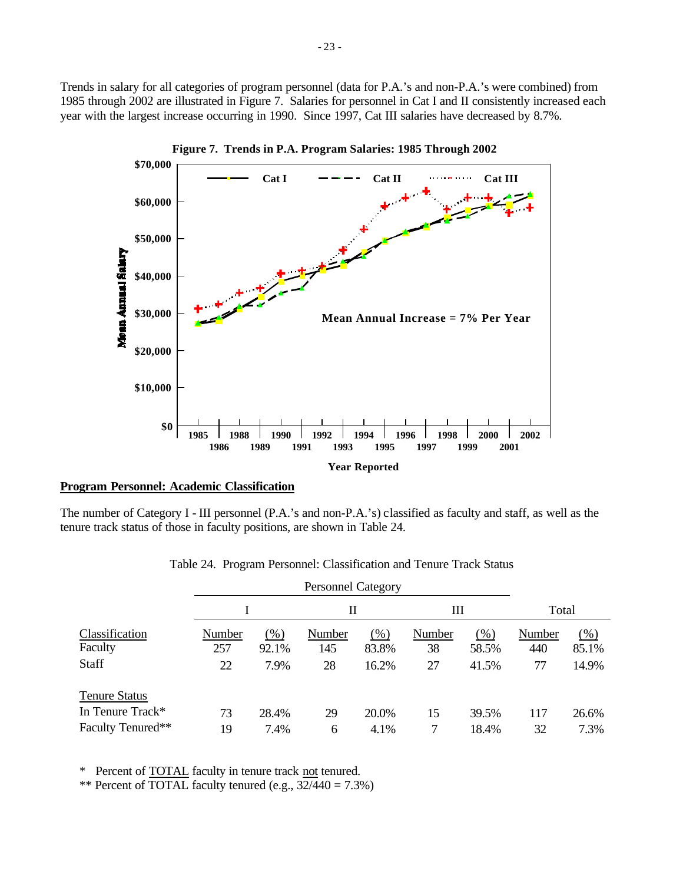Trends in salary for all categories of program personnel (data for P.A.'s and non-P.A.'s were combined) from 1985 through 2002 are illustrated in Figure 7. Salaries for personnel in Cat I and II consistently increased each year with the largest increase occurring in 1990. Since 1997, Cat III salaries have decreased by 8.7%.

**Figure 7. Trends in P.A. Program Salaries: 1985 Through 2002**

## Program Personnel: Academic Classification

The number of Category I - III personnel (P.A.'s and non-P.A.'s) classified as faculty and staff, as well as the tenure track status of those in faculty positions, are shown in Table 24.

Table 24. Program Personnel: Classification and Tenure Track Status

| | Personnel Category | | | | | | | |
|---|---|---|---|---|---|---|---|---|
| | I | | II | | III | | Total | |
| Classification | Number | (%) | Number | (%) | Number | (%) | Number | (%) |
| Faculty | 257 | 92.1% | 145 | 83.8% | 38 | 58.5% | 440 | 85.1% |
| Staff | 22 | 7.9% | 28 | 16.2% | 27 | 41.5% | 77 | 14.9% |
| **Tenure Status** | | | | | | | | |
| In Tenure Track* | 73 | 28.4% | 29 | 20.0% | 15 | 39.5% | 117 | 26.6% |
| Faculty Tenured** | 19 | 7.4% | 6 | 4.1% | 7 | 18.4% | 32 | 7.3% |

\* Percent of TOTAL faculty in tenure track not tenured.

** Percent of TOTAL faculty tenured (e.g., 32/440 = 7.3%)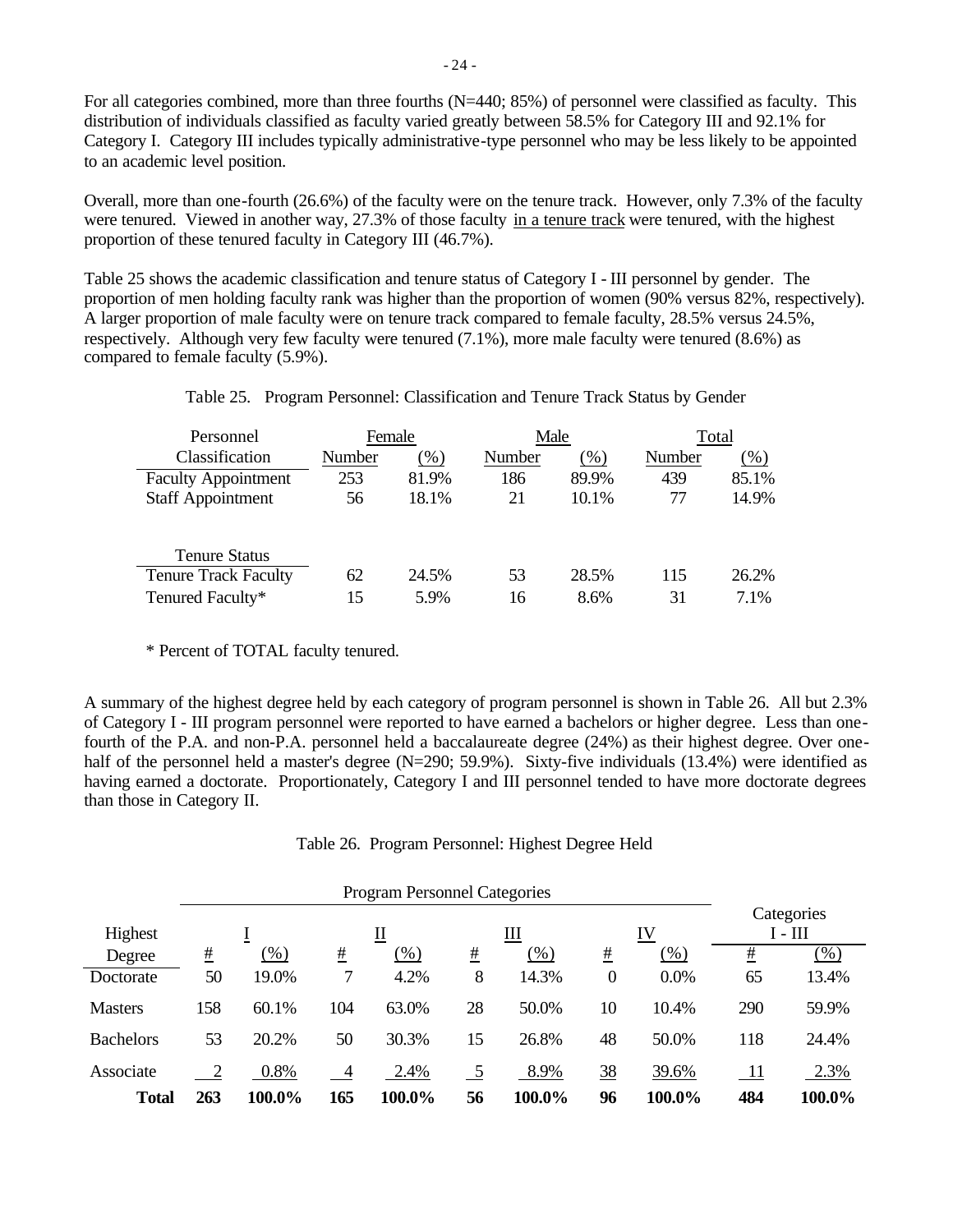For all categories combined, more than three fourths (N=440; 85%) of personnel were classified as faculty. This distribution of individuals classified as faculty varied greatly between 58.5% for Category III and 92.1% for Category I. Category III includes typically administrative-type personnel who may be less likely to be appointed to an academic level position.

Overall, more than one-fourth (26.6%) of the faculty were on the tenure track. However, only 7.3% of the faculty were tenured. Viewed in another way, 27.3% of those faculty in a tenure track were tenured, with the highest proportion of these tenured faculty in Category III (46.7%).

Table 25 shows the academic classification and tenure status of Category I - III personnel by gender. The proportion of men holding faculty rank was higher than the proportion of women (90% versus 82%, respectively). A larger proportion of male faculty were on tenure track compared to female faculty, 28.5% versus 24.5%, respectively. Although very few faculty were tenured (7.1%), more male faculty were tenured (8.6%) as compared to female faculty (5.9%).

Table 25. Program Personnel: Classification and Tenure Track Status by Gender

| Personnel Classification | Female Number | Female (%) | Male Number | Male (%) | Total Number | Total (%) |
|---|---|---|---|---|---|---|
| Faculty Appointment | 253 | 81.9% | 186 | 89.9% | 439 | 85.1% |
| Staff Appointment | 56 | 18.1% | 21 | 10.1% | 77 | 14.9% |
| **Tenure Status** | | | | | | |
| Tenure Track Faculty | 62 | 24.5% | 53 | 28.5% | 115 | 26.2% |
| Tenured Faculty* | 15 | 5.9% | 16 | 8.6% | 31 | 7.1% |

\* Percent of TOTAL faculty tenured.

A summary of the highest degree held by each category of program personnel is shown in Table 26. All but 2.3% of Category I - III program personnel were reported to have earned a bachelors or higher degree. Less than one-fourth of the P.A. and non-P.A. personnel held a baccalaureate degree (24%) as their highest degree. Over one-half of the personnel held a master's degree (N=290; 59.9%). Sixty-five individuals (13.4%) were identified as having earned a doctorate. Proportionately, Category I and III personnel tended to have more doctorate degrees than those in Category II.

Table 26. Program Personnel: Highest Degree Held

| Highest Degree | I # | I (%) | II # | II (%) | III # | III (%) | IV # | IV (%) | Categories I - III # | Categories I - III (%) |
|---|---|---|---|---|---|---|---|---|---|---|
| Doctorate | 50 | 19.0% | 7 | 4.2% | 8 | 14.3% | 0 | 0.0% | 65 | 13.4% |
| Masters | 158 | 60.1% | 104 | 63.0% | 28 | 50.0% | 10 | 10.4% | 290 | 59.9% |
| Bachelors | 53 | 20.2% | 50 | 30.3% | 15 | 26.8% | 48 | 50.0% | 118 | 24.4% |
| Associate | 2 | 0.8% | 4 | 2.4% | 5 | 8.9% | 38 | 39.6% | 11 | 2.3% |
| **Total** | **263** | **100.0%** | **165** | **100.0%** | **56** | **100.0%** | **96** | **100.0%** | **484** | **100.0%** |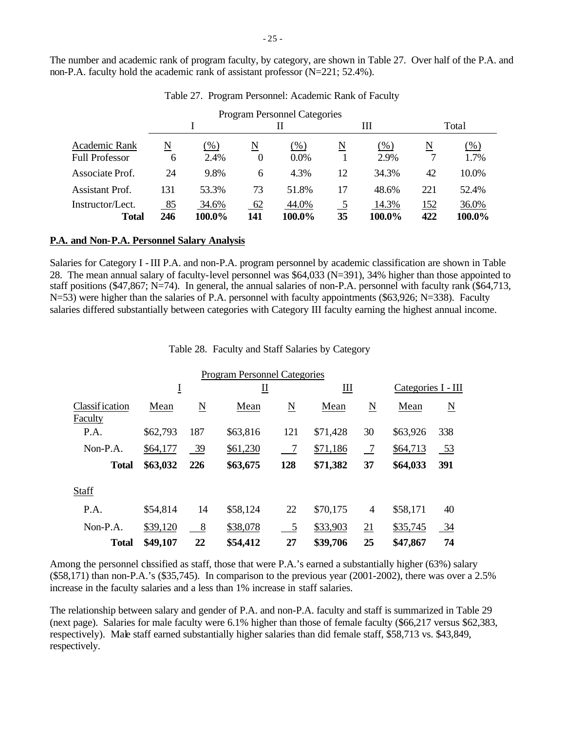The number and academic rank of program faculty, by category, are shown in Table 27. Over half of the P.A. and non-P.A. faculty hold the academic rank of assistant professor (N=221; 52.4%).

Table 27. Program Personnel: Academic Rank of Faculty

| | Program Personnel Categories | | | | | | | |
|---|---|---|---|---|---|---|---|---|
| | I | | II | | III | | Total | |
| Academic Rank | N | (%) | N | (%) | N | (%) | N | (%) |
| Full Professor | 6 | 2.4% | 0 | 0.0% | 1 | 2.9% | 7 | 1.7% |
| Associate Prof. | 24 | 9.8% | 6 | 4.3% | 12 | 34.3% | 42 | 10.0% |
| Assistant Prof. | 131 | 53.3% | 73 | 51.8% | 17 | 48.6% | 221 | 52.4% |
| Instructor/Lect. | 85 | 34.6% | 62 | 44.0% | 5 | 14.3% | 152 | 36.0% |
| **Total** | **246** | **100.0%** | **141** | **100.0%** | **35** | **100.0%** | **422** | **100.0%** |

**P.A. and Non-P.A. Personnel Salary Analysis**

Salaries for Category I - III P.A. and non-P.A. program personnel by academic classification are shown in Table 28. The mean annual salary of faculty-level personnel was $64,033 (N=391), 34% higher than those appointed to staff positions ($47,867; N=74). In general, the annual salaries of non-P.A. personnel with faculty rank ($64,713, N=53) were higher than the salaries of P.A. personnel with faculty appointments ($63,926; N=338). Faculty salaries differed substantially between categories with Category III faculty earning the highest annual income.

Table 28. Faculty and Staff Salaries by Category

| | Program Personnel Categories | | | | | | | |
|---|---|---|---|---|---|---|---|---|
| | I | | II | | III | | Categories I - III | |
| Classification | Mean | N | Mean | N | Mean | N | Mean | N |
| Faculty | | | | | | | | |
| P.A. | $62,793 | 187 | $63,816 | 121 | $71,428 | 30 | $63,926 | 338 |
| Non-P.A. | $64,177 | 39 | $61,230 | 7 | $71,186 | 7 | $64,713 | 53 |
| **Total** | **$63,032** | **226** | **$63,675** | **128** | **$71,382** | **37** | **$64,033** | **391** |
| Staff | | | | | | | | |
| P.A. | $54,814 | 14 | $58,124 | 22 | $70,175 | 4 | $58,171 | 40 |
| Non-P.A. | $39,120 | 8 | $38,078 | 5 | $33,903 | 21 | $35,745 | 34 |
| **Total** | **$49,107** | **22** | **$54,412** | **27** | **$39,706** | **25** | **$47,867** | **74** |

Among the personnel classified as staff, those that were P.A.'s earned a substantially higher (63%) salary ($58,171) than non-P.A.'s ($35,745). In comparison to the previous year (2001-2002), there was over a 2.5% increase in the faculty salaries and a less than 1% increase in staff salaries.

The relationship between salary and gender of P.A. and non-P.A. faculty and staff is summarized in Table 29 (next page). Salaries for male faculty were 6.1% higher than those of female faculty ($66,217 versus $62,383, respectively). Male staff earned substantially higher salaries than did female staff, $58,713 vs. $43,849, respectively.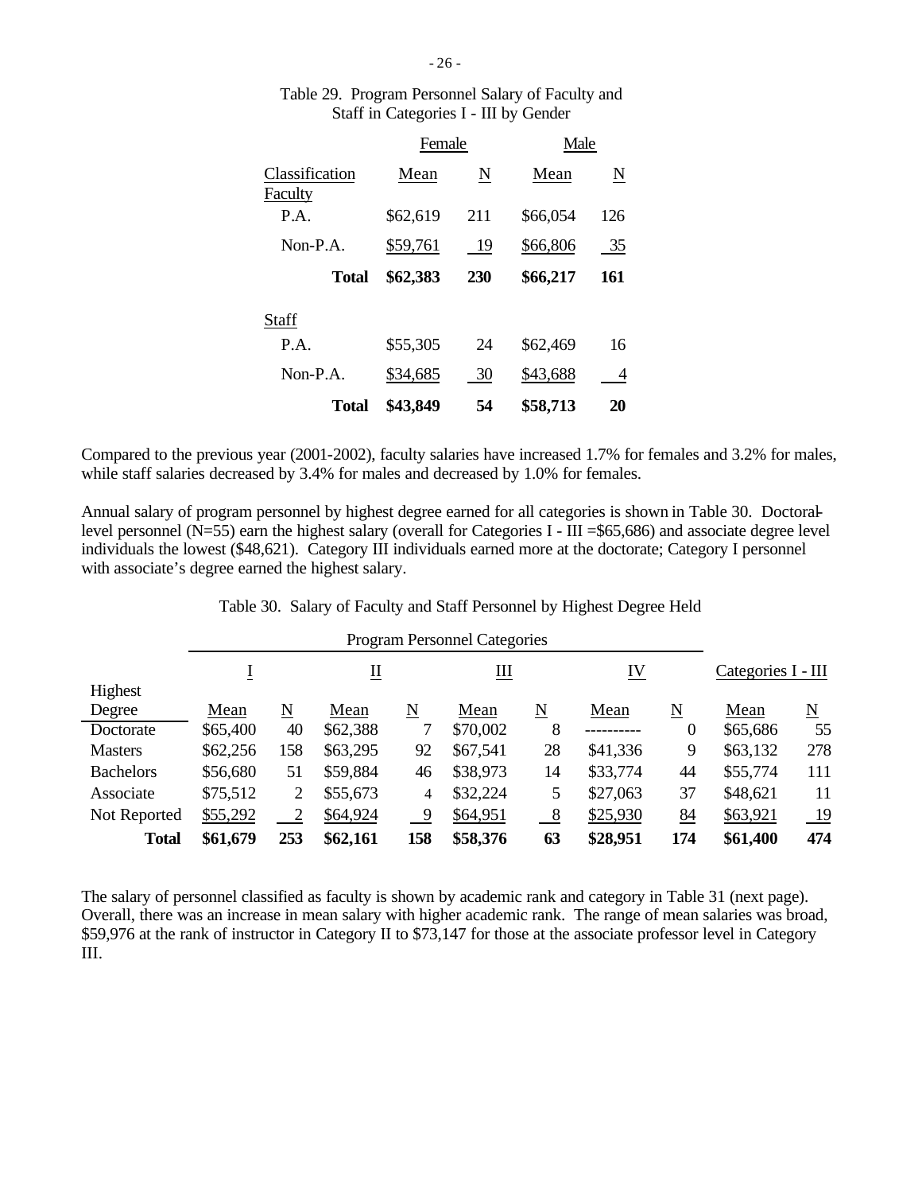Table 29. Program Personnel Salary of Faculty and Staff in Categories I - III by Gender

| Classification | Female Mean | Female N | Male Mean | Male N |
|---|---|---|---|---|
| Faculty | | | | |
| P.A. | $62,619 | 211 | $66,054 | 126 |
| Non-P.A. | $59,761 | 19 | $66,806 | 35 |
| **Total** | **$62,383** | **230** | **$66,217** | **161** |
| Staff | | | | |
| P.A. | $55,305 | 24 | $62,469 | 16 |
| Non-P.A. | $34,685 | 30 | $43,688 | 4 |
| **Total** | **$43,849** | **54** | **$58,713** | **20** |

Compared to the previous year (2001-2002), faculty salaries have increased 1.7% for females and 3.2% for males, while staff salaries decreased by 3.4% for males and decreased by 1.0% for females.

Annual salary of program personnel by highest degree earned for all categories is shown in Table 30. Doctoral-level personnel (N=55) earn the highest salary (overall for Categories I - III =$65,686) and associate degree level individuals the lowest ($48,621). Category III individuals earned more at the doctorate; Category I personnel with associate's degree earned the highest salary.

Table 30. Salary of Faculty and Staff Personnel by Highest Degree Held

| | Program Personnel Categories | | | | | | | | | |
|---|---|---|---|---|---|---|---|---|---|---|
| | I | | II | | III | | IV | | Categories I - III | |
| Highest Degree | Mean | N | Mean | N | Mean | N | Mean | N | Mean | N |
| Doctorate | $65,400 | 40 | $62,388 | 7 | $70,002 | 8 | ---------- | 0 | $65,686 | 55 |
| Masters | $62,256 | 158 | $63,295 | 92 | $67,541 | 28 | $41,336 | 9 | $63,132 | 278 |
| Bachelors | $56,680 | 51 | $59,884 | 46 | $38,973 | 14 | $33,774 | 44 | $55,774 | 111 |
| Associate | $75,512 | 2 | $55,673 | 4 | $32,224 | 5 | $27,063 | 37 | $48,621 | 11 |
| Not Reported | $55,292 | 2 | $64,924 | 9 | $64,951 | 8 | $25,930 | 84 | $63,921 | 19 |
| **Total** | **$61,679** | **253** | **$62,161** | **158** | **$58,376** | **63** | **$28,951** | **174** | **$61,400** | **474** |

The salary of personnel classified as faculty is shown by academic rank and category in Table 31 (next page). Overall, there was an increase in mean salary with higher academic rank. The range of mean salaries was broad, $59,976 at the rank of instructor in Category II to $73,147 for those at the associate professor level in Category III.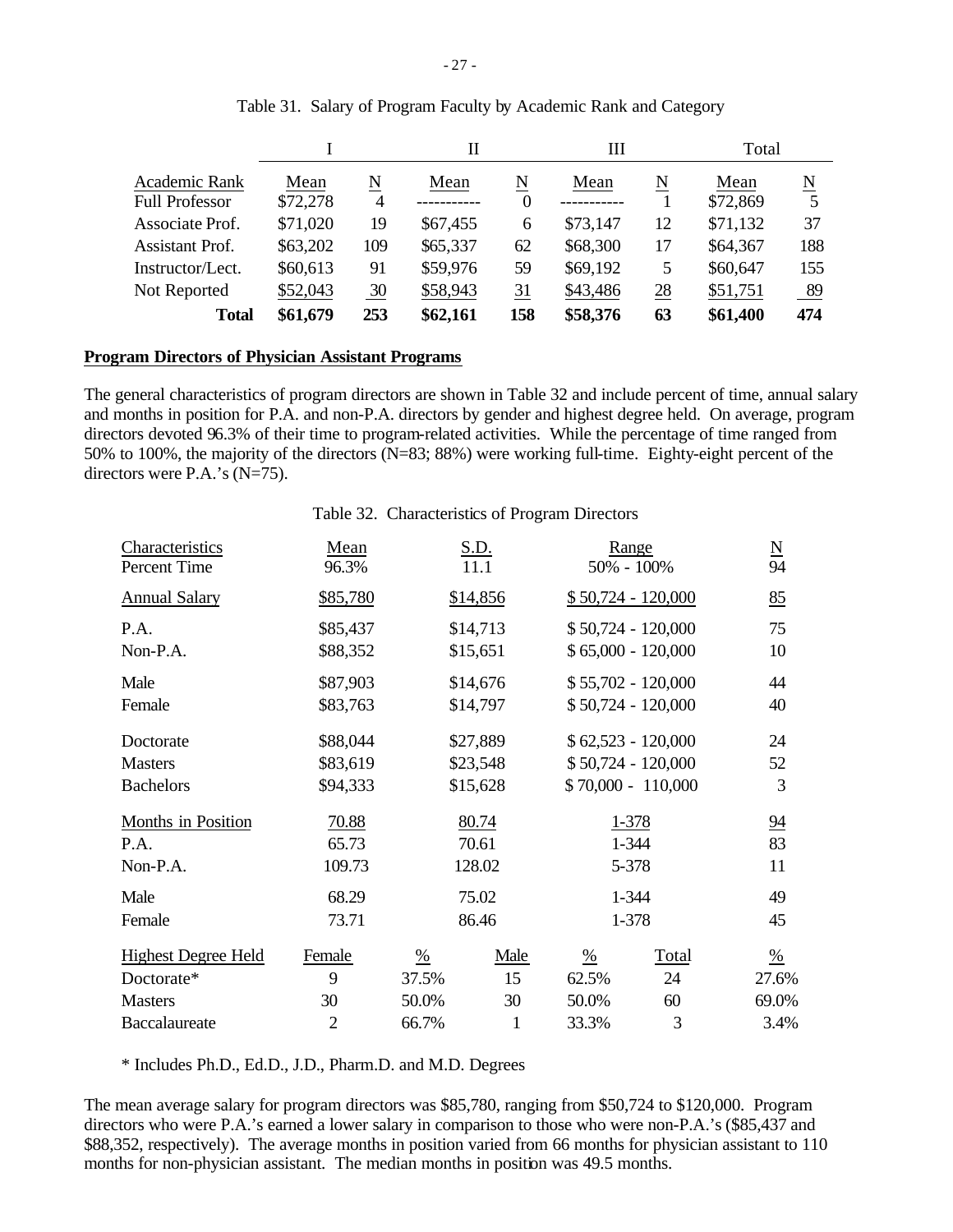Table 31. Salary of Program Faculty by Academic Rank and Category

| | I | | II | | III | | Total | |
|---|---|---|---|---|---|---|---|---|
| Academic Rank | Mean | N | Mean | N | Mean | N | Mean | N |
| Full Professor | $72,278 | 4 | ----------- | 0 | ----------- | 1 | $72,869 | 5 |
| Associate Prof. | $71,020 | 19 | $67,455 | 6 | $73,147 | 12 | $71,132 | 37 |
| Assistant Prof. | $63,202 | 109 | $65,337 | 62 | $68,300 | 17 | $64,367 | 188 |
| Instructor/Lect. | $60,613 | 91 | $59,976 | 59 | $69,192 | 5 | $60,647 | 155 |
| Not Reported | $52,043 | 30 | $58,943 | 31 | $43,486 | 28 | $51,751 | 89 |
| **Total** | **$61,679** | **253** | **$62,161** | **158** | **$58,376** | **63** | **$61,400** | **474** |

**Program Directors of Physician Assistant Programs**

The general characteristics of program directors are shown in Table 32 and include percent of time, annual salary and months in position for P.A. and non-P.A. directors by gender and highest degree held. On average, program directors devoted 96.3% of their time to program-related activities. While the percentage of time ranged from 50% to 100%, the majority of the directors (N=83; 88%) were working full-time. Eighty-eight percent of the directors were P.A.'s (N=75).

Table 32. Characteristics of Program Directors

| Characteristics | Mean | S.D. | Range | N |
|---|---|---|---|---|
| Percent Time | 96.3% | 11.1 | 50% - 100% | 94 |
| Annual Salary | $85,780 | $14,856 | $ 50,724 - 120,000 | 85 |
| P.A. | $85,437 | $14,713 | $ 50,724 - 120,000 | 75 |
| Non-P.A. | $88,352 | $15,651 | $ 65,000 - 120,000 | 10 |
| Male | $87,903 | $14,676 | $ 55,702 - 120,000 | 44 |
| Female | $83,763 | $14,797 | $ 50,724 - 120,000 | 40 |
| Doctorate | $88,044 | $27,889 | $ 62,523 - 120,000 | 24 |
| Masters | $83,619 | $23,548 | $ 50,724 - 120,000 | 52 |
| Bachelors | $94,333 | $15,628 | $ 70,000 - 110,000 | 3 |
| Months in Position | 70.88 | 80.74 | 1-378 | 94 |
| P.A. | 65.73 | 70.61 | 1-344 | 83 |
| Non-P.A. | 109.73 | 128.02 | 5-378 | 11 |
| Male | 68.29 | 75.02 | 1-344 | 49 |
| Female | 73.71 | 86.46 | 1-378 | 45 |

| Highest Degree Held | Female | % | Male | % | Total | % |
|---|---|---|---|---|---|---|
| Doctorate* | 9 | 37.5% | 15 | 62.5% | 24 | 27.6% |
| Masters | 30 | 50.0% | 30 | 50.0% | 60 | 69.0% |
| Baccalaureate | 2 | 66.7% | 1 | 33.3% | 3 | 3.4% |

\* Includes Ph.D., Ed.D., J.D., Pharm.D. and M.D. Degrees

The mean average salary for program directors was $85,780, ranging from $50,724 to $120,000. Program directors who were P.A.'s earned a lower salary in comparison to those who were non-P.A.'s ($85,437 and $88,352, respectively). The average months in position varied from 66 months for physician assistant to 110 months for non-physician assistant. The median months in position was 49.5 months.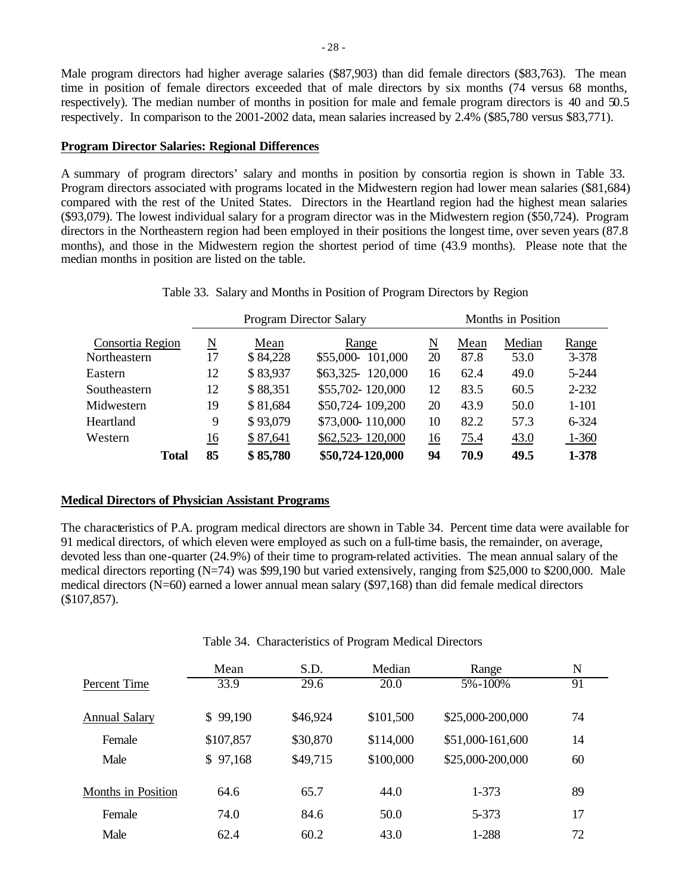Male program directors had higher average salaries ($87,903) than did female directors ($83,763). The mean time in position of female directors exceeded that of male directors by six months (74 versus 68 months, respectively). The median number of months in position for male and female program directors is 40 and 50.5 respectively. In comparison to the 2001-2002 data, mean salaries increased by 2.4% ($85,780 versus $83,771).

## Program Director Salaries: Regional Differences

A summary of program directors' salary and months in position by consortia region is shown in Table 33. Program directors associated with programs located in the Midwestern region had lower mean salaries ($81,684) compared with the rest of the United States. Directors in the Heartland region had the highest mean salaries ($93,079). The lowest individual salary for a program director was in the Midwestern region ($50,724). Program directors in the Northeastern region had been employed in their positions the longest time, over seven years (87.8 months), and those in the Midwestern region the shortest period of time (43.9 months). Please note that the median months in position are listed on the table.

Table 33. Salary and Months in Position of Program Directors by Region

| | Program Director Salary | | | Months in Position | | | |
|---|---|---|---|---|---|---|---|
| Consortia Region | N | Mean | Range | N | Mean | Median | Range |
| Northeastern | 17 | $ 84,228 | $55,000- 101,000 | 20 | 87.8 | 53.0 | 3-378 |
| Eastern | 12 | $ 83,937 | $63,325- 120,000 | 16 | 62.4 | 49.0 | 5-244 |
| Southeastern | 12 | $ 88,351 | $55,702- 120,000 | 12 | 83.5 | 60.5 | 2-232 |
| Midwestern | 19 | $ 81,684 | $50,724- 109,200 | 20 | 43.9 | 50.0 | 1-101 |
| Heartland | 9 | $ 93,079 | $73,000- 110,000 | 10 | 82.2 | 57.3 | 6-324 |
| Western | 16 | $ 87,641 | $62,523- 120,000 | 16 | 75.4 | 43.0 | 1-360 |
| **Total** | **85** | **$ 85,780** | **$50,724-120,000** | **94** | **70.9** | **49.5** | **1-378** |

## Medical Directors of Physician Assistant Programs

The characteristics of P.A. program medical directors are shown in Table 34. Percent time data were available for 91 medical directors, of which eleven were employed as such on a full-time basis, the remainder, on average, devoted less than one-quarter (24.9%) of their time to program-related activities. The mean annual salary of the medical directors reporting (N=74) was $99,190 but varied extensively, ranging from $25,000 to $200,000. Male medical directors (N=60) earned a lower annual mean salary ($97,168) than did female medical directors ($107,857).

Table 34. Characteristics of Program Medical Directors

| | Mean | S.D. | Median | Range | N |
|---|---|---|---|---|---|
| Percent Time | 33.9 | 29.6 | 20.0 | 5%-100% | 91 |
| Annual Salary | $ 99,190 | $46,924 | $101,500 | $25,000-200,000 | 74 |
| Female | $107,857 | $30,870 | $114,000 | $51,000-161,600 | 14 |
| Male | $ 97,168 | $49,715 | $100,000 | $25,000-200,000 | 60 |
| Months in Position | 64.6 | 65.7 | 44.0 | 1-373 | 89 |
| Female | 74.0 | 84.6 | 50.0 | 5-373 | 17 |
| Male | 62.4 | 60.2 | 43.0 | 1-288 | 72 |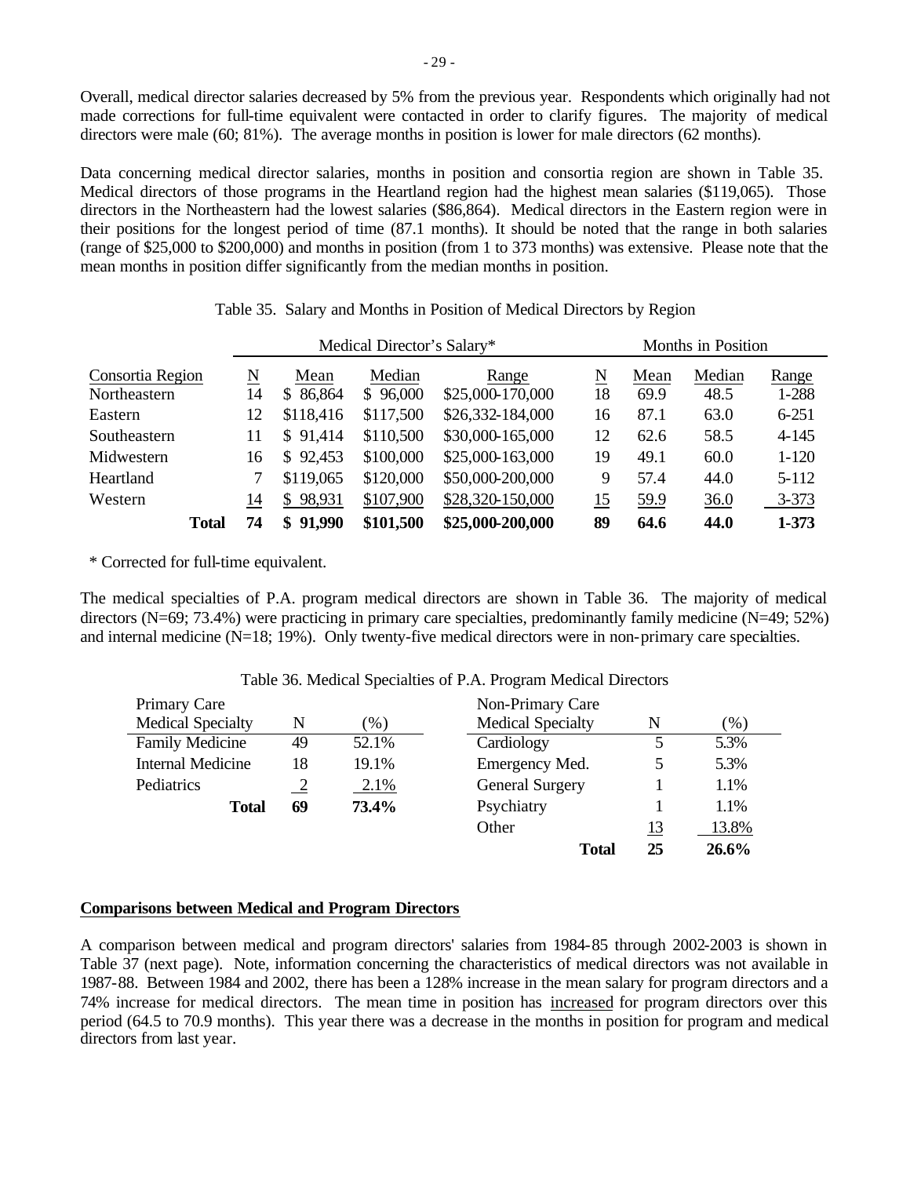Overall, medical director salaries decreased by 5% from the previous year. Respondents which originally had not made corrections for full-time equivalent were contacted in order to clarify figures. The majority of medical directors were male (60; 81%). The average months in position is lower for male directors (62 months).

Data concerning medical director salaries, months in position and consortia region are shown in Table 35. Medical directors of those programs in the Heartland region had the highest mean salaries ($119,065). Those directors in the Northeastern had the lowest salaries ($86,864). Medical directors in the Eastern region were in their positions for the longest period of time (87.1 months). It should be noted that the range in both salaries (range of $25,000 to $200,000) and months in position (from 1 to 373 months) was extensive. Please note that the mean months in position differ significantly from the median months in position.

Table 35. Salary and Months in Position of Medical Directors by Region

| | Medical Director's Salary* | | | | Months in Position | | | |
|---|---|---|---|---|---|---|---|---|
| Consortia Region | N | Mean | Median | Range | N | Mean | Median | Range |
| Northeastern | 14 | $ 86,864 | $ 96,000 | $25,000-170,000 | 18 | 69.9 | 48.5 | 1-288 |
| Eastern | 12 | $118,416 | $117,500 | $26,332-184,000 | 16 | 87.1 | 63.0 | 6-251 |
| Southeastern | 11 | $ 91,414 | $110,500 | $30,000-165,000 | 12 | 62.6 | 58.5 | 4-145 |
| Midwestern | 16 | $ 92,453 | $100,000 | $25,000-163,000 | 19 | 49.1 | 60.0 | 1-120 |
| Heartland | 7 | $119,065 | $120,000 | $50,000-200,000 | 9 | 57.4 | 44.0 | 5-112 |
| Western | 14 | $ 98,931 | $107,900 | $28,320-150,000 | 15 | 59.9 | 36.0 | 3-373 |
| **Total** | **74** | **$ 91,990** | **$101,500** | **$25,000-200,000** | **89** | **64.6** | **44.0** | **1-373** |

\* Corrected for full-time equivalent.

The medical specialties of P.A. program medical directors are shown in Table 36. The majority of medical directors (N=69; 73.4%) were practicing in primary care specialties, predominantly family medicine (N=49; 52%) and internal medicine (N=18; 19%). Only twenty-five medical directors were in non-primary care specialties.

Table 36. Medical Specialties of P.A. Program Medical Directors

| Primary Care Medical Specialty | N | (%) | Non-Primary Care Medical Specialty | N | (%) |
|---|---|---|---|---|---|
| Family Medicine | 49 | 52.1% | Cardiology | 5 | 5.3% |
| Internal Medicine | 18 | 19.1% | Emergency Med. | 5 | 5.3% |
| Pediatrics | 2 | 2.1% | General Surgery | 1 | 1.1% |
| **Total** | **69** | **73.4%** | Psychiatry | 1 | 1.1% |
| | | | Other | 13 | 13.8% |
| | | | **Total** | **25** | **26.6%** |

## Comparisons between Medical and Program Directors

A comparison between medical and program directors' salaries from 1984-85 through 2002-2003 is shown in Table 37 (next page). Note, information concerning the characteristics of medical directors was not available in 1987-88. Between 1984 and 2002, there has been a 128% increase in the mean salary for program directors and a 74% increase for medical directors. The mean time in position has increased for program directors over this period (64.5 to 70.9 months). This year there was a decrease in the months in position for program and medical directors from last year.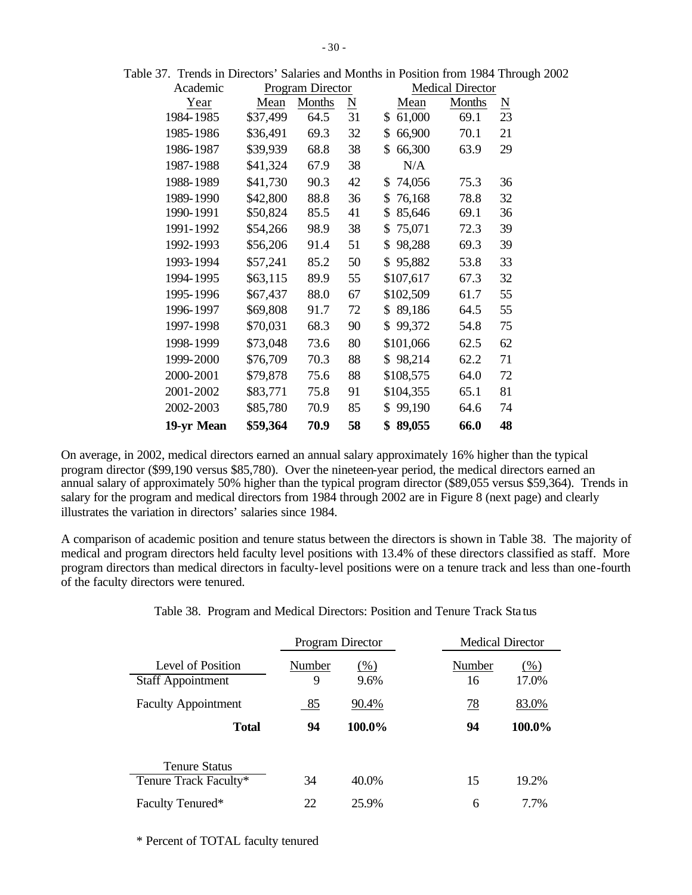Table 37. Trends in Directors' Salaries and Months in Position from 1984 Through 2002

| Academic Year | Program Director | | | Medical Director | | |
|---|---|---|---|---|---|---|
| | Mean | Months | N | Mean | Months | N |
| 1984-1985 | $37,499 | 64.5 | 31 | $ 61,000 | 69.1 | 23 |
| 1985-1986 | $36,491 | 69.3 | 32 | $ 66,900 | 70.1 | 21 |
| 1986-1987 | $39,939 | 68.8 | 38 | $ 66,300 | 63.9 | 29 |
| 1987-1988 | $41,324 | 67.9 | 38 | N/A | | |
| 1988-1989 | $41,730 | 90.3 | 42 | $ 74,056 | 75.3 | 36 |
| 1989-1990 | $42,800 | 88.8 | 36 | $ 76,168 | 78.8 | 32 |
| 1990-1991 | $50,824 | 85.5 | 41 | $ 85,646 | 69.1 | 36 |
| 1991-1992 | $54,266 | 98.9 | 38 | $ 75,071 | 72.3 | 39 |
| 1992-1993 | $56,206 | 91.4 | 51 | $ 98,288 | 69.3 | 39 |
| 1993-1994 | $57,241 | 85.2 | 50 | $ 95,882 | 53.8 | 33 |
| 1994-1995 | $63,115 | 89.9 | 55 | $107,617 | 67.3 | 32 |
| 1995-1996 | $67,437 | 88.0 | 67 | $102,509 | 61.7 | 55 |
| 1996-1997 | $69,808 | 91.7 | 72 | $ 89,186 | 64.5 | 55 |
| 1997-1998 | $70,031 | 68.3 | 90 | $ 99,372 | 54.8 | 75 |
| 1998-1999 | $73,048 | 73.6 | 80 | $101,066 | 62.5 | 62 |
| 1999-2000 | $76,709 | 70.3 | 88 | $ 98,214 | 62.2 | 71 |
| 2000-2001 | $79,878 | 75.6 | 88 | $108,575 | 64.0 | 72 |
| 2001-2002 | $83,771 | 75.8 | 91 | $104,355 | 65.1 | 81 |
| 2002-2003 | $85,780 | 70.9 | 85 | $ 99,190 | 64.6 | 74 |
| **19-yr Mean** | **$59,364** | **70.9** | **58** | **$ 89,055** | **66.0** | **48** |

On average, in 2002, medical directors earned an annual salary approximately 16% higher than the typical program director ($99,190 versus $85,780). Over the nineteen-year period, the medical directors earned an annual salary of approximately 50% higher than the typical program director ($89,055 versus $59,364). Trends in salary for the program and medical directors from 1984 through 2002 are in Figure 8 (next page) and clearly illustrates the variation in directors' salaries since 1984.

A comparison of academic position and tenure status between the directors is shown in Table 38. The majority of medical and program directors held faculty level positions with 13.4% of these directors classified as staff. More program directors than medical directors in faculty-level positions were on a tenure track and less than one-fourth of the faculty directors were tenured.

Table 38. Program and Medical Directors: Position and Tenure Track Status

| | Program Director | | Medical Director | |
|---|---|---|---|---|
| Level of Position | Number | (%) | Number | (%) |
| Staff Appointment | 9 | 9.6% | 16 | 17.0% |
| Faculty Appointment | 85 | 90.4% | 78 | 83.0% |
| **Total** | **94** | **100.0%** | **94** | **100.0%** |
| Tenure Status | | | | |
| Tenure Track Faculty* | 34 | 40.0% | 15 | 19.2% |
| Faculty Tenured* | 22 | 25.9% | 6 | 7.7% |

\* Percent of TOTAL faculty tenured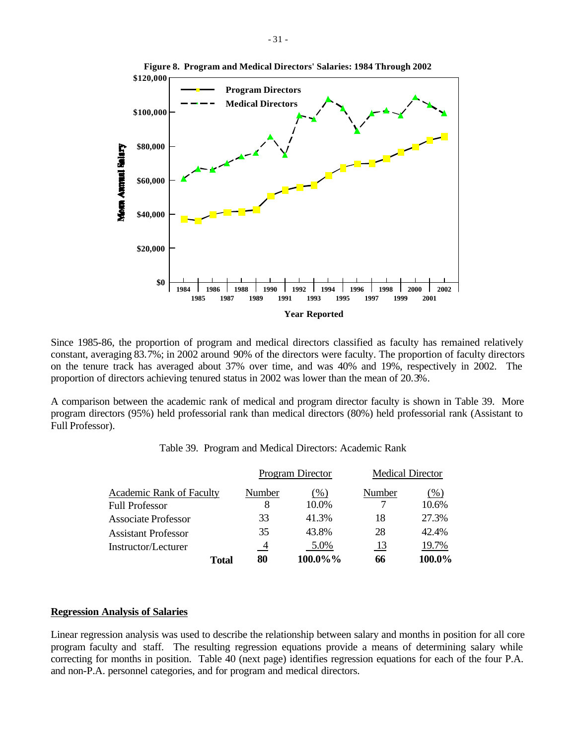**Figure 8. Program and Medical Directors' Salaries: 1984 Through 2002**

Since 1985-86, the proportion of program and medical directors classified as faculty has remained relatively constant, averaging 83.7%; in 2002 around 90% of the directors were faculty. The proportion of faculty directors on the tenure track has averaged about 37% over time, and was 40% and 19%, respectively in 2002. The proportion of directors achieving tenured status in 2002 was lower than the mean of 20.3%.

A comparison between the academic rank of medical and program director faculty is shown in Table 39. More program directors (95%) held professorial rank than medical directors (80%) held professorial rank (Assistant to Full Professor).

Table 39. Program and Medical Directors: Academic Rank

| | Program Director | | Medical Director | |
|---|---|---|---|---|
| Academic Rank of Faculty | Number | (%) | Number | (%) |
| Full Professor | 8 | 10.0% | 7 | 10.6% |
| Associate Professor | 33 | 41.3% | 18 | 27.3% |
| Assistant Professor | 35 | 43.8% | 28 | 42.4% |
| Instructor/Lecturer | 4 | 5.0% | 13 | 19.7% |
| **Total** | **80** | **100.0%%** | **66** | **100.0%** |

## Regression Analysis of Salaries

Linear regression analysis was used to describe the relationship between salary and months in position for all core program faculty and staff. The resulting regression equations provide a means of determining salary while correcting for months in position. Table 40 (next page) identifies regression equations for each of the four P.A. and non-P.A. personnel categories, and for program and medical directors.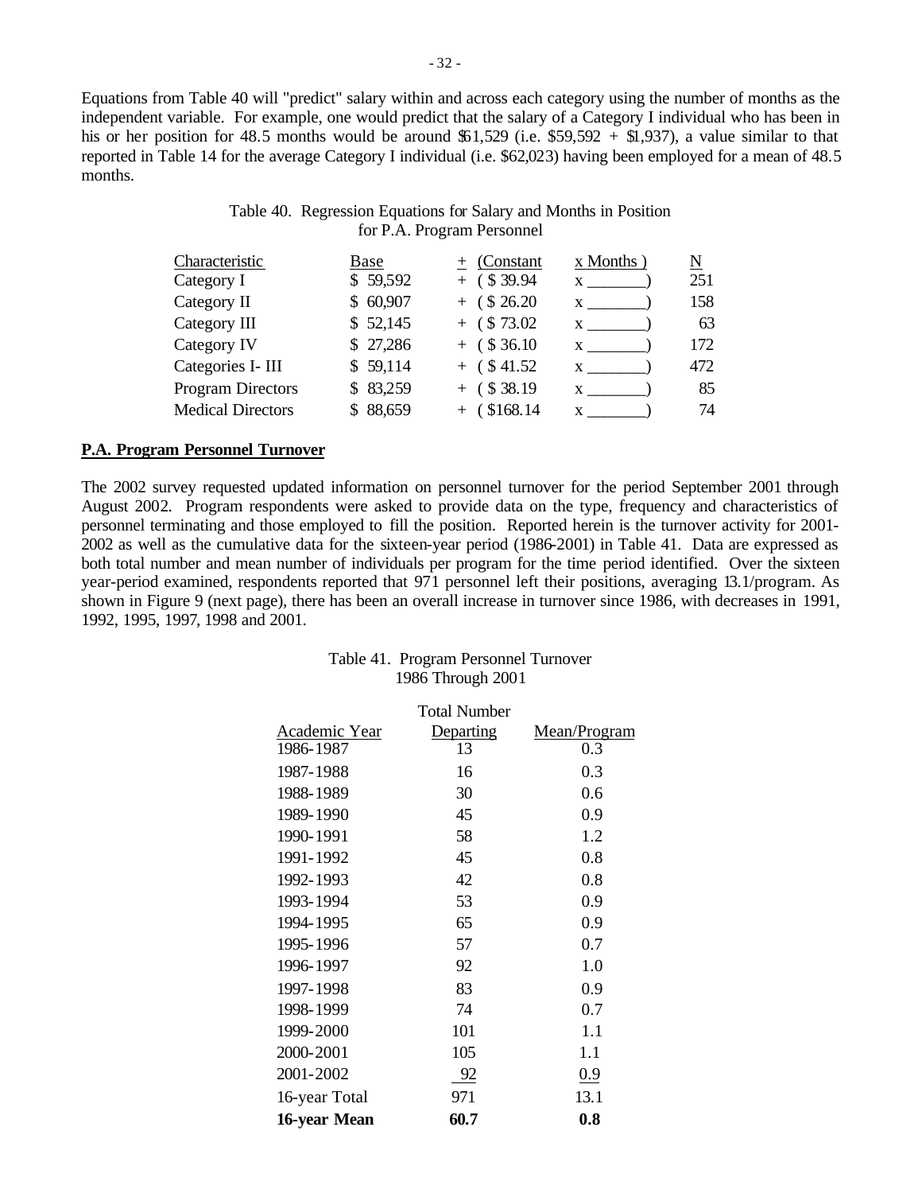Equations from Table 40 will "predict" salary within and across each category using the number of months as the independent variable. For example, one would predict that the salary of a Category I individual who has been in his or her position for 48.5 months would be around $61,529 (i.e. $59,592 + $1,937), a value similar to that reported in Table 14 for the average Category I individual (i.e. $62,023) having been employed for a mean of 48.5 months.

Table 40. Regression Equations for Salary and Months in Position for P.A. Program Personnel

| Characteristic | Base | ± (Constant | x Months ) | N |
|---|---|---|---|---|
| Category I | $ 59,592 | + ( $ 39.94 | x _______) | 251 |
| Category II | $ 60,907 | + ( $ 26.20 | x _______) | 158 |
| Category III | $ 52,145 | + ( $ 73.02 | x _______) | 63 |
| Category IV | $ 27,286 | + ( $ 36.10 | x _______) | 172 |
| Categories I- III | $ 59,114 | + ( $ 41.52 | x _______) | 472 |
| Program Directors | $ 83,259 | + ( $ 38.19 | x _______) | 85 |
| Medical Directors | $ 88,659 | + ( $168.14 | x _______) | 74 |

**P.A. Program Personnel Turnover**

The 2002 survey requested updated information on personnel turnover for the period September 2001 through August 2002. Program respondents were asked to provide data on the type, frequency and characteristics of personnel terminating and those employed to fill the position. Reported herein is the turnover activity for 2001-2002 as well as the cumulative data for the sixteen-year period (1986-2001) in Table 41. Data are expressed as both total number and mean number of individuals per program for the time period identified. Over the sixteen year-period examined, respondents reported that 971 personnel left their positions, averaging 13.1/program. As shown in Figure 9 (next page), there has been an overall increase in turnover since 1986, with decreases in 1991, 1992, 1995, 1997, 1998 and 2001.

Table 41. Program Personnel Turnover 1986 Through 2001

| Academic Year | Total Number Departing | Mean/Program |
|---|---|---|
| 1986-1987 | 13 | 0.3 |
| 1987-1988 | 16 | 0.3 |
| 1988-1989 | 30 | 0.6 |
| 1989-1990 | 45 | 0.9 |
| 1990-1991 | 58 | 1.2 |
| 1991-1992 | 45 | 0.8 |
| 1992-1993 | 42 | 0.8 |
| 1993-1994 | 53 | 0.9 |
| 1994-1995 | 65 | 0.9 |
| 1995-1996 | 57 | 0.7 |
| 1996-1997 | 92 | 1.0 |
| 1997-1998 | 83 | 0.9 |
| 1998-1999 | 74 | 0.7 |
| 1999-2000 | 101 | 1.1 |
| 2000-2001 | 105 | 1.1 |
| 2001-2002 | 92 | 0.9 |
| 16-year Total | 971 | 13.1 |
| **16-year Mean** | **60.7** | **0.8** |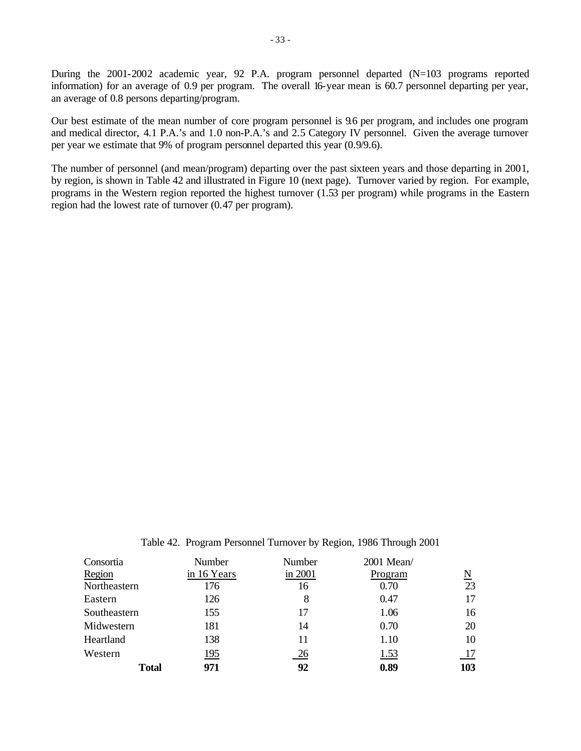During the 2001-2002 academic year, 92 P.A. program personnel departed (N=103 programs reported information) for an average of 0.9 per program. The overall 16-year mean is 60.7 personnel departing per year, an average of 0.8 persons departing/program.

Our best estimate of the mean number of core program personnel is 9.6 per program, and includes one program and medical director, 4.1 P.A.'s and 1.0 non-P.A.'s and 2.5 Category IV personnel. Given the average turnover per year we estimate that 9% of program personnel departed this year (0.9/9.6).

The number of personnel (and mean/program) departing over the past sixteen years and those departing in 2001, by region, is shown in Table 42 and illustrated in Figure 10 (next page). Turnover varied by region. For example, programs in the Western region reported the highest turnover (1.53 per program) while programs in the Eastern region had the lowest rate of turnover (0.47 per program).

Table 42. Program Personnel Turnover by Region, 1986 Through 2001

| Consortia Region | Number in 16 Years | Number in 2001 | 2001 Mean/ Program | N |
|---|---|---|---|---|
| Northeastern | 176 | 16 | 0.70 | 23 |
| Eastern | 126 | 8 | 0.47 | 17 |
| Southeastern | 155 | 17 | 1.06 | 16 |
| Midwestern | 181 | 14 | 0.70 | 20 |
| Heartland | 138 | 11 | 1.10 | 10 |
| Western | 195 | 26 | 1.53 | 17 |
| **Total** | **971** | **92** | **0.89** | **103** |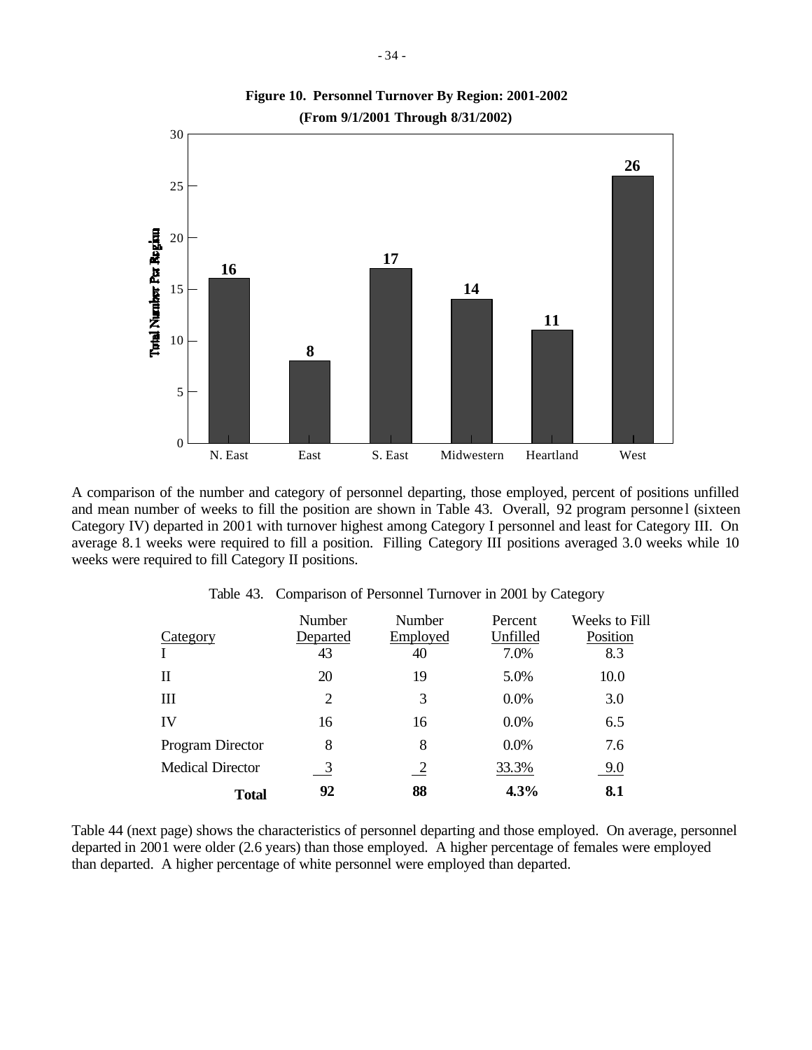**Figure 10. Personnel Turnover By Region: 2001-2002**
**(From 9/1/2001 Through 8/31/2002)**

| Region | Total Number Per Region |
|---|---|
| N. East | 16 |
| East | 8 |
| S. East | 17 |
| Midwestern | 14 |
| Heartland | 11 |
| West | 26 |

A comparison of the number and category of personnel departing, those employed, percent of positions unfilled and mean number of weeks to fill the position are shown in Table 43. Overall, 92 program personnel (sixteen Category IV) departed in 2001 with turnover highest among Category I personnel and least for Category III. On average 8.1 weeks were required to fill a position. Filling Category III positions averaged 3.0 weeks while 10 weeks were required to fill Category II positions.

Table 43. Comparison of Personnel Turnover in 2001 by Category

| Category | Number Departed | Number Employed | Percent Unfilled | Weeks to Fill Position |
|---|---|---|---|---|
| I | 43 | 40 | 7.0% | 8.3 |
| II | 20 | 19 | 5.0% | 10.0 |
| III | 2 | 3 | 0.0% | 3.0 |
| IV | 16 | 16 | 0.0% | 6.5 |
| Program Director | 8 | 8 | 0.0% | 7.6 |
| Medical Director | 3 | 2 | 33.3% | 9.0 |
| **Total** | **92** | **88** | **4.3%** | **8.1** |

Table 44 (next page) shows the characteristics of personnel departing and those employed. On average, personnel departed in 2001 were older (2.6 years) than those employed. A higher percentage of females were employed than departed. A higher percentage of white personnel were employed than departed.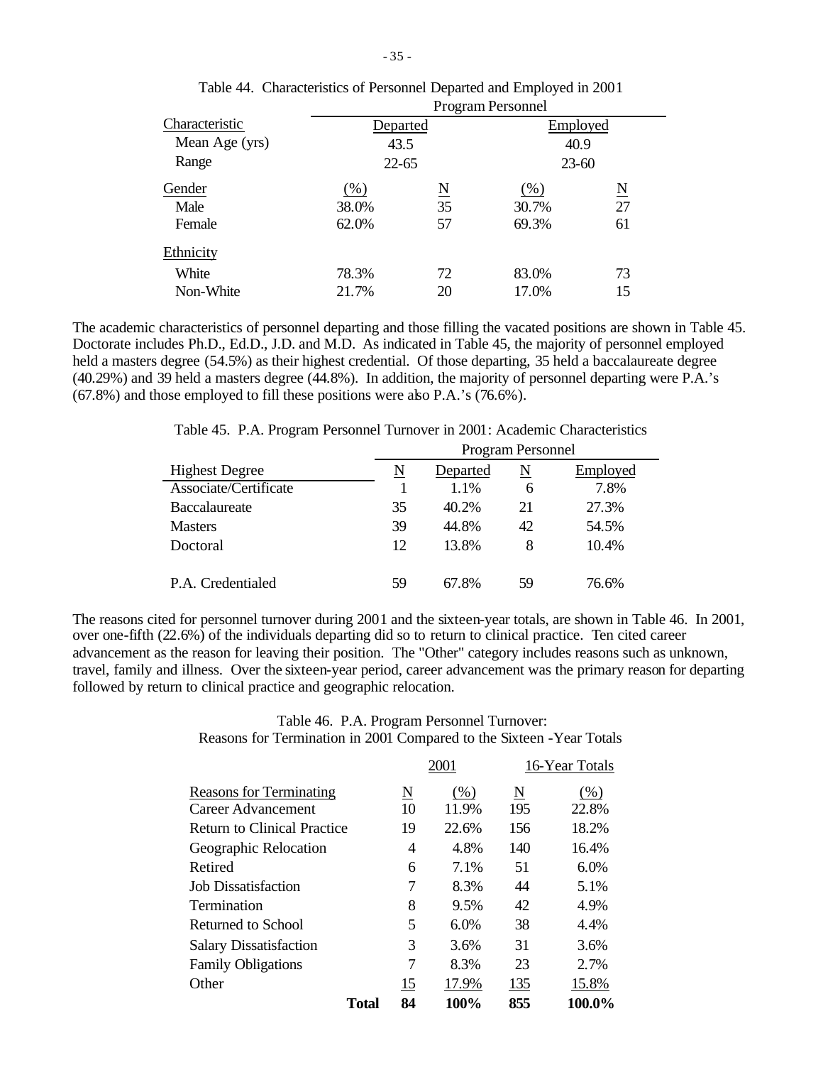Table 44. Characteristics of Personnel Departed and Employed in 2001

| Characteristic | Program Personnel | | | |
|---|---|---|---|---|
| | Departed | | Employed | |
| Mean Age (yrs) | 43.5 | | 40.9 | |
| Range | 22-65 | | 23-60 | |
| Gender | (%) | N | (%) | N |
| Male | 38.0% | 35 | 30.7% | 27 |
| Female | 62.0% | 57 | 69.3% | 61 |
| Ethnicity | | | | |
| White | 78.3% | 72 | 83.0% | 73 |
| Non-White | 21.7% | 20 | 17.0% | 15 |

The academic characteristics of personnel departing and those filling the vacated positions are shown in Table 45. Doctorate includes Ph.D., Ed.D., J.D. and M.D. As indicated in Table 45, the majority of personnel employed held a masters degree (54.5%) as their highest credential. Of those departing, 35 held a baccalaureate degree (40.29%) and 39 held a masters degree (44.8%). In addition, the majority of personnel departing were P.A.'s (67.8%) and those employed to fill these positions were also P.A.'s (76.6%).

Table 45. P.A. Program Personnel Turnover in 2001: Academic Characteristics

| Highest Degree | Program Personnel | | | |
|---|---|---|---|---|
| | N | Departed | N | Employed |
| Associate/Certificate | 1 | 1.1% | 6 | 7.8% |
| Baccalaureate | 35 | 40.2% | 21 | 27.3% |
| Masters | 39 | 44.8% | 42 | 54.5% |
| Doctoral | 12 | 13.8% | 8 | 10.4% |
| P.A. Credentialed | 59 | 67.8% | 59 | 76.6% |

The reasons cited for personnel turnover during 2001 and the sixteen-year totals, are shown in Table 46. In 2001, over one-fifth (22.6%) of the individuals departing did so to return to clinical practice. Ten cited career advancement as the reason for leaving their position. The "Other" category includes reasons such as unknown, travel, family and illness. Over the sixteen-year period, career advancement was the primary reason for departing followed by return to clinical practice and geographic relocation.

Table 46. P.A. Program Personnel Turnover:
Reasons for Termination in 2001 Compared to the Sixteen -Year Totals

| | 2001 | | 16-Year Totals | |
|---|---|---|---|---|
| Reasons for Terminating | N | (%) | N | (%) |
| Career Advancement | 10 | 11.9% | 195 | 22.8% |
| Return to Clinical Practice | 19 | 22.6% | 156 | 18.2% |
| Geographic Relocation | 4 | 4.8% | 140 | 16.4% |
| Retired | 6 | 7.1% | 51 | 6.0% |
| Job Dissatisfaction | 7 | 8.3% | 44 | 5.1% |
| Termination | 8 | 9.5% | 42 | 4.9% |
| Returned to School | 5 | 6.0% | 38 | 4.4% |
| Salary Dissatisfaction | 3 | 3.6% | 31 | 3.6% |
| Family Obligations | 7 | 8.3% | 23 | 2.7% |
| Other | 15 | 17.9% | 135 | 15.8% |
| **Total** | **84** | **100%** | **855** | **100.0%** |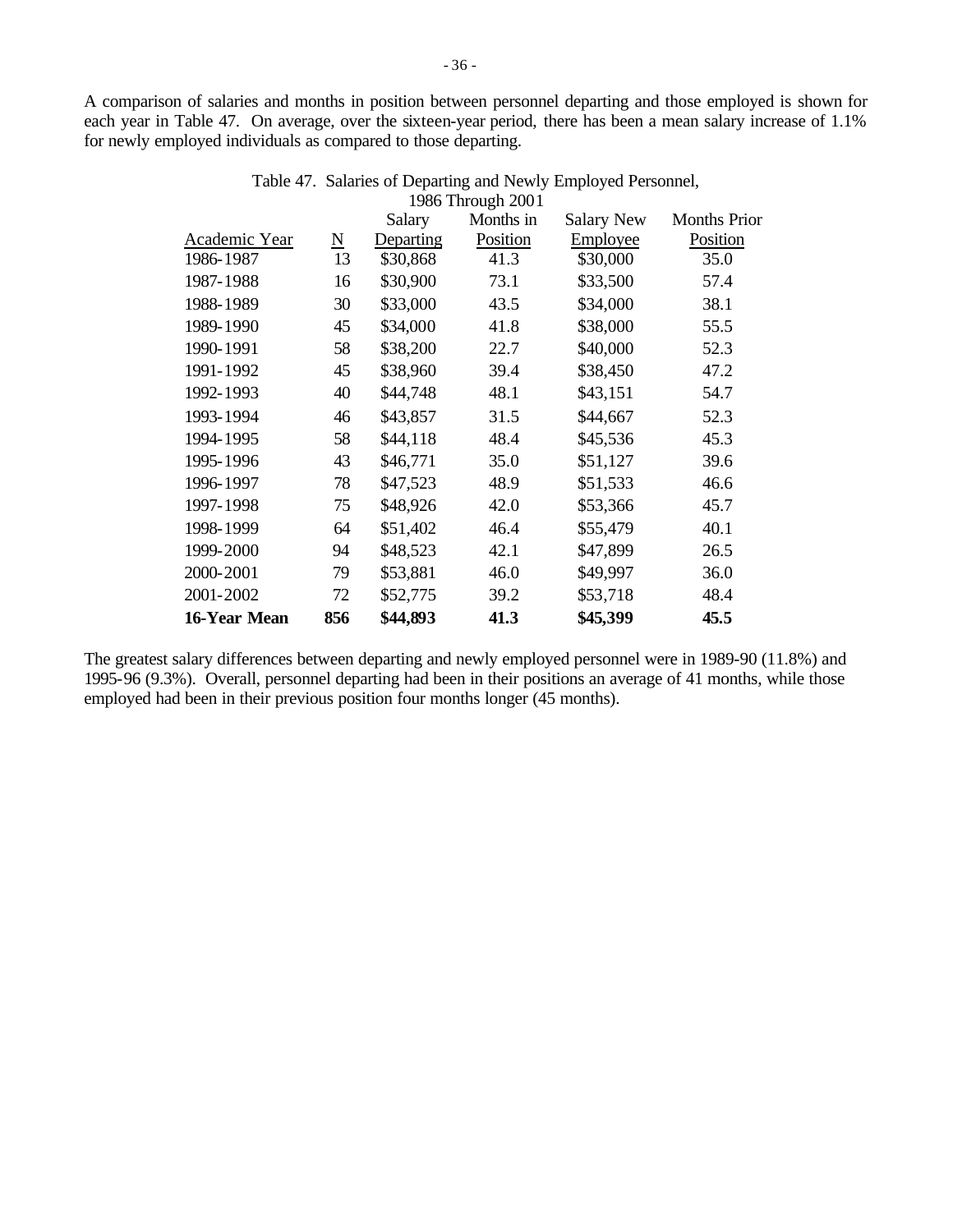A comparison of salaries and months in position between personnel departing and those employed is shown for each year in Table 47. On average, over the sixteen-year period, there has been a mean salary increase of 1.1% for newly employed individuals as compared to those departing.

Table 47. Salaries of Departing and Newly Employed Personnel, 1986 Through 2001

| Academic Year | N | Salary Departing | Months in Position | Salary New Employee | Months Prior Position |
|---|---|---|---|---|---|
| 1986-1987 | 13 | $30,868 | 41.3 | $30,000 | 35.0 |
| 1987-1988 | 16 | $30,900 | 73.1 | $33,500 | 57.4 |
| 1988-1989 | 30 | $33,000 | 43.5 | $34,000 | 38.1 |
| 1989-1990 | 45 | $34,000 | 41.8 | $38,000 | 55.5 |
| 1990-1991 | 58 | $38,200 | 22.7 | $40,000 | 52.3 |
| 1991-1992 | 45 | $38,960 | 39.4 | $38,450 | 47.2 |
| 1992-1993 | 40 | $44,748 | 48.1 | $43,151 | 54.7 |
| 1993-1994 | 46 | $43,857 | 31.5 | $44,667 | 52.3 |
| 1994-1995 | 58 | $44,118 | 48.4 | $45,536 | 45.3 |
| 1995-1996 | 43 | $46,771 | 35.0 | $51,127 | 39.6 |
| 1996-1997 | 78 | $47,523 | 48.9 | $51,533 | 46.6 |
| 1997-1998 | 75 | $48,926 | 42.0 | $53,366 | 45.7 |
| 1998-1999 | 64 | $51,402 | 46.4 | $55,479 | 40.1 |
| 1999-2000 | 94 | $48,523 | 42.1 | $47,899 | 26.5 |
| 2000-2001 | 79 | $53,881 | 46.0 | $49,997 | 36.0 |
| 2001-2002 | 72 | $52,775 | 39.2 | $53,718 | 48.4 |
| **16-Year Mean** | **856** | **$44,893** | **41.3** | **$45,399** | **45.5** |

The greatest salary differences between departing and newly employed personnel were in 1989-90 (11.8%) and 1995-96 (9.3%). Overall, personnel departing had been in their positions an average of 41 months, while those employed had been in their previous position four months longer (45 months).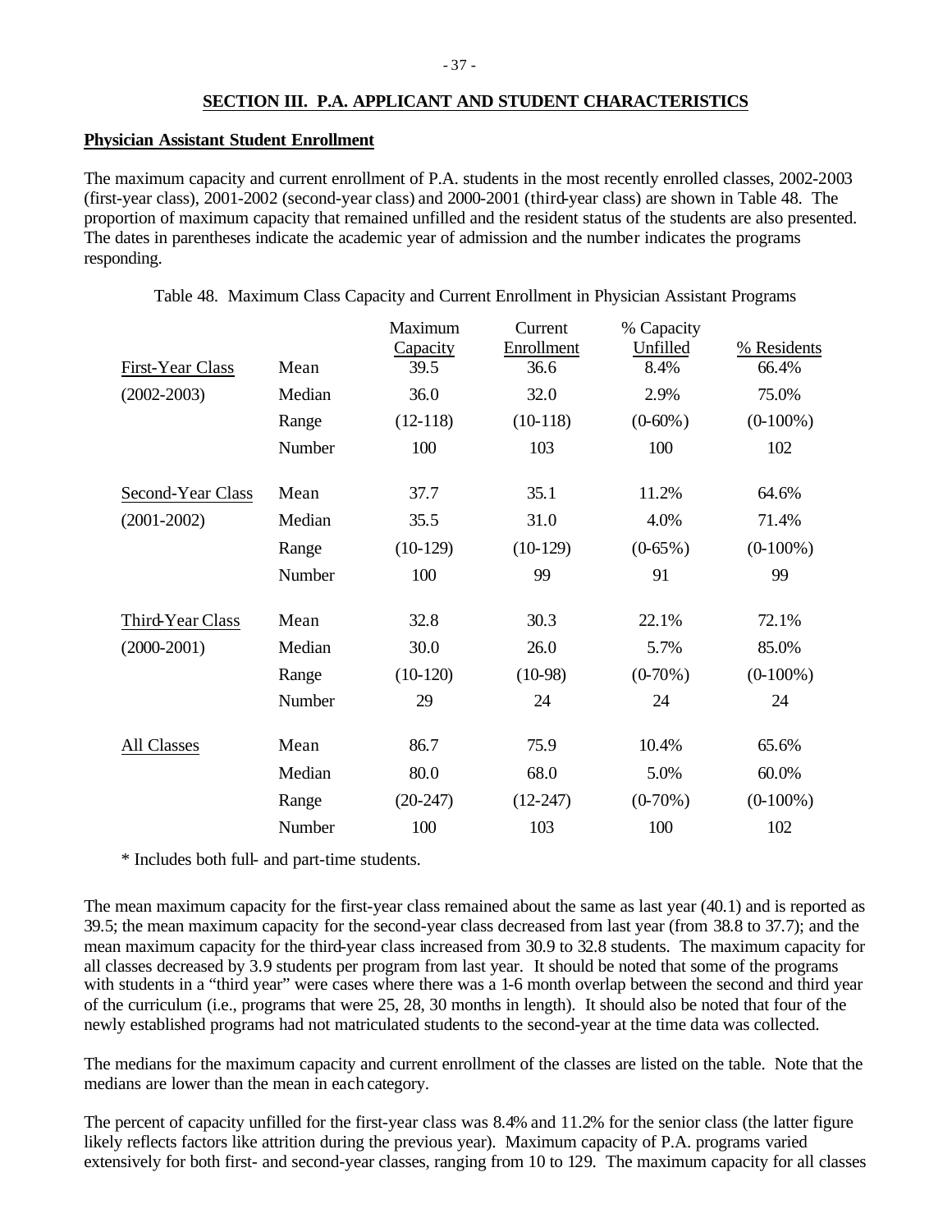## SECTION III. P.A. APPLICANT AND STUDENT CHARACTERISTICS

### Physician Assistant Student Enrollment

The maximum capacity and current enrollment of P.A. students in the most recently enrolled classes, 2002-2003 (first-year class), 2001-2002 (second-year class) and 2000-2001 (third-year class) are shown in Table 48. The proportion of maximum capacity that remained unfilled and the resident status of the students are also presented. The dates in parentheses indicate the academic year of admission and the number indicates the programs responding.

Table 48. Maximum Class Capacity and Current Enrollment in Physician Assistant Programs

| | | Maximum Capacity | Current Enrollment | % Capacity Unfilled | % Residents |
|---|---|---|---|---|---|
| First-Year Class | Mean | 39.5 | 36.6 | 8.4% | 66.4% |
| (2002-2003) | Median | 36.0 | 32.0 | 2.9% | 75.0% |
| | Range | (12-118) | (10-118) | (0-60%) | (0-100%) |
| | Number | 100 | 103 | 100 | 102 |
| Second-Year Class | Mean | 37.7 | 35.1 | 11.2% | 64.6% |
| (2001-2002) | Median | 35.5 | 31.0 | 4.0% | 71.4% |
| | Range | (10-129) | (10-129) | (0-65%) | (0-100%) |
| | Number | 100 | 99 | 91 | 99 |
| Third-Year Class | Mean | 32.8 | 30.3 | 22.1% | 72.1% |
| (2000-2001) | Median | 30.0 | 26.0 | 5.7% | 85.0% |
| | Range | (10-120) | (10-98) | (0-70%) | (0-100%) |
| | Number | 29 | 24 | 24 | 24 |
| All Classes | Mean | 86.7 | 75.9 | 10.4% | 65.6% |
| | Median | 80.0 | 68.0 | 5.0% | 60.0% |
| | Range | (20-247) | (12-247) | (0-70%) | (0-100%) |
| | Number | 100 | 103 | 100 | 102 |

\* Includes both full- and part-time students.

The mean maximum capacity for the first-year class remained about the same as last year (40.1) and is reported as 39.5; the mean maximum capacity for the second-year class decreased from last year (from 38.8 to 37.7); and the mean maximum capacity for the third-year class increased from 30.9 to 32.8 students. The maximum capacity for all classes decreased by 3.9 students per program from last year. It should be noted that some of the programs with students in a "third year" were cases where there was a 1-6 month overlap between the second and third year of the curriculum (i.e., programs that were 25, 28, 30 months in length). It should also be noted that four of the newly established programs had not matriculated students to the second-year at the time data was collected.

The medians for the maximum capacity and current enrollment of the classes are listed on the table. Note that the medians are lower than the mean in each category.

The percent of capacity unfilled for the first-year class was 8.4% and 11.2% for the senior class (the latter figure likely reflects factors like attrition during the previous year). Maximum capacity of P.A. programs varied extensively for both first- and second-year classes, ranging from 10 to 129. The maximum capacity for all classes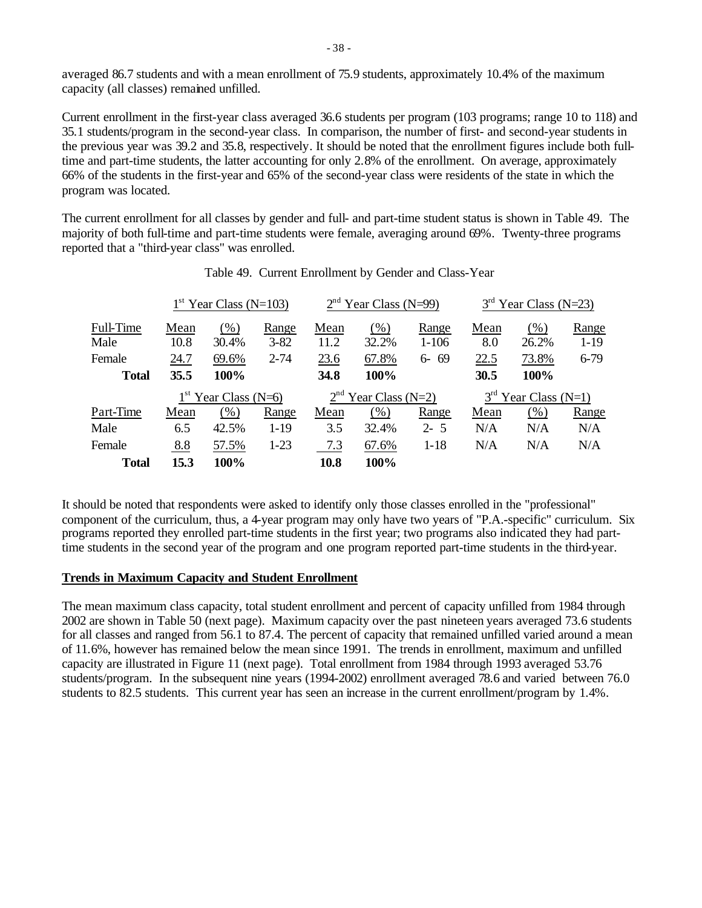averaged 86.7 students and with a mean enrollment of 75.9 students, approximately 10.4% of the maximum capacity (all classes) remained unfilled.

Current enrollment in the first-year class averaged 36.6 students per program (103 programs; range 10 to 118) and 35.1 students/program in the second-year class. In comparison, the number of first- and second-year students in the previous year was 39.2 and 35.8, respectively. It should be noted that the enrollment figures include both full-time and part-time students, the latter accounting for only 2.8% of the enrollment. On average, approximately 66% of the students in the first-year and 65% of the second-year class were residents of the state in which the program was located.

The current enrollment for all classes by gender and full- and part-time student status is shown in Table 49. The majority of both full-time and part-time students were female, averaging around 69%. Twenty-three programs reported that a "third-year class" was enrolled.

Table 49. Current Enrollment by Gender and Class-Year

| | 1st Year Class (N=103) | | | 2nd Year Class (N=99) | | | 3rd Year Class (N=23) | | |
|---|---|---|---|---|---|---|---|---|---|
| Full-Time | Mean | (%) | Range | Mean | (%) | Range | Mean | (%) | Range |
| Male | 10.8 | 30.4% | 3-82 | 11.2 | 32.2% | 1-106 | 8.0 | 26.2% | 1-19 |
| Female | 24.7 | 69.6% | 2-74 | 23.6 | 67.8% | 6- 69 | 22.5 | 73.8% | 6-79 |
| **Total** | **35.5** | **100%** | | **34.8** | **100%** | | **30.5** | **100%** | |
| | 1st Year Class (N=6) | | | 2nd Year Class (N=2) | | | 3rd Year Class (N=1) | | |
| Part-Time | Mean | (%) | Range | Mean | (%) | Range | Mean | (%) | Range |
| Male | 6.5 | 42.5% | 1-19 | 3.5 | 32.4% | 2- 5 | N/A | N/A | N/A |
| Female | 8.8 | 57.5% | 1-23 | 7.3 | 67.6% | 1-18 | N/A | N/A | N/A |
| **Total** | **15.3** | **100%** | | **10.8** | **100%** | | | | |

It should be noted that respondents were asked to identify only those classes enrolled in the "professional" component of the curriculum, thus, a 4-year program may only have two years of "P.A.-specific" curriculum. Six programs reported they enrolled part-time students in the first year; two programs also indicated they had part-time students in the second year of the program and one program reported part-time students in the third-year.

**Trends in Maximum Capacity and Student Enrollment**

The mean maximum class capacity, total student enrollment and percent of capacity unfilled from 1984 through 2002 are shown in Table 50 (next page). Maximum capacity over the past nineteen years averaged 73.6 students for all classes and ranged from 56.1 to 87.4. The percent of capacity that remained unfilled varied around a mean of 11.6%, however has remained below the mean since 1991. The trends in enrollment, maximum and unfilled capacity are illustrated in Figure 11 (next page). Total enrollment from 1984 through 1993 averaged 53.76 students/program. In the subsequent nine years (1994-2002) enrollment averaged 78.6 and varied between 76.0 students to 82.5 students. This current year has seen an increase in the current enrollment/program by 1.4%.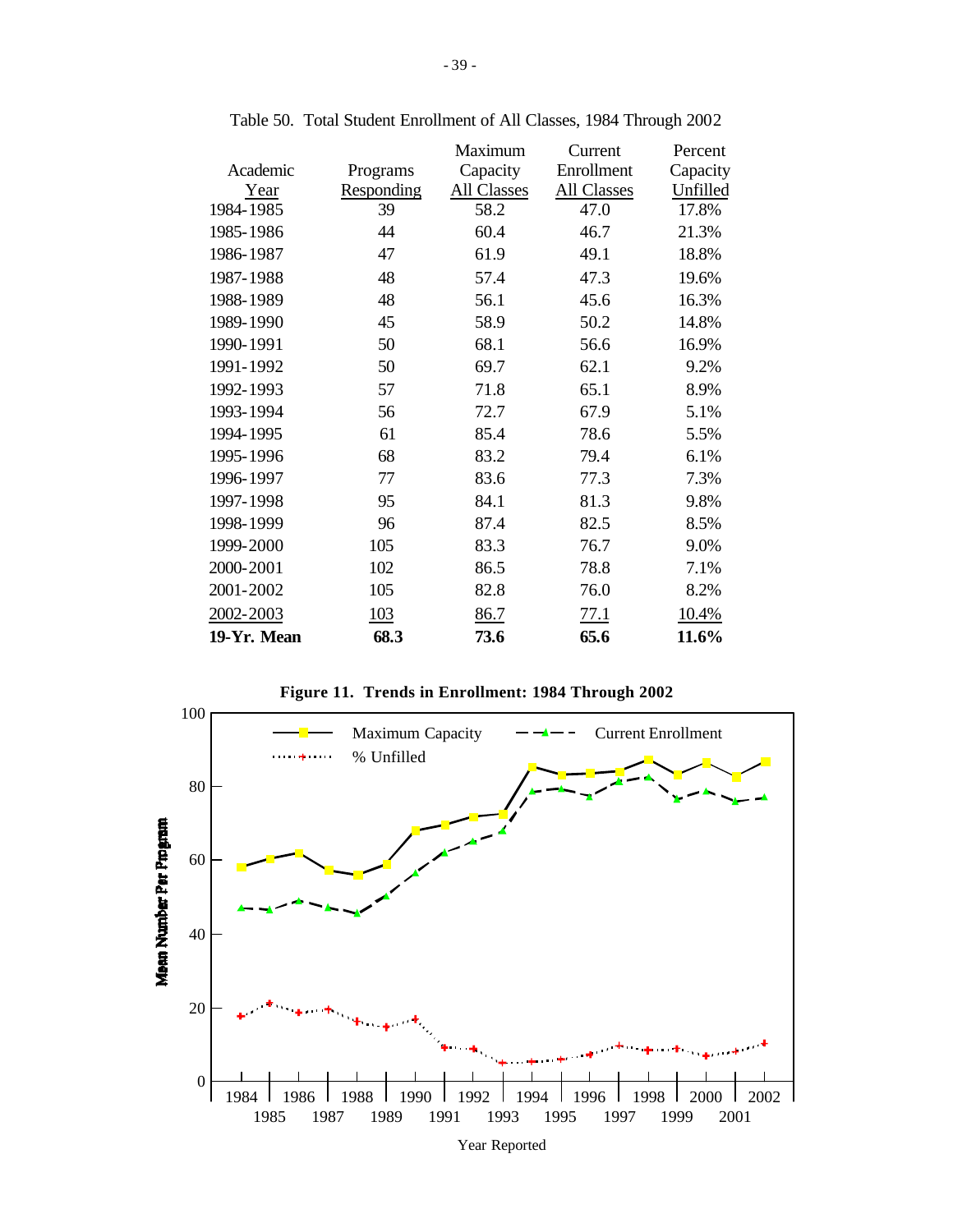Table 50. Total Student Enrollment of All Classes, 1984 Through 2002

| Academic Year | Programs Responding | Maximum Capacity All Classes | Current Enrollment All Classes | Percent Capacity Unfilled |
|---|---|---|---|---|
| 1984-1985 | 39 | 58.2 | 47.0 | 17.8% |
| 1985-1986 | 44 | 60.4 | 46.7 | 21.3% |
| 1986-1987 | 47 | 61.9 | 49.1 | 18.8% |
| 1987-1988 | 48 | 57.4 | 47.3 | 19.6% |
| 1988-1989 | 48 | 56.1 | 45.6 | 16.3% |
| 1989-1990 | 45 | 58.9 | 50.2 | 14.8% |
| 1990-1991 | 50 | 68.1 | 56.6 | 16.9% |
| 1991-1992 | 50 | 69.7 | 62.1 | 9.2% |
| 1992-1993 | 57 | 71.8 | 65.1 | 8.9% |
| 1993-1994 | 56 | 72.7 | 67.9 | 5.1% |
| 1994-1995 | 61 | 85.4 | 78.6 | 5.5% |
| 1995-1996 | 68 | 83.2 | 79.4 | 6.1% |
| 1996-1997 | 77 | 83.6 | 77.3 | 7.3% |
| 1997-1998 | 95 | 84.1 | 81.3 | 9.8% |
| 1998-1999 | 96 | 87.4 | 82.5 | 8.5% |
| 1999-2000 | 105 | 83.3 | 76.7 | 9.0% |
| 2000-2001 | 102 | 86.5 | 78.8 | 7.1% |
| 2001-2002 | 105 | 82.8 | 76.0 | 8.2% |
| 2002-2003 | 103 | 86.7 | 77.1 | 10.4% |
| **19-Yr. Mean** | **68.3** | **73.6** | **65.6** | **11.6%** |

**Figure 11. Trends in Enrollment: 1984 Through 2002**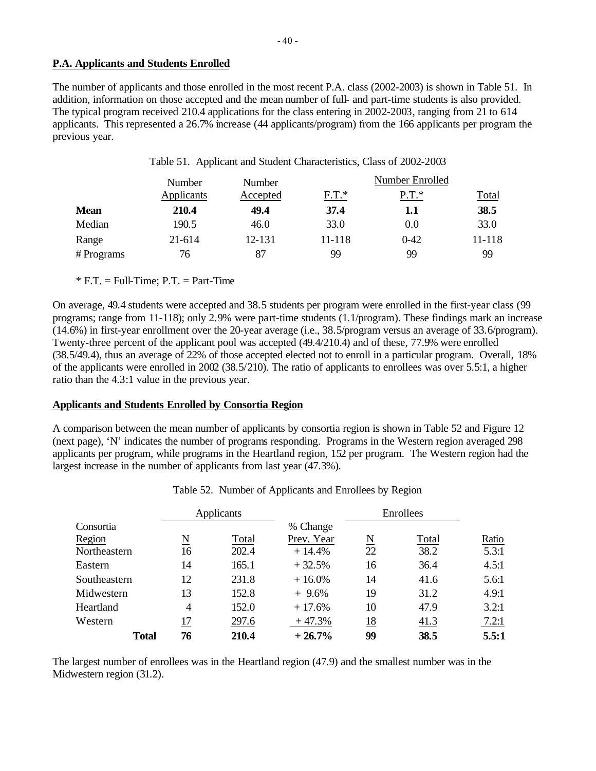**P.A. Applicants and Students Enrolled**

The number of applicants and those enrolled in the most recent P.A. class (2002-2003) is shown in Table 51. In addition, information on those accepted and the mean number of full- and part-time students is also provided. The typical program received 210.4 applications for the class entering in 2002-2003, ranging from 21 to 614 applicants. This represented a 26.7% increase (44 applicants/program) from the 166 applicants per program the previous year.

Table 51. Applicant and Student Characteristics, Class of 2002-2003

| | Number Applicants | Number Accepted | Number Enrolled F.T.* | P.T.* | Total |
|---|---|---|---|---|---|
| **Mean** | **210.4** | **49.4** | **37.4** | **1.1** | **38.5** |
| Median | 190.5 | 46.0 | 33.0 | 0.0 | 33.0 |
| Range | 21-614 | 12-131 | 11-118 | 0-42 | 11-118 |
| # Programs | 76 | 87 | 99 | 99 | 99 |

\* F.T. = Full-Time; P.T. = Part-Time

On average, 49.4 students were accepted and 38.5 students per program were enrolled in the first-year class (99 programs; range from 11-118); only 2.9% were part-time students (1.1/program). These findings mark an increase (14.6%) in first-year enrollment over the 20-year average (i.e., 38.5/program versus an average of 33.6/program). Twenty-three percent of the applicant pool was accepted (49.4/210.4) and of these, 77.9% were enrolled (38.5/49.4), thus an average of 22% of those accepted elected not to enroll in a particular program. Overall, 18% of the applicants were enrolled in 2002 (38.5/210). The ratio of applicants to enrollees was over 5.5:1, a higher ratio than the 4.3:1 value in the previous year.

**Applicants and Students Enrolled by Consortia Region**

A comparison between the mean number of applicants by consortia region is shown in Table 52 and Figure 12 (next page), 'N' indicates the number of programs responding. Programs in the Western region averaged 298 applicants per program, while programs in the Heartland region, 152 per program. The Western region had the largest increase in the number of applicants from last year (47.3%).

Table 52. Number of Applicants and Enrollees by Region

| Consortia Region | Applicants N | Applicants Total | % Change Prev. Year | Enrollees N | Enrollees Total | Ratio |
|---|---|---|---|---|---|---|
| Northeastern | 16 | 202.4 | + 14.4% | 22 | 38.2 | 5.3:1 |
| Eastern | 14 | 165.1 | + 32.5% | 16 | 36.4 | 4.5:1 |
| Southeastern | 12 | 231.8 | + 16.0% | 14 | 41.6 | 5.6:1 |
| Midwestern | 13 | 152.8 | + 9.6% | 19 | 31.2 | 4.9:1 |
| Heartland | 4 | 152.0 | + 17.6% | 10 | 47.9 | 3.2:1 |
| Western | 17 | 297.6 | + 47.3% | 18 | 41.3 | 7.2:1 |
| **Total** | **76** | **210.4** | **+ 26.7%** | **99** | **38.5** | **5.5:1** |

The largest number of enrollees was in the Heartland region (47.9) and the smallest number was in the Midwestern region (31.2).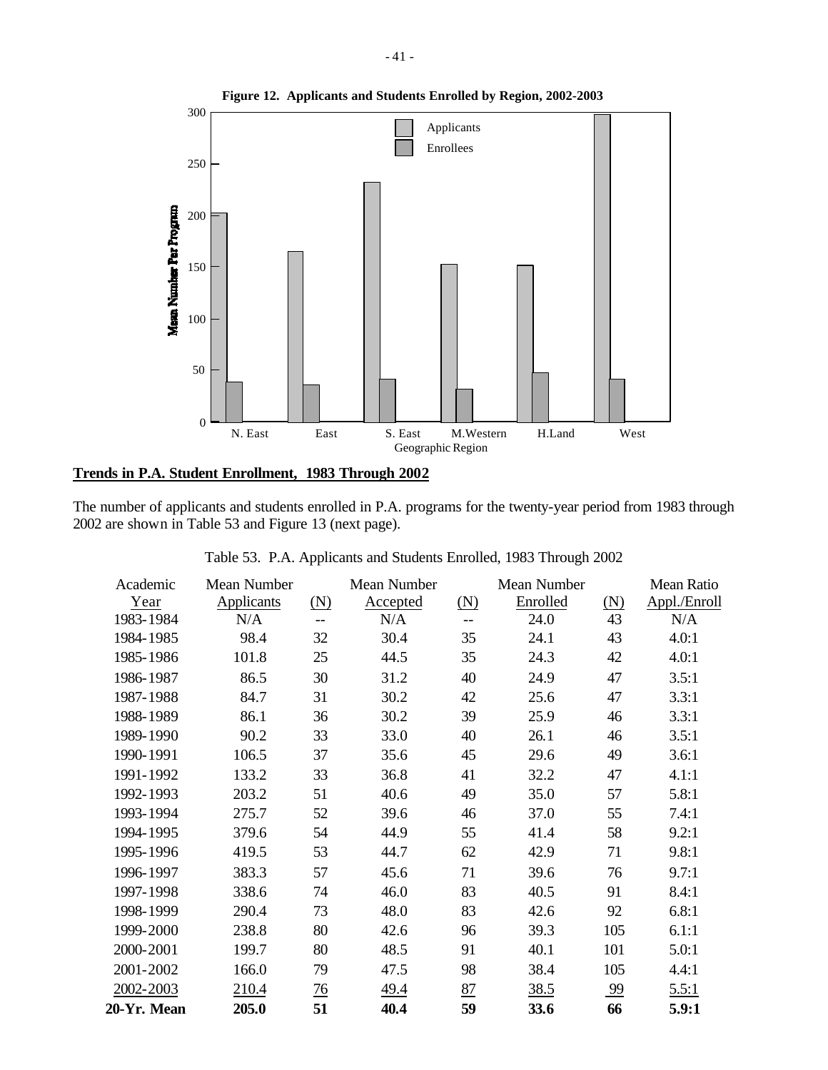**Figure 12. Applicants and Students Enrolled by Region, 2002-2003**

## Trends in P.A. Student Enrollment, 1983 Through 2002

The number of applicants and students enrolled in P.A. programs for the twenty-year period from 1983 through 2002 are shown in Table 53 and Figure 13 (next page).

Table 53. P.A. Applicants and Students Enrolled, 1983 Through 2002

| Academic Year | Mean Number Applicants | (N) | Mean Number Accepted | (N) | Mean Number Enrolled | (N) | Mean Ratio Appl./Enroll |
|---|---|---|---|---|---|---|---|
| 1983-1984 | N/A | -- | N/A | -- | 24.0 | 43 | N/A |
| 1984-1985 | 98.4 | 32 | 30.4 | 35 | 24.1 | 43 | 4.0:1 |
| 1985-1986 | 101.8 | 25 | 44.5 | 35 | 24.3 | 42 | 4.0:1 |
| 1986-1987 | 86.5 | 30 | 31.2 | 40 | 24.9 | 47 | 3.5:1 |
| 1987-1988 | 84.7 | 31 | 30.2 | 42 | 25.6 | 47 | 3.3:1 |
| 1988-1989 | 86.1 | 36 | 30.2 | 39 | 25.9 | 46 | 3.3:1 |
| 1989-1990 | 90.2 | 33 | 33.0 | 40 | 26.1 | 46 | 3.5:1 |
| 1990-1991 | 106.5 | 37 | 35.6 | 45 | 29.6 | 49 | 3.6:1 |
| 1991-1992 | 133.2 | 33 | 36.8 | 41 | 32.2 | 47 | 4.1:1 |
| 1992-1993 | 203.2 | 51 | 40.6 | 49 | 35.0 | 57 | 5.8:1 |
| 1993-1994 | 275.7 | 52 | 39.6 | 46 | 37.0 | 55 | 7.4:1 |
| 1994-1995 | 379.6 | 54 | 44.9 | 55 | 41.4 | 58 | 9.2:1 |
| 1995-1996 | 419.5 | 53 | 44.7 | 62 | 42.9 | 71 | 9.8:1 |
| 1996-1997 | 383.3 | 57 | 45.6 | 71 | 39.6 | 76 | 9.7:1 |
| 1997-1998 | 338.6 | 74 | 46.0 | 83 | 40.5 | 91 | 8.4:1 |
| 1998-1999 | 290.4 | 73 | 48.0 | 83 | 42.6 | 92 | 6.8:1 |
| 1999-2000 | 238.8 | 80 | 42.6 | 96 | 39.3 | 105 | 6.1:1 |
| 2000-2001 | 199.7 | 80 | 48.5 | 91 | 40.1 | 101 | 5.0:1 |
| 2001-2002 | 166.0 | 79 | 47.5 | 98 | 38.4 | 105 | 4.4:1 |
| 2002-2003 | 210.4 | 76 | 49.4 | 87 | 38.5 | 99 | 5.5:1 |
| **20-Yr. Mean** | **205.0** | **51** | **40.4** | **59** | **33.6** | **66** | **5.9:1** |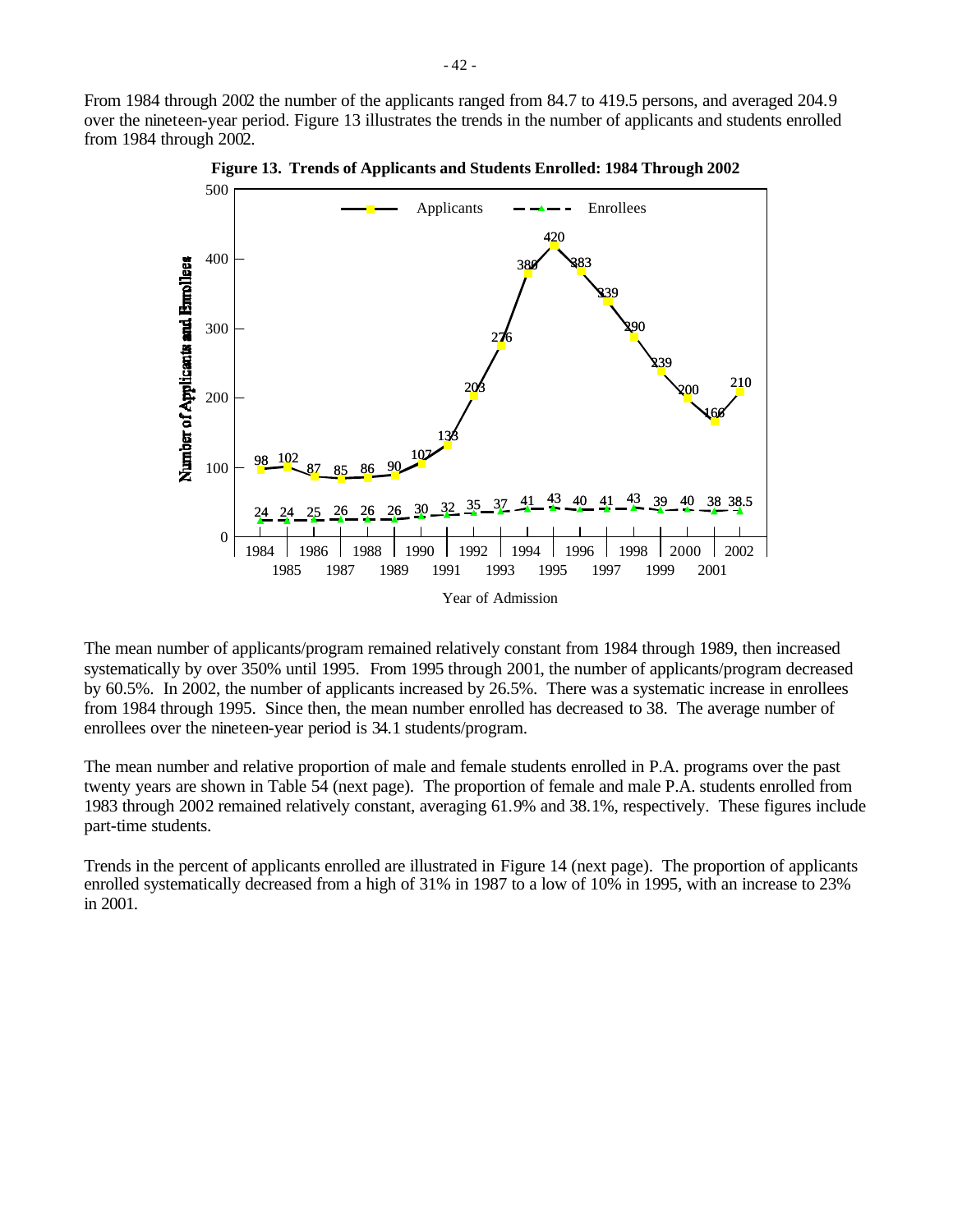From 1984 through 2002 the number of the applicants ranged from 84.7 to 419.5 persons, and averaged 204.9 over the nineteen-year period. Figure 13 illustrates the trends in the number of applicants and students enrolled from 1984 through 2002.

**Figure 13. Trends of Applicants and Students Enrolled: 1984 Through 2002**

| Year of Admission | Applicants | Enrollees |
|---|---|---|
| 1984 | 98 | 24 |
| 1985 | 102 | 24 |
| 1986 | 87 | 25 |
| 1987 | 85 | 26 |
| 1988 | 86 | 26 |
| 1989 | 90 | 26 |
| 1990 | 107 | 30 |
| 1991 | 133 | 32 |
| 1992 | 203 | 35 |
| 1993 | 276 | 37 |
| 1994 | 380 | 41 |
| 1995 | 420 | 43 |
| 1996 | 383 | 40 |
| 1997 | 339 | 41 |
| 1998 | 290 | 43 |
| 1999 | 239 | 39 |
| 2000 | 200 | 40 |
| 2001 | 166 | 38 |
| 2002 | 210 | 38.5 |

The mean number of applicants/program remained relatively constant from 1984 through 1989, then increased systematically by over 350% until 1995. From 1995 through 2001, the number of applicants/program decreased by 60.5%. In 2002, the number of applicants increased by 26.5%. There was a systematic increase in enrollees from 1984 through 1995. Since then, the mean number enrolled has decreased to 38. The average number of enrollees over the nineteen-year period is 34.1 students/program.

The mean number and relative proportion of male and female students enrolled in P.A. programs over the past twenty years are shown in Table 54 (next page). The proportion of female and male P.A. students enrolled from 1983 through 2002 remained relatively constant, averaging 61.9% and 38.1%, respectively. These figures include part-time students.

Trends in the percent of applicants enrolled are illustrated in Figure 14 (next page). The proportion of applicants enrolled systematically decreased from a high of 31% in 1987 to a low of 10% in 1995, with an increase to 23% in 2001.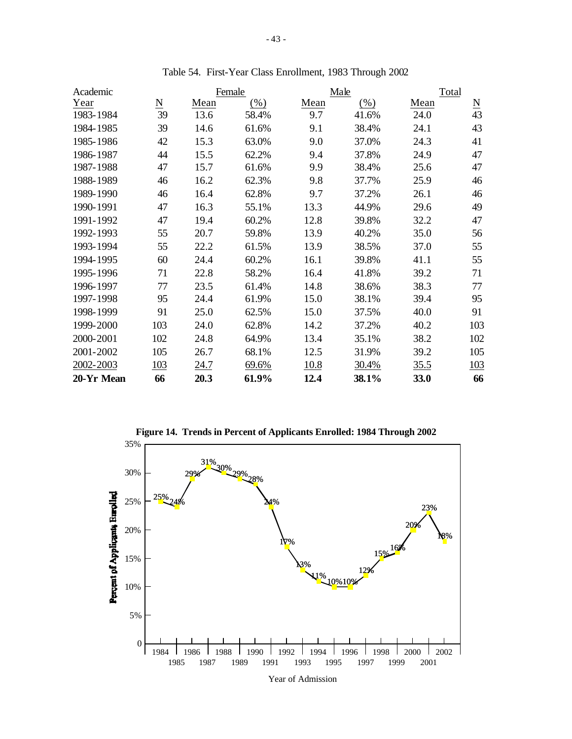Table 54. First-Year Class Enrollment, 1983 Through 2002

| Academic | | Female | | Male | | Total | |
|---|---|---|---|---|---|---|---|
| Year | N | Mean | (%) | Mean | (%) | Mean | N |
| 1983-1984 | 39 | 13.6 | 58.4% | 9.7 | 41.6% | 24.0 | 43 |
| 1984-1985 | 39 | 14.6 | 61.6% | 9.1 | 38.4% | 24.1 | 43 |
| 1985-1986 | 42 | 15.3 | 63.0% | 9.0 | 37.0% | 24.3 | 41 |
| 1986-1987 | 44 | 15.5 | 62.2% | 9.4 | 37.8% | 24.9 | 47 |
| 1987-1988 | 47 | 15.7 | 61.6% | 9.9 | 38.4% | 25.6 | 47 |
| 1988-1989 | 46 | 16.2 | 62.3% | 9.8 | 37.7% | 25.9 | 46 |
| 1989-1990 | 46 | 16.4 | 62.8% | 9.7 | 37.2% | 26.1 | 46 |
| 1990-1991 | 47 | 16.3 | 55.1% | 13.3 | 44.9% | 29.6 | 49 |
| 1991-1992 | 47 | 19.4 | 60.2% | 12.8 | 39.8% | 32.2 | 47 |
| 1992-1993 | 55 | 20.7 | 59.8% | 13.9 | 40.2% | 35.0 | 56 |
| 1993-1994 | 55 | 22.2 | 61.5% | 13.9 | 38.5% | 37.0 | 55 |
| 1994-1995 | 60 | 24.4 | 60.2% | 16.1 | 39.8% | 41.1 | 55 |
| 1995-1996 | 71 | 22.8 | 58.2% | 16.4 | 41.8% | 39.2 | 71 |
| 1996-1997 | 77 | 23.5 | 61.4% | 14.8 | 38.6% | 38.3 | 77 |
| 1997-1998 | 95 | 24.4 | 61.9% | 15.0 | 38.1% | 39.4 | 95 |
| 1998-1999 | 91 | 25.0 | 62.5% | 15.0 | 37.5% | 40.0 | 91 |
| 1999-2000 | 103 | 24.0 | 62.8% | 14.2 | 37.2% | 40.2 | 103 |
| 2000-2001 | 102 | 24.8 | 64.9% | 13.4 | 35.1% | 38.2 | 102 |
| 2001-2002 | 105 | 26.7 | 68.1% | 12.5 | 31.9% | 39.2 | 105 |
| 2002-2003 | 103 | 24.7 | 69.6% | 10.8 | 30.4% | 35.5 | 103 |
| **20-Yr Mean** | **66** | **20.3** | **61.9%** | **12.4** | **38.1%** | **33.0** | **66** |

**Figure 14. Trends in Percent of Applicants Enrolled: 1984 Through 2002**

| Year of Admission | Percent of Applicants Enrolled |
|---|---|
| 1984 | 25% |
| 1985 | 24% |
| 1986 | 29% |
| 1987 | 31% |
| 1988 | 30% |
| 1989 | 29% |
| 1990 | 28% |
| 1991 | 24% |
| 1992 | 17% |
| 1993 | 13% |
| 1994 | 11% |
| 1995 | 10% |
| 1996 | 10% |
| 1997 | 12% |
| 1998 | 15% |
| 1999 | 16% |
| 2000 | 20% |
| 2001 | 23% |
| 2002 | 18% |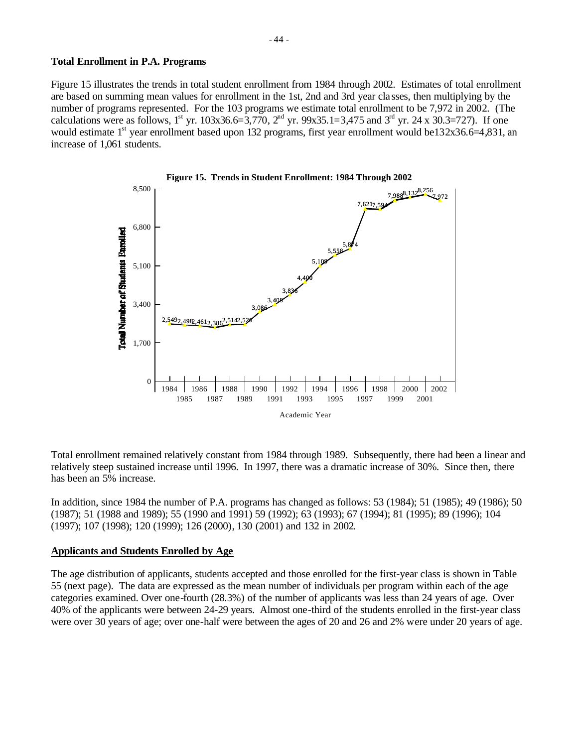## Total Enrollment in P.A. Programs

Figure 15 illustrates the trends in total student enrollment from 1984 through 2002. Estimates of total enrollment are based on summing mean values for enrollment in the 1st, 2nd and 3rd year classes, then multiplying by the number of programs represented. For the 103 programs we estimate total enrollment to be 7,972 in 2002. (The calculations were as follows, $1^{st}$ yr. 103x36.6=3,770, $2^{nd}$ yr. 99x35.1=3,475 and $3^{rd}$ yr. 24 x 30.3=727). If one would estimate $1^{st}$ year enrollment based upon 132 programs, first year enrollment would be132x36.6=4,831, an increase of 1,061 students.

**Figure 15. Trends in Student Enrollment: 1984 Through 2002**

| Academic Year | Total Number of Students Enrolled |
|---|---|
| 1984 | 2,549 |
| 1985 | 2,498 |
| 1986 | 2,461 |
| 1987 | 2,386 |
| 1988 | 2,514 |
| 1989 | 2,526 |
| 1990 | 3,086 |
| 1991 | 3,408 |
| 1992 | 3,836 |
| 1993 | 4,400 |
| 1994 | 5,109 |
| 1995 | 5,558 |
| 1996 | 5,874 |
| 1997 | 7,621 |
| 1998 | 7,594 |
| 1999 | 7,988 |
| 2000 | 8,132 |
| 2001 | 8,256 |
| 2002 | 7,972 |

Total enrollment remained relatively constant from 1984 through 1989. Subsequently, there had been a linear and relatively steep sustained increase until 1996. In 1997, there was a dramatic increase of 30%. Since then, there has been an 5% increase.

In addition, since 1984 the number of P.A. programs has changed as follows: 53 (1984); 51 (1985); 49 (1986); 50 (1987); 51 (1988 and 1989); 55 (1990 and 1991) 59 (1992); 63 (1993); 67 (1994); 81 (1995); 89 (1996); 104 (1997); 107 (1998); 120 (1999); 126 (2000), 130 (2001) and 132 in 2002.

## Applicants and Students Enrolled by Age

The age distribution of applicants, students accepted and those enrolled for the first-year class is shown in Table 55 (next page). The data are expressed as the mean number of individuals per program within each of the age categories examined. Over one-fourth (28.3%) of the number of applicants was less than 24 years of age. Over 40% of the applicants were between 24-29 years. Almost one-third of the students enrolled in the first-year class were over 30 years of age; over one-half were between the ages of 20 and 26 and 2% were under 20 years of age.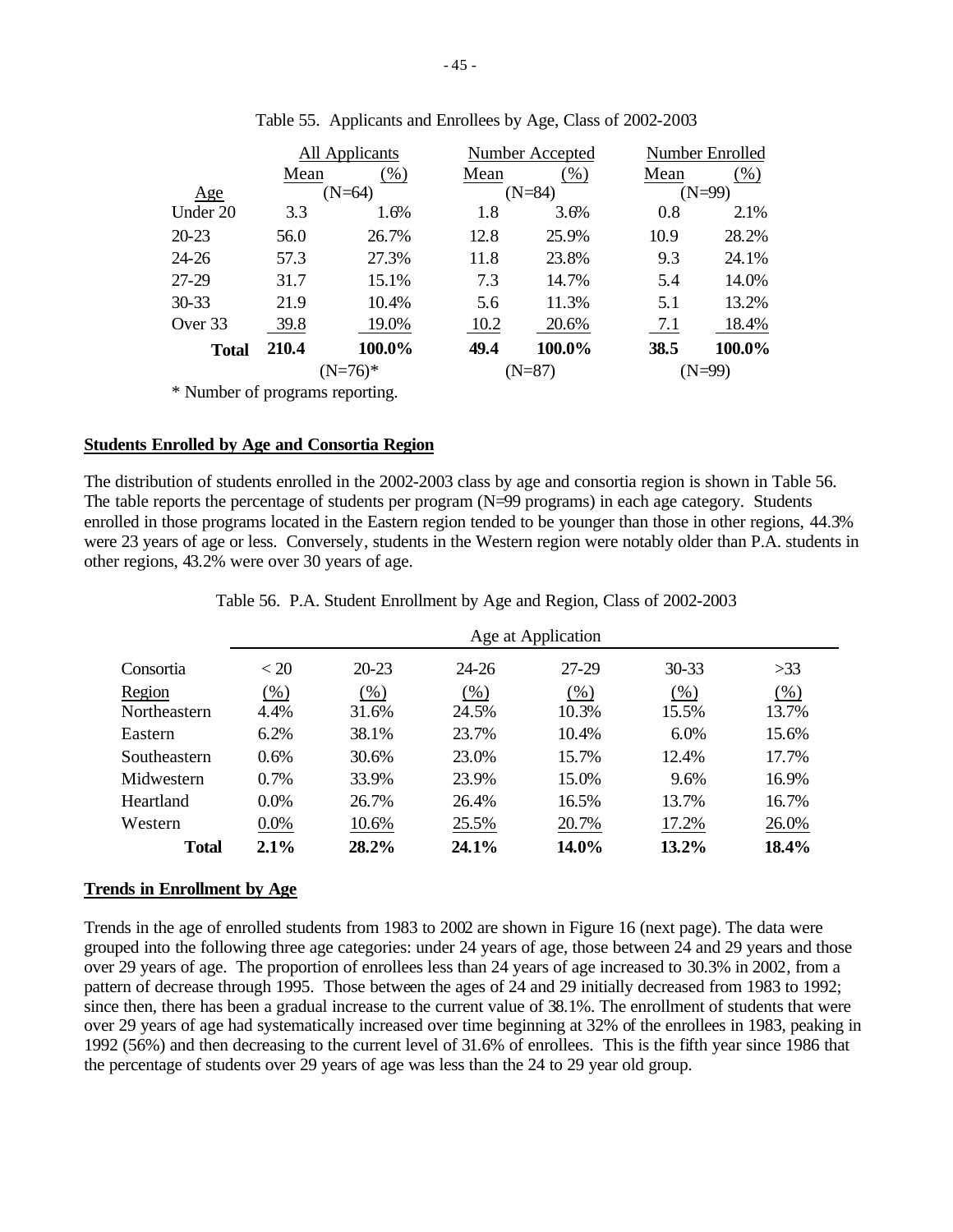Table 55. Applicants and Enrollees by Age, Class of 2002-2003

| Age | All Applicants | | Number Accepted | | Number Enrolled | |
|---|---|---|---|---|---|---|
| | Mean | (%) | Mean | (%) | Mean | (%) |
| | (N=64) | | (N=84) | | (N=99) | |
| Under 20 | 3.3 | 1.6% | 1.8 | 3.6% | 0.8 | 2.1% |
| 20-23 | 56.0 | 26.7% | 12.8 | 25.9% | 10.9 | 28.2% |
| 24-26 | 57.3 | 27.3% | 11.8 | 23.8% | 9.3 | 24.1% |
| 27-29 | 31.7 | 15.1% | 7.3 | 14.7% | 5.4 | 14.0% |
| 30-33 | 21.9 | 10.4% | 5.6 | 11.3% | 5.1 | 13.2% |
| Over 33 | 39.8 | 19.0% | 10.2 | 20.6% | 7.1 | 18.4% |
| **Total** | **210.4** | **100.0%** | **49.4** | **100.0%** | **38.5** | **100.0%** |
| | (N=76)* | | (N=87) | | (N=99) | |

\* Number of programs reporting.

## Students Enrolled by Age and Consortia Region

The distribution of students enrolled in the 2002-2003 class by age and consortia region is shown in Table 56. The table reports the percentage of students per program (N=99 programs) in each age category. Students enrolled in those programs located in the Eastern region tended to be younger than those in other regions, 44.3% were 23 years of age or less. Conversely, students in the Western region were notably older than P.A. students in other regions, 43.2% were over 30 years of age.

Table 56. P.A. Student Enrollment by Age and Region, Class of 2002-2003

| Consortia Region | Age at Application | | | | | |
|---|---|---|---|---|---|---|
| | < 20 (%) | 20-23 (%) | 24-26 (%) | 27-29 (%) | 30-33 (%) | >33 (%) |
| Northeastern | 4.4% | 31.6% | 24.5% | 10.3% | 15.5% | 13.7% |
| Eastern | 6.2% | 38.1% | 23.7% | 10.4% | 6.0% | 15.6% |
| Southeastern | 0.6% | 30.6% | 23.0% | 15.7% | 12.4% | 17.7% |
| Midwestern | 0.7% | 33.9% | 23.9% | 15.0% | 9.6% | 16.9% |
| Heartland | 0.0% | 26.7% | 26.4% | 16.5% | 13.7% | 16.7% |
| Western | 0.0% | 10.6% | 25.5% | 20.7% | 17.2% | 26.0% |
| **Total** | **2.1%** | **28.2%** | **24.1%** | **14.0%** | **13.2%** | **18.4%** |

## Trends in Enrollment by Age

Trends in the age of enrolled students from 1983 to 2002 are shown in Figure 16 (next page). The data were grouped into the following three age categories: under 24 years of age, those between 24 and 29 years and those over 29 years of age. The proportion of enrollees less than 24 years of age increased to 30.3% in 2002, from a pattern of decrease through 1995. Those between the ages of 24 and 29 initially decreased from 1983 to 1992; since then, there has been a gradual increase to the current value of 38.1%. The enrollment of students that were over 29 years of age had systematically increased over time beginning at 32% of the enrollees in 1983, peaking in 1992 (56%) and then decreasing to the current level of 31.6% of enrollees. This is the fifth year since 1986 that the percentage of students over 29 years of age was less than the 24 to 29 year old group.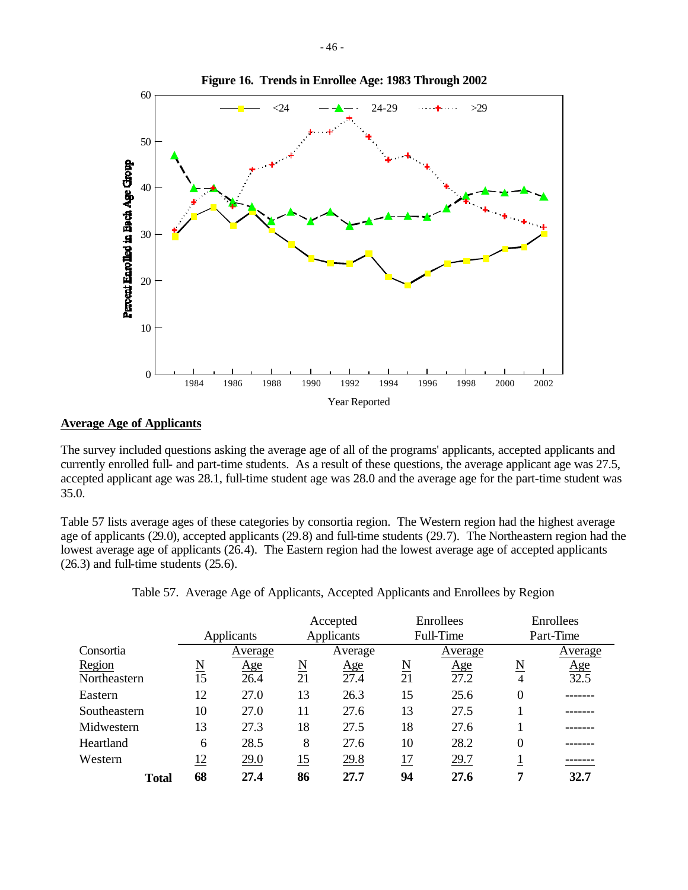**Figure 16. Trends in Enrollee Age: 1983 Through 2002**

## Average Age of Applicants

The survey included questions asking the average age of all of the programs' applicants, accepted applicants and currently enrolled full- and part-time students. As a result of these questions, the average applicant age was 27.5, accepted applicant age was 28.1, full-time student age was 28.0 and the average age for the part-time student was 35.0.

Table 57 lists average ages of these categories by consortia region. The Western region had the highest average age of applicants (29.0), accepted applicants (29.8) and full-time students (29.7). The Northeastern region had the lowest average age of applicants (26.4). The Eastern region had the lowest average age of accepted applicants (26.3) and full-time students (25.6).

Table 57. Average Age of Applicants, Accepted Applicants and Enrollees by Region

| Consortia Region | Applicants | | Accepted Applicants | | Enrollees Full-Time | | Enrollees Part-Time | |
|---|---|---|---|---|---|---|---|---|
| | N | Average Age | N | Average Age | N | Average Age | N | Average Age |
| Northeastern | 15 | 26.4 | 21 | 27.4 | 21 | 27.2 | 4 | 32.5 |
| Eastern | 12 | 27.0 | 13 | 26.3 | 15 | 25.6 | 0 | ------- |
| Southeastern | 10 | 27.0 | 11 | 27.6 | 13 | 27.5 | 1 | ------- |
| Midwestern | 13 | 27.3 | 18 | 27.5 | 18 | 27.6 | 1 | ------- |
| Heartland | 6 | 28.5 | 8 | 27.6 | 10 | 28.2 | 0 | ------- |
| Western | 12 | 29.0 | 15 | 29.8 | 17 | 29.7 | 1 | ------- |
| **Total** | **68** | **27.4** | **86** | **27.7** | **94** | **27.6** | **7** | **32.7** |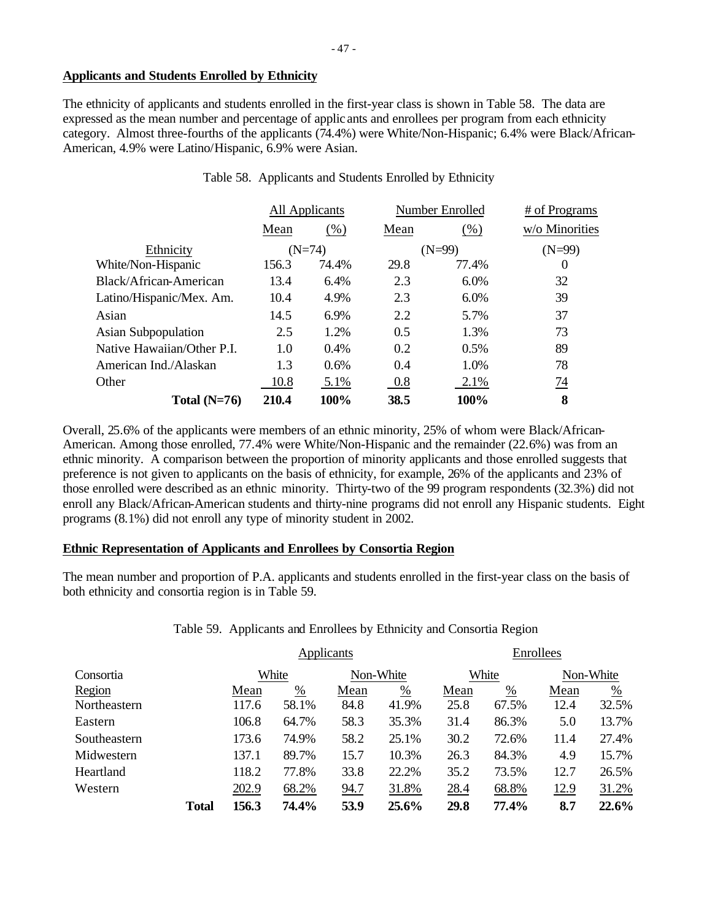**Applicants and Students Enrolled by Ethnicity**

The ethnicity of applicants and students enrolled in the first-year class is shown in Table 58. The data are expressed as the mean number and percentage of applicants and enrollees per program from each ethnicity category. Almost three-fourths of the applicants (74.4%) were White/Non-Hispanic; 6.4% were Black/African-American, 4.9% were Latino/Hispanic, 6.9% were Asian.

Table 58. Applicants and Students Enrolled by Ethnicity

| | All Applicants | | Number Enrolled | | # of Programs |
|---|---|---|---|---|---|
| | Mean | (%) | Mean | (%) | w/o Minorities |
| Ethnicity | (N=74) | | (N=99) | | (N=99) |
| White/Non-Hispanic | 156.3 | 74.4% | 29.8 | 77.4% | 0 |
| Black/African-American | 13.4 | 6.4% | 2.3 | 6.0% | 32 |
| Latino/Hispanic/Mex. Am. | 10.4 | 4.9% | 2.3 | 6.0% | 39 |
| Asian | 14.5 | 6.9% | 2.2 | 5.7% | 37 |
| Asian Subpopulation | 2.5 | 1.2% | 0.5 | 1.3% | 73 |
| Native Hawaiian/Other P.I. | 1.0 | 0.4% | 0.2 | 0.5% | 89 |
| American Ind./Alaskan | 1.3 | 0.6% | 0.4 | 1.0% | 78 |
| Other | 10.8 | 5.1% | 0.8 | 2.1% | 74 |
| **Total (N=76)** | **210.4** | **100%** | **38.5** | **100%** | **8** |

Overall, 25.6% of the applicants were members of an ethnic minority, 25% of whom were Black/African-American. Among those enrolled, 77.4% were White/Non-Hispanic and the remainder (22.6%) was from an ethnic minority. A comparison between the proportion of minority applicants and those enrolled suggests that preference is not given to applicants on the basis of ethnicity, for example, 26% of the applicants and 23% of those enrolled were described as an ethnic minority. Thirty-two of the 99 program respondents (32.3%) did not enroll any Black/African-American students and thirty-nine programs did not enroll any Hispanic students. Eight programs (8.1%) did not enroll any type of minority student in 2002.

**Ethnic Representation of Applicants and Enrollees by Consortia Region**

The mean number and proportion of P.A. applicants and students enrolled in the first-year class on the basis of both ethnicity and consortia region is in Table 59.

Table 59. Applicants and Enrollees by Ethnicity and Consortia Region

| | Applicants | | | | Enrollees | | | |
|---|---|---|---|---|---|---|---|---|
| Consortia | White | | Non-White | | White | | Non-White | |
| Region | Mean | % | Mean | % | Mean | % | Mean | % |
| Northeastern | 117.6 | 58.1% | 84.8 | 41.9% | 25.8 | 67.5% | 12.4 | 32.5% |
| Eastern | 106.8 | 64.7% | 58.3 | 35.3% | 31.4 | 86.3% | 5.0 | 13.7% |
| Southeastern | 173.6 | 74.9% | 58.2 | 25.1% | 30.2 | 72.6% | 11.4 | 27.4% |
| Midwestern | 137.1 | 89.7% | 15.7 | 10.3% | 26.3 | 84.3% | 4.9 | 15.7% |
| Heartland | 118.2 | 77.8% | 33.8 | 22.2% | 35.2 | 73.5% | 12.7 | 26.5% |
| Western | 202.9 | 68.2% | 94.7 | 31.8% | 28.4 | 68.8% | 12.9 | 31.2% |
| **Total** | **156.3** | **74.4%** | **53.9** | **25.6%** | **29.8** | **77.4%** | **8.7** | **22.6%** |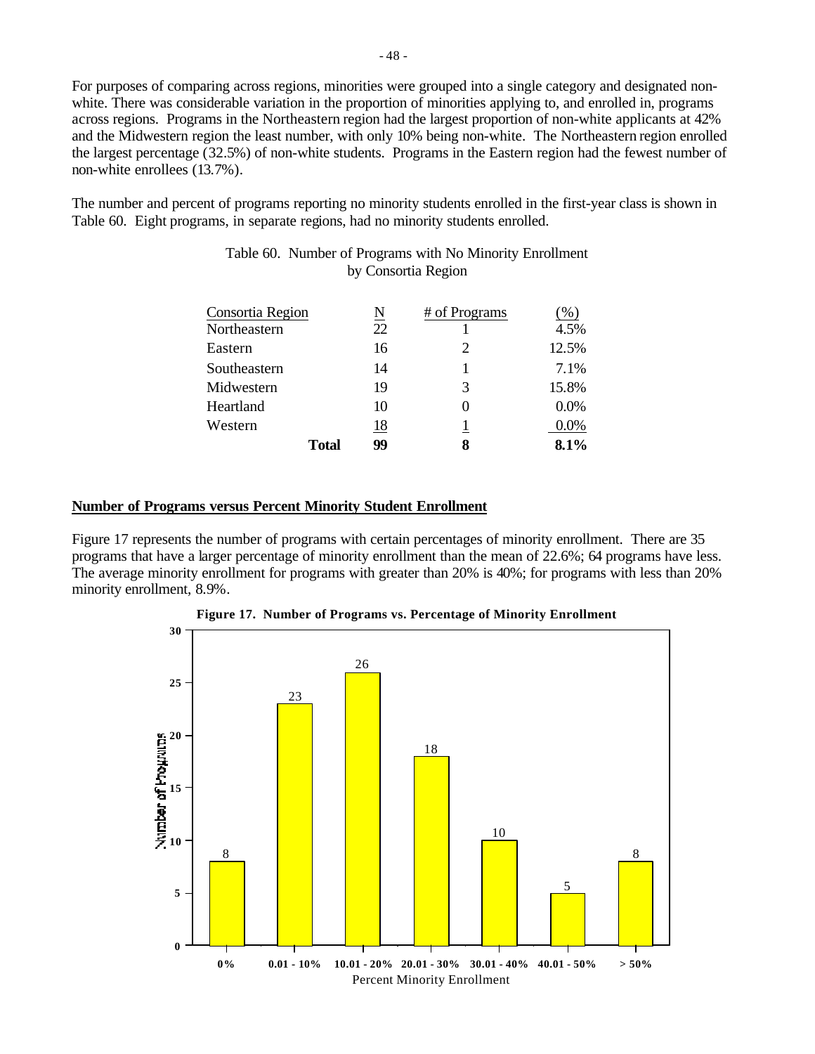For purposes of comparing across regions, minorities were grouped into a single category and designated non-white. There was considerable variation in the proportion of minorities applying to, and enrolled in, programs across regions. Programs in the Northeastern region had the largest proportion of non-white applicants at 42% and the Midwestern region the least number, with only 10% being non-white. The Northeastern region enrolled the largest percentage (32.5%) of non-white students. Programs in the Eastern region had the fewest number of non-white enrollees (13.7%).

The number and percent of programs reporting no minority students enrolled in the first-year class is shown in Table 60. Eight programs, in separate regions, had no minority students enrolled.

Table 60. Number of Programs with No Minority Enrollment by Consortia Region

| Consortia Region | N | # of Programs | (%) |
|---|---|---|---|
| Northeastern | 22 | 1 | 4.5% |
| Eastern | 16 | 2 | 12.5% |
| Southeastern | 14 | 1 | 7.1% |
| Midwestern | 19 | 3 | 15.8% |
| Heartland | 10 | 0 | 0.0% |
| Western | 18 | 1 | 0.0% |
| **Total** | **99** | **8** | **8.1%** |

## Number of Programs versus Percent Minority Student Enrollment

Figure 17 represents the number of programs with certain percentages of minority enrollment. There are 35 programs that have a larger percentage of minority enrollment than the mean of 22.6%; 64 programs have less. The average minority enrollment for programs with greater than 20% is 40%; for programs with less than 20% minority enrollment, 8.9%.

**Figure 17. Number of Programs vs. Percentage of Minority Enrollment**

| Percent Minority Enrollment | Number of Programs |
|---|---|
| 0% | 8 |
| 0.01 - 10% | 23 |
| 10.01 - 20% | 26 |
| 20.01 - 30% | 18 |
| 30.01 - 40% | 10 |
| 40.01 - 50% | 5 |
| > 50% | 8 |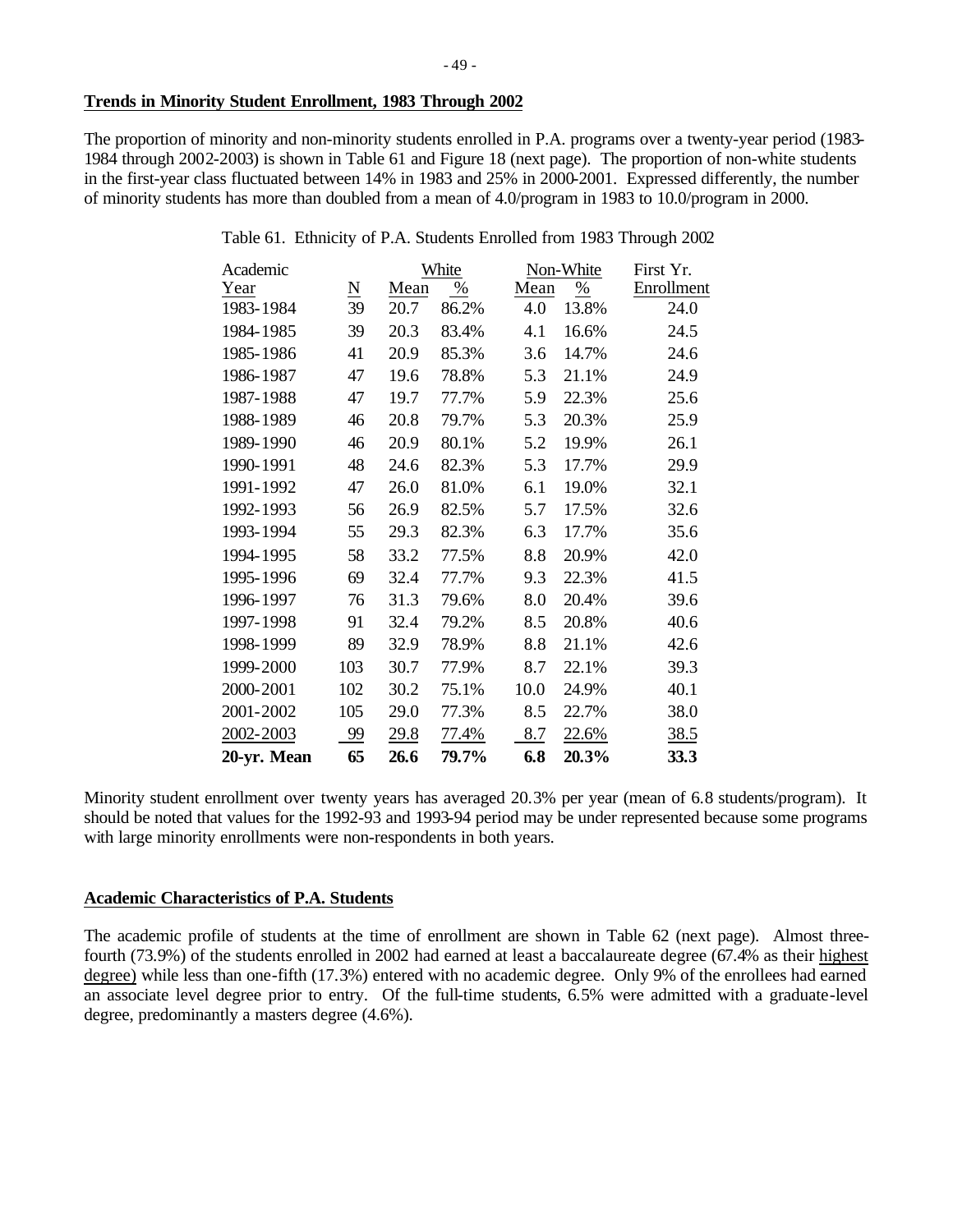## Trends in Minority Student Enrollment, 1983 Through 2002

The proportion of minority and non-minority students enrolled in P.A. programs over a twenty-year period (1983-1984 through 2002-2003) is shown in Table 61 and Figure 18 (next page). The proportion of non-white students in the first-year class fluctuated between 14% in 1983 and 25% in 2000-2001. Expressed differently, the number of minority students has more than doubled from a mean of 4.0/program in 1983 to 10.0/program in 2000.

Table 61. Ethnicity of P.A. Students Enrolled from 1983 Through 2002

| Academic | | White | | Non-White | | First Yr. |
|---|---|---|---|---|---|---|
| Year | N | Mean | % | Mean | % | Enrollment |
| 1983-1984 | 39 | 20.7 | 86.2% | 4.0 | 13.8% | 24.0 |
| 1984-1985 | 39 | 20.3 | 83.4% | 4.1 | 16.6% | 24.5 |
| 1985-1986 | 41 | 20.9 | 85.3% | 3.6 | 14.7% | 24.6 |
| 1986-1987 | 47 | 19.6 | 78.8% | 5.3 | 21.1% | 24.9 |
| 1987-1988 | 47 | 19.7 | 77.7% | 5.9 | 22.3% | 25.6 |
| 1988-1989 | 46 | 20.8 | 79.7% | 5.3 | 20.3% | 25.9 |
| 1989-1990 | 46 | 20.9 | 80.1% | 5.2 | 19.9% | 26.1 |
| 1990-1991 | 48 | 24.6 | 82.3% | 5.3 | 17.7% | 29.9 |
| 1991-1992 | 47 | 26.0 | 81.0% | 6.1 | 19.0% | 32.1 |
| 1992-1993 | 56 | 26.9 | 82.5% | 5.7 | 17.5% | 32.6 |
| 1993-1994 | 55 | 29.3 | 82.3% | 6.3 | 17.7% | 35.6 |
| 1994-1995 | 58 | 33.2 | 77.5% | 8.8 | 20.9% | 42.0 |
| 1995-1996 | 69 | 32.4 | 77.7% | 9.3 | 22.3% | 41.5 |
| 1996-1997 | 76 | 31.3 | 79.6% | 8.0 | 20.4% | 39.6 |
| 1997-1998 | 91 | 32.4 | 79.2% | 8.5 | 20.8% | 40.6 |
| 1998-1999 | 89 | 32.9 | 78.9% | 8.8 | 21.1% | 42.6 |
| 1999-2000 | 103 | 30.7 | 77.9% | 8.7 | 22.1% | 39.3 |
| 2000-2001 | 102 | 30.2 | 75.1% | 10.0 | 24.9% | 40.1 |
| 2001-2002 | 105 | 29.0 | 77.3% | 8.5 | 22.7% | 38.0 |
| 2002-2003 | 99 | 29.8 | 77.4% | 8.7 | 22.6% | 38.5 |
| **20-yr. Mean** | **65** | **26.6** | **79.7%** | **6.8** | **20.3%** | **33.3** |

Minority student enrollment over twenty years has averaged 20.3% per year (mean of 6.8 students/program). It should be noted that values for the 1992-93 and 1993-94 period may be under represented because some programs with large minority enrollments were non-respondents in both years.

## Academic Characteristics of P.A. Students

The academic profile of students at the time of enrollment are shown in Table 62 (next page). Almost three-fourth (73.9%) of the students enrolled in 2002 had earned at least a baccalaureate degree (67.4% as their highest degree) while less than one-fifth (17.3%) entered with no academic degree. Only 9% of the enrollees had earned an associate level degree prior to entry. Of the full-time students, 6.5% were admitted with a graduate-level degree, predominantly a masters degree (4.6%).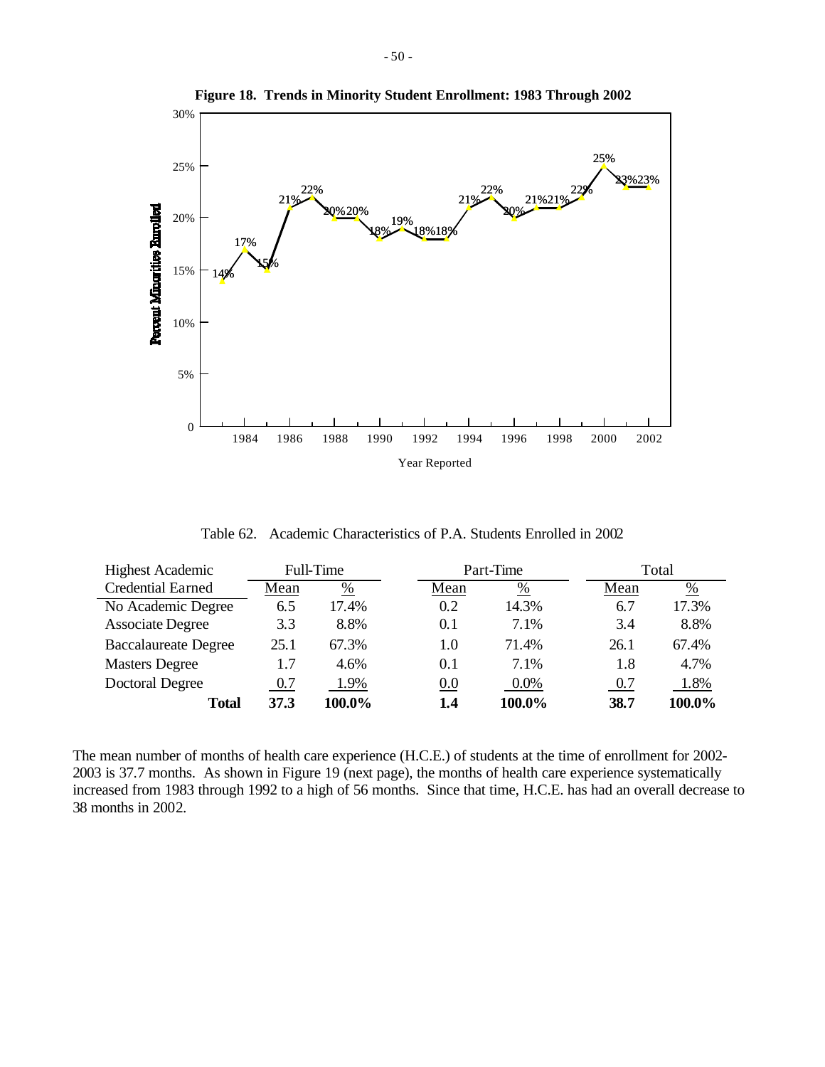**Figure 18. Trends in Minority Student Enrollment: 1983 Through 2002**

Table 62. Academic Characteristics of P.A. Students Enrolled in 2002

| Highest Academic Credential Earned | Full-Time Mean | Full-Time % | Part-Time Mean | Part-Time % | Total Mean | Total % |
|---|---|---|---|---|---|---|
| No Academic Degree | 6.5 | 17.4% | 0.2 | 14.3% | 6.7 | 17.3% |
| Associate Degree | 3.3 | 8.8% | 0.1 | 7.1% | 3.4 | 8.8% |
| Baccalaureate Degree | 25.1 | 67.3% | 1.0 | 71.4% | 26.1 | 67.4% |
| Masters Degree | 1.7 | 4.6% | 0.1 | 7.1% | 1.8 | 4.7% |
| Doctoral Degree | 0.7 | 1.9% | 0.0 | 0.0% | 0.7 | 1.8% |
| **Total** | **37.3** | **100.0%** | **1.4** | **100.0%** | **38.7** | **100.0%** |

The mean number of months of health care experience (H.C.E.) of students at the time of enrollment for 2002-2003 is 37.7 months. As shown in Figure 19 (next page), the months of health care experience systematically increased from 1983 through 1992 to a high of 56 months. Since that time, H.C.E. has had an overall decrease to 38 months in 2002.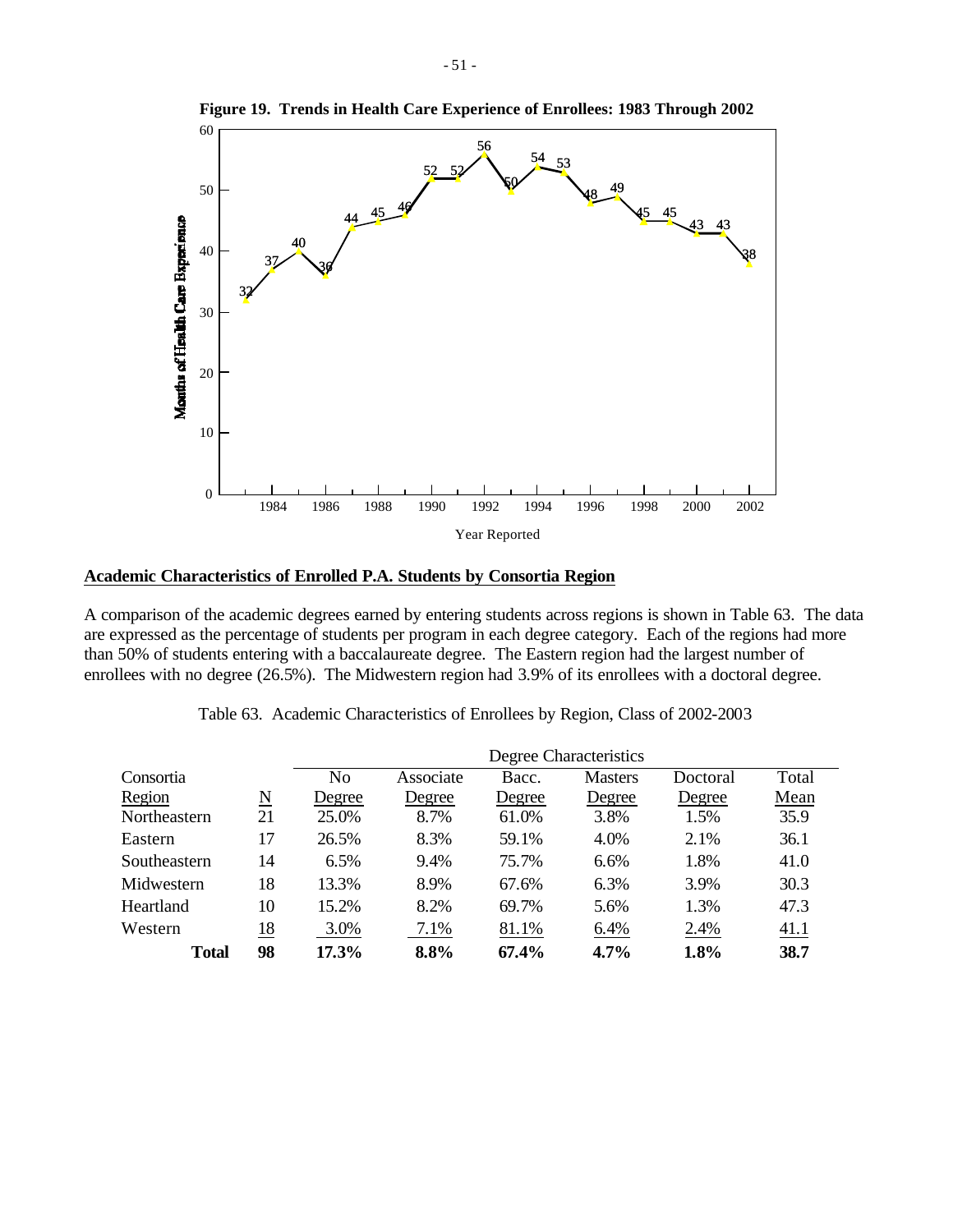**Figure 19. Trends in Health Care Experience of Enrollees: 1983 Through 2002**

## Academic Characteristics of Enrolled P.A. Students by Consortia Region

A comparison of the academic degrees earned by entering students across regions is shown in Table 63. The data are expressed as the percentage of students per program in each degree category. Each of the regions had more than 50% of students entering with a baccalaureate degree. The Eastern region had the largest number of enrollees with no degree (26.5%). The Midwestern region had 3.9% of its enrollees with a doctoral degree.

Table 63. Academic Characteristics of Enrollees by Region, Class of 2002-2003

| Consortia Region | N | No Degree | Associate Degree | Bacc. Degree | Masters Degree | Doctoral Degree | Total Mean |
|---|---|---|---|---|---|---|---|
| Northeastern | 21 | 25.0% | 8.7% | 61.0% | 3.8% | 1.5% | 35.9 |
| Eastern | 17 | 26.5% | 8.3% | 59.1% | 4.0% | 2.1% | 36.1 |
| Southeastern | 14 | 6.5% | 9.4% | 75.7% | 6.6% | 1.8% | 41.0 |
| Midwestern | 18 | 13.3% | 8.9% | 67.6% | 6.3% | 3.9% | 30.3 |
| Heartland | 10 | 15.2% | 8.2% | 69.7% | 5.6% | 1.3% | 47.3 |
| Western | 18 | 3.0% | 7.1% | 81.1% | 6.4% | 2.4% | 41.1 |
| **Total** | **98** | **17.3%** | **8.8%** | **67.4%** | **4.7%** | **1.8%** | **38.7** |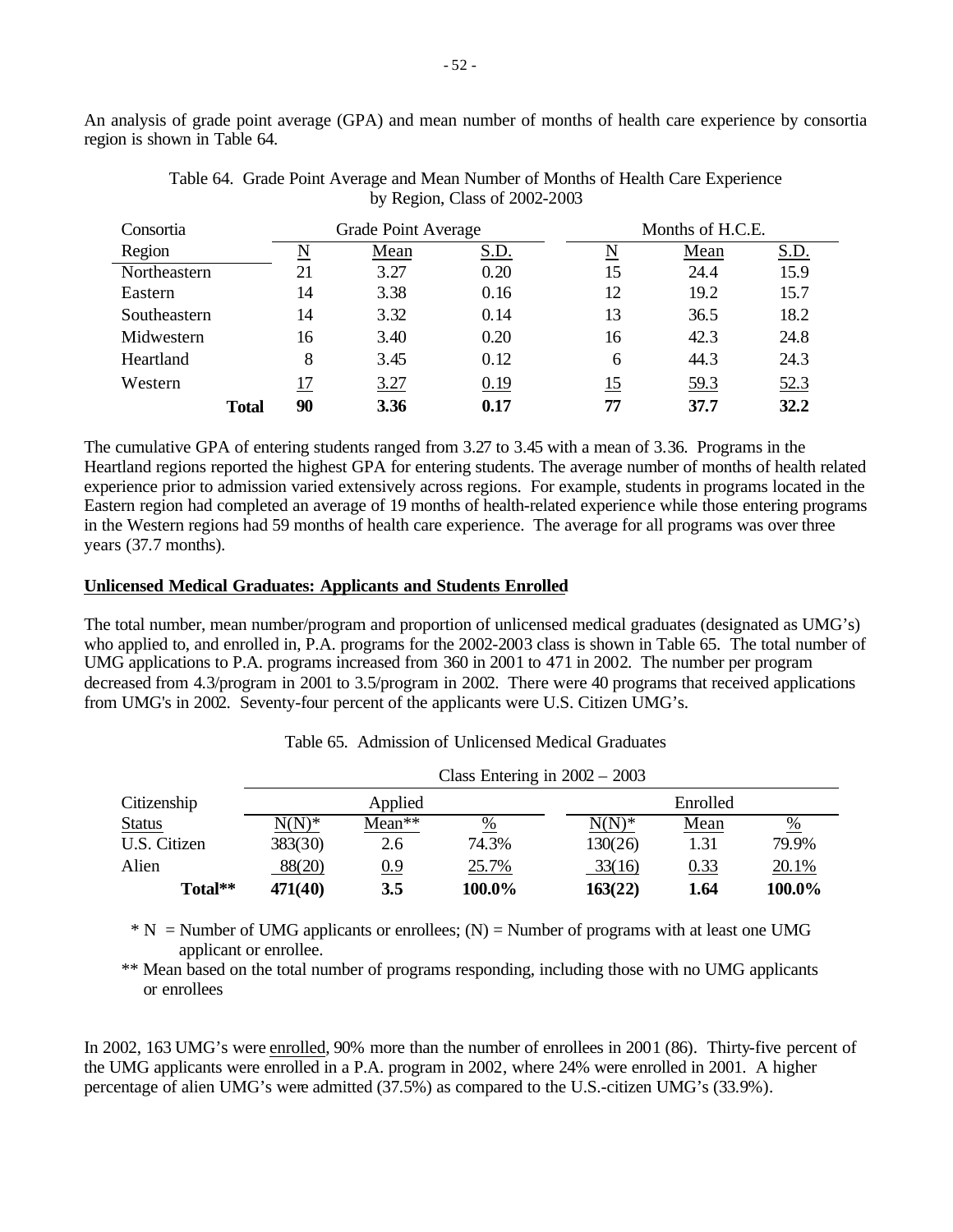An analysis of grade point average (GPA) and mean number of months of health care experience by consortia region is shown in Table 64.

Table 64. Grade Point Average and Mean Number of Months of Health Care Experience by Region, Class of 2002-2003

| Consortia | Grade Point Average | | | Months of H.C.E. | | |
|---|---|---|---|---|---|---|
| Region | N | Mean | S.D. | N | Mean | S.D. |
| Northeastern | 21 | 3.27 | 0.20 | 15 | 24.4 | 15.9 |
| Eastern | 14 | 3.38 | 0.16 | 12 | 19.2 | 15.7 |
| Southeastern | 14 | 3.32 | 0.14 | 13 | 36.5 | 18.2 |
| Midwestern | 16 | 3.40 | 0.20 | 16 | 42.3 | 24.8 |
| Heartland | 8 | 3.45 | 0.12 | 6 | 44.3 | 24.3 |
| Western | 17 | 3.27 | 0.19 | 15 | 59.3 | 52.3 |
| **Total** | **90** | **3.36** | **0.17** | **77** | **37.7** | **32.2** |

The cumulative GPA of entering students ranged from 3.27 to 3.45 with a mean of 3.36. Programs in the Heartland regions reported the highest GPA for entering students. The average number of months of health related experience prior to admission varied extensively across regions. For example, students in programs located in the Eastern region had completed an average of 19 months of health-related experience while those entering programs in the Western regions had 59 months of health care experience. The average for all programs was over three years (37.7 months).

**Unlicensed Medical Graduates: Applicants and Students Enrolled**

The total number, mean number/program and proportion of unlicensed medical graduates (designated as UMG's) who applied to, and enrolled in, P.A. programs for the 2002-2003 class is shown in Table 65. The total number of UMG applications to P.A. programs increased from 360 in 2001 to 471 in 2002. The number per program decreased from 4.3/program in 2001 to 3.5/program in 2002. There were 40 programs that received applications from UMG's in 2002. Seventy-four percent of the applicants were U.S. Citizen UMG's.

Table 65. Admission of Unlicensed Medical Graduates

| | Class Entering in 2002 – 2003 | | | | | |
|---|---|---|---|---|---|---|
| Citizenship | Applied | | | Enrolled | | |
| Status | N(N)* | Mean** | % | N(N)* | Mean | % |
| U.S. Citizen | 383(30) | 2.6 | 74.3% | 130(26) | 1.31 | 79.9% |
| Alien | 88(20) | 0.9 | 25.7% | 33(16) | 0.33 | 20.1% |
| **Total**** | **471(40)** | **3.5** | **100.0%** | **163(22)** | **1.64** | **100.0%** |

\* N = Number of UMG applicants or enrollees; (N) = Number of programs with at least one UMG applicant or enrollee.

** Mean based on the total number of programs responding, including those with no UMG applicants or enrollees

In 2002, 163 UMG's were enrolled, 90% more than the number of enrollees in 2001 (86). Thirty-five percent of the UMG applicants were enrolled in a P.A. program in 2002, where 24% were enrolled in 2001. A higher percentage of alien UMG's were admitted (37.5%) as compared to the U.S.-citizen UMG's (33.9%).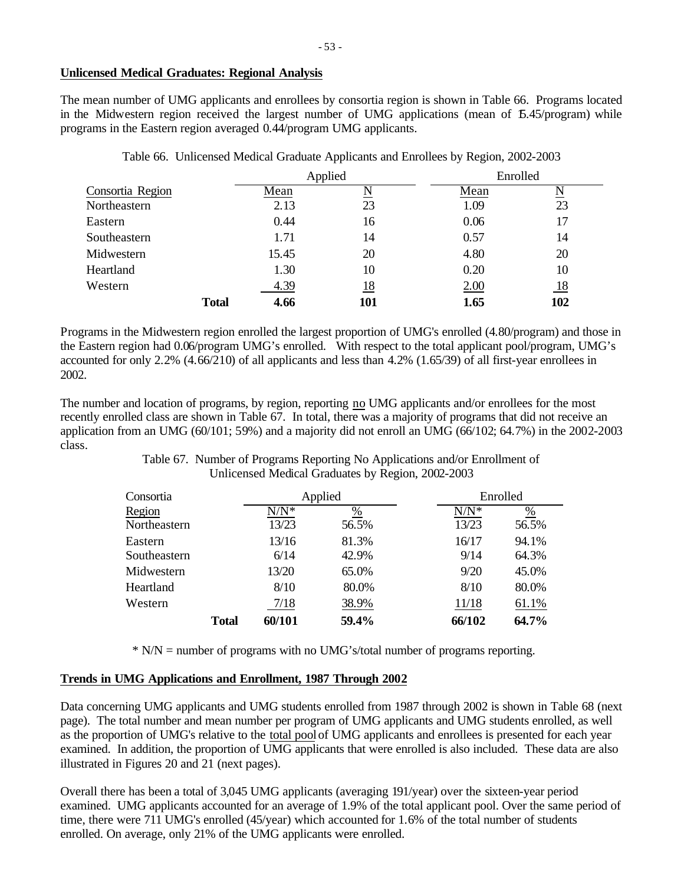## Unlicensed Medical Graduates: Regional Analysis

The mean number of UMG applicants and enrollees by consortia region is shown in Table 66. Programs located in the Midwestern region received the largest number of UMG applications (mean of 15.45/program) while programs in the Eastern region averaged 0.44/program UMG applicants.

Table 66. Unlicensed Medical Graduate Applicants and Enrollees by Region, 2002-2003

| Consortia Region | Applied | | Enrolled | |
|---|---|---|---|---|
| | Mean | N | Mean | N |
| Northeastern | 2.13 | 23 | 1.09 | 23 |
| Eastern | 0.44 | 16 | 0.06 | 17 |
| Southeastern | 1.71 | 14 | 0.57 | 14 |
| Midwestern | 15.45 | 20 | 4.80 | 20 |
| Heartland | 1.30 | 10 | 0.20 | 10 |
| Western | 4.39 | 18 | 2.00 | 18 |
| **Total** | **4.66** | **101** | **1.65** | **102** |

Programs in the Midwestern region enrolled the largest proportion of UMG's enrolled (4.80/program) and those in the Eastern region had 0.06/program UMG's enrolled. With respect to the total applicant pool/program, UMG's accounted for only 2.2% (4.66/210) of all applicants and less than 4.2% (1.65/39) of all first-year enrollees in 2002.

The number and location of programs, by region, reporting no UMG applicants and/or enrollees for the most recently enrolled class are shown in Table 67. In total, there was a majority of programs that did not receive an application from an UMG (60/101; 59%) and a majority did not enroll an UMG (66/102; 64.7%) in the 2002-2003 class.

Table 67. Number of Programs Reporting No Applications and/or Enrollment of Unlicensed Medical Graduates by Region, 2002-2003

| Consortia Region | Applied | | Enrolled | |
|---|---|---|---|---|
| | N/N* | % | N/N* | % |
| Northeastern | 13/23 | 56.5% | 13/23 | 56.5% |
| Eastern | 13/16 | 81.3% | 16/17 | 94.1% |
| Southeastern | 6/14 | 42.9% | 9/14 | 64.3% |
| Midwestern | 13/20 | 65.0% | 9/20 | 45.0% |
| Heartland | 8/10 | 80.0% | 8/10 | 80.0% |
| Western | 7/18 | 38.9% | 11/18 | 61.1% |
| **Total** | **60/101** | **59.4%** | **66/102** | **64.7%** |

\* N/N = number of programs with no UMG's/total number of programs reporting.

## Trends in UMG Applications and Enrollment, 1987 Through 2002

Data concerning UMG applicants and UMG students enrolled from 1987 through 2002 is shown in Table 68 (next page). The total number and mean number per program of UMG applicants and UMG students enrolled, as well as the proportion of UMG's relative to the total pool of UMG applicants and enrollees is presented for each year examined. In addition, the proportion of UMG applicants that were enrolled is also included. These data are also illustrated in Figures 20 and 21 (next pages).

Overall there has been a total of 3,045 UMG applicants (averaging 191/year) over the sixteen-year period examined. UMG applicants accounted for an average of 1.9% of the total applicant pool. Over the same period of time, there were 711 UMG's enrolled (45/year) which accounted for 1.6% of the total number of students enrolled. On average, only 21% of the UMG applicants were enrolled.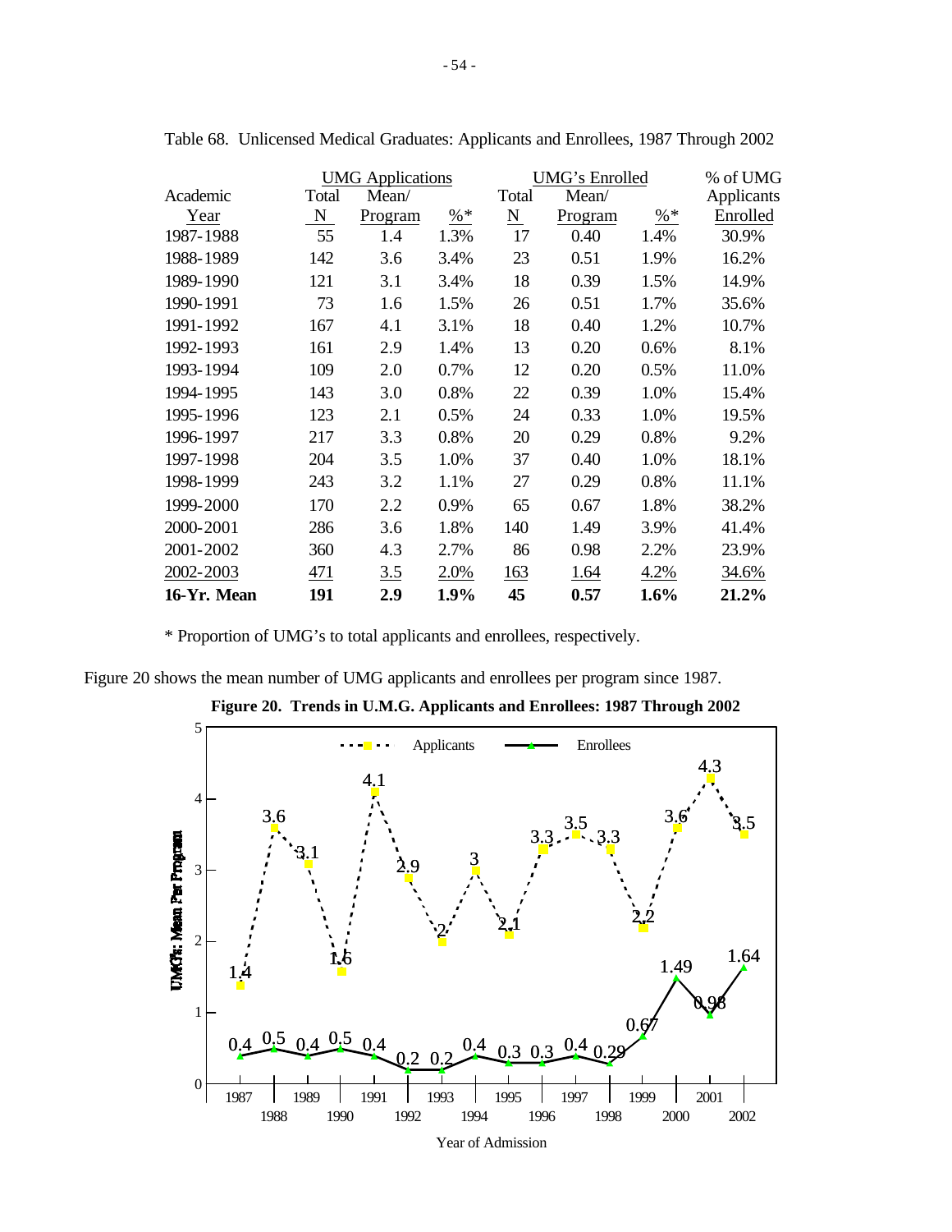Table 68. Unlicensed Medical Graduates: Applicants and Enrollees, 1987 Through 2002

| Academic Year | UMG Applications | | | UMG's Enrolled | | | % of UMG Applicants Enrolled |
|---|---|---|---|---|---|---|---|
| | Total N | Mean/ Program | %* | Total N | Mean/ Program | %* | |
| 1987-1988 | 55 | 1.4 | 1.3% | 17 | 0.40 | 1.4% | 30.9% |
| 1988-1989 | 142 | 3.6 | 3.4% | 23 | 0.51 | 1.9% | 16.2% |
| 1989-1990 | 121 | 3.1 | 3.4% | 18 | 0.39 | 1.5% | 14.9% |
| 1990-1991 | 73 | 1.6 | 1.5% | 26 | 0.51 | 1.7% | 35.6% |
| 1991-1992 | 167 | 4.1 | 3.1% | 18 | 0.40 | 1.2% | 10.7% |
| 1992-1993 | 161 | 2.9 | 1.4% | 13 | 0.20 | 0.6% | 8.1% |
| 1993-1994 | 109 | 2.0 | 0.7% | 12 | 0.20 | 0.5% | 11.0% |
| 1994-1995 | 143 | 3.0 | 0.8% | 22 | 0.39 | 1.0% | 15.4% |
| 1995-1996 | 123 | 2.1 | 0.5% | 24 | 0.33 | 1.0% | 19.5% |
| 1996-1997 | 217 | 3.3 | 0.8% | 20 | 0.29 | 0.8% | 9.2% |
| 1997-1998 | 204 | 3.5 | 1.0% | 37 | 0.40 | 1.0% | 18.1% |
| 1998-1999 | 243 | 3.2 | 1.1% | 27 | 0.29 | 0.8% | 11.1% |
| 1999-2000 | 170 | 2.2 | 0.9% | 65 | 0.67 | 1.8% | 38.2% |
| 2000-2001 | 286 | 3.6 | 1.8% | 140 | 1.49 | 3.9% | 41.4% |
| 2001-2002 | 360 | 4.3 | 2.7% | 86 | 0.98 | 2.2% | 23.9% |
| 2002-2003 | 471 | 3.5 | 2.0% | 163 | 1.64 | 4.2% | 34.6% |
| **16-Yr. Mean** | **191** | **2.9** | **1.9%** | **45** | **0.57** | **1.6%** | **21.2%** |

\* Proportion of UMG's to total applicants and enrollees, respectively.

Figure 20 shows the mean number of UMG applicants and enrollees per program since 1987.

**Figure 20. Trends in U.M.G. Applicants and Enrollees: 1987 Through 2002**

| Year of Admission | 1987 | 1988 | 1989 | 1990 | 1991 | 1992 | 1993 | 1994 | 1995 | 1996 | 1997 | 1998 | 1999 | 2000 | 2001 | 2002 |
|---|---|---|---|---|---|---|---|---|---|---|---|---|---|---|---|---|
| Applicants | 1.4 | 3.6 | 3.1 | 1.6 | 4.1 | 2.9 | 2 | 3 | 2.1 | 3.3 | 3.5 | 3.3 | 2.2 | 3.6 | 4.3 | 3.5 |
| Enrollees | 0.4 | 0.5 | 0.4 | 0.5 | 0.4 | 0.2 | 0.2 | 0.4 | 0.3 | 0.3 | 0.4 | 0.29 | 0.67 | 1.49 | 0.98 | 1.64 |

UMG's: Mean Per Program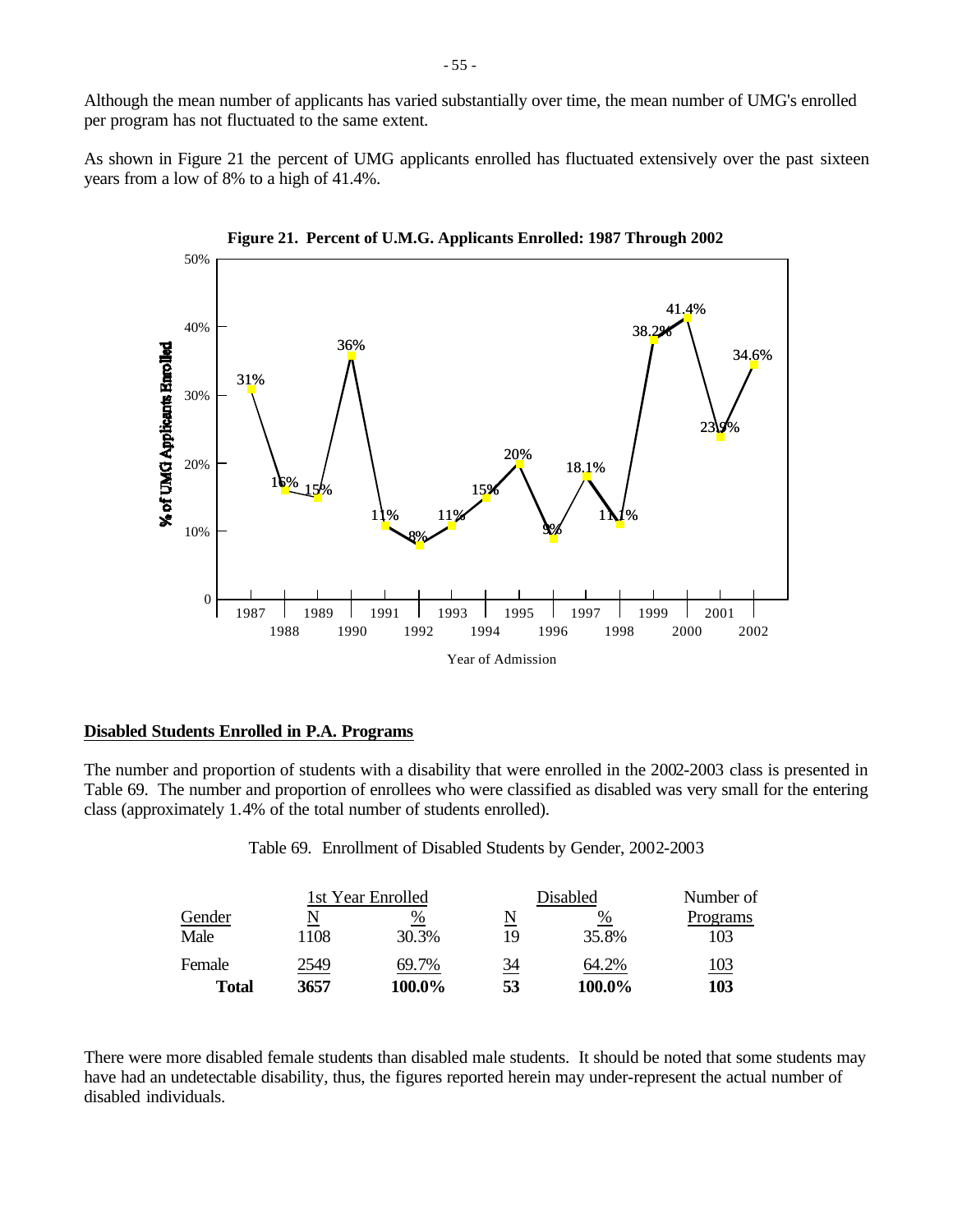Although the mean number of applicants has varied substantially over time, the mean number of UMG's enrolled per program has not fluctuated to the same extent.

As shown in Figure 21 the percent of UMG applicants enrolled has fluctuated extensively over the past sixteen years from a low of 8% to a high of 41.4%.

**Figure 21. Percent of U.M.G. Applicants Enrolled: 1987 Through 2002**

| Year of Admission | % of UMG Applicants Enrolled |
|---|---|
| 1987 | 31% |
| 1988 | 16% |
| 1989 | 15% |
| 1990 | 36% |
| 1991 | 11% |
| 1992 | 8% |
| 1993 | 11% |
| 1994 | 15% |
| 1995 | 20% |
| 1996 | 9% |
| 1997 | 18.1% |
| 1998 | 11.1% |
| 1999 | 38.2% |
| 2000 | 41.4% |
| 2001 | 23.9% |
| 2002 | 34.6% |

## Disabled Students Enrolled in P.A. Programs

The number and proportion of students with a disability that were enrolled in the 2002-2003 class is presented in Table 69. The number and proportion of enrollees who were classified as disabled was very small for the entering class (approximately 1.4% of the total number of students enrolled).

Table 69. Enrollment of Disabled Students by Gender, 2002-2003

| | 1st Year Enrolled | | Disabled | | Number of |
|---|---|---|---|---|---|
| Gender | N | % | N | % | Programs |
| Male | 1108 | 30.3% | 19 | 35.8% | 103 |
| Female | 2549 | 69.7% | 34 | 64.2% | 103 |
| **Total** | **3657** | **100.0%** | **53** | **100.0%** | **103** |

There were more disabled female students than disabled male students. It should be noted that some students may have had an undetectable disability, thus, the figures reported herein may under-represent the actual number of disabled individuals.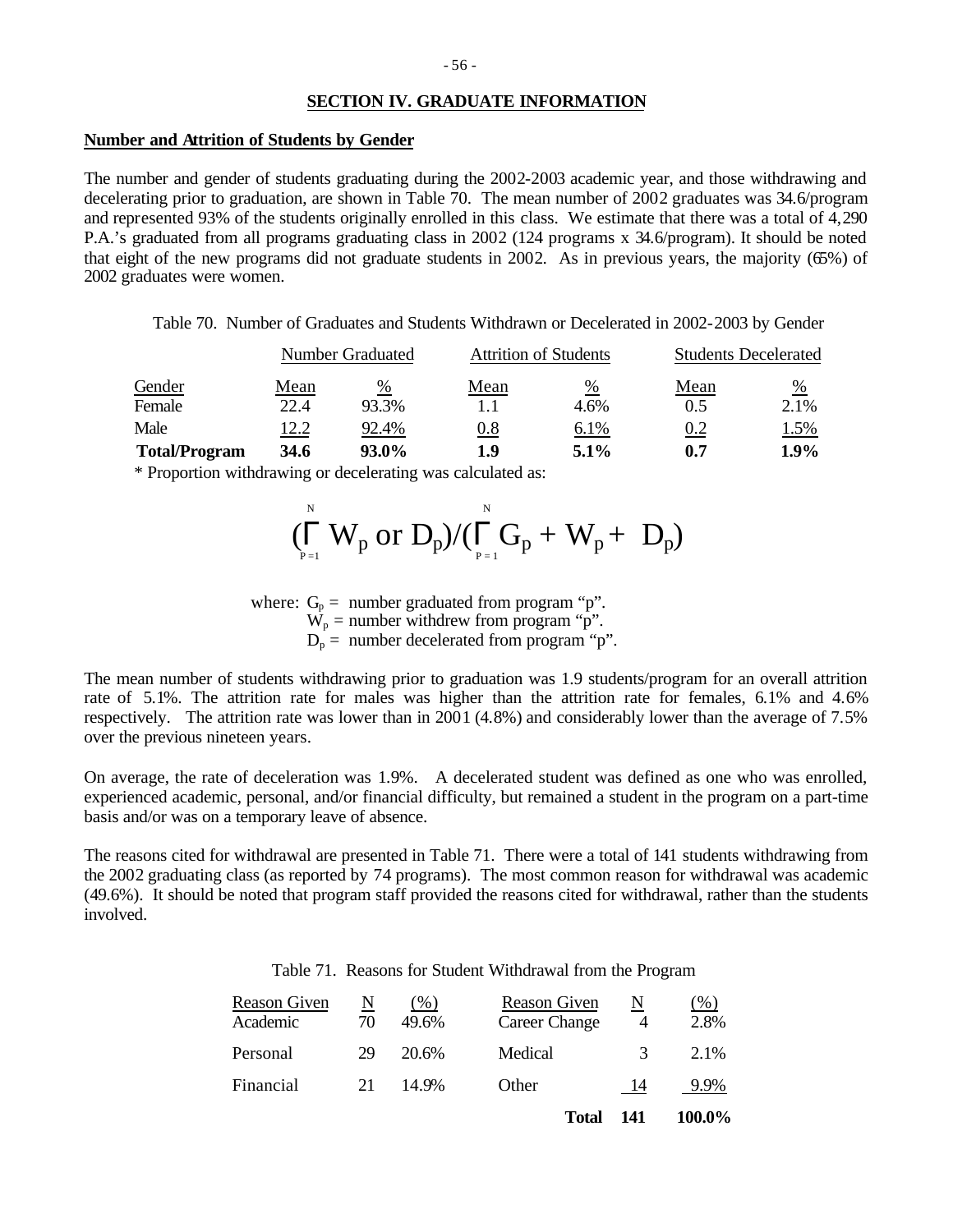## SECTION IV. GRADUATE INFORMATION

**Number and Attrition of Students by Gender**

The number and gender of students graduating during the 2002-2003 academic year, and those withdrawing and decelerating prior to graduation, are shown in Table 70. The mean number of 2002 graduates was 34.6/program and represented 93% of the students originally enrolled in this class. We estimate that there was a total of 4,290 P.A.'s graduated from all programs graduating class in 2002 (124 programs x 34.6/program). It should be noted that eight of the new programs did not graduate students in 2002. As in previous years, the majority (65%) of 2002 graduates were women.

Table 70. Number of Graduates and Students Withdrawn or Decelerated in 2002-2003 by Gender

| | Number Graduated | | Attrition of Students | | Students Decelerated | |
|---|---|---|---|---|---|---|
| Gender | Mean | % | Mean | % | Mean | % |
| Female | 22.4 | 93.3% | 1.1 | 4.6% | 0.5 | 2.1% |
| Male | 12.2 | 92.4% | 0.8 | 6.1% | 0.2 | 1.5% |
| **Total/Program** | **34.6** | **93.0%** | **1.9** | **5.1%** | **0.7** | **1.9%** |

* Proportion withdrawing or decelerating was calculated as:

$$\left(\sum_{P=1}^{N} W_p \text{ or } D_p\right) / \left(\sum_{P=1}^{N} G_p + W_p + D_p\right)$$

where: $G_p$ = number graduated from program "p".
$W_p$ = number withdrew from program "p".
$D_p$ = number decelerated from program "p".

The mean number of students withdrawing prior to graduation was 1.9 students/program for an overall attrition rate of 5.1%. The attrition rate for males was higher than the attrition rate for females, 6.1% and 4.6% respectively. The attrition rate was lower than in 2001 (4.8%) and considerably lower than the average of 7.5% over the previous nineteen years.

On average, the rate of deceleration was 1.9%. A decelerated student was defined as one who was enrolled, experienced academic, personal, and/or financial difficulty, but remained a student in the program on a part-time basis and/or was on a temporary leave of absence.

The reasons cited for withdrawal are presented in Table 71. There were a total of 141 students withdrawing from the 2002 graduating class (as reported by 74 programs). The most common reason for withdrawal was academic (49.6%). It should be noted that program staff provided the reasons cited for withdrawal, rather than the students involved.

Table 71. Reasons for Student Withdrawal from the Program

| Reason Given | N | (%) | Reason Given | N | (%) |
|---|---|---|---|---|---|
| Academic | 70 | 49.6% | Career Change | 4 | 2.8% |
| Personal | 29 | 20.6% | Medical | 3 | 2.1% |
| Financial | 21 | 14.9% | Other | 14 | 9.9% |
| | | | **Total** | **141** | **100.0%** |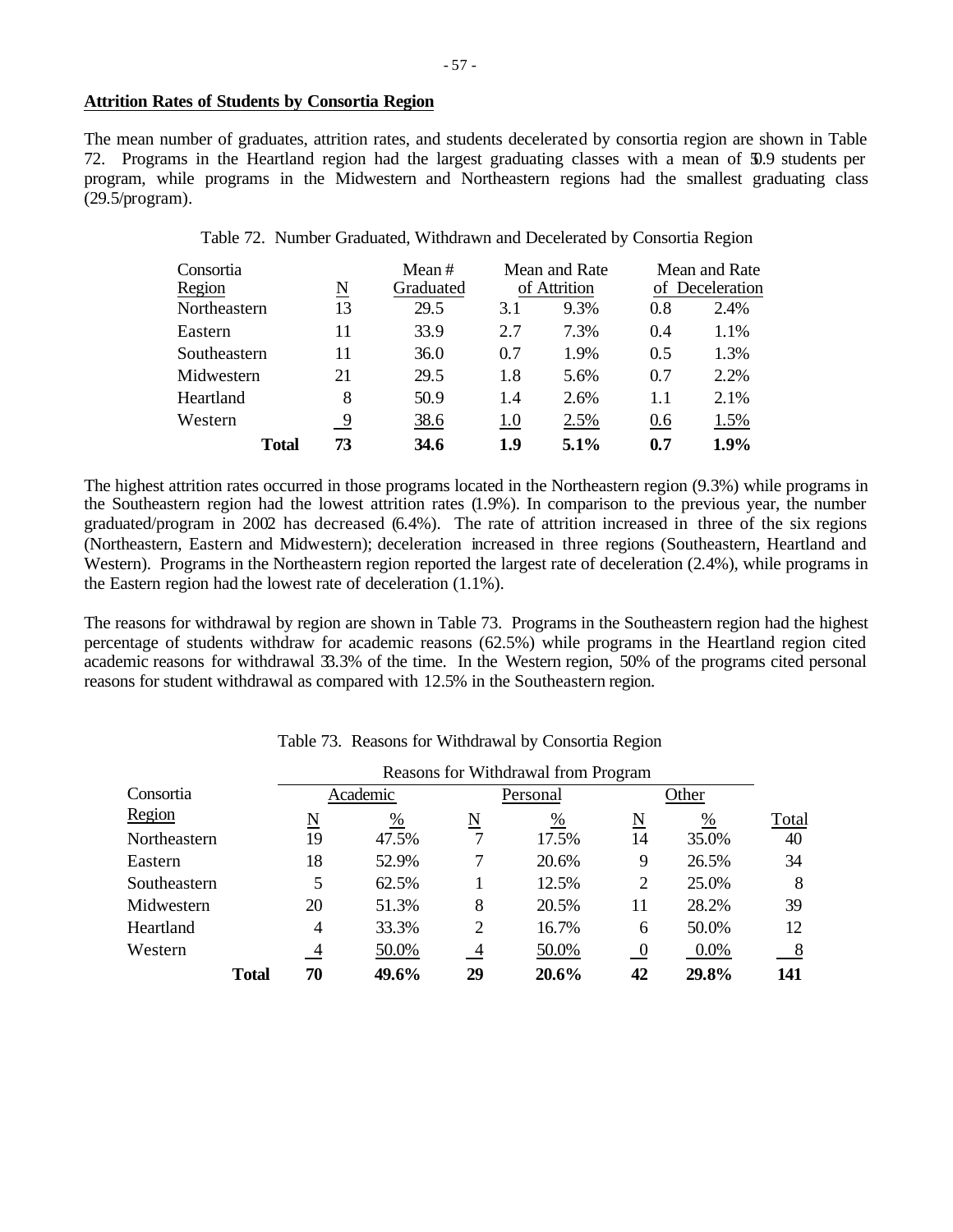**Attrition Rates of Students by Consortia Region**

The mean number of graduates, attrition rates, and students decelerated by consortia region are shown in Table 72. Programs in the Heartland region had the largest graduating classes with a mean of 50.9 students per program, while programs in the Midwestern and Northeastern regions had the smallest graduating class (29.5/program).

Table 72. Number Graduated, Withdrawn and Decelerated by Consortia Region

| Consortia Region | N | Mean # Graduated | Mean and Rate of Attrition | | Mean and Rate of Deceleration | |
|---|---|---|---|---|---|---|
| Northeastern | 13 | 29.5 | 3.1 | 9.3% | 0.8 | 2.4% |
| Eastern | 11 | 33.9 | 2.7 | 7.3% | 0.4 | 1.1% |
| Southeastern | 11 | 36.0 | 0.7 | 1.9% | 0.5 | 1.3% |
| Midwestern | 21 | 29.5 | 1.8 | 5.6% | 0.7 | 2.2% |
| Heartland | 8 | 50.9 | 1.4 | 2.6% | 1.1 | 2.1% |
| Western | 9 | 38.6 | 1.0 | 2.5% | 0.6 | 1.5% |
| **Total** | **73** | **34.6** | **1.9** | **5.1%** | **0.7** | **1.9%** |

The highest attrition rates occurred in those programs located in the Northeastern region (9.3%) while programs in the Southeastern region had the lowest attrition rates (1.9%). In comparison to the previous year, the number graduated/program in 2002 has decreased (6.4%). The rate of attrition increased in three of the six regions (Northeastern, Eastern and Midwestern); deceleration increased in three regions (Southeastern, Heartland and Western). Programs in the Northeastern region reported the largest rate of deceleration (2.4%), while programs in the Eastern region had the lowest rate of deceleration (1.1%).

The reasons for withdrawal by region are shown in Table 73. Programs in the Southeastern region had the highest percentage of students withdraw for academic reasons (62.5%) while programs in the Heartland region cited academic reasons for withdrawal 33.3% of the time. In the Western region, 50% of the programs cited personal reasons for student withdrawal as compared with 12.5% in the Southeastern region.

Table 73. Reasons for Withdrawal by Consortia Region

| Consortia Region | Reasons for Withdrawal from Program | | | | | | |
|---|---|---|---|---|---|---|---|
| | Academic | | Personal | | Other | | |
| | N | % | N | % | N | % | Total |
| Northeastern | 19 | 47.5% | 7 | 17.5% | 14 | 35.0% | 40 |
| Eastern | 18 | 52.9% | 7 | 20.6% | 9 | 26.5% | 34 |
| Southeastern | 5 | 62.5% | 1 | 12.5% | 2 | 25.0% | 8 |
| Midwestern | 20 | 51.3% | 8 | 20.5% | 11 | 28.2% | 39 |
| Heartland | 4 | 33.3% | 2 | 16.7% | 6 | 50.0% | 12 |
| Western | 4 | 50.0% | 4 | 50.0% | 0 | 0.0% | 8 |
| **Total** | **70** | **49.6%** | **29** | **20.6%** | **42** | **29.8%** | **141** |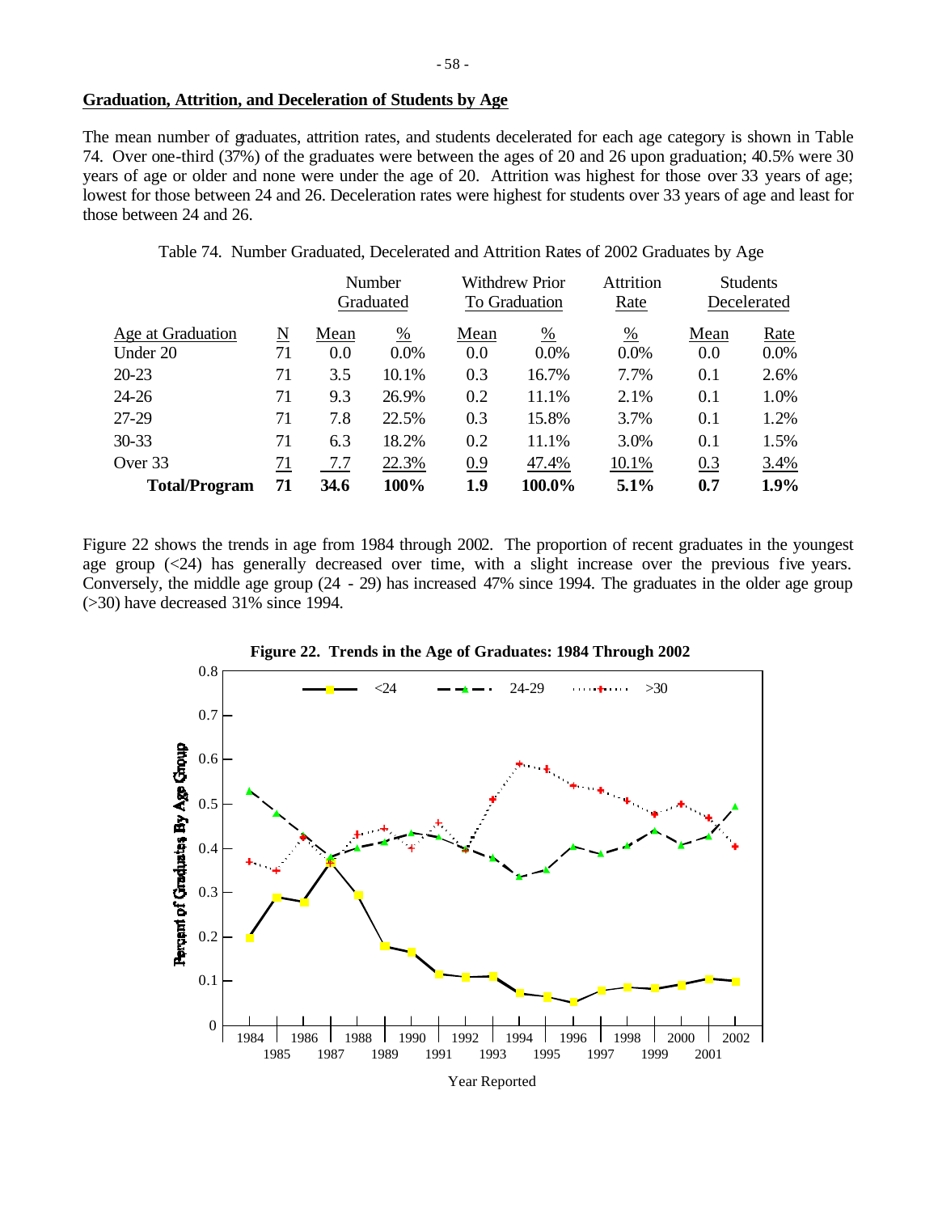## Graduation, Attrition, and Deceleration of Students by Age

The mean number of graduates, attrition rates, and students decelerated for each age category is shown in Table 74. Over one-third (37%) of the graduates were between the ages of 20 and 26 upon graduation; 40.5% were 30 years of age or older and none were under the age of 20. Attrition was highest for those over 33 years of age; lowest for those between 24 and 26. Deceleration rates were highest for students over 33 years of age and least for those between 24 and 26.

Table 74. Number Graduated, Decelerated and Attrition Rates of 2002 Graduates by Age

| | | Number Graduated | | Withdrew Prior To Graduation | | Attrition Rate | Students Decelerated | |
|---|---|---|---|---|---|---|---|---|
| Age at Graduation | N | Mean | % | Mean | % | % | Mean | Rate |
| Under 20 | 71 | 0.0 | 0.0% | 0.0 | 0.0% | 0.0% | 0.0 | 0.0% |
| 20-23 | 71 | 3.5 | 10.1% | 0.3 | 16.7% | 7.7% | 0.1 | 2.6% |
| 24-26 | 71 | 9.3 | 26.9% | 0.2 | 11.1% | 2.1% | 0.1 | 1.0% |
| 27-29 | 71 | 7.8 | 22.5% | 0.3 | 15.8% | 3.7% | 0.1 | 1.2% |
| 30-33 | 71 | 6.3 | 18.2% | 0.2 | 11.1% | 3.0% | 0.1 | 1.5% |
| Over 33 | 71 | 7.7 | 22.3% | 0.9 | 47.4% | 10.1% | 0.3 | 3.4% |
| **Total/Program** | **71** | **34.6** | **100%** | **1.9** | **100.0%** | **5.1%** | **0.7** | **1.9%** |

Figure 22 shows the trends in age from 1984 through 2002. The proportion of recent graduates in the youngest age group (<24) has generally decreased over time, with a slight increase over the previous five years. Conversely, the middle age group (24 - 29) has increased 47% since 1994. The graduates in the older age group (>30) have decreased 31% since 1994.

**Figure 22. Trends in the Age of Graduates: 1984 Through 2002**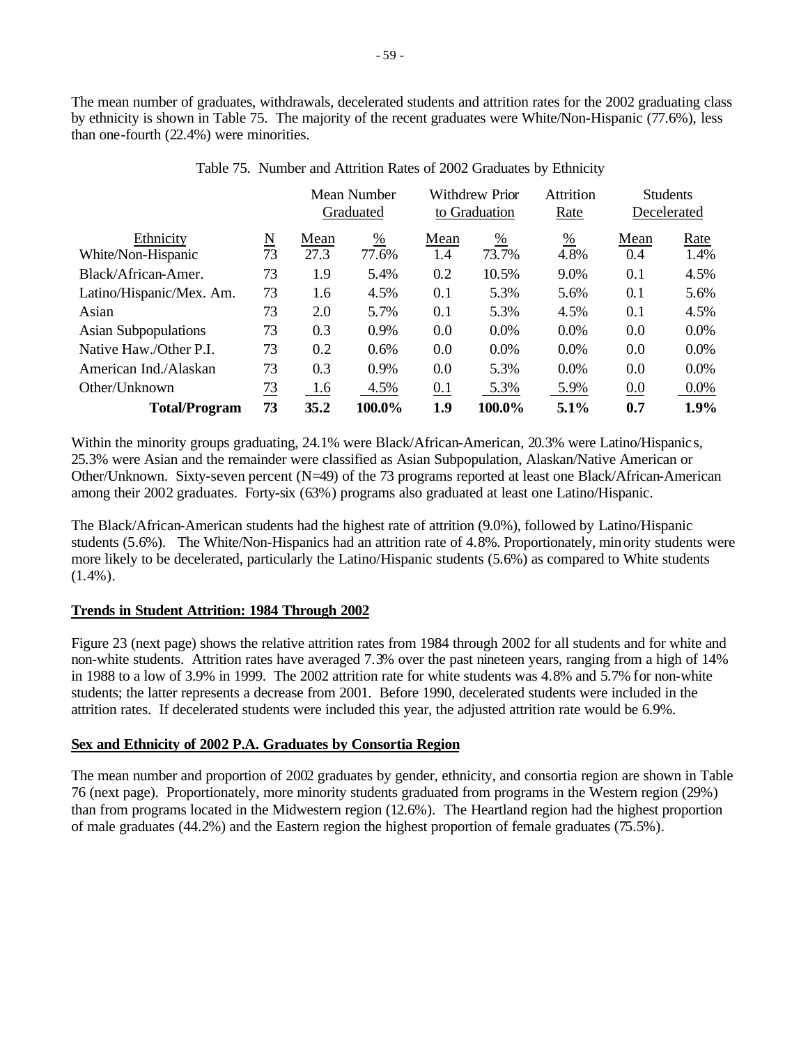The mean number of graduates, withdrawals, decelerated students and attrition rates for the 2002 graduating class by ethnicity is shown in Table 75. The majority of the recent graduates were White/Non-Hispanic (77.6%), less than one-fourth (22.4%) were minorities.

Table 75. Number and Attrition Rates of 2002 Graduates by Ethnicity

| | | Mean Number Graduated | | Withdrew Prior to Graduation | | Attrition Rate | Students Decelerated | |
|---|---|---|---|---|---|---|---|---|
| Ethnicity | N | Mean | % | Mean | % | % | Mean | Rate |
| White/Non-Hispanic | 73 | 27.3 | 77.6% | 1.4 | 73.7% | 4.8% | 0.4 | 1.4% |
| Black/African-Amer. | 73 | 1.9 | 5.4% | 0.2 | 10.5% | 9.0% | 0.1 | 4.5% |
| Latino/Hispanic/Mex. Am. | 73 | 1.6 | 4.5% | 0.1 | 5.3% | 5.6% | 0.1 | 5.6% |
| Asian | 73 | 2.0 | 5.7% | 0.1 | 5.3% | 4.5% | 0.1 | 4.5% |
| Asian Subpopulations | 73 | 0.3 | 0.9% | 0.0 | 0.0% | 0.0% | 0.0 | 0.0% |
| Native Haw./Other P.I. | 73 | 0.2 | 0.6% | 0.0 | 0.0% | 0.0% | 0.0 | 0.0% |
| American Ind./Alaskan | 73 | 0.3 | 0.9% | 0.0 | 5.3% | 0.0% | 0.0 | 0.0% |
| Other/Unknown | 73 | 1.6 | 4.5% | 0.1 | 5.3% | 5.9% | 0.0 | 0.0% |
| **Total/Program** | **73** | **35.2** | **100.0%** | **1.9** | **100.0%** | **5.1%** | **0.7** | **1.9%** |

Within the minority groups graduating, 24.1% were Black/African-American, 20.3% were Latino/Hispanics, 25.3% were Asian and the remainder were classified as Asian Subpopulation, Alaskan/Native American or Other/Unknown. Sixty-seven percent (N=49) of the 73 programs reported at least one Black/African-American among their 2002 graduates. Forty-six (63%) programs also graduated at least one Latino/Hispanic.

The Black/African-American students had the highest rate of attrition (9.0%), followed by Latino/Hispanic students (5.6%). The White/Non-Hispanics had an attrition rate of 4.8%. Proportionately, minority students were more likely to be decelerated, particularly the Latino/Hispanic students (5.6%) as compared to White students (1.4%).

**Trends in Student Attrition: 1984 Through 2002**

Figure 23 (next page) shows the relative attrition rates from 1984 through 2002 for all students and for white and non-white students. Attrition rates have averaged 7.3% over the past nineteen years, ranging from a high of 14% in 1988 to a low of 3.9% in 1999. The 2002 attrition rate for white students was 4.8% and 5.7% for non-white students; the latter represents a decrease from 2001. Before 1990, decelerated students were included in the attrition rates. If decelerated students were included this year, the adjusted attrition rate would be 6.9%.

**Sex and Ethnicity of 2002 P.A. Graduates by Consortia Region**

The mean number and proportion of 2002 graduates by gender, ethnicity, and consortia region are shown in Table 76 (next page). Proportionately, more minority students graduated from programs in the Western region (29%) than from programs located in the Midwestern region (12.6%). The Heartland region had the highest proportion of male graduates (44.2%) and the Eastern region the highest proportion of female graduates (75.5%).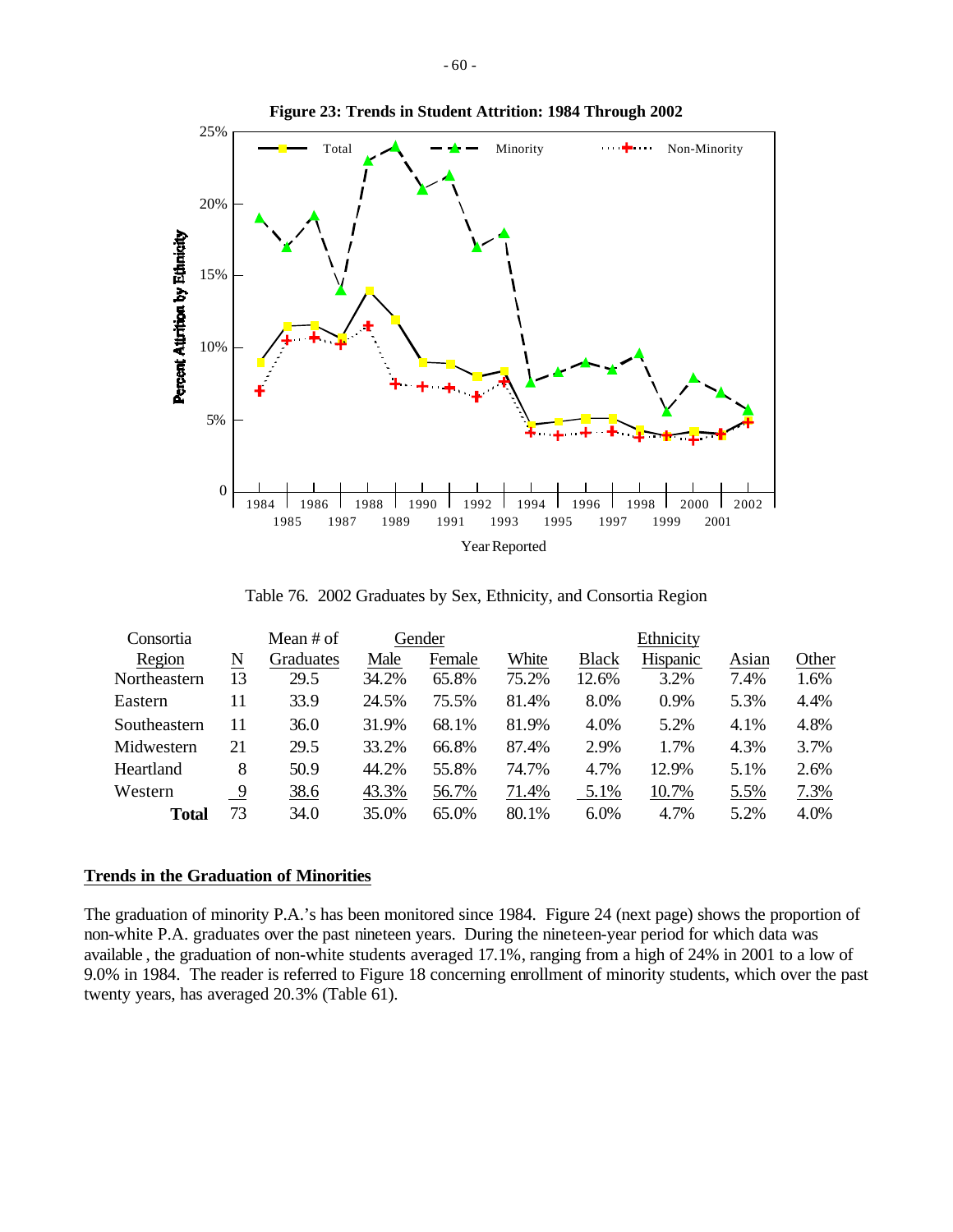**Figure 23: Trends in Student Attrition: 1984 Through 2002**

Table 76. 2002 Graduates by Sex, Ethnicity, and Consortia Region

| Consortia Region | N | Mean # of Graduates | Gender | | Ethnicity | | | | |
|---|---|---|---|---|---|---|---|---|---|
| | | | Male | Female | White | Black | Hispanic | Asian | Other |
| Northeastern | 13 | 29.5 | 34.2% | 65.8% | 75.2% | 12.6% | 3.2% | 7.4% | 1.6% |
| Eastern | 11 | 33.9 | 24.5% | 75.5% | 81.4% | 8.0% | 0.9% | 5.3% | 4.4% |
| Southeastern | 11 | 36.0 | 31.9% | 68.1% | 81.9% | 4.0% | 5.2% | 4.1% | 4.8% |
| Midwestern | 21 | 29.5 | 33.2% | 66.8% | 87.4% | 2.9% | 1.7% | 4.3% | 3.7% |
| Heartland | 8 | 50.9 | 44.2% | 55.8% | 74.7% | 4.7% | 12.9% | 5.1% | 2.6% |
| Western | 9 | 38.6 | 43.3% | 56.7% | 71.4% | 5.1% | 10.7% | 5.5% | 7.3% |
| **Total** | 73 | 34.0 | 35.0% | 65.0% | 80.1% | 6.0% | 4.7% | 5.2% | 4.0% |

## Trends in the Graduation of Minorities

The graduation of minority P.A.'s has been monitored since 1984. Figure 24 (next page) shows the proportion of non-white P.A. graduates over the past nineteen years. During the nineteen-year period for which data was available, the graduation of non-white students averaged 17.1%, ranging from a high of 24% in 2001 to a low of 9.0% in 1984. The reader is referred to Figure 18 concerning enrollment of minority students, which over the past twenty years, has averaged 20.3% (Table 61).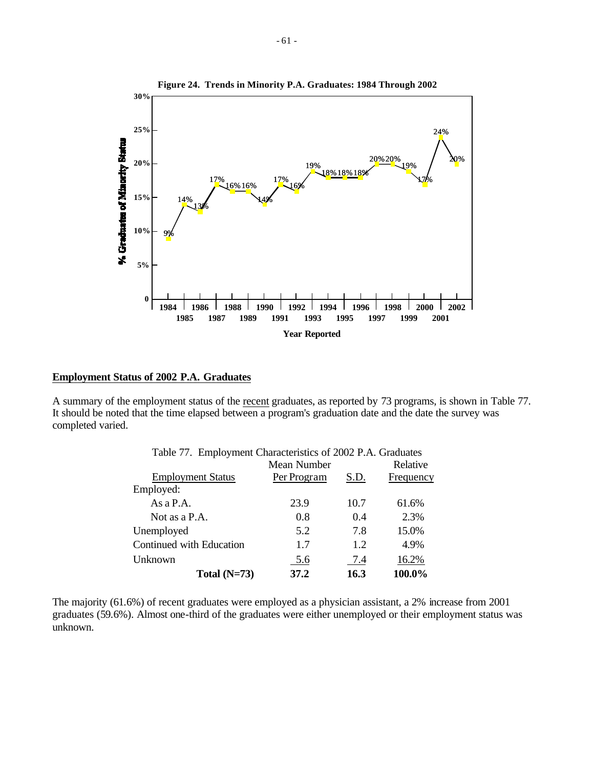**Figure 24. Trends in Minority P.A. Graduates: 1984 Through 2002**

| Year Reported | % Graduates of Minority Status |
|---|---|
| 1984 | 9% |
| 1985 | 14% |
| 1986 | 13% |
| 1987 | 17% |
| 1988 | 16% |
| 1989 | 16% |
| 1990 | 14% |
| 1991 | 17% |
| 1992 | 16% |
| 1993 | 19% |
| 1994 | 18% |
| 1995 | 18% |
| 1996 | 18% |
| 1997 | 20% |
| 1998 | 20% |
| 1999 | 19% |
| 2000 | 17% |
| 2001 | 24% |
| 2002 | 20% |

## Employment Status of 2002 P.A. Graduates

A summary of the employment status of the recent graduates, as reported by 73 programs, is shown in Table 77. It should be noted that the time elapsed between a program's graduation date and the date the survey was completed varied.

Table 77. Employment Characteristics of 2002 P.A. Graduates

| Employment Status | Mean Number Per Program | S.D. | Relative Frequency |
|---|---|---|---|
| Employed: | | | |
| As a P.A. | 23.9 | 10.7 | 61.6% |
| Not as a P.A. | 0.8 | 0.4 | 2.3% |
| Unemployed | 5.2 | 7.8 | 15.0% |
| Continued with Education | 1.7 | 1.2 | 4.9% |
| Unknown | 5.6 | 7.4 | 16.2% |
| **Total (N=73)** | **37.2** | **16.3** | **100.0%** |

The majority (61.6%) of recent graduates were employed as a physician assistant, a 2% increase from 2001 graduates (59.6%). Almost one-third of the graduates were either unemployed or their employment status was unknown.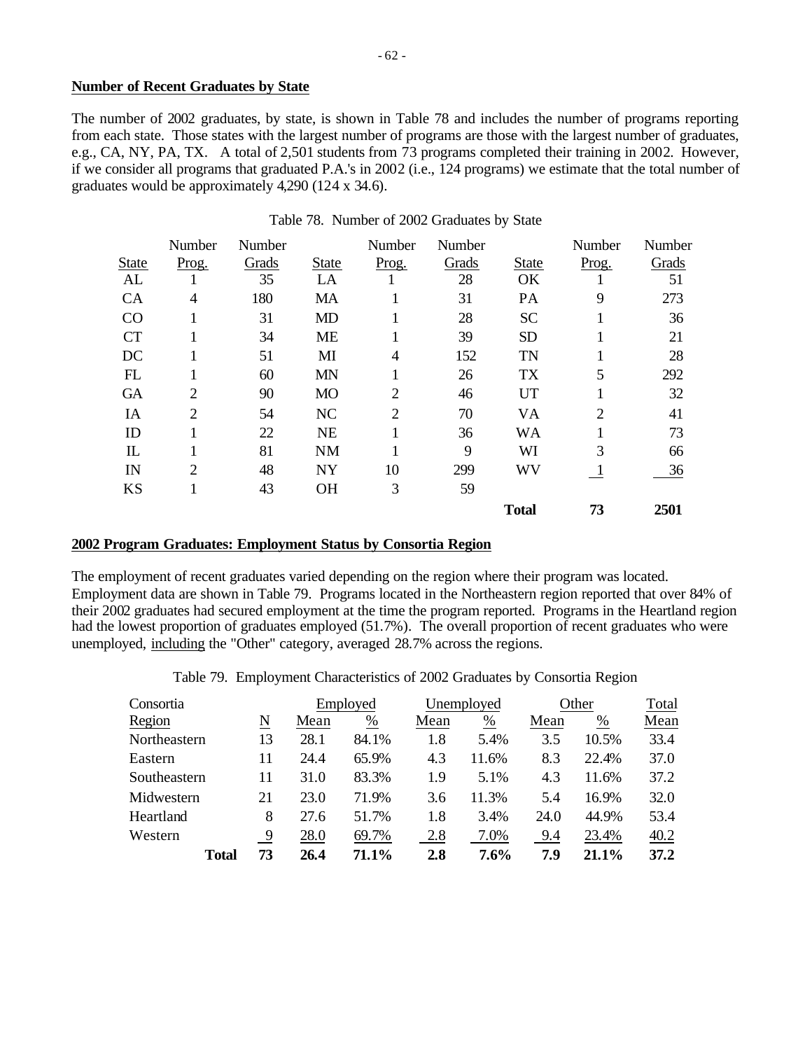**Number of Recent Graduates by State**

The number of 2002 graduates, by state, is shown in Table 78 and includes the number of programs reporting from each state. Those states with the largest number of programs are those with the largest number of graduates, e.g., CA, NY, PA, TX. A total of 2,501 students from 73 programs completed their training in 2002. However, if we consider all programs that graduated P.A.'s in 2002 (i.e., 124 programs) we estimate that the total number of graduates would be approximately 4,290 (124 x 34.6).

Table 78. Number of 2002 Graduates by State

| State | Number Prog. | Number Grads | State | Number Prog. | Number Grads | State | Number Prog. | Number Grads |
|---|---|---|---|---|---|---|---|---|
| AL | 1 | 35 | LA | 1 | 28 | OK | 1 | 51 |
| CA | 4 | 180 | MA | 1 | 31 | PA | 9 | 273 |
| CO | 1 | 31 | MD | 1 | 28 | SC | 1 | 36 |
| CT | 1 | 34 | ME | 1 | 39 | SD | 1 | 21 |
| DC | 1 | 51 | MI | 4 | 152 | TN | 1 | 28 |
| FL | 1 | 60 | MN | 1 | 26 | TX | 5 | 292 |
| GA | 2 | 90 | MO | 2 | 46 | UT | 1 | 32 |
| IA | 2 | 54 | NC | 2 | 70 | VA | 2 | 41 |
| ID | 1 | 22 | NE | 1 | 36 | WA | 1 | 73 |
| IL | 1 | 81 | NM | 1 | 9 | WI | 3 | 66 |
| IN | 2 | 48 | NY | 10 | 299 | WV | 1 | 36 |
| KS | 1 | 43 | OH | 3 | 59 | | | |
| | | | | | | **Total** | **73** | **2501** |

**2002 Program Graduates: Employment Status by Consortia Region**

The employment of recent graduates varied depending on the region where their program was located. Employment data are shown in Table 79. Programs located in the Northeastern region reported that over 84% of their 2002 graduates had secured employment at the time the program reported. Programs in the Heartland region had the lowest proportion of graduates employed (51.7%). The overall proportion of recent graduates who were unemployed, including the "Other" category, averaged 28.7% across the regions.

Table 79. Employment Characteristics of 2002 Graduates by Consortia Region

| Consortia Region | N | Employed Mean | Employed % | Unemployed Mean | Unemployed % | Other Mean | Other % | Total Mean |
|---|---|---|---|---|---|---|---|---|
| Northeastern | 13 | 28.1 | 84.1% | 1.8 | 5.4% | 3.5 | 10.5% | 33.4 |
| Eastern | 11 | 24.4 | 65.9% | 4.3 | 11.6% | 8.3 | 22.4% | 37.0 |
| Southeastern | 11 | 31.0 | 83.3% | 1.9 | 5.1% | 4.3 | 11.6% | 37.2 |
| Midwestern | 21 | 23.0 | 71.9% | 3.6 | 11.3% | 5.4 | 16.9% | 32.0 |
| Heartland | 8 | 27.6 | 51.7% | 1.8 | 3.4% | 24.0 | 44.9% | 53.4 |
| Western | 9 | 28.0 | 69.7% | 2.8 | 7.0% | 9.4 | 23.4% | 40.2 |
| **Total** | **73** | **26.4** | **71.1%** | **2.8** | **7.6%** | **7.9** | **21.1%** | **37.2** |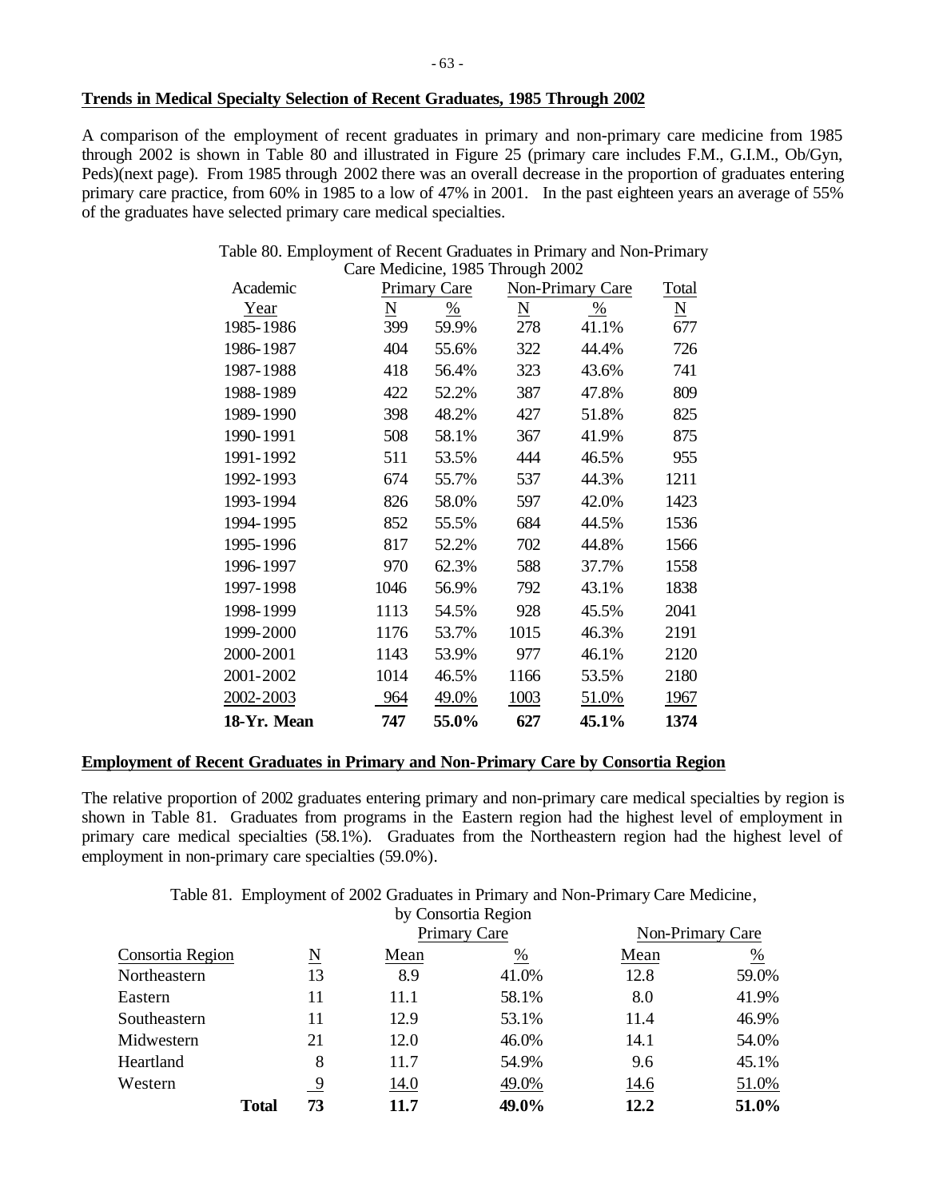**Trends in Medical Specialty Selection of Recent Graduates, 1985 Through 2002**

A comparison of the employment of recent graduates in primary and non-primary care medicine from 1985 through 2002 is shown in Table 80 and illustrated in Figure 25 (primary care includes F.M., G.I.M., Ob/Gyn, Peds)(next page). From 1985 through 2002 there was an overall decrease in the proportion of graduates entering primary care practice, from 60% in 1985 to a low of 47% in 2001. In the past eighteen years an average of 55% of the graduates have selected primary care medical specialties.

Table 80. Employment of Recent Graduates in Primary and Non-Primary Care Medicine, 1985 Through 2002

| Academic | Primary Care | | Non-Primary Care | | Total |
|---|---|---|---|---|---|
| Year | N | % | N | % | N |
| 1985-1986 | 399 | 59.9% | 278 | 41.1% | 677 |
| 1986-1987 | 404 | 55.6% | 322 | 44.4% | 726 |
| 1987-1988 | 418 | 56.4% | 323 | 43.6% | 741 |
| 1988-1989 | 422 | 52.2% | 387 | 47.8% | 809 |
| 1989-1990 | 398 | 48.2% | 427 | 51.8% | 825 |
| 1990-1991 | 508 | 58.1% | 367 | 41.9% | 875 |
| 1991-1992 | 511 | 53.5% | 444 | 46.5% | 955 |
| 1992-1993 | 674 | 55.7% | 537 | 44.3% | 1211 |
| 1993-1994 | 826 | 58.0% | 597 | 42.0% | 1423 |
| 1994-1995 | 852 | 55.5% | 684 | 44.5% | 1536 |
| 1995-1996 | 817 | 52.2% | 702 | 44.8% | 1566 |
| 1996-1997 | 970 | 62.3% | 588 | 37.7% | 1558 |
| 1997-1998 | 1046 | 56.9% | 792 | 43.1% | 1838 |
| 1998-1999 | 1113 | 54.5% | 928 | 45.5% | 2041 |
| 1999-2000 | 1176 | 53.7% | 1015 | 46.3% | 2191 |
| 2000-2001 | 1143 | 53.9% | 977 | 46.1% | 2120 |
| 2001-2002 | 1014 | 46.5% | 1166 | 53.5% | 2180 |
| 2002-2003 | 964 | 49.0% | 1003 | 51.0% | 1967 |
| **18-Yr. Mean** | **747** | **55.0%** | **627** | **45.1%** | **1374** |

**Employment of Recent Graduates in Primary and Non-Primary Care by Consortia Region**

The relative proportion of 2002 graduates entering primary and non-primary care medical specialties by region is shown in Table 81. Graduates from programs in the Eastern region had the highest level of employment in primary care medical specialties (58.1%). Graduates from the Northeastern region had the highest level of employment in non-primary care specialties (59.0%).

Table 81. Employment of 2002 Graduates in Primary and Non-Primary Care Medicine, by Consortia Region

| | | Primary Care | | Non-Primary Care | |
|---|---|---|---|---|---|
| Consortia Region | N | Mean | % | Mean | % |
| Northeastern | 13 | 8.9 | 41.0% | 12.8 | 59.0% |
| Eastern | 11 | 11.1 | 58.1% | 8.0 | 41.9% |
| Southeastern | 11 | 12.9 | 53.1% | 11.4 | 46.9% |
| Midwestern | 21 | 12.0 | 46.0% | 14.1 | 54.0% |
| Heartland | 8 | 11.7 | 54.9% | 9.6 | 45.1% |
| Western | 9 | 14.0 | 49.0% | 14.6 | 51.0% |
| **Total** | **73** | **11.7** | **49.0%** | **12.2** | **51.0%** |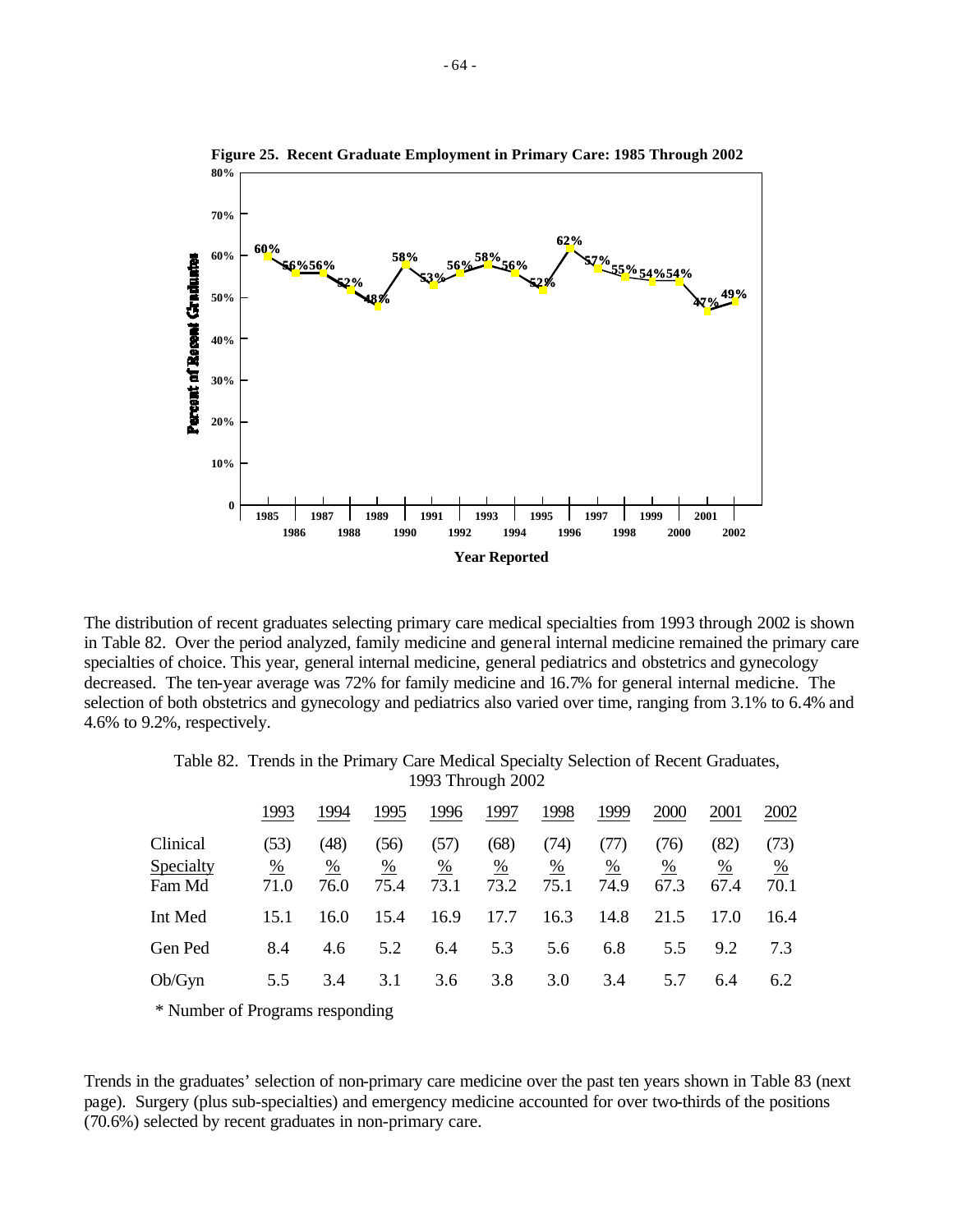**Figure 25. Recent Graduate Employment in Primary Care: 1985 Through 2002**

The distribution of recent graduates selecting primary care medical specialties from 1993 through 2002 is shown in Table 82. Over the period analyzed, family medicine and general internal medicine remained the primary care specialties of choice. This year, general internal medicine, general pediatrics and obstetrics and gynecology decreased. The ten-year average was 72% for family medicine and 16.7% for general internal medicine. The selection of both obstetrics and gynecology and pediatrics also varied over time, ranging from 3.1% to 6.4% and 4.6% to 9.2%, respectively.

Table 82. Trends in the Primary Care Medical Specialty Selection of Recent Graduates, 1993 Through 2002

| | 1993 | 1994 | 1995 | 1996 | 1997 | 1998 | 1999 | 2000 | 2001 | 2002 |
|---|---|---|---|---|---|---|---|---|---|---|
| Clinical | (53) | (48) | (56) | (57) | (68) | (74) | (77) | (76) | (82) | (73) |
| Specialty | % | % | % | % | % | % | % | % | % | % |
| Fam Md | 71.0 | 76.0 | 75.4 | 73.1 | 73.2 | 75.1 | 74.9 | 67.3 | 67.4 | 70.1 |
| Int Med | 15.1 | 16.0 | 15.4 | 16.9 | 17.7 | 16.3 | 14.8 | 21.5 | 17.0 | 16.4 |
| Gen Ped | 8.4 | 4.6 | 5.2 | 6.4 | 5.3 | 5.6 | 6.8 | 5.5 | 9.2 | 7.3 |
| Ob/Gyn | 5.5 | 3.4 | 3.1 | 3.6 | 3.8 | 3.0 | 3.4 | 5.7 | 6.4 | 6.2 |

\* Number of Programs responding

Trends in the graduates' selection of non-primary care medicine over the past ten years shown in Table 83 (next page). Surgery (plus sub-specialties) and emergency medicine accounted for over two-thirds of the positions (70.6%) selected by recent graduates in non-primary care.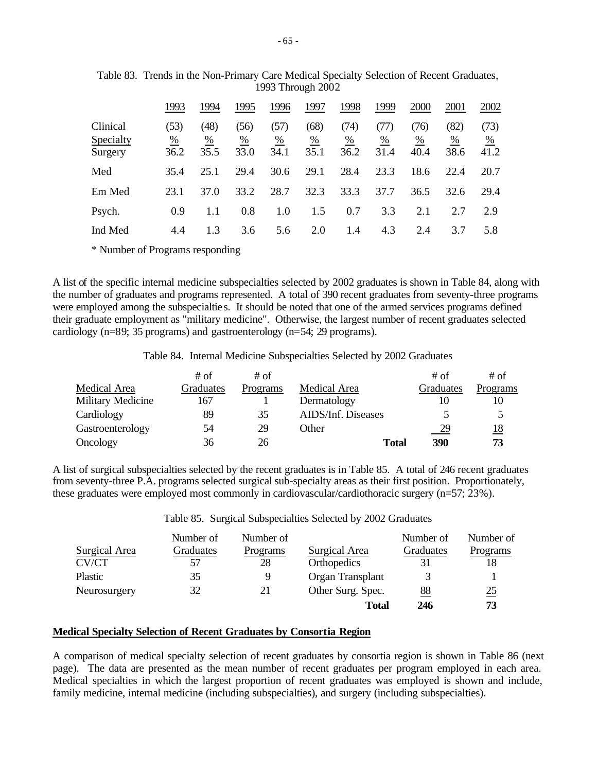Table 83. Trends in the Non-Primary Care Medical Specialty Selection of Recent Graduates, 1993 Through 2002

| | 1993 | 1994 | 1995 | 1996 | 1997 | 1998 | 1999 | 2000 | 2001 | 2002 |
|---|---|---|---|---|---|---|---|---|---|---|
| Clinical | (53) | (48) | (56) | (57) | (68) | (74) | (77) | (76) | (82) | (73) |
| Specialty | % | % | % | % | % | % | % | % | % | % |
| Surgery | 36.2 | 35.5 | 33.0 | 34.1 | 35.1 | 36.2 | 31.4 | 40.4 | 38.6 | 41.2 |
| Med | 35.4 | 25.1 | 29.4 | 30.6 | 29.1 | 28.4 | 23.3 | 18.6 | 22.4 | 20.7 |
| Em Med | 23.1 | 37.0 | 33.2 | 28.7 | 32.3 | 33.3 | 37.7 | 36.5 | 32.6 | 29.4 |
| Psych. | 0.9 | 1.1 | 0.8 | 1.0 | 1.5 | 0.7 | 3.3 | 2.1 | 2.7 | 2.9 |
| Ind Med | 4.4 | 1.3 | 3.6 | 5.6 | 2.0 | 1.4 | 4.3 | 2.4 | 3.7 | 5.8 |

* Number of Programs responding

A list of the specific internal medicine subspecialties selected by 2002 graduates is shown in Table 84, along with the number of graduates and programs represented. A total of 390 recent graduates from seventy-three programs were employed among the subspecialties. It should be noted that one of the armed services programs defined their graduate employment as "military medicine". Otherwise, the largest number of recent graduates selected cardiology (n=89; 35 programs) and gastroenterology (n=54; 29 programs).

Table 84. Internal Medicine Subspecialties Selected by 2002 Graduates

| Medical Area | # of Graduates | # of Programs | Medical Area | # of Graduates | # of Programs |
|---|---|---|---|---|---|
| Military Medicine | 167 | 1 | Dermatology | 10 | 10 |
| Cardiology | 89 | 35 | AIDS/Inf. Diseases | 5 | 5 |
| Gastroenterology | 54 | 29 | Other | 29 | 18 |
| Oncology | 36 | 26 | **Total** | **390** | **73** |

A list of surgical subspecialties selected by the recent graduates is in Table 85. A total of 246 recent graduates from seventy-three P.A. programs selected surgical sub-specialty areas as their first position. Proportionately, these graduates were employed most commonly in cardiovascular/cardiothoracic surgery (n=57; 23%).

Table 85. Surgical Subspecialties Selected by 2002 Graduates

| Surgical Area | Number of Graduates | Number of Programs | Surgical Area | Number of Graduates | Number of Programs |
|---|---|---|---|---|---|
| CV/CT | 57 | 28 | Orthopedics | 31 | 18 |
| Plastic | 35 | 9 | Organ Transplant | 3 | 1 |
| Neurosurgery | 32 | 21 | Other Surg. Spec. | 88 | 25 |
| | | | **Total** | **246** | **73** |

**Medical Specialty Selection of Recent Graduates by Consortia Region**

A comparison of medical specialty selection of recent graduates by consortia region is shown in Table 86 (next page). The data are presented as the mean number of recent graduates per program employed in each area. Medical specialties in which the largest proportion of recent graduates was employed is shown and include, family medicine, internal medicine (including subspecialties), and surgery (including subspecialties).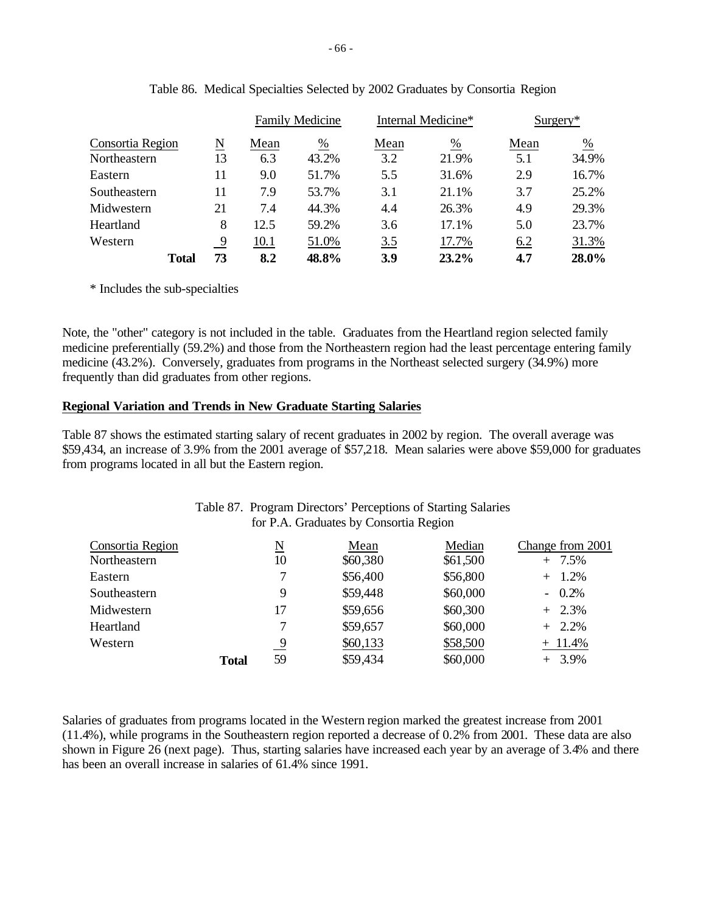Table 86. Medical Specialties Selected by 2002 Graduates by Consortia Region

| | | Family Medicine | | Internal Medicine* | | Surgery* | |
|---|---|---|---|---|---|---|---|
| Consortia Region | N | Mean | % | Mean | % | Mean | % |
| Northeastern | 13 | 6.3 | 43.2% | 3.2 | 21.9% | 5.1 | 34.9% |
| Eastern | 11 | 9.0 | 51.7% | 5.5 | 31.6% | 2.9 | 16.7% |
| Southeastern | 11 | 7.9 | 53.7% | 3.1 | 21.1% | 3.7 | 25.2% |
| Midwestern | 21 | 7.4 | 44.3% | 4.4 | 26.3% | 4.9 | 29.3% |
| Heartland | 8 | 12.5 | 59.2% | 3.6 | 17.1% | 5.0 | 23.7% |
| Western | 9 | 10.1 | 51.0% | 3.5 | 17.7% | 6.2 | 31.3% |
| **Total** | **73** | **8.2** | **48.8%** | **3.9** | **23.2%** | **4.7** | **28.0%** |

\* Includes the sub-specialties

Note, the "other" category is not included in the table. Graduates from the Heartland region selected family medicine preferentially (59.2%) and those from the Northeastern region had the least percentage entering family medicine (43.2%). Conversely, graduates from programs in the Northeast selected surgery (34.9%) more frequently than did graduates from other regions.

## Regional Variation and Trends in New Graduate Starting Salaries

Table 87 shows the estimated starting salary of recent graduates in 2002 by region. The overall average was $59,434, an increase of 3.9% from the 2001 average of $57,218. Mean salaries were above $59,000 for graduates from programs located in all but the Eastern region.

Table 87. Program Directors' Perceptions of Starting Salaries for P.A. Graduates by Consortia Region

| Consortia Region | N | Mean | Median | Change from 2001 |
|---|---|---|---|---|
| Northeastern | 10 | $60,380 | $61,500 | + 7.5% |
| Eastern | 7 | $56,400 | $56,800 | + 1.2% |
| Southeastern | 9 | $59,448 | $60,000 | - 0.2% |
| Midwestern | 17 | $59,656 | $60,300 | + 2.3% |
| Heartland | 7 | $59,657 | $60,000 | + 2.2% |
| Western | 9 | $60,133 | $58,500 | + 11.4% |
| **Total** | 59 | $59,434 | $60,000 | + 3.9% |

Salaries of graduates from programs located in the Western region marked the greatest increase from 2001 (11.4%), while programs in the Southeastern region reported a decrease of 0.2% from 2001. These data are also shown in Figure 26 (next page). Thus, starting salaries have increased each year by an average of 3.4% and there has been an overall increase in salaries of 61.4% since 1991.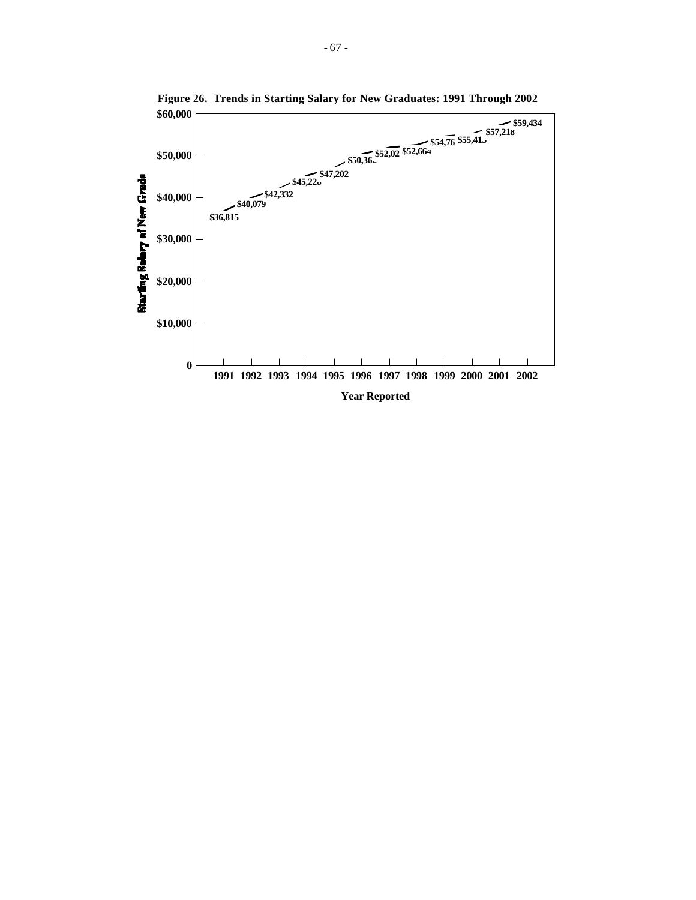**Figure 26. Trends in Starting Salary for New Graduates: 1991 Through 2002**

| Year Reported | Starting Salary of New Grads |
|---|---|
| 1991 | $36,815 |
| 1992 | $40,079 |
| 1993 | $42,332 |
| 1994 | $45,228 |
| 1995 | $47,202 |
| 1996 | $50,362 |
| 1997 | $52,02 |
| 1998 | $52,664 |
| 1999 | $54,76 |
| 2000 | $55,413 |
| 2001 | $57,218 |
| 2002 | $59,434 |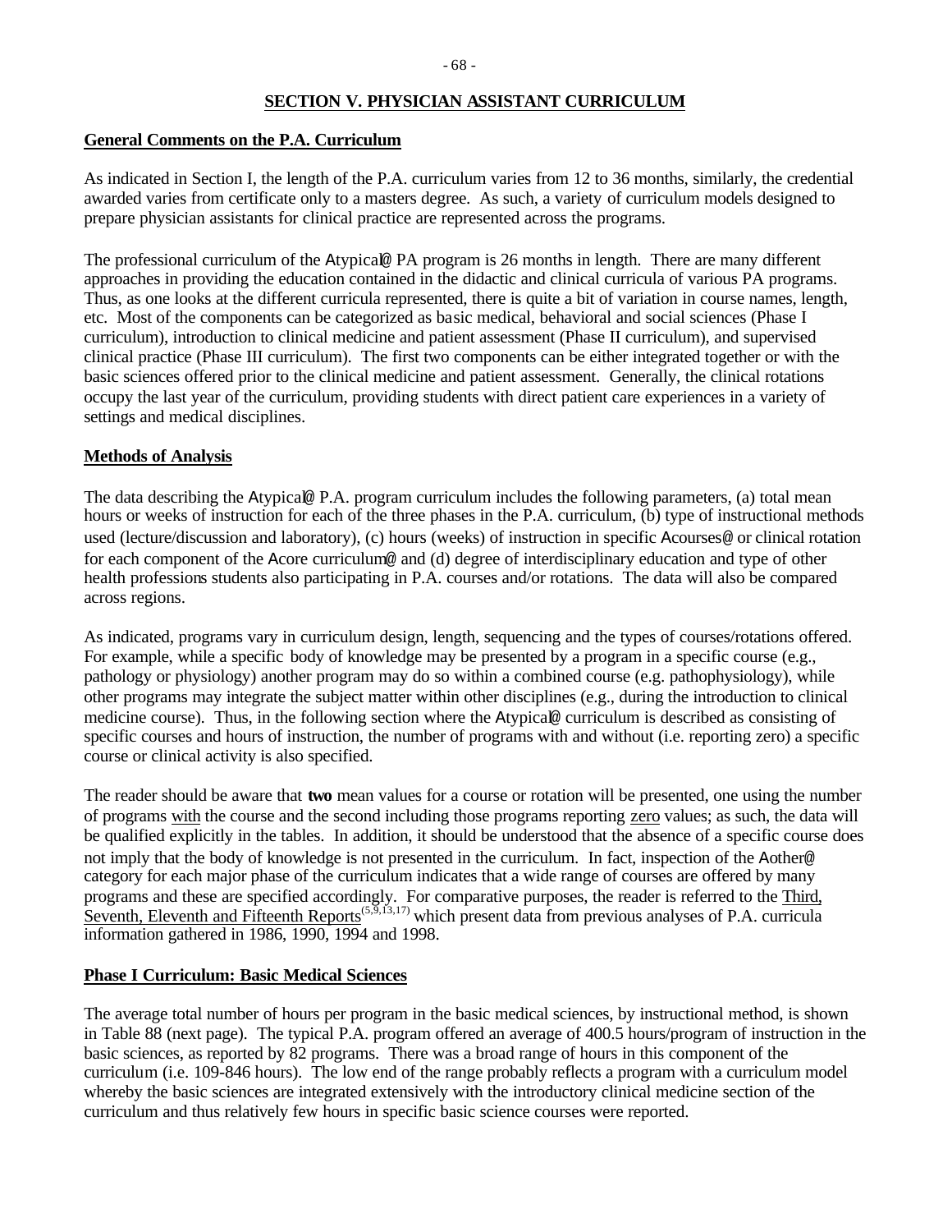## SECTION V. PHYSICIAN ASSISTANT CURRICULUM

### General Comments on the P.A. Curriculum

As indicated in Section I, the length of the P.A. curriculum varies from 12 to 36 months, similarly, the credential awarded varies from certificate only to a masters degree. As such, a variety of curriculum models designed to prepare physician assistants for clinical practice are represented across the programs.

The professional curriculum of the Atypical@ PA program is 26 months in length. There are many different approaches in providing the education contained in the didactic and clinical curricula of various PA programs. Thus, as one looks at the different curricula represented, there is quite a bit of variation in course names, length, etc. Most of the components can be categorized as basic medical, behavioral and social sciences (Phase I curriculum), introduction to clinical medicine and patient assessment (Phase II curriculum), and supervised clinical practice (Phase III curriculum). The first two components can be either integrated together or with the basic sciences offered prior to the clinical medicine and patient assessment. Generally, the clinical rotations occupy the last year of the curriculum, providing students with direct patient care experiences in a variety of settings and medical disciplines.

### Methods of Analysis

The data describing the Atypical@ P.A. program curriculum includes the following parameters, (a) total mean hours or weeks of instruction for each of the three phases in the P.A. curriculum, (b) type of instructional methods used (lecture/discussion and laboratory), (c) hours (weeks) of instruction in specific Acourses@ or clinical rotation for each component of the Acore curriculum@ and (d) degree of interdisciplinary education and type of other health professions students also participating in P.A. courses and/or rotations. The data will also be compared across regions.

As indicated, programs vary in curriculum design, length, sequencing and the types of courses/rotations offered. For example, while a specific body of knowledge may be presented by a program in a specific course (e.g., pathology or physiology) another program may do so within a combined course (e.g. pathophysiology), while other programs may integrate the subject matter within other disciplines (e.g., during the introduction to clinical medicine course). Thus, in the following section where the Atypical@ curriculum is described as consisting of specific courses and hours of instruction, the number of programs with and without (i.e. reporting zero) a specific course or clinical activity is also specified.

The reader should be aware that **two** mean values for a course or rotation will be presented, one using the number of programs <u>with</u> the course and the second including those programs reporting <u>zero</u> values; as such, the data will be qualified explicitly in the tables. In addition, it should be understood that the absence of a specific course does not imply that the body of knowledge is not presented in the curriculum. In fact, inspection of the Aother@ category for each major phase of the curriculum indicates that a wide range of courses are offered by many programs and these are specified accordingly. For comparative purposes, the reader is referred to the <u>Third, Seventh, Eleventh and Fifteenth Reports</u>[5,9,13,17] which present data from previous analyses of P.A. curricula information gathered in 1986, 1990, 1994 and 1998.

### Phase I Curriculum: Basic Medical Sciences

The average total number of hours per program in the basic medical sciences, by instructional method, is shown in Table 88 (next page). The typical P.A. program offered an average of 400.5 hours/program of instruction in the basic sciences, as reported by 82 programs. There was a broad range of hours in this component of the curriculum (i.e. 109-846 hours). The low end of the range probably reflects a program with a curriculum model whereby the basic sciences are integrated extensively with the introductory clinical medicine section of the curriculum and thus relatively few hours in specific basic science courses were reported.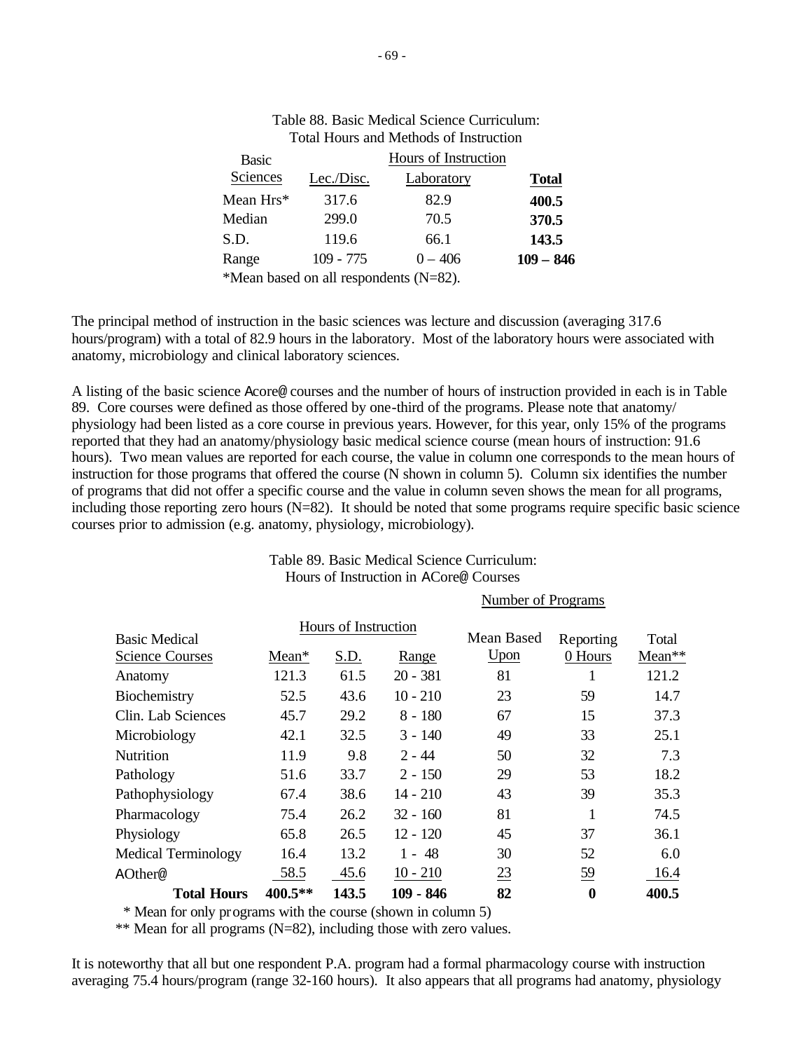Table 88. Basic Medical Science Curriculum:
Total Hours and Methods of Instruction

| Basic Sciences | Hours of Instruction Lec./Disc. | Laboratory | **Total** |
|---|---|---|---|
| Mean Hrs* | 317.6 | 82.9 | **400.5** |
| Median | 299.0 | 70.5 | **370.5** |
| S.D. | 119.6 | 66.1 | **143.5** |
| Range | 109 - 775 | 0 – 406 | **109 – 846** |

*Mean based on all respondents (N=82).

The principal method of instruction in the basic sciences was lecture and discussion (averaging 317.6 hours/program) with a total of 82.9 hours in the laboratory. Most of the laboratory hours were associated with anatomy, microbiology and clinical laboratory sciences.

A listing of the basic science Acore@ courses and the number of hours of instruction provided in each is in Table 89. Core courses were defined as those offered by one-third of the programs. Please note that anatomy/ physiology had been listed as a core course in previous years. However, for this year, only 15% of the programs reported that they had an anatomy/physiology basic medical science course (mean hours of instruction: 91.6 hours). Two mean values are reported for each course, the value in column one corresponds to the mean hours of instruction for those programs that offered the course (N shown in column 5). Column six identifies the number of programs that did not offer a specific course and the value in column seven shows the mean for all programs, including those reporting zero hours (N=82). It should be noted that some programs require specific basic science courses prior to admission (e.g. anatomy, physiology, microbiology).

Table 89. Basic Medical Science Curriculum:
Hours of Instruction in ACore@ Courses

| Basic Medical Science Courses | Hours of Instruction Mean* | S.D. | Range | Number of Programs Mean Based Upon | Reporting 0 Hours | Total Mean** |
|---|---|---|---|---|---|---|
| Anatomy | 121.3 | 61.5 | 20 - 381 | 81 | 1 | 121.2 |
| Biochemistry | 52.5 | 43.6 | 10 - 210 | 23 | 59 | 14.7 |
| Clin. Lab Sciences | 45.7 | 29.2 | 8 - 180 | 67 | 15 | 37.3 |
| Microbiology | 42.1 | 32.5 | 3 - 140 | 49 | 33 | 25.1 |
| Nutrition | 11.9 | 9.8 | 2 - 44 | 50 | 32 | 7.3 |
| Pathology | 51.6 | 33.7 | 2 - 150 | 29 | 53 | 18.2 |
| Pathophysiology | 67.4 | 38.6 | 14 - 210 | 43 | 39 | 35.3 |
| Pharmacology | 75.4 | 26.2 | 32 - 160 | 81 | 1 | 74.5 |
| Physiology | 65.8 | 26.5 | 12 - 120 | 45 | 37 | 36.1 |
| Medical Terminology | 16.4 | 13.2 | 1 - 48 | 30 | 52 | 6.0 |
| AOther@ | 58.5 | 45.6 | 10 - 210 | 23 | 59 | 16.4 |
| **Total Hours** | **400.5\*\*** | **143.5** | **109 - 846** | **82** | **0** | **400.5** |

\* Mean for only programs with the course (shown in column 5)
\*\* Mean for all programs (N=82), including those with zero values.

It is noteworthy that all but one respondent P.A. program had a formal pharmacology course with instruction averaging 75.4 hours/program (range 32-160 hours). It also appears that all programs had anatomy, physiology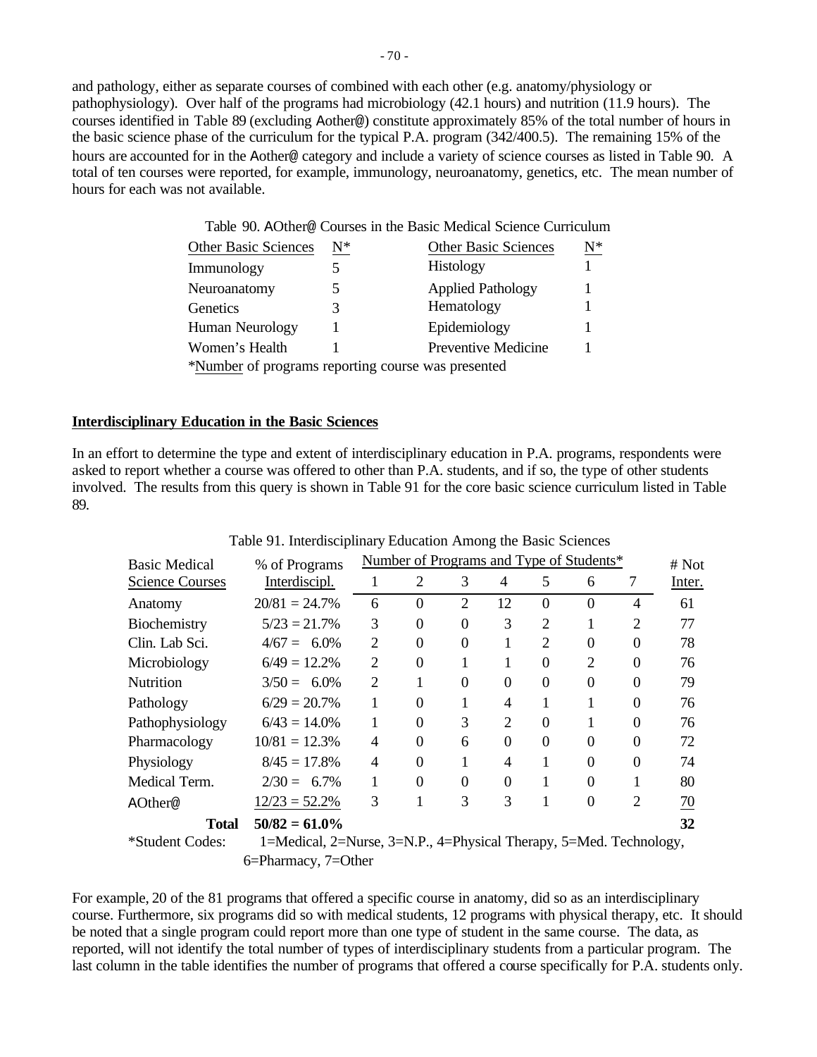and pathology, either as separate courses of combined with each other (e.g. anatomy/physiology or pathophysiology). Over half of the programs had microbiology (42.1 hours) and nutrition (11.9 hours). The courses identified in Table 89 (excluding Aother@) constitute approximately 85% of the total number of hours in the basic science phase of the curriculum for the typical P.A. program (342/400.5). The remaining 15% of the hours are accounted for in the Aother@ category and include a variety of science courses as listed in Table 90. A total of ten courses were reported, for example, immunology, neuroanatomy, genetics, etc. The mean number of hours for each was not available.

Table 90. AOther@ Courses in the Basic Medical Science Curriculum

| Other Basic Sciences | N* | Other Basic Sciences | N* |
|---|---|---|---|
| Immunology | 5 | Histology | 1 |
| Neuroanatomy | 5 | Applied Pathology | 1 |
| Genetics | 3 | Hematology | 1 |
| Human Neurology | 1 | Epidemiology | 1 |
| Women's Health | 1 | Preventive Medicine | 1 |

*Number of programs reporting course was presented

**Interdisciplinary Education in the Basic Sciences**

In an effort to determine the type and extent of interdisciplinary education in P.A. programs, respondents were asked to report whether a course was offered to other than P.A. students, and if so, the type of other students involved. The results from this query is shown in Table 91 for the core basic science curriculum listed in Table 89.

Table 91. Interdisciplinary Education Among the Basic Sciences

| Basic Medical | % of Programs | Number of Programs and Type of Students* | | | | | | | # Not |
|---|---|---|---|---|---|---|---|---|---|
| Science Courses | Interdiscipl. | 1 | 2 | 3 | 4 | 5 | 6 | 7 | Inter. |
| Anatomy | 20/81 = 24.7% | 6 | 0 | 2 | 12 | 0 | 0 | 4 | 61 |
| Biochemistry | 5/23 = 21.7% | 3 | 0 | 0 | 3 | 2 | 1 | 2 | 77 |
| Clin. Lab Sci. | 4/67 = 6.0% | 2 | 0 | 0 | 1 | 2 | 0 | 0 | 78 |
| Microbiology | 6/49 = 12.2% | 2 | 0 | 1 | 1 | 0 | 2 | 0 | 76 |
| Nutrition | 3/50 = 6.0% | 2 | 1 | 0 | 0 | 0 | 0 | 0 | 79 |
| Pathology | 6/29 = 20.7% | 1 | 0 | 1 | 4 | 1 | 1 | 0 | 76 |
| Pathophysiology | 6/43 = 14.0% | 1 | 0 | 3 | 2 | 0 | 1 | 0 | 76 |
| Pharmacology | 10/81 = 12.3% | 4 | 0 | 6 | 0 | 0 | 0 | 0 | 72 |
| Physiology | 8/45 = 17.8% | 4 | 0 | 1 | 4 | 1 | 0 | 0 | 74 |
| Medical Term. | 2/30 = 6.7% | 1 | 0 | 0 | 0 | 1 | 0 | 1 | 80 |
| AOther@ | 12/23 = 52.2% | 3 | 1 | 3 | 3 | 1 | 0 | 2 | 70 |
| **Total** | **50/82 = 61.0%** | | | | | | | | **32** |

*Student Codes: 1=Medical, 2=Nurse, 3=N.P., 4=Physical Therapy, 5=Med. Technology, 6=Pharmacy, 7=Other

For example, 20 of the 81 programs that offered a specific course in anatomy, did so as an interdisciplinary course. Furthermore, six programs did so with medical students, 12 programs with physical therapy, etc. It should be noted that a single program could report more than one type of student in the same course. The data, as reported, will not identify the total number of types of interdisciplinary students from a particular program. The last column in the table identifies the number of programs that offered a course specifically for P.A. students only.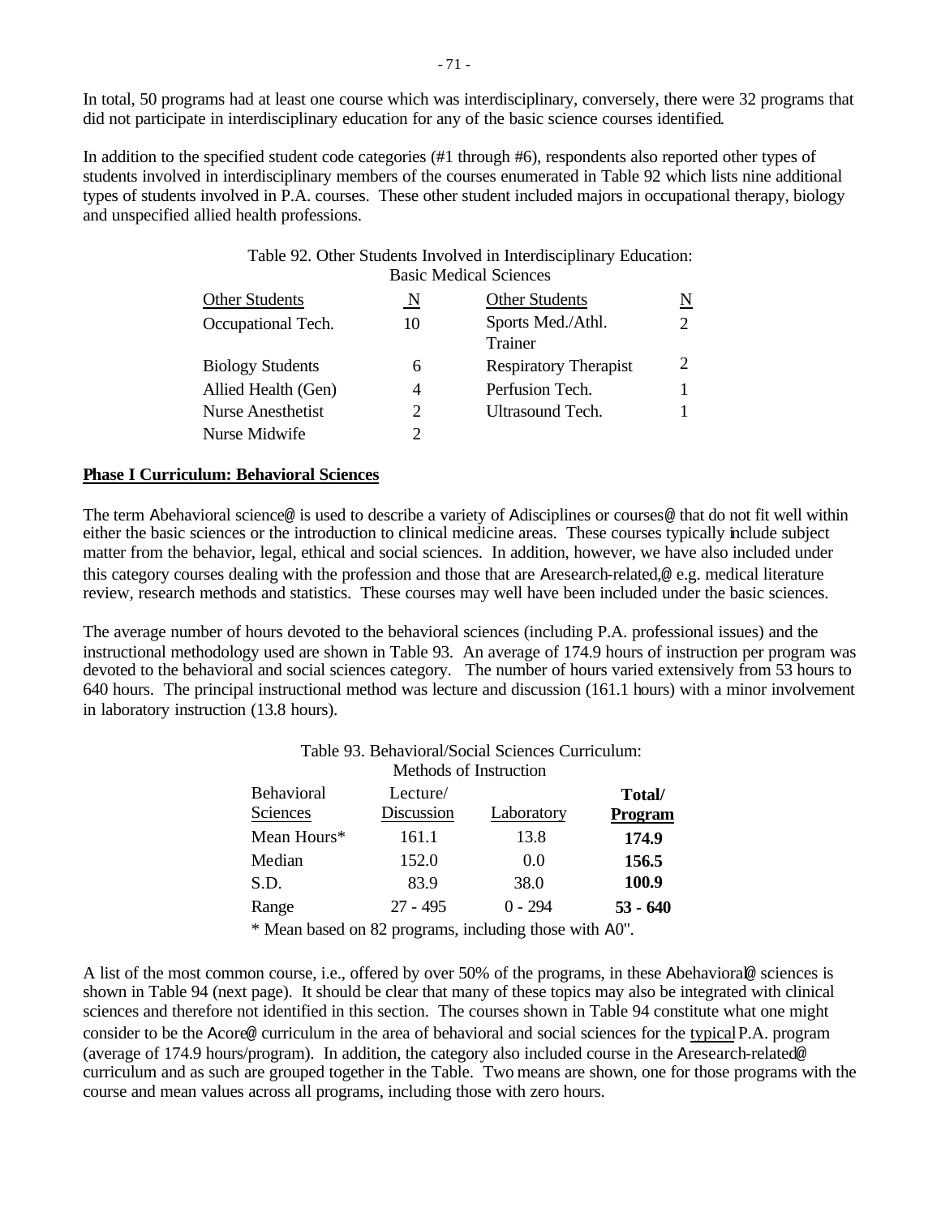In total, 50 programs had at least one course which was interdisciplinary, conversely, there were 32 programs that did not participate in interdisciplinary education for any of the basic science courses identified.

In addition to the specified student code categories (#1 through #6), respondents also reported other types of students involved in interdisciplinary members of the courses enumerated in Table 92 which lists nine additional types of students involved in P.A. courses. These other student included majors in occupational therapy, biology and unspecified allied health professions.

Table 92. Other Students Involved in Interdisciplinary Education: Basic Medical Sciences

| Other Students | N | Other Students | N |
|---|---|---|---|
| Occupational Tech. | 10 | Sports Med./Athl. Trainer | 2 |
| Biology Students | 6 | Respiratory Therapist | 2 |
| Allied Health (Gen) | 4 | Perfusion Tech. | 1 |
| Nurse Anesthetist | 2 | Ultrasound Tech. | 1 |
| Nurse Midwife | 2 | | |

**Phase I Curriculum: Behavioral Sciences**

The term Abehavioral science@ is used to describe a variety of Adisciplines or courses@ that do not fit well within either the basic sciences or the introduction to clinical medicine areas. These courses typically include subject matter from the behavior, legal, ethical and social sciences. In addition, however, we have also included under this category courses dealing with the profession and those that are Aresearch-related,@ e.g. medical literature review, research methods and statistics. These courses may well have been included under the basic sciences.

The average number of hours devoted to the behavioral sciences (including P.A. professional issues) and the instructional methodology used are shown in Table 93. An average of 174.9 hours of instruction per program was devoted to the behavioral and social sciences category. The number of hours varied extensively from 53 hours to 640 hours. The principal instructional method was lecture and discussion (161.1 hours) with a minor involvement in laboratory instruction (13.8 hours).

Table 93. Behavioral/Social Sciences Curriculum: Methods of Instruction

| Behavioral Sciences | Lecture/ Discussion | Laboratory | **Total/ Program** |
|---|---|---|---|
| Mean Hours* | 161.1 | 13.8 | **174.9** |
| Median | 152.0 | 0.0 | **156.5** |
| S.D. | 83.9 | 38.0 | **100.9** |
| Range | 27 - 495 | 0 - 294 | **53 - 640** |

\* Mean based on 82 programs, including those with A0".

A list of the most common course, i.e., offered by over 50% of the programs, in these Abehavioral@ sciences is shown in Table 94 (next page). It should be clear that many of these topics may also be integrated with clinical sciences and therefore not identified in this section. The courses shown in Table 94 constitute what one might consider to be the Acore@ curriculum in the area of behavioral and social sciences for the <u>typical</u> P.A. program (average of 174.9 hours/program). In addition, the category also included course in the Aresearch-related@ curriculum and as such are grouped together in the Table. Two means are shown, one for those programs with the course and mean values across all programs, including those with zero hours.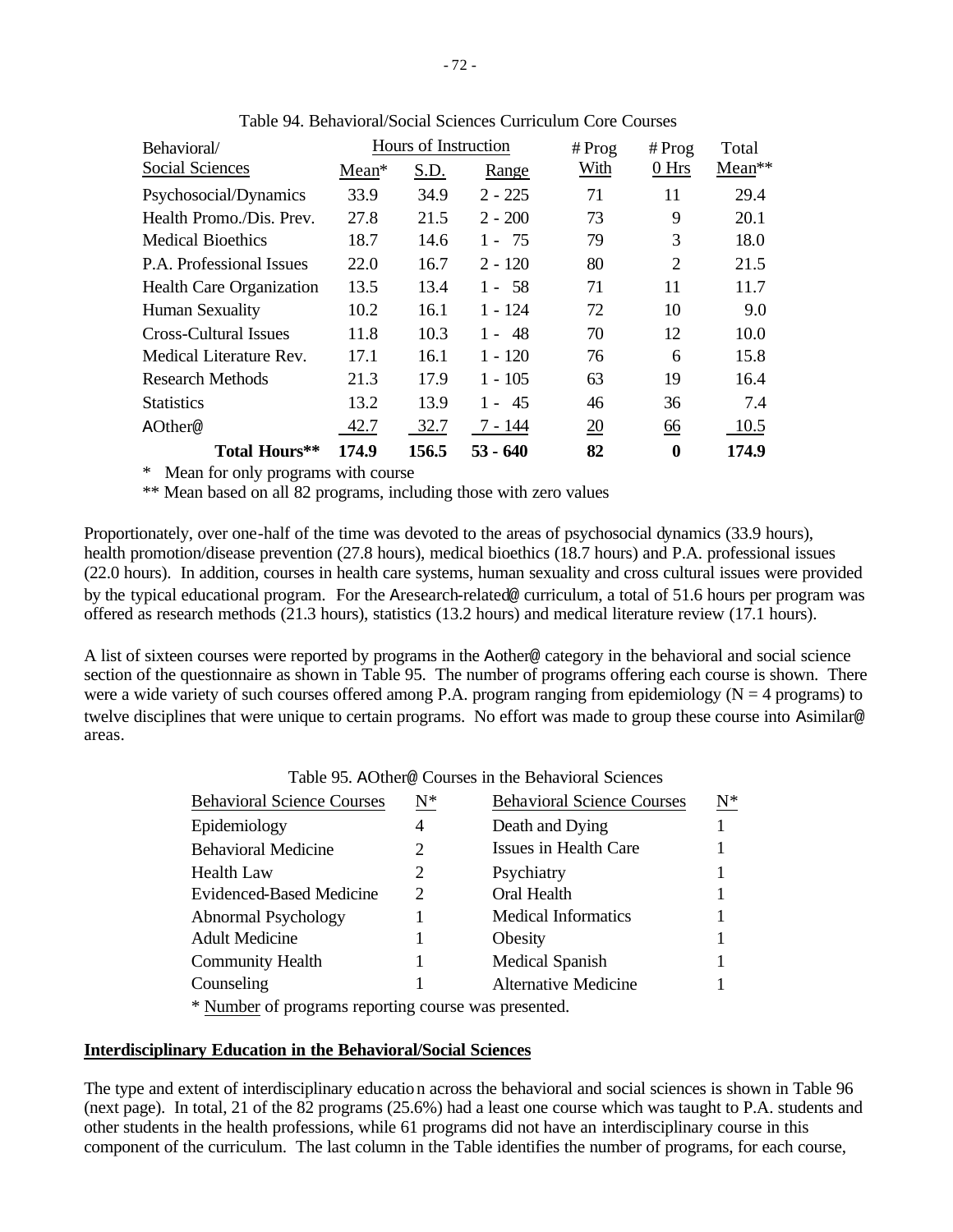Table 94. Behavioral/Social Sciences Curriculum Core Courses

| Behavioral/ | Hours of Instruction | | | # Prog | # Prog | Total |
|---|---|---|---|---|---|---|
| Social Sciences | Mean* | S.D. | Range | With | 0 Hrs | Mean** |
| Psychosocial/Dynamics | 33.9 | 34.9 | 2 - 225 | 71 | 11 | 29.4 |
| Health Promo./Dis. Prev. | 27.8 | 21.5 | 2 - 200 | 73 | 9 | 20.1 |
| Medical Bioethics | 18.7 | 14.6 | 1 - 75 | 79 | 3 | 18.0 |
| P.A. Professional Issues | 22.0 | 16.7 | 2 - 120 | 80 | 2 | 21.5 |
| Health Care Organization | 13.5 | 13.4 | 1 - 58 | 71 | 11 | 11.7 |
| Human Sexuality | 10.2 | 16.1 | 1 - 124 | 72 | 10 | 9.0 |
| Cross-Cultural Issues | 11.8 | 10.3 | 1 - 48 | 70 | 12 | 10.0 |
| Medical Literature Rev. | 17.1 | 16.1 | 1 - 120 | 76 | 6 | 15.8 |
| Research Methods | 21.3 | 17.9 | 1 - 105 | 63 | 19 | 16.4 |
| Statistics | 13.2 | 13.9 | 1 - 45 | 46 | 36 | 7.4 |
| AOther@ | 42.7 | 32.7 | 7 - 144 | 20 | 66 | 10.5 |
| **Total Hours**** | **174.9** | **156.5** | **53 - 640** | **82** | **0** | **174.9** |

\* Mean for only programs with course

** Mean based on all 82 programs, including those with zero values

Proportionately, over one-half of the time was devoted to the areas of psychosocial dynamics (33.9 hours), health promotion/disease prevention (27.8 hours), medical bioethics (18.7 hours) and P.A. professional issues (22.0 hours). In addition, courses in health care systems, human sexuality and cross cultural issues were provided by the typical educational program. For the Aresearch-related@ curriculum, a total of 51.6 hours per program was offered as research methods (21.3 hours), statistics (13.2 hours) and medical literature review (17.1 hours).

A list of sixteen courses were reported by programs in the Aother@ category in the behavioral and social science section of the questionnaire as shown in Table 95. The number of programs offering each course is shown. There were a wide variety of such courses offered among P.A. program ranging from epidemiology (N = 4 programs) to twelve disciplines that were unique to certain programs. No effort was made to group these course into Asimilar@ areas.

Table 95. AOther@ Courses in the Behavioral Sciences

| Behavioral Science Courses | N* | Behavioral Science Courses | N* |
|---|---|---|---|
| Epidemiology | 4 | Death and Dying | 1 |
| Behavioral Medicine | 2 | Issues in Health Care | 1 |
| Health Law | 2 | Psychiatry | 1 |
| Evidenced-Based Medicine | 2 | Oral Health | 1 |
| Abnormal Psychology | 1 | Medical Informatics | 1 |
| Adult Medicine | 1 | Obesity | 1 |
| Community Health | 1 | Medical Spanish | 1 |
| Counseling | 1 | Alternative Medicine | 1 |

\* Number of programs reporting course was presented.

**Interdisciplinary Education in the Behavioral/Social Sciences**

The type and extent of interdisciplinary education across the behavioral and social sciences is shown in Table 96 (next page). In total, 21 of the 82 programs (25.6%) had a least one course which was taught to P.A. students and other students in the health professions, while 61 programs did not have an interdisciplinary course in this component of the curriculum. The last column in the Table identifies the number of programs, for each course,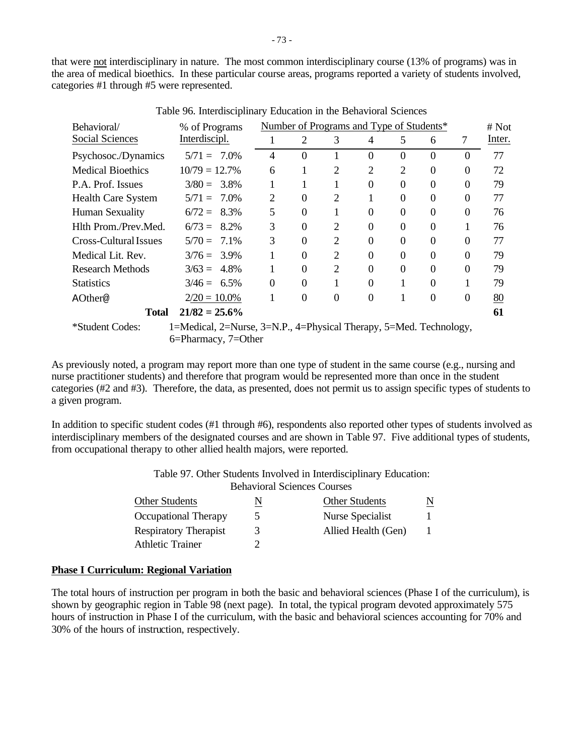that were not interdisciplinary in nature. The most common interdisciplinary course (13% of programs) was in the area of medical bioethics. In these particular course areas, programs reported a variety of students involved, categories #1 through #5 were represented.

Table 96. Interdisciplinary Education in the Behavioral Sciences

| Behavioral/ Social Sciences | % of Programs Interdiscipl. | Number of Programs and Type of Students* | | | | | | | # Not Inter. |
|---|---|---|---|---|---|---|---|---|---|
| | | 1 | 2 | 3 | 4 | 5 | 6 | 7 | |
| Psychosoc./Dynamics | 5/71 = 7.0% | 4 | 0 | 1 | 0 | 0 | 0 | 0 | 77 |
| Medical Bioethics | 10/79 = 12.7% | 6 | 1 | 2 | 2 | 2 | 0 | 0 | 72 |
| P.A. Prof. Issues | 3/80 = 3.8% | 1 | 1 | 1 | 0 | 0 | 0 | 0 | 79 |
| Health Care System | 5/71 = 7.0% | 2 | 0 | 2 | 1 | 0 | 0 | 0 | 77 |
| Human Sexuality | 6/72 = 8.3% | 5 | 0 | 1 | 0 | 0 | 0 | 0 | 76 |
| Hlth Prom./Prev.Med. | 6/73 = 8.2% | 3 | 0 | 2 | 0 | 0 | 0 | 1 | 76 |
| Cross-Cultural Issues | 5/70 = 7.1% | 3 | 0 | 2 | 0 | 0 | 0 | 0 | 77 |
| Medical Lit. Rev. | 3/76 = 3.9% | 1 | 0 | 2 | 0 | 0 | 0 | 0 | 79 |
| Research Methods | 3/63 = 4.8% | 1 | 0 | 2 | 0 | 0 | 0 | 0 | 79 |
| Statistics | 3/46 = 6.5% | 0 | 0 | 1 | 0 | 1 | 0 | 1 | 79 |
| AOther@ | 2/20 = 10.0% | 1 | 0 | 0 | 0 | 1 | 0 | 0 | 80 |
| **Total** | **21/82 = 25.6%** | | | | | | | | **61** |

*Student Codes: 1=Medical, 2=Nurse, 3=N.P., 4=Physical Therapy, 5=Med. Technology, 6=Pharmacy, 7=Other

As previously noted, a program may report more than one type of student in the same course (e.g., nursing and nurse practitioner students) and therefore that program would be represented more than once in the student categories (#2 and #3). Therefore, the data, as presented, does not permit us to assign specific types of students to a given program.

In addition to specific student codes (#1 through #6), respondents also reported other types of students involved as interdisciplinary members of the designated courses and are shown in Table 97. Five additional types of students, from occupational therapy to other allied health majors, were reported.

Table 97. Other Students Involved in Interdisciplinary Education: Behavioral Sciences Courses

| Other Students | N | Other Students | N |
|---|---|---|---|
| Occupational Therapy | 5 | Nurse Specialist | 1 |
| Respiratory Therapist | 3 | Allied Health (Gen) | 1 |
| Athletic Trainer | 2 | | |

## Phase I Curriculum: Regional Variation

The total hours of instruction per program in both the basic and behavioral sciences (Phase I of the curriculum), is shown by geographic region in Table 98 (next page). In total, the typical program devoted approximately 575 hours of instruction in Phase I of the curriculum, with the basic and behavioral sciences accounting for 70% and 30% of the hours of instruction, respectively.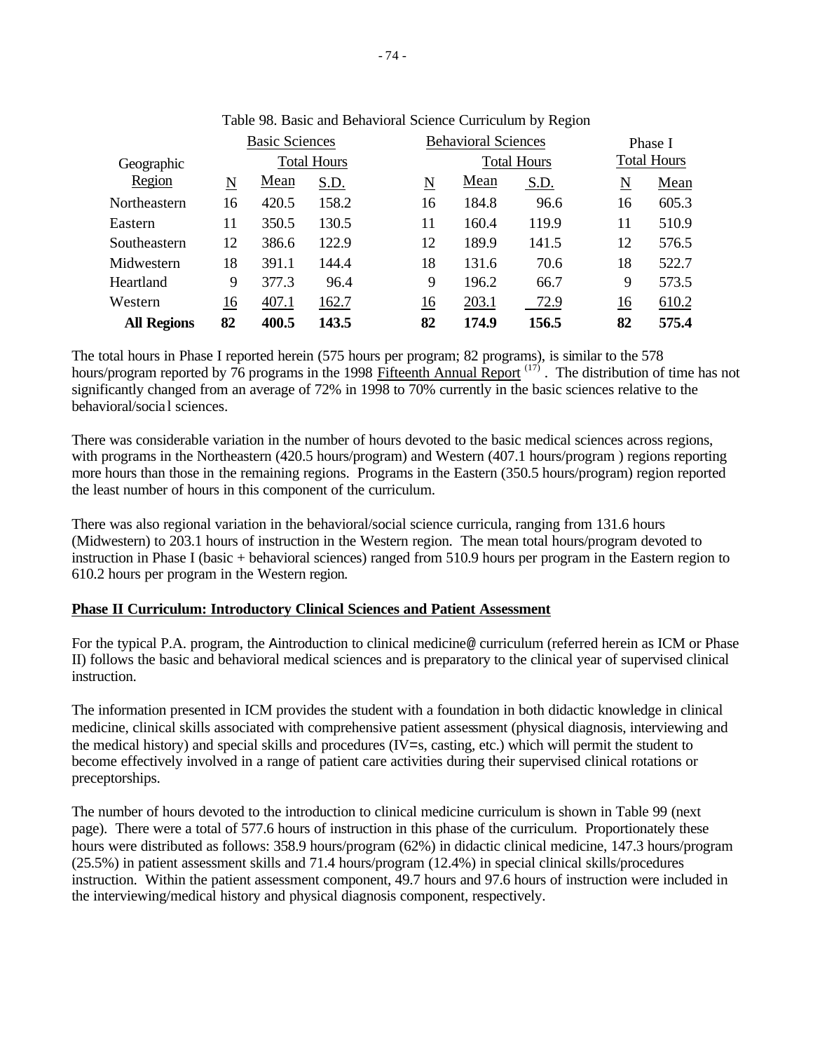Table 98. Basic and Behavioral Science Curriculum by Region

| Geographic Region | Basic Sciences Total Hours | | | Behavioral Sciences Total Hours | | | Phase I Total Hours | |
|---|---|---|---|---|---|---|---|---|
| | N | Mean | S.D. | N | Mean | S.D. | N | Mean |
| Northeastern | 16 | 420.5 | 158.2 | 16 | 184.8 | 96.6 | 16 | 605.3 |
| Eastern | 11 | 350.5 | 130.5 | 11 | 160.4 | 119.9 | 11 | 510.9 |
| Southeastern | 12 | 386.6 | 122.9 | 12 | 189.9 | 141.5 | 12 | 576.5 |
| Midwestern | 18 | 391.1 | 144.4 | 18 | 131.6 | 70.6 | 18 | 522.7 |
| Heartland | 9 | 377.3 | 96.4 | 9 | 196.2 | 66.7 | 9 | 573.5 |
| Western | 16 | 407.1 | 162.7 | 16 | 203.1 | 72.9 | 16 | 610.2 |
| **All Regions** | **82** | **400.5** | **143.5** | **82** | **174.9** | **156.5** | **82** | **575.4** |

The total hours in Phase I reported herein (575 hours per program; 82 programs), is similar to the 578 hours/program reported by 76 programs in the 1998 Fifteenth Annual Report [17]. The distribution of time has not significantly changed from an average of 72% in 1998 to 70% currently in the basic sciences relative to the behavioral/social sciences.

There was considerable variation in the number of hours devoted to the basic medical sciences across regions, with programs in the Northeastern (420.5 hours/program) and Western (407.1 hours/program ) regions reporting more hours than those in the remaining regions. Programs in the Eastern (350.5 hours/program) region reported the least number of hours in this component of the curriculum.

There was also regional variation in the behavioral/social science curricula, ranging from 131.6 hours (Midwestern) to 203.1 hours of instruction in the Western region. The mean total hours/program devoted to instruction in Phase I (basic + behavioral sciences) ranged from 510.9 hours per program in the Eastern region to 610.2 hours per program in the Western region.

**Phase II Curriculum: Introductory Clinical Sciences and Patient Assessment**

For the typical P.A. program, the Aintroduction to clinical medicine@ curriculum (referred herein as ICM or Phase II) follows the basic and behavioral medical sciences and is preparatory to the clinical year of supervised clinical instruction.

The information presented in ICM provides the student with a foundation in both didactic knowledge in clinical medicine, clinical skills associated with comprehensive patient assessment (physical diagnosis, interviewing and the medical history) and special skills and procedures (IV=s, casting, etc.) which will permit the student to become effectively involved in a range of patient care activities during their supervised clinical rotations or preceptorships.

The number of hours devoted to the introduction to clinical medicine curriculum is shown in Table 99 (next page). There were a total of 577.6 hours of instruction in this phase of the curriculum. Proportionately these hours were distributed as follows: 358.9 hours/program (62%) in didactic clinical medicine, 147.3 hours/program (25.5%) in patient assessment skills and 71.4 hours/program (12.4%) in special clinical skills/procedures instruction. Within the patient assessment component, 49.7 hours and 97.6 hours of instruction were included in the interviewing/medical history and physical diagnosis component, respectively.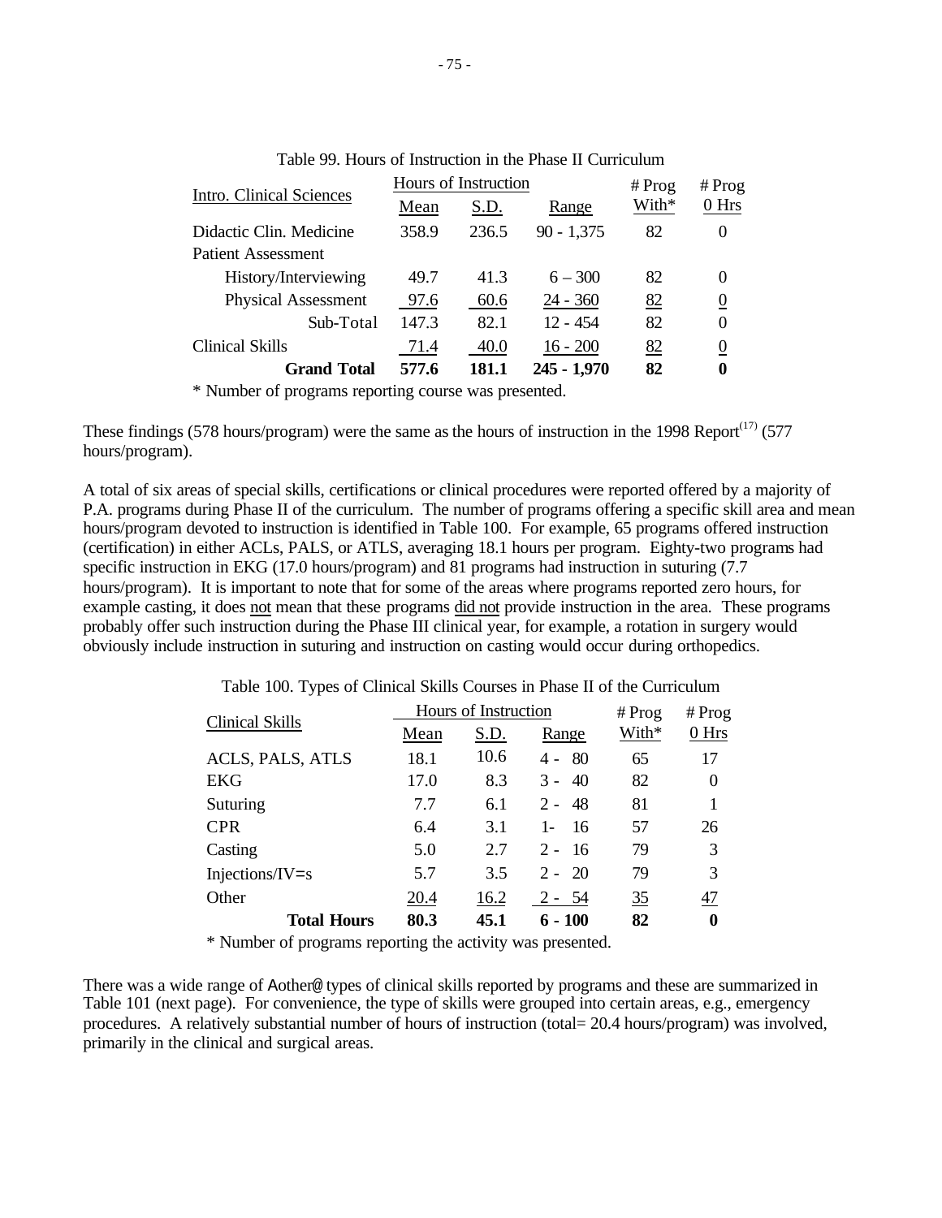Table 99. Hours of Instruction in the Phase II Curriculum

| Intro. Clinical Sciences | Hours of Instruction | | | # Prog | # Prog |
|---|---|---|---|---|---|
| | Mean | S.D. | Range | With* | 0 Hrs |
| Didactic Clin. Medicine | 358.9 | 236.5 | 90 - 1,375 | 82 | 0 |
| Patient Assessment | | | | | |
| History/Interviewing | 49.7 | 41.3 | 6 – 300 | 82 | 0 |
| Physical Assessment | 97.6 | 60.6 | 24 - 360 | 82 | 0 |
| Sub-Total | 147.3 | 82.1 | 12 - 454 | 82 | 0 |
| Clinical Skills | 71.4 | 40.0 | 16 - 200 | 82 | 0 |
| **Grand Total** | **577.6** | **181.1** | **245 - 1,970** | **82** | **0** |

\* Number of programs reporting course was presented.

These findings (578 hours/program) were the same as the hours of instruction in the 1998 Report[17] (577 hours/program).

A total of six areas of special skills, certifications or clinical procedures were reported offered by a majority of P.A. programs during Phase II of the curriculum. The number of programs offering a specific skill area and mean hours/program devoted to instruction is identified in Table 100. For example, 65 programs offered instruction (certification) in either ACLs, PALS, or ATLS, averaging 18.1 hours per program. Eighty-two programs had specific instruction in EKG (17.0 hours/program) and 81 programs had instruction in suturing (7.7 hours/program). It is important to note that for some of the areas where programs reported zero hours, for example casting, it does not mean that these programs did not provide instruction in the area. These programs probably offer such instruction during the Phase III clinical year, for example, a rotation in surgery would obviously include instruction in suturing and instruction on casting would occur during orthopedics.

Table 100. Types of Clinical Skills Courses in Phase II of the Curriculum

| Clinical Skills | Hours of Instruction | | | # Prog | # Prog |
|---|---|---|---|---|---|
| | Mean | S.D. | Range | With* | 0 Hrs |
| ACLS, PALS, ATLS | 18.1 | 10.6 | 4 - 80 | 65 | 17 |
| EKG | 17.0 | 8.3 | 3 - 40 | 82 | 0 |
| Suturing | 7.7 | 6.1 | 2 - 48 | 81 | 1 |
| CPR | 6.4 | 3.1 | 1- 16 | 57 | 26 |
| Casting | 5.0 | 2.7 | 2 - 16 | 79 | 3 |
| Injections/IV=s | 5.7 | 3.5 | 2 - 20 | 79 | 3 |
| Other | 20.4 | 16.2 | 2 - 54 | 35 | 47 |
| **Total Hours** | **80.3** | **45.1** | **6 - 100** | **82** | **0** |

\* Number of programs reporting the activity was presented.

There was a wide range of Aother@ types of clinical skills reported by programs and these are summarized in Table 101 (next page). For convenience, the type of skills were grouped into certain areas, e.g., emergency procedures. A relatively substantial number of hours of instruction (total= 20.4 hours/program) was involved, primarily in the clinical and surgical areas.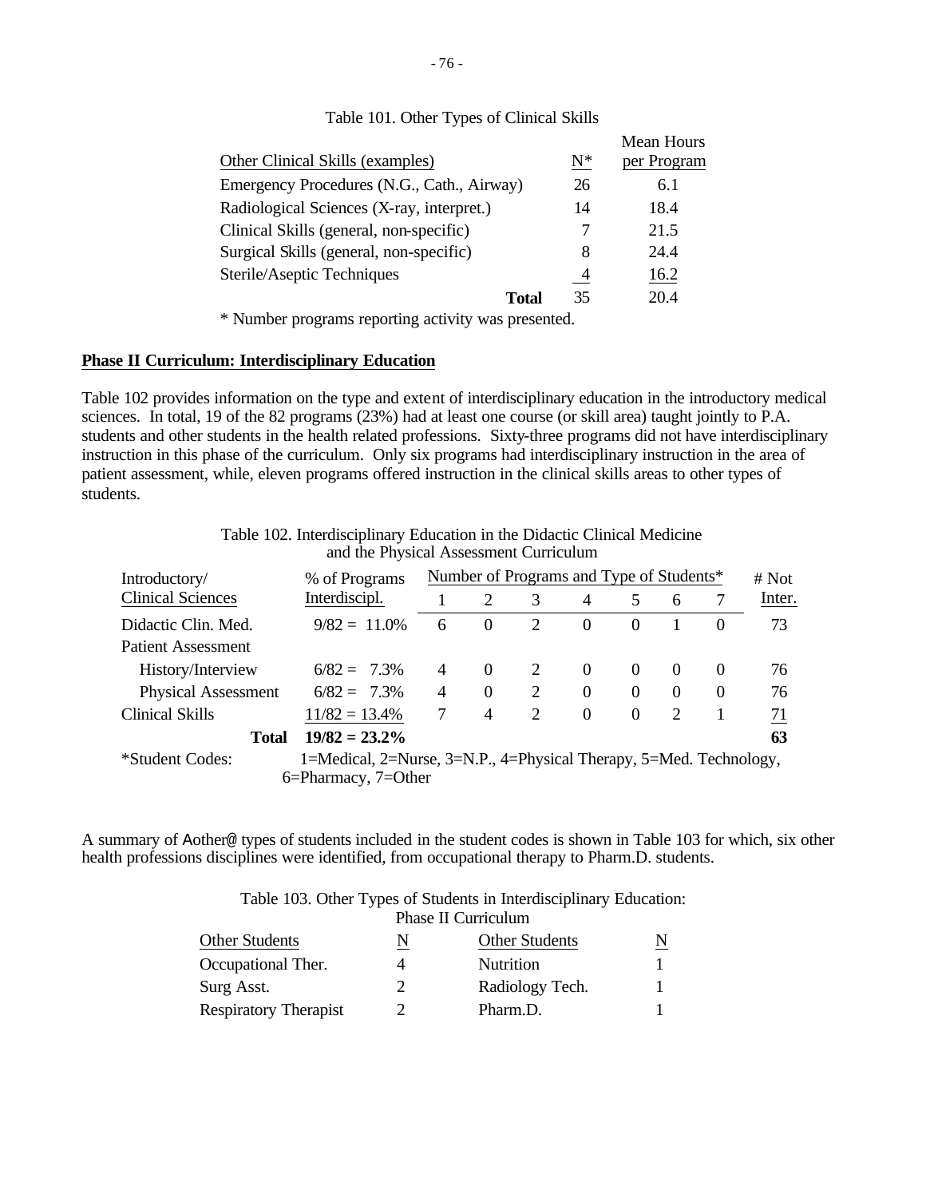Table 101. Other Types of Clinical Skills

| Other Clinical Skills (examples) | N* | Mean Hours per Program |
|---|---|---|
| Emergency Procedures (N.G., Cath., Airway) | 26 | 6.1 |
| Radiological Sciences (X-ray, interpret.) | 14 | 18.4 |
| Clinical Skills (general, non-specific) | 7 | 21.5 |
| Surgical Skills (general, non-specific) | 8 | 24.4 |
| Sterile/Aseptic Techniques | 4 | 16.2 |
| **Total** | 35 | 20.4 |

* Number programs reporting activity was presented.

**Phase II Curriculum: Interdisciplinary Education**

Table 102 provides information on the type and extent of interdisciplinary education in the introductory medical sciences. In total, 19 of the 82 programs (23%) had at least one course (or skill area) taught jointly to P.A. students and other students in the health related professions. Sixty-three programs did not have interdisciplinary instruction in this phase of the curriculum. Only six programs had interdisciplinary instruction in the area of patient assessment, while, eleven programs offered instruction in the clinical skills areas to other types of students.

Table 102. Interdisciplinary Education in the Didactic Clinical Medicine and the Physical Assessment Curriculum

| Introductory/ Clinical Sciences | % of Programs Interdiscipl. | Number of Programs and Type of Students* | | | | | | | # Not Inter. |
|---|---|---|---|---|---|---|---|---|---|
| | | 1 | 2 | 3 | 4 | 5 | 6 | 7 | |
| Didactic Clin. Med. | 9/82 = 11.0% | 6 | 0 | 2 | 0 | 0 | 1 | 0 | 73 |
| Patient Assessment | | | | | | | | | |
| History/Interview | 6/82 = 7.3% | 4 | 0 | 2 | 0 | 0 | 0 | 0 | 76 |
| Physical Assessment | 6/82 = 7.3% | 4 | 0 | 2 | 0 | 0 | 0 | 0 | 76 |
| Clinical Skills | 11/82 = 13.4% | 7 | 4 | 2 | 0 | 0 | 2 | 1 | 71 |
| **Total** | **19/82 = 23.2%** | | | | | | | | **63** |

*Student Codes: 1=Medical, 2=Nurse, 3=N.P., 4=Physical Therapy, 5=Med. Technology, 6=Pharmacy, 7=Other

A summary of Aother@ types of students included in the student codes is shown in Table 103 for which, six other health professions disciplines were identified, from occupational therapy to Pharm.D. students.

Table 103. Other Types of Students in Interdisciplinary Education: Phase II Curriculum

| Other Students | N | Other Students | N |
|---|---|---|---|
| Occupational Ther. | 4 | Nutrition | 1 |
| Surg Asst. | 2 | Radiology Tech. | 1 |
| Respiratory Therapist | 2 | Pharm.D. | 1 |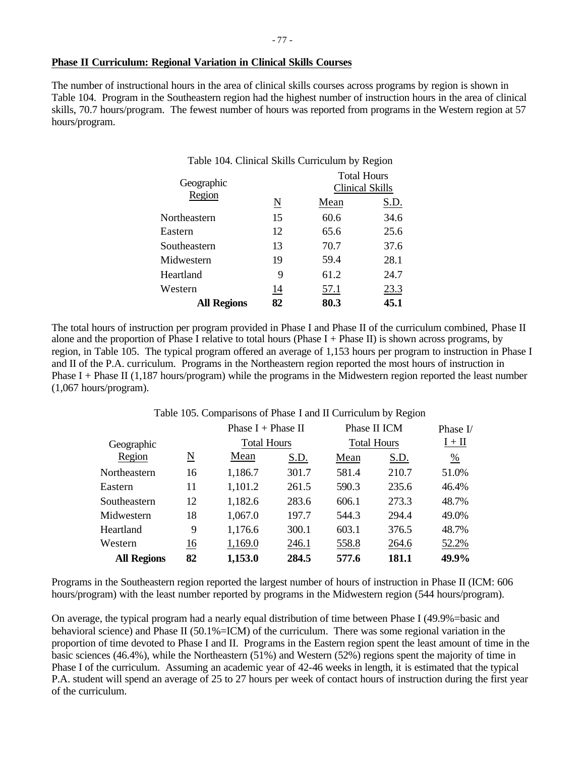## Phase II Curriculum: Regional Variation in Clinical Skills Courses

The number of instructional hours in the area of clinical skills courses across programs by region is shown in Table 104. Program in the Southeastern region had the highest number of instruction hours in the area of clinical skills, 70.7 hours/program. The fewest number of hours was reported from programs in the Western region at 57 hours/program.

Table 104. Clinical Skills Curriculum by Region

| Geographic Region | N | Total Hours Clinical Skills | |
|---|---|---|---|
| | | Mean | S.D. |
| Northeastern | 15 | 60.6 | 34.6 |
| Eastern | 12 | 65.6 | 25.6 |
| Southeastern | 13 | 70.7 | 37.6 |
| Midwestern | 19 | 59.4 | 28.1 |
| Heartland | 9 | 61.2 | 24.7 |
| Western | 14 | 57.1 | 23.3 |
| **All Regions** | **82** | **80.3** | **45.1** |

The total hours of instruction per program provided in Phase I and Phase II of the curriculum combined, Phase II alone and the proportion of Phase I relative to total hours (Phase I + Phase II) is shown across programs, by region, in Table 105. The typical program offered an average of 1,153 hours per program to instruction in Phase I and II of the P.A. curriculum. Programs in the Northeastern region reported the most hours of instruction in Phase I + Phase II (1,187 hours/program) while the programs in the Midwestern region reported the least number (1,067 hours/program).

Table 105. Comparisons of Phase I and II Curriculum by Region

| Geographic Region | N | Phase I + Phase II Total Hours | | Phase II ICM Total Hours | | Phase I/ I + II |
|---|---|---|---|---|---|---|
| | | Mean | S.D. | Mean | S.D. | % |
| Northeastern | 16 | 1,186.7 | 301.7 | 581.4 | 210.7 | 51.0% |
| Eastern | 11 | 1,101.2 | 261.5 | 590.3 | 235.6 | 46.4% |
| Southeastern | 12 | 1,182.6 | 283.6 | 606.1 | 273.3 | 48.7% |
| Midwestern | 18 | 1,067.0 | 197.7 | 544.3 | 294.4 | 49.0% |
| Heartland | 9 | 1,176.6 | 300.1 | 603.1 | 376.5 | 48.7% |
| Western | 16 | 1,169.0 | 246.1 | 558.8 | 264.6 | 52.2% |
| **All Regions** | **82** | **1,153.0** | **284.5** | **577.6** | **181.1** | **49.9%** |

Programs in the Southeastern region reported the largest number of hours of instruction in Phase II (ICM: 606 hours/program) with the least number reported by programs in the Midwestern region (544 hours/program).

On average, the typical program had a nearly equal distribution of time between Phase I (49.9%=basic and behavioral science) and Phase II (50.1%=ICM) of the curriculum. There was some regional variation in the proportion of time devoted to Phase I and II. Programs in the Eastern region spent the least amount of time in the basic sciences (46.4%), while the Northeastern (51%) and Western (52%) regions spent the majority of time in Phase I of the curriculum. Assuming an academic year of 42-46 weeks in length, it is estimated that the typical P.A. student will spend an average of 25 to 27 hours per week of contact hours of instruction during the first year of the curriculum.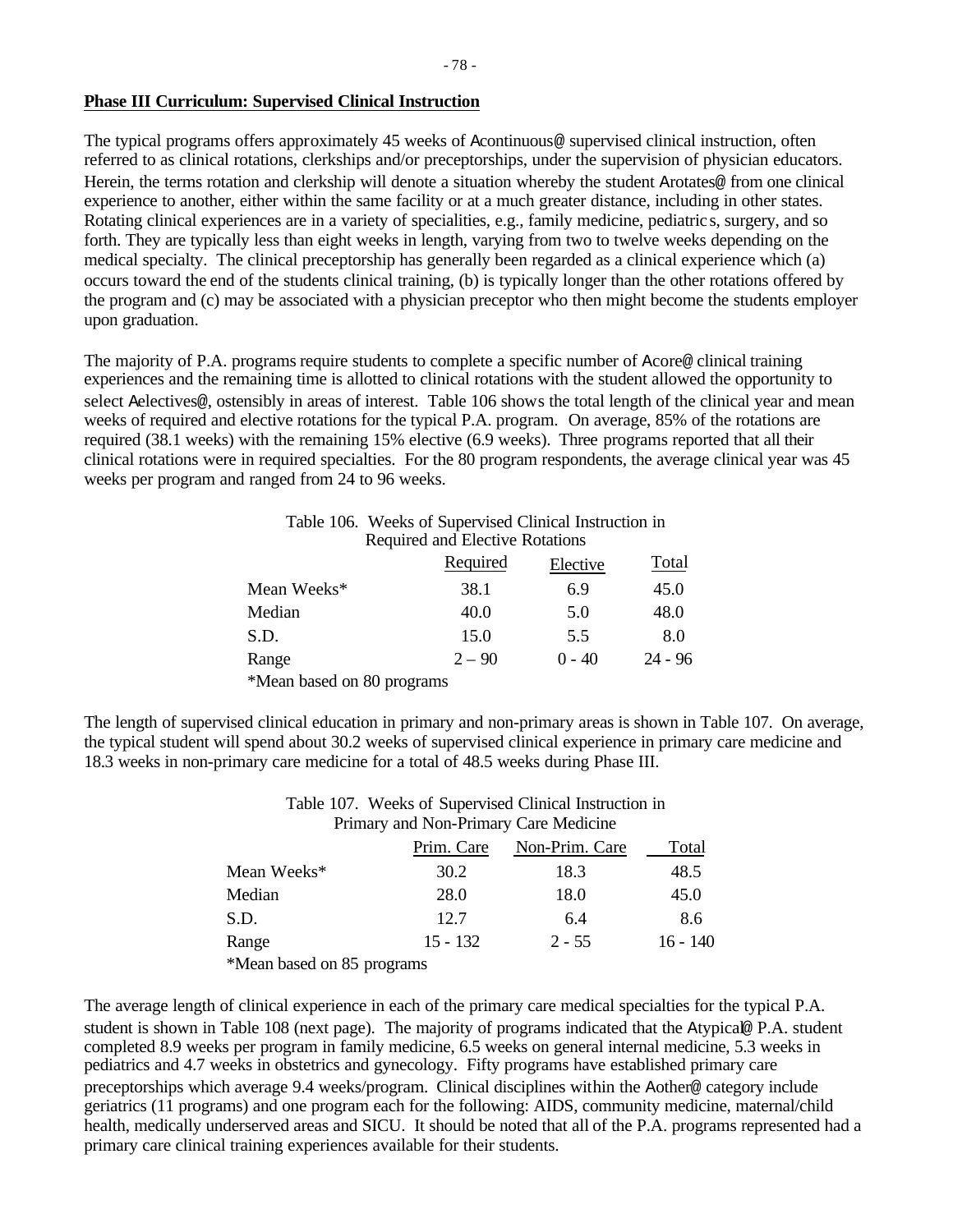**Phase III Curriculum: Supervised Clinical Instruction**

The typical programs offers approximately 45 weeks of Acontinuous@ supervised clinical instruction, often referred to as clinical rotations, clerkships and/or preceptorships, under the supervision of physician educators. Herein, the terms rotation and clerkship will denote a situation whereby the student Arotates@ from one clinical experience to another, either within the same facility or at a much greater distance, including in other states. Rotating clinical experiences are in a variety of specialities, e.g., family medicine, pediatrics, surgery, and so forth. They are typically less than eight weeks in length, varying from two to twelve weeks depending on the medical specialty. The clinical preceptorship has generally been regarded as a clinical experience which (a) occurs toward the end of the students clinical training, (b) is typically longer than the other rotations offered by the program and (c) may be associated with a physician preceptor who then might become the students employer upon graduation.

The majority of P.A. programs require students to complete a specific number of Acore@ clinical training experiences and the remaining time is allotted to clinical rotations with the student allowed the opportunity to select Aelectives@, ostensibly in areas of interest. Table 106 shows the total length of the clinical year and mean weeks of required and elective rotations for the typical P.A. program. On average, 85% of the rotations are required (38.1 weeks) with the remaining 15% elective (6.9 weeks). Three programs reported that all their clinical rotations were in required specialties. For the 80 program respondents, the average clinical year was 45 weeks per program and ranged from 24 to 96 weeks.

Table 106. Weeks of Supervised Clinical Instruction in Required and Elective Rotations

| | Required | Elective | Total |
|---|---|---|---|
| Mean Weeks* | 38.1 | 6.9 | 45.0 |
| Median | 40.0 | 5.0 | 48.0 |
| S.D. | 15.0 | 5.5 | 8.0 |
| Range | 2 – 90 | 0 - 40 | 24 - 96 |

*Mean based on 80 programs

The length of supervised clinical education in primary and non-primary areas is shown in Table 107. On average, the typical student will spend about 30.2 weeks of supervised clinical experience in primary care medicine and 18.3 weeks in non-primary care medicine for a total of 48.5 weeks during Phase III.

Table 107. Weeks of Supervised Clinical Instruction in Primary and Non-Primary Care Medicine

| | Prim. Care | Non-Prim. Care | Total |
|---|---|---|---|
| Mean Weeks* | 30.2 | 18.3 | 48.5 |
| Median | 28.0 | 18.0 | 45.0 |
| S.D. | 12.7 | 6.4 | 8.6 |
| Range | 15 - 132 | 2 - 55 | 16 - 140 |

*Mean based on 85 programs

The average length of clinical experience in each of the primary care medical specialties for the typical P.A. student is shown in Table 108 (next page). The majority of programs indicated that the Atypical@ P.A. student completed 8.9 weeks per program in family medicine, 6.5 weeks on general internal medicine, 5.3 weeks in pediatrics and 4.7 weeks in obstetrics and gynecology. Fifty programs have established primary care preceptorships which average 9.4 weeks/program. Clinical disciplines within the Aother@ category include geriatrics (11 programs) and one program each for the following: AIDS, community medicine, maternal/child health, medically underserved areas and SICU. It should be noted that all of the P.A. programs represented had a primary care clinical training experiences available for their students.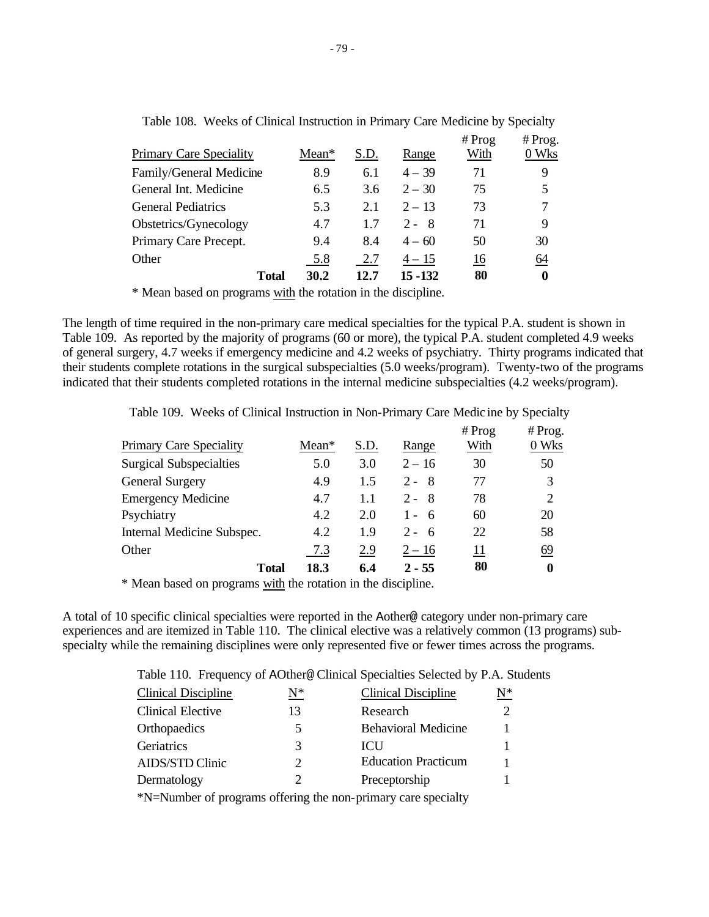Table 108. Weeks of Clinical Instruction in Primary Care Medicine by Specialty

| Primary Care Speciality | Mean* | S.D. | Range | # Prog With | # Prog. 0 Wks |
|---|---|---|---|---|---|
| Family/General Medicine | 8.9 | 6.1 | 4 – 39 | 71 | 9 |
| General Int. Medicine | 6.5 | 3.6 | 2 – 30 | 75 | 5 |
| General Pediatrics | 5.3 | 2.1 | 2 – 13 | 73 | 7 |
| Obstetrics/Gynecology | 4.7 | 1.7 | 2 - 8 | 71 | 9 |
| Primary Care Precept. | 9.4 | 8.4 | 4 – 60 | 50 | 30 |
| Other | 5.8 | 2.7 | 4 – 15 | 16 | 64 |
| **Total** | **30.2** | **12.7** | **15 -132** | **80** | **0** |

\* Mean based on programs with the rotation in the discipline.

The length of time required in the non-primary care medical specialties for the typical P.A. student is shown in Table 109. As reported by the majority of programs (60 or more), the typical P.A. student completed 4.9 weeks of general surgery, 4.7 weeks if emergency medicine and 4.2 weeks of psychiatry. Thirty programs indicated that their students complete rotations in the surgical subspecialties (5.0 weeks/program). Twenty-two of the programs indicated that their students completed rotations in the internal medicine subspecialties (4.2 weeks/program).

Table 109. Weeks of Clinical Instruction in Non-Primary Care Medicine by Specialty

| Primary Care Speciality | Mean* | S.D. | Range | # Prog With | # Prog. 0 Wks |
|---|---|---|---|---|---|
| Surgical Subspecialties | 5.0 | 3.0 | 2 – 16 | 30 | 50 |
| General Surgery | 4.9 | 1.5 | 2 - 8 | 77 | 3 |
| Emergency Medicine | 4.7 | 1.1 | 2 - 8 | 78 | 2 |
| Psychiatry | 4.2 | 2.0 | 1 - 6 | 60 | 20 |
| Internal Medicine Subspec. | 4.2 | 1.9 | 2 - 6 | 22 | 58 |
| Other | 7.3 | 2.9 | 2 – 16 | 11 | 69 |
| **Total** | **18.3** | **6.4** | **2 - 55** | **80** | **0** |

\* Mean based on programs with the rotation in the discipline.

A total of 10 specific clinical specialties were reported in the Aother@ category under non-primary care experiences and are itemized in Table 110. The clinical elective was a relatively common (13 programs) sub-specialty while the remaining disciplines were only represented five or fewer times across the programs.

Table 110. Frequency of AOther@ Clinical Specialties Selected by P.A. Students

| Clinical Discipline | N* | Clinical Discipline | N* |
|---|---|---|---|
| Clinical Elective | 13 | Research | 2 |
| Orthopaedics | 5 | Behavioral Medicine | 1 |
| Geriatrics | 3 | ICU | 1 |
| AIDS/STD Clinic | 2 | Education Practicum | 1 |
| Dermatology | 2 | Preceptorship | 1 |

\*N=Number of programs offering the non-primary care specialty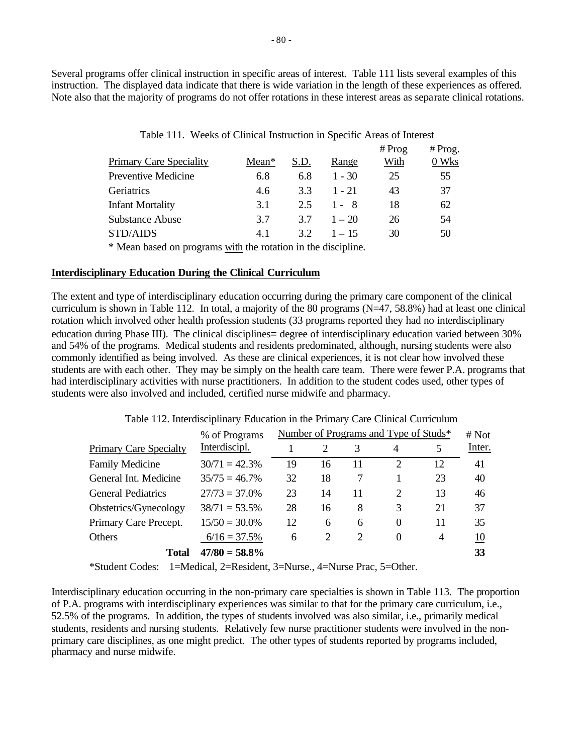Several programs offer clinical instruction in specific areas of interest. Table 111 lists several examples of this instruction. The displayed data indicate that there is wide variation in the length of these experiences as offered. Note also that the majority of programs do not offer rotations in these interest areas as separate clinical rotations.

Table 111. Weeks of Clinical Instruction in Specific Areas of Interest

| Primary Care Speciality | Mean* | S.D. | Range | # Prog With | # Prog. 0 Wks |
|---|---|---|---|---|---|
| Preventive Medicine | 6.8 | 6.8 | 1 - 30 | 25 | 55 |
| Geriatrics | 4.6 | 3.3 | 1 - 21 | 43 | 37 |
| Infant Mortality | 3.1 | 2.5 | 1 - 8 | 18 | 62 |
| Substance Abuse | 3.7 | 3.7 | 1 – 20 | 26 | 54 |
| STD/AIDS | 4.1 | 3.2 | 1 – 15 | 30 | 50 |

\* Mean based on programs with the rotation in the discipline.

**Interdisciplinary Education During the Clinical Curriculum**

The extent and type of interdisciplinary education occurring during the primary care component of the clinical curriculum is shown in Table 112. In total, a majority of the 80 programs (N=47, 58.8%) had at least one clinical rotation which involved other health profession students (33 programs reported they had no interdisciplinary education during Phase III). The clinical disciplines= degree of interdisciplinary education varied between 30% and 54% of the programs. Medical students and residents predominated, although, nursing students were also commonly identified as being involved. As these are clinical experiences, it is not clear how involved these students are with each other. They may be simply on the health care team. There were fewer P.A. programs that had interdisciplinary activities with nurse practitioners. In addition to the student codes used, other types of students were also involved and included, certified nurse midwife and pharmacy.

Table 112. Interdisciplinary Education in the Primary Care Clinical Curriculum

| Primary Care Specialty | % of Programs Interdiscipl. | Number of Programs and Type of Studs* | | | | | # Not Inter. |
|---|---|---|---|---|---|---|---|
| | | 1 | 2 | 3 | 4 | 5 | |
| Family Medicine | 30/71 = 42.3% | 19 | 16 | 11 | 2 | 12 | 41 |
| General Int. Medicine | 35/75 = 46.7% | 32 | 18 | 7 | 1 | 23 | 40 |
| General Pediatrics | 27/73 = 37.0% | 23 | 14 | 11 | 2 | 13 | 46 |
| Obstetrics/Gynecology | 38/71 = 53.5% | 28 | 16 | 8 | 3 | 21 | 37 |
| Primary Care Precept. | 15/50 = 30.0% | 12 | 6 | 6 | 0 | 11 | 35 |
| Others | 6/16 = 37.5% | 6 | 2 | 2 | 0 | 4 | 10 |
| **Total** | **47/80 = 58.8%** | | | | | | **33** |

\*Student Codes: 1=Medical, 2=Resident, 3=Nurse., 4=Nurse Prac, 5=Other.

Interdisciplinary education occurring in the non-primary care specialties is shown in Table 113. The proportion of P.A. programs with interdisciplinary experiences was similar to that for the primary care curriculum, i.e., 52.5% of the programs. In addition, the types of students involved was also similar, i.e., primarily medical students, residents and nursing students. Relatively few nurse practitioner students were involved in the non-primary care disciplines, as one might predict. The other types of students reported by programs included, pharmacy and nurse midwife.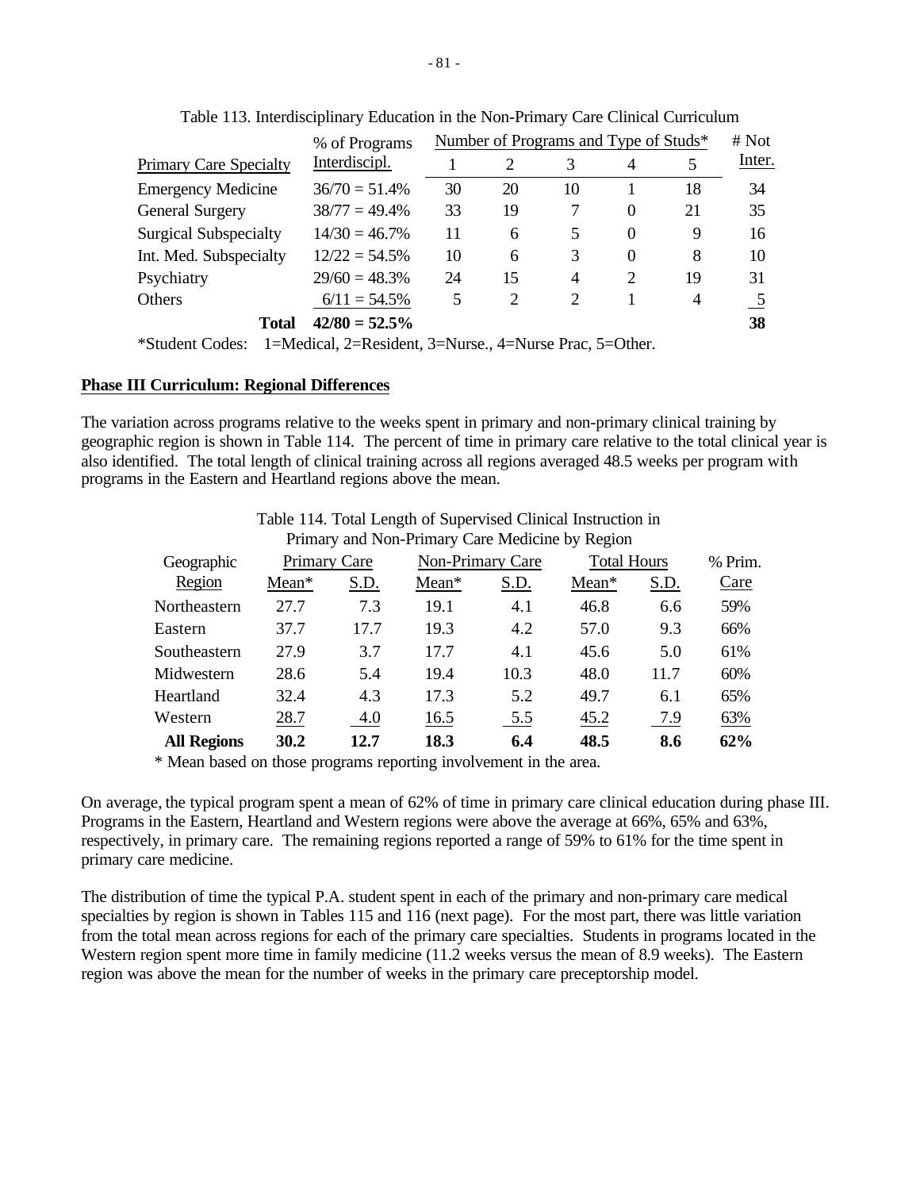Table 113. Interdisciplinary Education in the Non-Primary Care Clinical Curriculum

| Primary Care Specialty | % of Programs Interdiscipl. | Number of Programs and Type of Studs* | | | | | # Not Inter. |
|---|---|---|---|---|---|---|---|
| | | 1 | 2 | 3 | 4 | 5 | |
| Emergency Medicine | 36/70 = 51.4% | 30 | 20 | 10 | 1 | 18 | 34 |
| General Surgery | 38/77 = 49.4% | 33 | 19 | 7 | 0 | 21 | 35 |
| Surgical Subspecialty | 14/30 = 46.7% | 11 | 6 | 5 | 0 | 9 | 16 |
| Int. Med. Subspecialty | 12/22 = 54.5% | 10 | 6 | 3 | 0 | 8 | 10 |
| Psychiatry | 29/60 = 48.3% | 24 | 15 | 4 | 2 | 19 | 31 |
| Others | 6/11 = 54.5% | 5 | 2 | 2 | 1 | 4 | 5 |
| **Total** | **42/80 = 52.5%** | | | | | | **38** |

*Student Codes: 1=Medical, 2=Resident, 3=Nurse., 4=Nurse Prac, 5=Other.

**Phase III Curriculum: Regional Differences**

The variation across programs relative to the weeks spent in primary and non-primary clinical training by geographic region is shown in Table 114. The percent of time in primary care relative to the total clinical year is also identified. The total length of clinical training across all regions averaged 48.5 weeks per program with programs in the Eastern and Heartland regions above the mean.

Table 114. Total Length of Supervised Clinical Instruction in Primary and Non-Primary Care Medicine by Region

| Geographic Region | Primary Care | | Non-Primary Care | | Total Hours | | % Prim. Care |
|---|---|---|---|---|---|---|---|
| | Mean* | S.D. | Mean* | S.D. | Mean* | S.D. | |
| Northeastern | 27.7 | 7.3 | 19.1 | 4.1 | 46.8 | 6.6 | 59% |
| Eastern | 37.7 | 17.7 | 19.3 | 4.2 | 57.0 | 9.3 | 66% |
| Southeastern | 27.9 | 3.7 | 17.7 | 4.1 | 45.6 | 5.0 | 61% |
| Midwestern | 28.6 | 5.4 | 19.4 | 10.3 | 48.0 | 11.7 | 60% |
| Heartland | 32.4 | 4.3 | 17.3 | 5.2 | 49.7 | 6.1 | 65% |
| Western | 28.7 | 4.0 | 16.5 | 5.5 | 45.2 | 7.9 | 63% |
| **All Regions** | **30.2** | **12.7** | **18.3** | **6.4** | **48.5** | **8.6** | **62%** |

* Mean based on those programs reporting involvement in the area.

On average, the typical program spent a mean of 62% of time in primary care clinical education during phase III. Programs in the Eastern, Heartland and Western regions were above the average at 66%, 65% and 63%, respectively, in primary care. The remaining regions reported a range of 59% to 61% for the time spent in primary care medicine.

The distribution of time the typical P.A. student spent in each of the primary and non-primary care medical specialties by region is shown in Tables 115 and 116 (next page). For the most part, there was little variation from the total mean across regions for each of the primary care specialties. Students in programs located in the Western region spent more time in family medicine (11.2 weeks versus the mean of 8.9 weeks). The Eastern region was above the mean for the number of weeks in the primary care preceptorship model.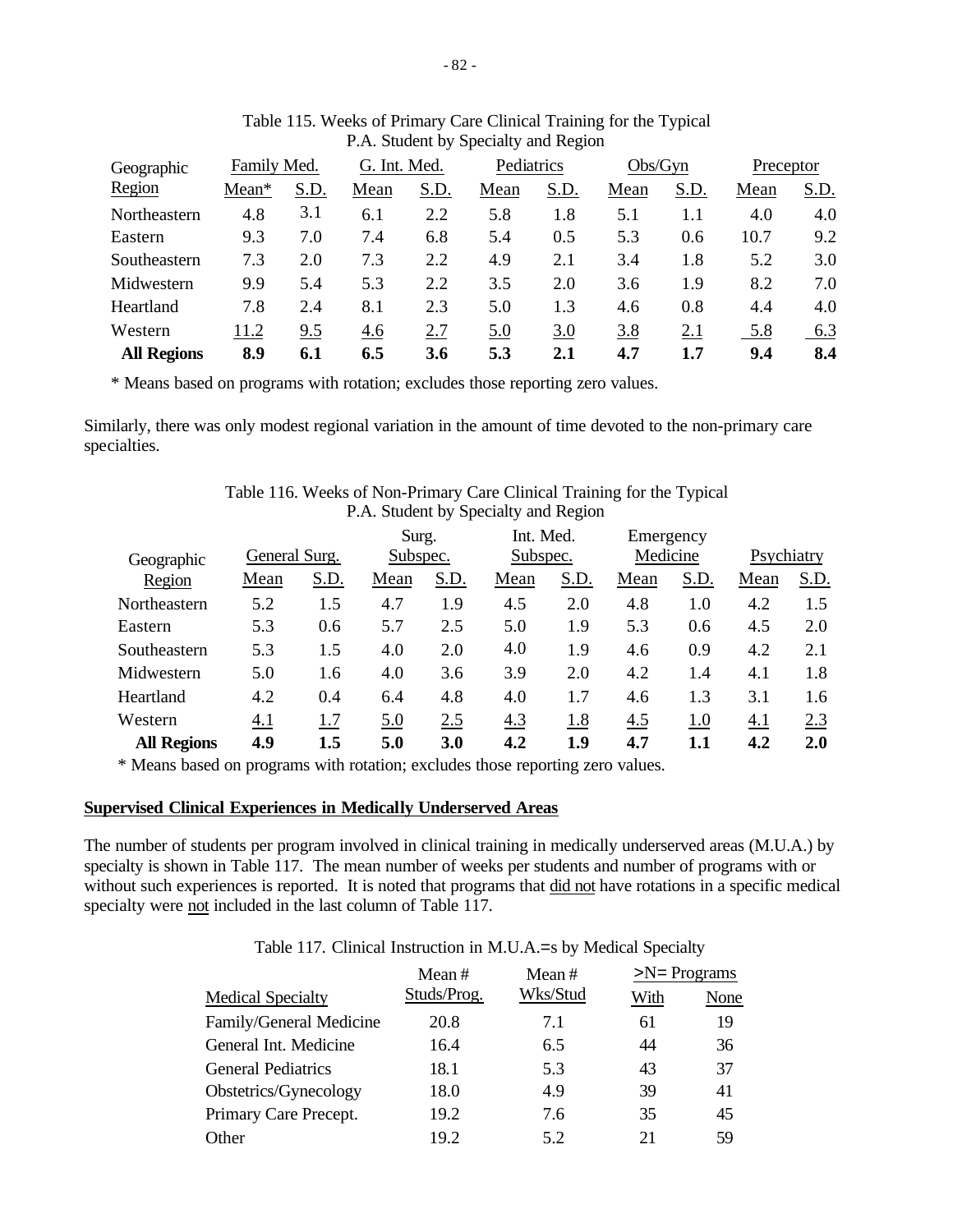Table 115. Weeks of Primary Care Clinical Training for the Typical P.A. Student by Specialty and Region

| Geographic Region | Family Med. | | G. Int. Med. | | Pediatrics | | Obs/Gyn | | Preceptor | |
|---|---|---|---|---|---|---|---|---|---|---|
| | Mean* | S.D. | Mean | S.D. | Mean | S.D. | Mean | S.D. | Mean | S.D. |
| Northeastern | 4.8 | 3.1 | 6.1 | 2.2 | 5.8 | 1.8 | 5.1 | 1.1 | 4.0 | 4.0 |
| Eastern | 9.3 | 7.0 | 7.4 | 6.8 | 5.4 | 0.5 | 5.3 | 0.6 | 10.7 | 9.2 |
| Southeastern | 7.3 | 2.0 | 7.3 | 2.2 | 4.9 | 2.1 | 3.4 | 1.8 | 5.2 | 3.0 |
| Midwestern | 9.9 | 5.4 | 5.3 | 2.2 | 3.5 | 2.0 | 3.6 | 1.9 | 8.2 | 7.0 |
| Heartland | 7.8 | 2.4 | 8.1 | 2.3 | 5.0 | 1.3 | 4.6 | 0.8 | 4.4 | 4.0 |
| Western | 11.2 | 9.5 | 4.6 | 2.7 | 5.0 | 3.0 | 3.8 | 2.1 | 5.8 | 6.3 |
| **All Regions** | **8.9** | **6.1** | **6.5** | **3.6** | **5.3** | **2.1** | **4.7** | **1.7** | **9.4** | **8.4** |

\* Means based on programs with rotation; excludes those reporting zero values.

Similarly, there was only modest regional variation in the amount of time devoted to the non-primary care specialties.

Table 116. Weeks of Non-Primary Care Clinical Training for the Typical P.A. Student by Specialty and Region

| Geographic Region | General Surg. | | Surg. Subspec. | | Int. Med. Subspec. | | Emergency Medicine | | Psychiatry | |
|---|---|---|---|---|---|---|---|---|---|---|
| | Mean | S.D. | Mean | S.D. | Mean | S.D. | Mean | S.D. | Mean | S.D. |
| Northeastern | 5.2 | 1.5 | 4.7 | 1.9 | 4.5 | 2.0 | 4.8 | 1.0 | 4.2 | 1.5 |
| Eastern | 5.3 | 0.6 | 5.7 | 2.5 | 5.0 | 1.9 | 5.3 | 0.6 | 4.5 | 2.0 |
| Southeastern | 5.3 | 1.5 | 4.0 | 2.0 | 4.0 | 1.9 | 4.6 | 0.9 | 4.2 | 2.1 |
| Midwestern | 5.0 | 1.6 | 4.0 | 3.6 | 3.9 | 2.0 | 4.2 | 1.4 | 4.1 | 1.8 |
| Heartland | 4.2 | 0.4 | 6.4 | 4.8 | 4.0 | 1.7 | 4.6 | 1.3 | 3.1 | 1.6 |
| Western | 4.1 | 1.7 | 5.0 | 2.5 | 4.3 | 1.8 | 4.5 | 1.0 | 4.1 | 2.3 |
| **All Regions** | **4.9** | **1.5** | **5.0** | **3.0** | **4.2** | **1.9** | **4.7** | **1.1** | **4.2** | **2.0** |

\* Means based on programs with rotation; excludes those reporting zero values.

**Supervised Clinical Experiences in Medically Underserved Areas**

The number of students per program involved in clinical training in medically underserved areas (M.U.A.) by specialty is shown in Table 117. The mean number of weeks per students and number of programs with or without such experiences is reported. It is noted that programs that did not have rotations in a specific medical specialty were not included in the last column of Table 117.

Table 117. Clinical Instruction in M.U.A.=s by Medical Specialty

| Medical Specialty | Mean # Studs/Prog. | Mean # Wks/Stud | >N= Programs With | >N= Programs None |
|---|---|---|---|---|
| Family/General Medicine | 20.8 | 7.1 | 61 | 19 |
| General Int. Medicine | 16.4 | 6.5 | 44 | 36 |
| General Pediatrics | 18.1 | 5.3 | 43 | 37 |
| Obstetrics/Gynecology | 18.0 | 4.9 | 39 | 41 |
| Primary Care Precept. | 19.2 | 7.6 | 35 | 45 |
| Other | 19.2 | 5.2 | 21 | 59 |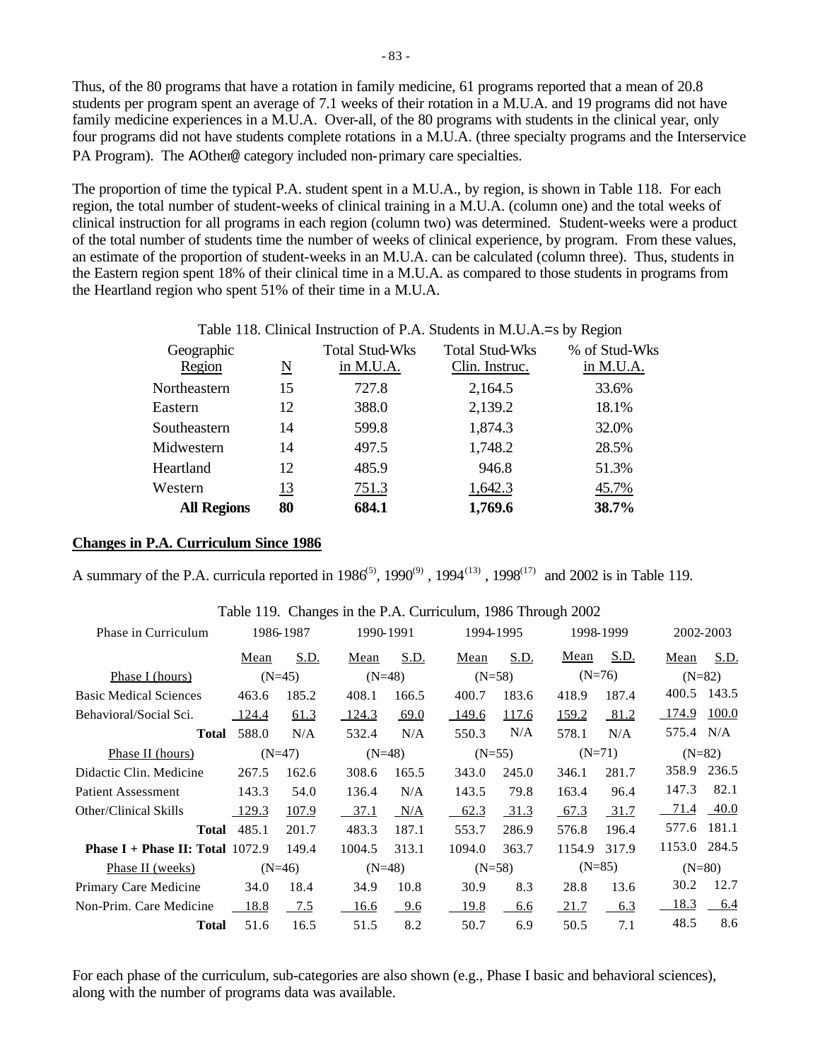Thus, of the 80 programs that have a rotation in family medicine, 61 programs reported that a mean of 20.8 students per program spent an average of 7.1 weeks of their rotation in a M.U.A. and 19 programs did not have family medicine experiences in a M.U.A. Over-all, of the 80 programs with students in the clinical year, only four programs did not have students complete rotations in a M.U.A. (three specialty programs and the Interservice PA Program). The AOther@ category included non-primary care specialties.

The proportion of time the typical P.A. student spent in a M.U.A., by region, is shown in Table 118. For each region, the total number of student-weeks of clinical training in a M.U.A. (column one) and the total weeks of clinical instruction for all programs in each region (column two) was determined. Student-weeks were a product of the total number of students time the number of weeks of clinical experience, by program. From these values, an estimate of the proportion of student-weeks in an M.U.A. can be calculated (column three). Thus, students in the Eastern region spent 18% of their clinical time in a M.U.A. as compared to those students in programs from the Heartland region who spent 51% of their time in a M.U.A.

Table 118. Clinical Instruction of P.A. Students in M.U.A.=s by Region

| Geographic Region | N | Total Stud-Wks in M.U.A. | Total Stud-Wks Clin. Instruc. | % of Stud-Wks in M.U.A. |
|---|---|---|---|---|
| Northeastern | 15 | 727.8 | 2,164.5 | 33.6% |
| Eastern | 12 | 388.0 | 2,139.2 | 18.1% |
| Southeastern | 14 | 599.8 | 1,874.3 | 32.0% |
| Midwestern | 14 | 497.5 | 1,748.2 | 28.5% |
| Heartland | 12 | 485.9 | 946.8 | 51.3% |
| Western | 13 | 751.3 | 1,642.3 | 45.7% |
| **All Regions** | **80** | **684.1** | **1,769.6** | **38.7%** |

## Changes in P.A. Curriculum Since 1986

A summary of the P.A. curricula reported in 1986[5], 1990[9], 1994[13], 1998[17] and 2002 is in Table 119.

Table 119. Changes in the P.A. Curriculum, 1986 Through 2002

| Phase in Curriculum | 1986-1987 | | 1990-1991 | | 1994-1995 | | 1998-1999 | | 2002-2003 | |
|---|---|---|---|---|---|---|---|---|---|---|
| | Mean | S.D. | Mean | S.D. | Mean | S.D. | Mean | S.D. | Mean | S.D. |
| Phase I (hours) | (N=45) | | (N=48) | | (N=58) | | (N=76) | | (N=82) | |
| Basic Medical Sciences | 463.6 | 185.2 | 408.1 | 166.5 | 400.7 | 183.6 | 418.9 | 187.4 | 400.5 | 143.5 |
| Behavioral/Social Sci. | 124.4 | 61.3 | 124.3 | 69.0 | 149.6 | 117.6 | 159.2 | 81.2 | 174.9 | 100.0 |
| **Total** | 588.0 | N/A | 532.4 | N/A | 550.3 | N/A | 578.1 | N/A | 575.4 | N/A |
| Phase II (hours) | (N=47) | | (N=48) | | (N=55) | | (N=71) | | (N=82) | |
| Didactic Clin. Medicine | 267.5 | 162.6 | 308.6 | 165.5 | 343.0 | 245.0 | 346.1 | 281.7 | 358.9 | 236.5 |
| Patient Assessment | 143.3 | 54.0 | 136.4 | N/A | 143.5 | 79.8 | 163.4 | 96.4 | 147.3 | 82.1 |
| Other/Clinical Skills | 129.3 | 107.9 | 37.1 | N/A | 62.3 | 31.3 | 67.3 | 31.7 | 71.4 | 40.0 |
| **Total** | 485.1 | 201.7 | 483.3 | 187.1 | 553.7 | 286.9 | 576.8 | 196.4 | 577.6 | 181.1 |
| **Phase I + Phase II: Total** | 1072.9 | 149.4 | 1004.5 | 313.1 | 1094.0 | 363.7 | 1154.9 | 317.9 | 1153.0 | 284.5 |
| Phase II (weeks) | (N=46) | | (N=48) | | (N=58) | | (N=85) | | (N=80) | |
| Primary Care Medicine | 34.0 | 18.4 | 34.9 | 10.8 | 30.9 | 8.3 | 28.8 | 13.6 | 30.2 | 12.7 |
| Non-Prim. Care Medicine | 18.8 | 7.5 | 16.6 | 9.6 | 19.8 | 6.6 | 21.7 | 6.3 | 18.3 | 6.4 |
| **Total** | 51.6 | 16.5 | 51.5 | 8.2 | 50.7 | 6.9 | 50.5 | 7.1 | 48.5 | 8.6 |

For each phase of the curriculum, sub-categories are also shown (e.g., Phase I basic and behavioral sciences), along with the number of programs data was available.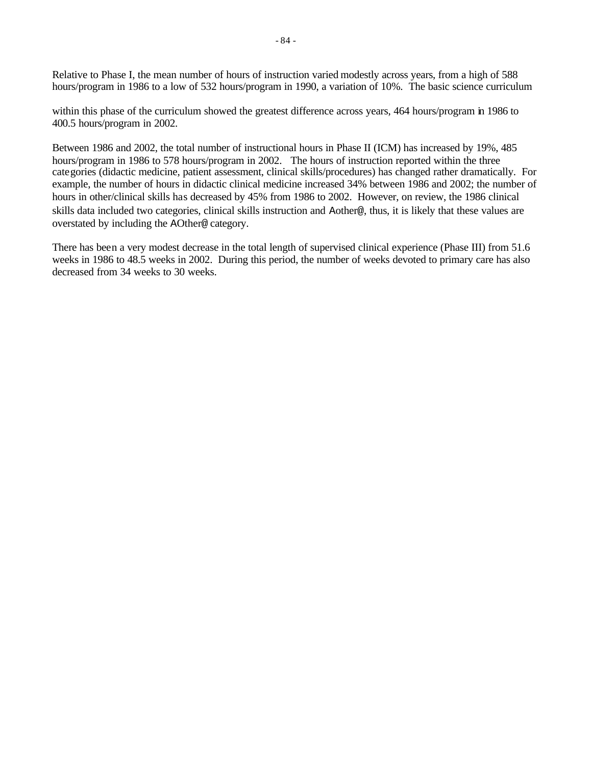Relative to Phase I, the mean number of hours of instruction varied modestly across years, from a high of 588 hours/program in 1986 to a low of 532 hours/program in 1990, a variation of 10%. The basic science curriculum within this phase of the curriculum showed the greatest difference across years, 464 hours/program in 1986 to 400.5 hours/program in 2002.

Between 1986 and 2002, the total number of instructional hours in Phase II (ICM) has increased by 19%, 485 hours/program in 1986 to 578 hours/program in 2002. The hours of instruction reported within the three categories (didactic medicine, patient assessment, clinical skills/procedures) has changed rather dramatically. For example, the number of hours in didactic clinical medicine increased 34% between 1986 and 2002; the number of hours in other/clinical skills has decreased by 45% from 1986 to 2002. However, on review, the 1986 clinical skills data included two categories, clinical skills instruction and Aother@, thus, it is likely that these values are overstated by including the AOther@ category.

There has been a very modest decrease in the total length of supervised clinical experience (Phase III) from 51.6 weeks in 1986 to 48.5 weeks in 2002. During this period, the number of weeks devoted to primary care has also decreased from 34 weeks to 30 weeks.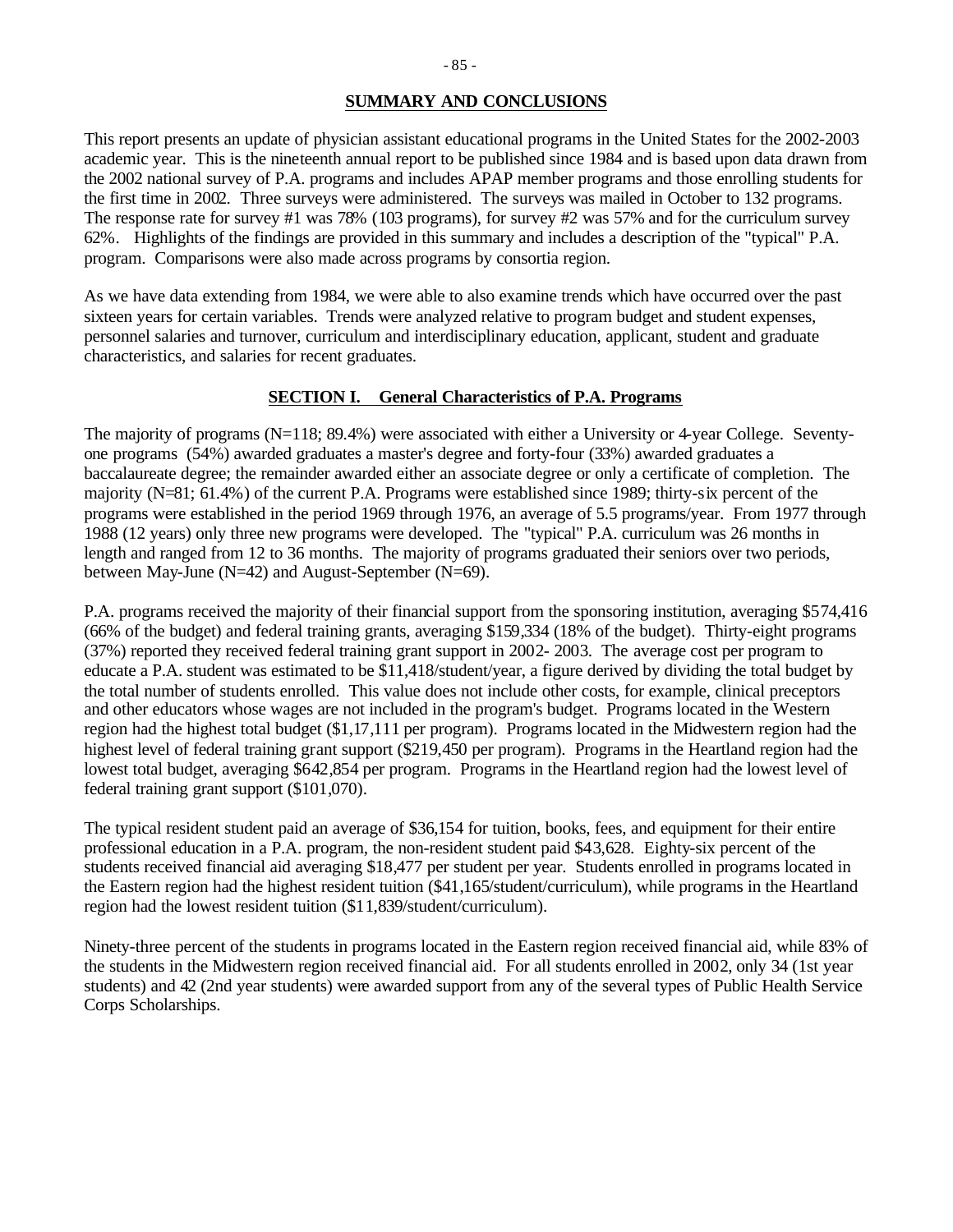## SUMMARY AND CONCLUSIONS

This report presents an update of physician assistant educational programs in the United States for the 2002-2003 academic year. This is the nineteenth annual report to be published since 1984 and is based upon data drawn from the 2002 national survey of P.A. programs and includes APAP member programs and those enrolling students for the first time in 2002. Three surveys were administered. The surveys was mailed in October to 132 programs. The response rate for survey #1 was 78% (103 programs), for survey #2 was 57% and for the curriculum survey 62%. Highlights of the findings are provided in this summary and includes a description of the "typical" P.A. program. Comparisons were also made across programs by consortia region.

As we have data extending from 1984, we were able to also examine trends which have occurred over the past sixteen years for certain variables. Trends were analyzed relative to program budget and student expenses, personnel salaries and turnover, curriculum and interdisciplinary education, applicant, student and graduate characteristics, and salaries for recent graduates.

### SECTION I. General Characteristics of P.A. Programs

The majority of programs (N=118; 89.4%) were associated with either a University or 4-year College. Seventy-one programs (54%) awarded graduates a master's degree and forty-four (33%) awarded graduates a baccalaureate degree; the remainder awarded either an associate degree or only a certificate of completion. The majority (N=81; 61.4%) of the current P.A. Programs were established since 1989; thirty-six percent of the programs were established in the period 1969 through 1976, an average of 5.5 programs/year. From 1977 through 1988 (12 years) only three new programs were developed. The "typical" P.A. curriculum was 26 months in length and ranged from 12 to 36 months. The majority of programs graduated their seniors over two periods, between May-June (N=42) and August-September (N=69).

P.A. programs received the majority of their financial support from the sponsoring institution, averaging $574,416 (66% of the budget) and federal training grants, averaging $159,334 (18% of the budget). Thirty-eight programs (37%) reported they received federal training grant support in 2002- 2003. The average cost per program to educate a P.A. student was estimated to be $11,418/student/year, a figure derived by dividing the total budget by the total number of students enrolled. This value does not include other costs, for example, clinical preceptors and other educators whose wages are not included in the program's budget. Programs located in the Western region had the highest total budget ($1,17,111 per program). Programs located in the Midwestern region had the highest level of federal training grant support ($219,450 per program). Programs in the Heartland region had the lowest total budget, averaging $642,854 per program. Programs in the Heartland region had the lowest level of federal training grant support ($101,070).

The typical resident student paid an average of $36,154 for tuition, books, fees, and equipment for their entire professional education in a P.A. program, the non-resident student paid $43,628. Eighty-six percent of the students received financial aid averaging $18,477 per student per year. Students enrolled in programs located in the Eastern region had the highest resident tuition ($41,165/student/curriculum), while programs in the Heartland region had the lowest resident tuition ($11,839/student/curriculum).

Ninety-three percent of the students in programs located in the Eastern region received financial aid, while 83% of the students in the Midwestern region received financial aid. For all students enrolled in 2002, only 34 (1st year students) and 42 (2nd year students) were awarded support from any of the several types of Public Health Service Corps Scholarships.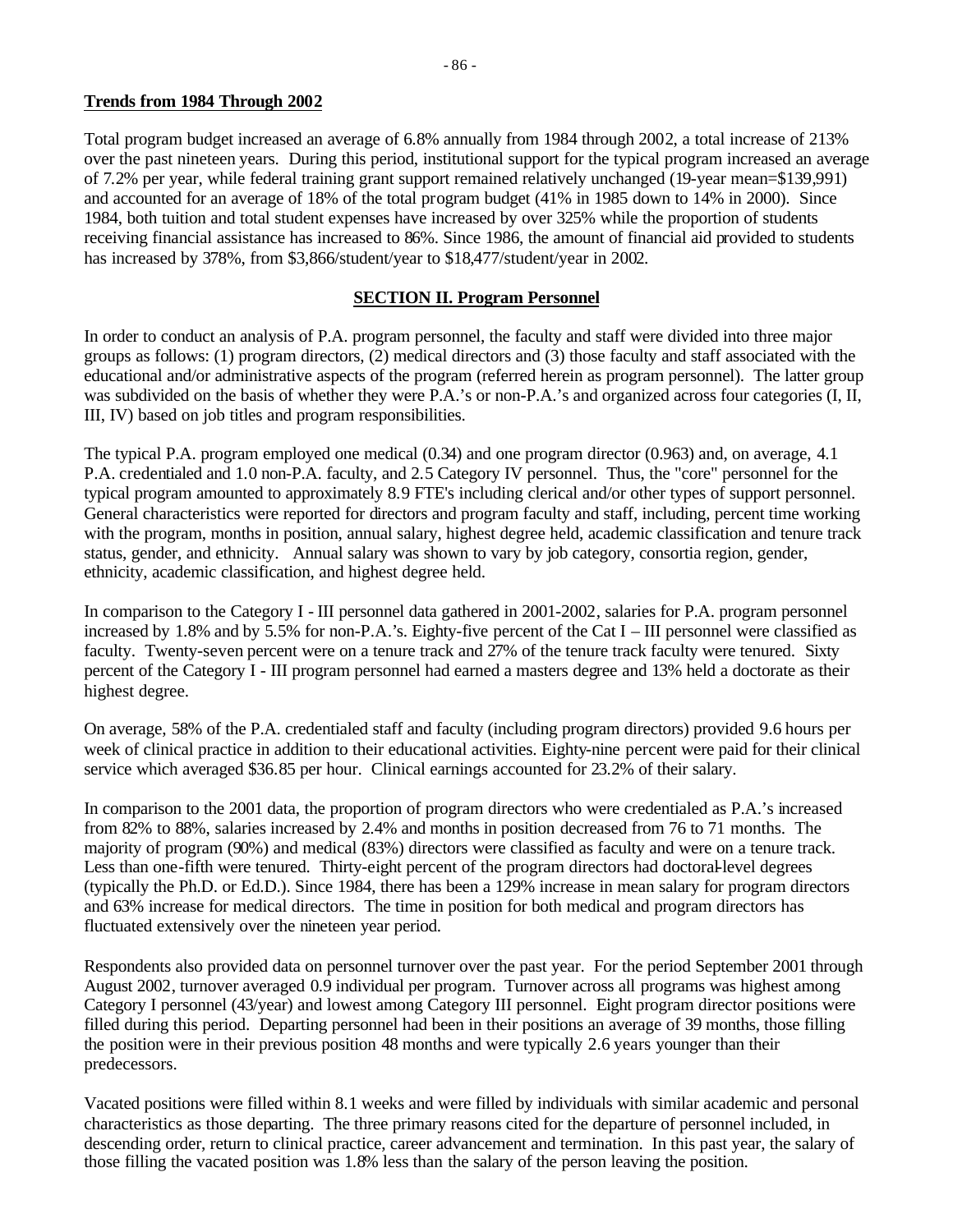**Trends from 1984 Through 2002**

Total program budget increased an average of 6.8% annually from 1984 through 2002, a total increase of 213% over the past nineteen years. During this period, institutional support for the typical program increased an average of 7.2% per year, while federal training grant support remained relatively unchanged (19-year mean=$139,991) and accounted for an average of 18% of the total program budget (41% in 1985 down to 14% in 2000). Since 1984, both tuition and total student expenses have increased by over 325% while the proportion of students receiving financial assistance has increased to 86%. Since 1986, the amount of financial aid provided to students has increased by 378%, from $3,866/student/year to $18,477/student/year in 2002.

## SECTION II. Program Personnel

In order to conduct an analysis of P.A. program personnel, the faculty and staff were divided into three major groups as follows: (1) program directors, (2) medical directors and (3) those faculty and staff associated with the educational and/or administrative aspects of the program (referred herein as program personnel). The latter group was subdivided on the basis of whether they were P.A.'s or non-P.A.'s and organized across four categories (I, II, III, IV) based on job titles and program responsibilities.

The typical P.A. program employed one medical (0.34) and one program director (0.963) and, on average, 4.1 P.A. credentialed and 1.0 non-P.A. faculty, and 2.5 Category IV personnel. Thus, the "core" personnel for the typical program amounted to approximately 8.9 FTE's including clerical and/or other types of support personnel. General characteristics were reported for directors and program faculty and staff, including, percent time working with the program, months in position, annual salary, highest degree held, academic classification and tenure track status, gender, and ethnicity. Annual salary was shown to vary by job category, consortia region, gender, ethnicity, academic classification, and highest degree held.

In comparison to the Category I - III personnel data gathered in 2001-2002, salaries for P.A. program personnel increased by 1.8% and by 5.5% for non-P.A.'s. Eighty-five percent of the Cat I – III personnel were classified as faculty. Twenty-seven percent were on a tenure track and 27% of the tenure track faculty were tenured. Sixty percent of the Category I - III program personnel had earned a masters degree and 13% held a doctorate as their highest degree.

On average, 58% of the P.A. credentialed staff and faculty (including program directors) provided 9.6 hours per week of clinical practice in addition to their educational activities. Eighty-nine percent were paid for their clinical service which averaged $36.85 per hour. Clinical earnings accounted for 23.2% of their salary.

In comparison to the 2001 data, the proportion of program directors who were credentialed as P.A.'s increased from 82% to 88%, salaries increased by 2.4% and months in position decreased from 76 to 71 months. The majority of program (90%) and medical (83%) directors were classified as faculty and were on a tenure track. Less than one-fifth were tenured. Thirty-eight percent of the program directors had doctoral-level degrees (typically the Ph.D. or Ed.D.). Since 1984, there has been a 129% increase in mean salary for program directors and 63% increase for medical directors. The time in position for both medical and program directors has fluctuated extensively over the nineteen year period.

Respondents also provided data on personnel turnover over the past year. For the period September 2001 through August 2002, turnover averaged 0.9 individual per program. Turnover across all programs was highest among Category I personnel (43/year) and lowest among Category III personnel. Eight program director positions were filled during this period. Departing personnel had been in their positions an average of 39 months, those filling the position were in their previous position 48 months and were typically 2.6 years younger than their predecessors.

Vacated positions were filled within 8.1 weeks and were filled by individuals with similar academic and personal characteristics as those departing. The three primary reasons cited for the departure of personnel included, in descending order, return to clinical practice, career advancement and termination. In this past year, the salary of those filling the vacated position was 1.8% less than the salary of the person leaving the position.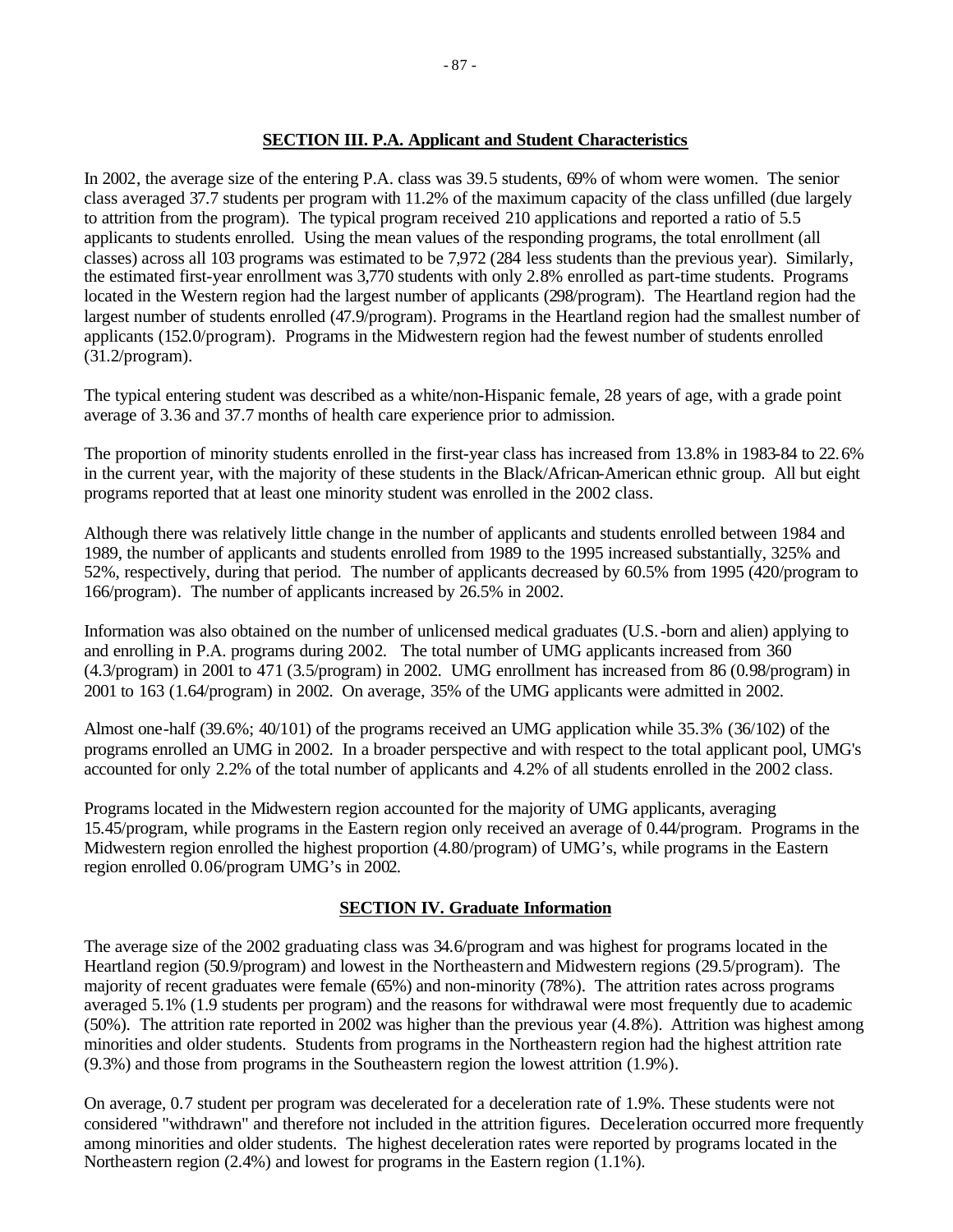## SECTION III. P.A. Applicant and Student Characteristics

In 2002, the average size of the entering P.A. class was 39.5 students, 69% of whom were women. The senior class averaged 37.7 students per program with 11.2% of the maximum capacity of the class unfilled (due largely to attrition from the program). The typical program received 210 applications and reported a ratio of 5.5 applicants to students enrolled. Using the mean values of the responding programs, the total enrollment (all classes) across all 103 programs was estimated to be 7,972 (284 less students than the previous year). Similarly, the estimated first-year enrollment was 3,770 students with only 2.8% enrolled as part-time students. Programs located in the Western region had the largest number of applicants (298/program). The Heartland region had the largest number of students enrolled (47.9/program). Programs in the Heartland region had the smallest number of applicants (152.0/program). Programs in the Midwestern region had the fewest number of students enrolled (31.2/program).

The typical entering student was described as a white/non-Hispanic female, 28 years of age, with a grade point average of 3.36 and 37.7 months of health care experience prior to admission.

The proportion of minority students enrolled in the first-year class has increased from 13.8% in 1983-84 to 22.6% in the current year, with the majority of these students in the Black/African-American ethnic group. All but eight programs reported that at least one minority student was enrolled in the 2002 class.

Although there was relatively little change in the number of applicants and students enrolled between 1984 and 1989, the number of applicants and students enrolled from 1989 to the 1995 increased substantially, 325% and 52%, respectively, during that period. The number of applicants decreased by 60.5% from 1995 (420/program to 166/program). The number of applicants increased by 26.5% in 2002.

Information was also obtained on the number of unlicensed medical graduates (U.S.-born and alien) applying to and enrolling in P.A. programs during 2002. The total number of UMG applicants increased from 360 (4.3/program) in 2001 to 471 (3.5/program) in 2002. UMG enrollment has increased from 86 (0.98/program) in 2001 to 163 (1.64/program) in 2002. On average, 35% of the UMG applicants were admitted in 2002.

Almost one-half (39.6%; 40/101) of the programs received an UMG application while 35.3% (36/102) of the programs enrolled an UMG in 2002. In a broader perspective and with respect to the total applicant pool, UMG's accounted for only 2.2% of the total number of applicants and 4.2% of all students enrolled in the 2002 class.

Programs located in the Midwestern region accounted for the majority of UMG applicants, averaging 15.45/program, while programs in the Eastern region only received an average of 0.44/program. Programs in the Midwestern region enrolled the highest proportion (4.80/program) of UMG's, while programs in the Eastern region enrolled 0.06/program UMG's in 2002.

## SECTION IV. Graduate Information

The average size of the 2002 graduating class was 34.6/program and was highest for programs located in the Heartland region (50.9/program) and lowest in the Northeastern and Midwestern regions (29.5/program). The majority of recent graduates were female (65%) and non-minority (78%). The attrition rates across programs averaged 5.1% (1.9 students per program) and the reasons for withdrawal were most frequently due to academic (50%). The attrition rate reported in 2002 was higher than the previous year (4.8%). Attrition was highest among minorities and older students. Students from programs in the Northeastern region had the highest attrition rate (9.3%) and those from programs in the Southeastern region the lowest attrition (1.9%).

On average, 0.7 student per program was decelerated for a deceleration rate of 1.9%. These students were not considered "withdrawn" and therefore not included in the attrition figures. Deceleration occurred more frequently among minorities and older students. The highest deceleration rates were reported by programs located in the Northeastern region (2.4%) and lowest for programs in the Eastern region (1.1%).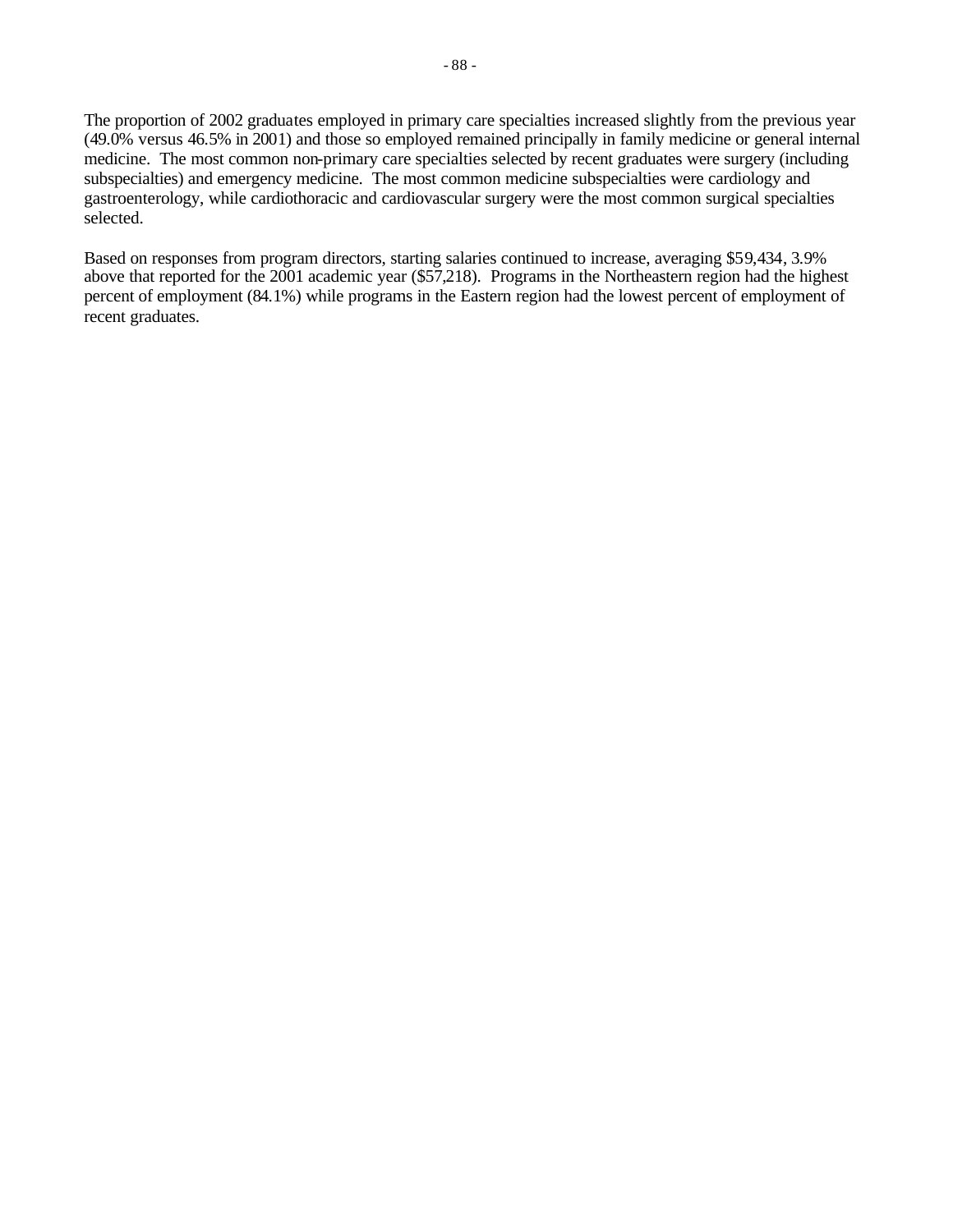The proportion of 2002 graduates employed in primary care specialties increased slightly from the previous year (49.0% versus 46.5% in 2001) and those so employed remained principally in family medicine or general internal medicine. The most common non-primary care specialties selected by recent graduates were surgery (including subspecialties) and emergency medicine. The most common medicine subspecialties were cardiology and gastroenterology, while cardiothoracic and cardiovascular surgery were the most common surgical specialties selected.

Based on responses from program directors, starting salaries continued to increase, averaging $59,434, 3.9% above that reported for the 2001 academic year ($57,218). Programs in the Northeastern region had the highest percent of employment (84.1%) while programs in the Eastern region had the lowest percent of employment of recent graduates.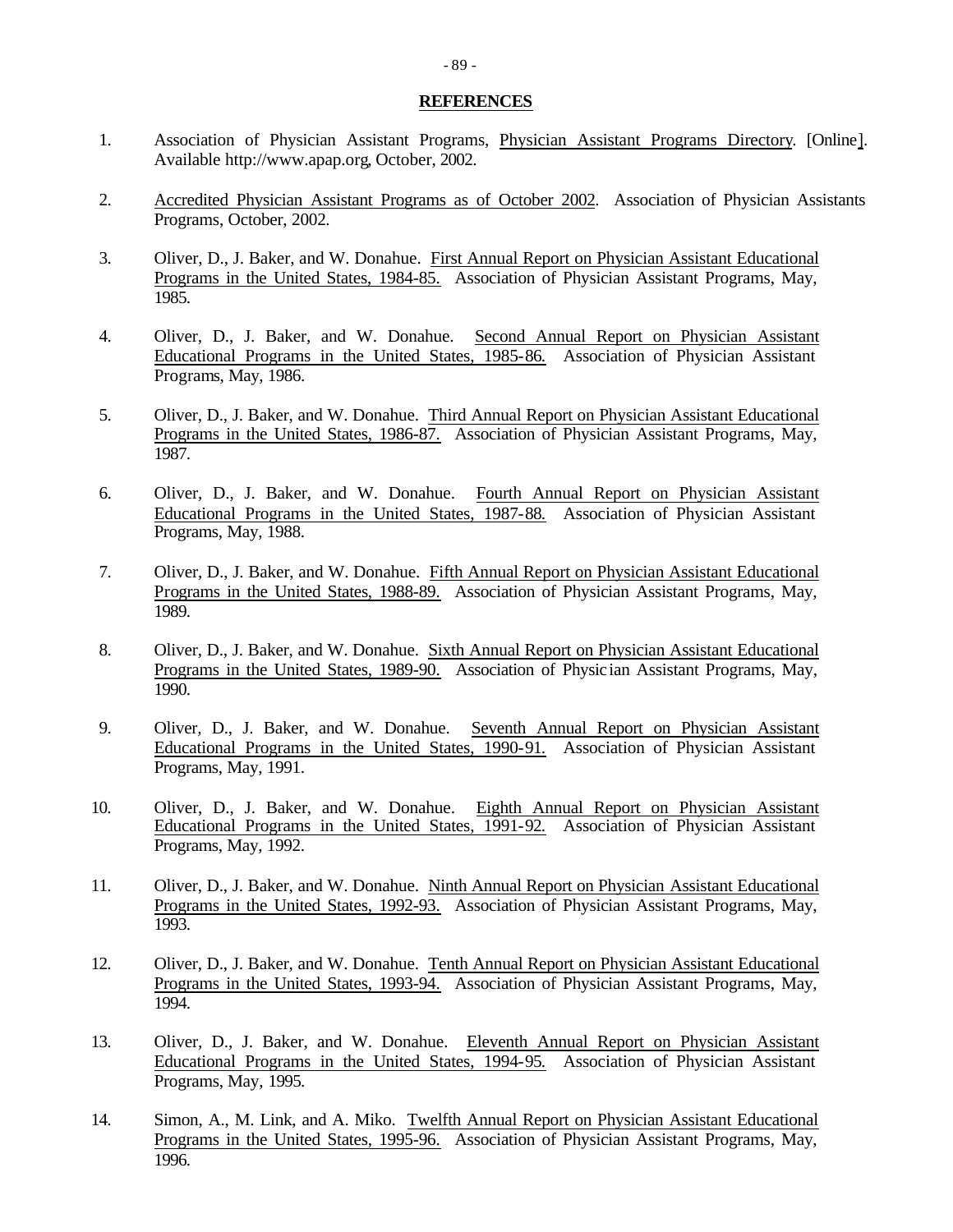## REFERENCES

1. Association of Physician Assistant Programs, Physician Assistant Programs Directory. [Online]. Available http://www.apap.org, October, 2002.

2. Accredited Physician Assistant Programs as of October 2002. Association of Physician Assistants Programs, October, 2002.

3. Oliver, D., J. Baker, and W. Donahue. First Annual Report on Physician Assistant Educational Programs in the United States, 1984-85. Association of Physician Assistant Programs, May, 1985.

4. Oliver, D., J. Baker, and W. Donahue. Second Annual Report on Physician Assistant Educational Programs in the United States, 1985-86. Association of Physician Assistant Programs, May, 1986.

5. Oliver, D., J. Baker, and W. Donahue. Third Annual Report on Physician Assistant Educational Programs in the United States, 1986-87. Association of Physician Assistant Programs, May, 1987.

6. Oliver, D., J. Baker, and W. Donahue. Fourth Annual Report on Physician Assistant Educational Programs in the United States, 1987-88. Association of Physician Assistant Programs, May, 1988.

7. Oliver, D., J. Baker, and W. Donahue. Fifth Annual Report on Physician Assistant Educational Programs in the United States, 1988-89. Association of Physician Assistant Programs, May, 1989.

8. Oliver, D., J. Baker, and W. Donahue. Sixth Annual Report on Physician Assistant Educational Programs in the United States, 1989-90. Association of Physician Assistant Programs, May, 1990.

9. Oliver, D., J. Baker, and W. Donahue. Seventh Annual Report on Physician Assistant Educational Programs in the United States, 1990-91. Association of Physician Assistant Programs, May, 1991.

10. Oliver, D., J. Baker, and W. Donahue. Eighth Annual Report on Physician Assistant Educational Programs in the United States, 1991-92. Association of Physician Assistant Programs, May, 1992.

11. Oliver, D., J. Baker, and W. Donahue. Ninth Annual Report on Physician Assistant Educational Programs in the United States, 1992-93. Association of Physician Assistant Programs, May, 1993.

12. Oliver, D., J. Baker, and W. Donahue. Tenth Annual Report on Physician Assistant Educational Programs in the United States, 1993-94. Association of Physician Assistant Programs, May, 1994.

13. Oliver, D., J. Baker, and W. Donahue. Eleventh Annual Report on Physician Assistant Educational Programs in the United States, 1994-95. Association of Physician Assistant Programs, May, 1995.

14. Simon, A., M. Link, and A. Miko. Twelfth Annual Report on Physician Assistant Educational Programs in the United States, 1995-96. Association of Physician Assistant Programs, May, 1996.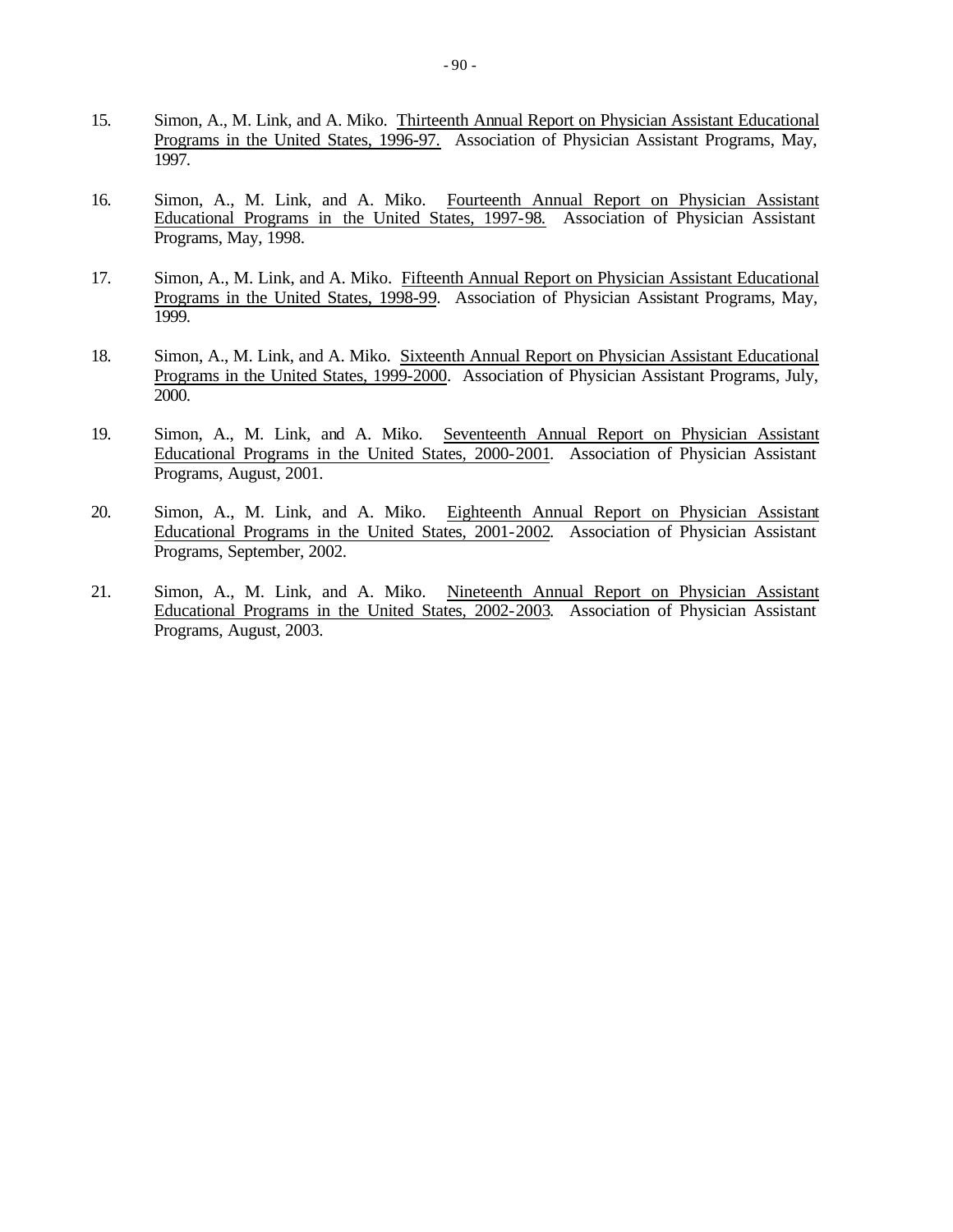15. Simon, A., M. Link, and A. Miko. Thirteenth Annual Report on Physician Assistant Educational Programs in the United States, 1996-97. Association of Physician Assistant Programs, May, 1997.

16. Simon, A., M. Link, and A. Miko. Fourteenth Annual Report on Physician Assistant Educational Programs in the United States, 1997-98. Association of Physician Assistant Programs, May, 1998.

17. Simon, A., M. Link, and A. Miko. Fifteenth Annual Report on Physician Assistant Educational Programs in the United States, 1998-99. Association of Physician Assistant Programs, May, 1999.

18. Simon, A., M. Link, and A. Miko. Sixteenth Annual Report on Physician Assistant Educational Programs in the United States, 1999-2000. Association of Physician Assistant Programs, July, 2000.

19. Simon, A., M. Link, and A. Miko. Seventeenth Annual Report on Physician Assistant Educational Programs in the United States, 2000-2001. Association of Physician Assistant Programs, August, 2001.

20. Simon, A., M. Link, and A. Miko. Eighteenth Annual Report on Physician Assistant Educational Programs in the United States, 2001-2002. Association of Physician Assistant Programs, September, 2002.

21. Simon, A., M. Link, and A. Miko. Nineteenth Annual Report on Physician Assistant Educational Programs in the United States, 2002-2003. Association of Physician Assistant Programs, August, 2003.